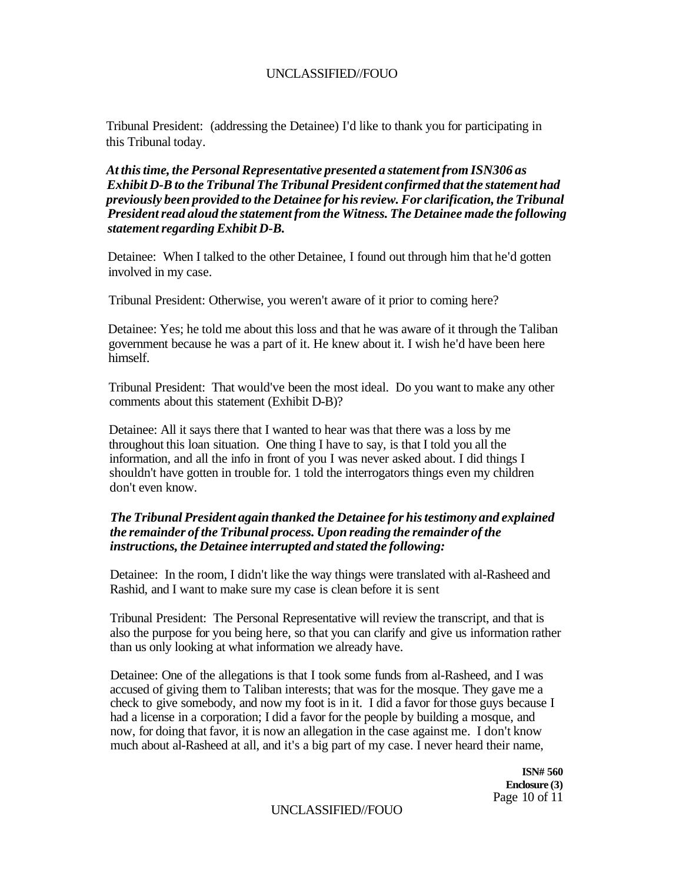Tribunal President: (addressing the Detainee) I'd like to thank you for participating in this Tribunal today.

***At this time, the Personal Representative presented a statement from ISN306 as Exhibit D-B to the Tribunal The Tribunal President confirmed that the statement had previously been provided to the Detainee for his review. For clarification, the Tribunal President read aloud the statement from the Witness. The Detainee made the following statement regarding Exhibit D-B.***

Detainee: When I talked to the other Detainee, I found out through him that he'd gotten involved in my case.

Tribunal President: Otherwise, you weren't aware of it prior to coming here?

Detainee: Yes; he told me about this loss and that he was aware of it through the Taliban government because he was a part of it. He knew about it. I wish he'd have been here himself.

Tribunal President: That would've been the most ideal. Do you want to make any other comments about this statement (Exhibit D-B)?

Detainee: All it says there that I wanted to hear was that there was a loss by me throughout this loan situation. One thing I have to say, is that I told you all the information, and all the info in front of you I was never asked about. I did things I shouldn't have gotten in trouble for. 1 told the interrogators things even my children don't even know.

***The Tribunal President again thanked the Detainee for his testimony and explained the remainder of the Tribunal process. Upon reading the remainder of the instructions, the Detainee interrupted and stated the following:***

Detainee: In the room, I didn't like the way things were translated with al-Rasheed and Rashid, and I want to make sure my case is clean before it is sent

Tribunal President: The Personal Representative will review the transcript, and that is also the purpose for you being here, so that you can clarify and give us information rather than us only looking at what information we already have.

Detainee: One of the allegations is that I took some funds from al-Rasheed, and I was accused of giving them to Taliban interests; that was for the mosque. They gave me a check to give somebody, and now my foot is in it. I did a favor for those guys because I had a license in a corporation; I did a favor for the people by building a mosque, and now, for doing that favor, it is now an allegation in the case against me. I don't know much about al-Rasheed at all, and it's a big part of my case. I never heard their name,

ISN# 560
Enclosure (3)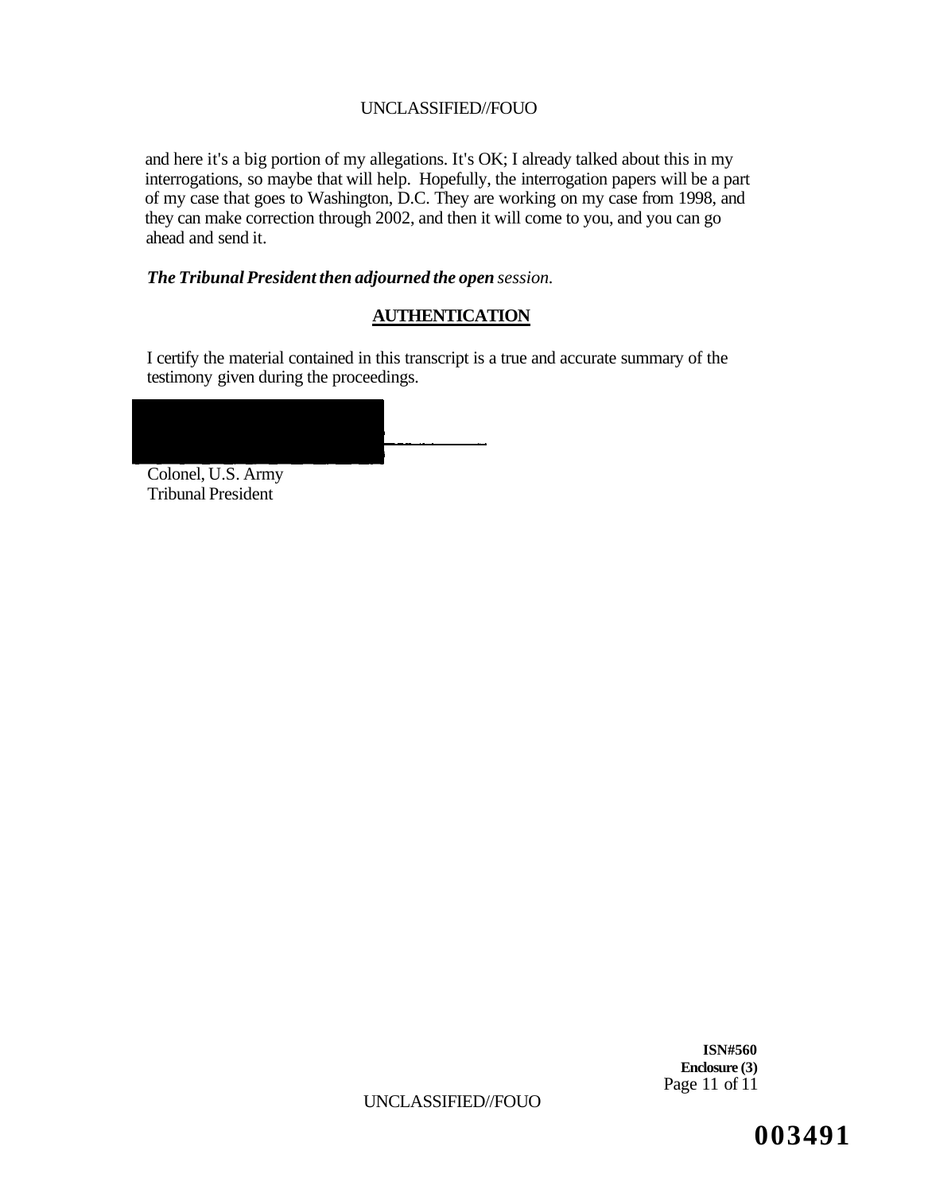and here it's a big portion of my allegations. It's OK; I already talked about this in my interrogations, so maybe that will help. Hopefully, the interrogation papers will be a part of my case that goes to Washington, D.C. They are working on my case from 1998, and they can make correction through 2002, and then it will come to you, and you can go ahead and send it.

***The Tribunal President then adjourned the open*** *session.*

## AUTHENTICATION

I certify the material contained in this transcript is a true and accurate summary of the testimony given during the proceedings.

Colonel, U.S. Army
Tribunal President

**ISN#560**
**Enclosure (3)**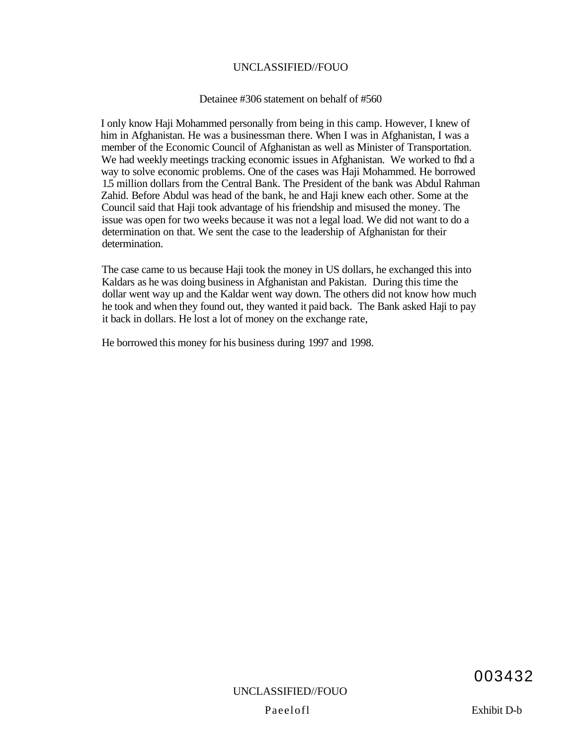Detainee #306 statement on behalf of #560

I only know Haji Mohammed personally from being in this camp. However, I knew of him in Afghanistan. He was a businessman there. When I was in Afghanistan, I was a member of the Economic Council of Afghanistan as well as Minister of Transportation. We had weekly meetings tracking economic issues in Afghanistan. We worked to fhd a way to solve economic problems. One of the cases was Haji Mohammed. He borrowed 1.5 million dollars from the Central Bank. The President of the bank was Abdul Rahman Zahid. Before Abdul was head of the bank, he and Haji knew each other. Some at the Council said that Haji took advantage of his friendship and misused the money. The issue was open for two weeks because it was not a legal load. We did not want to do a determination on that. We sent the case to the leadership of Afghanistan for their determination.

The case came to us because Haji took the money in US dollars, he exchanged this into Kaldars as he was doing business in Afghanistan and Pakistan. During this time the dollar went way up and the Kaldar went way down. The others did not know how much he took and when they found out, they wanted it paid back. The Bank asked Haji to pay it back in dollars. He lost a lot of money on the exchange rate,

He borrowed this money for his business during 1997 and 1998.

003432

Exhibit D-b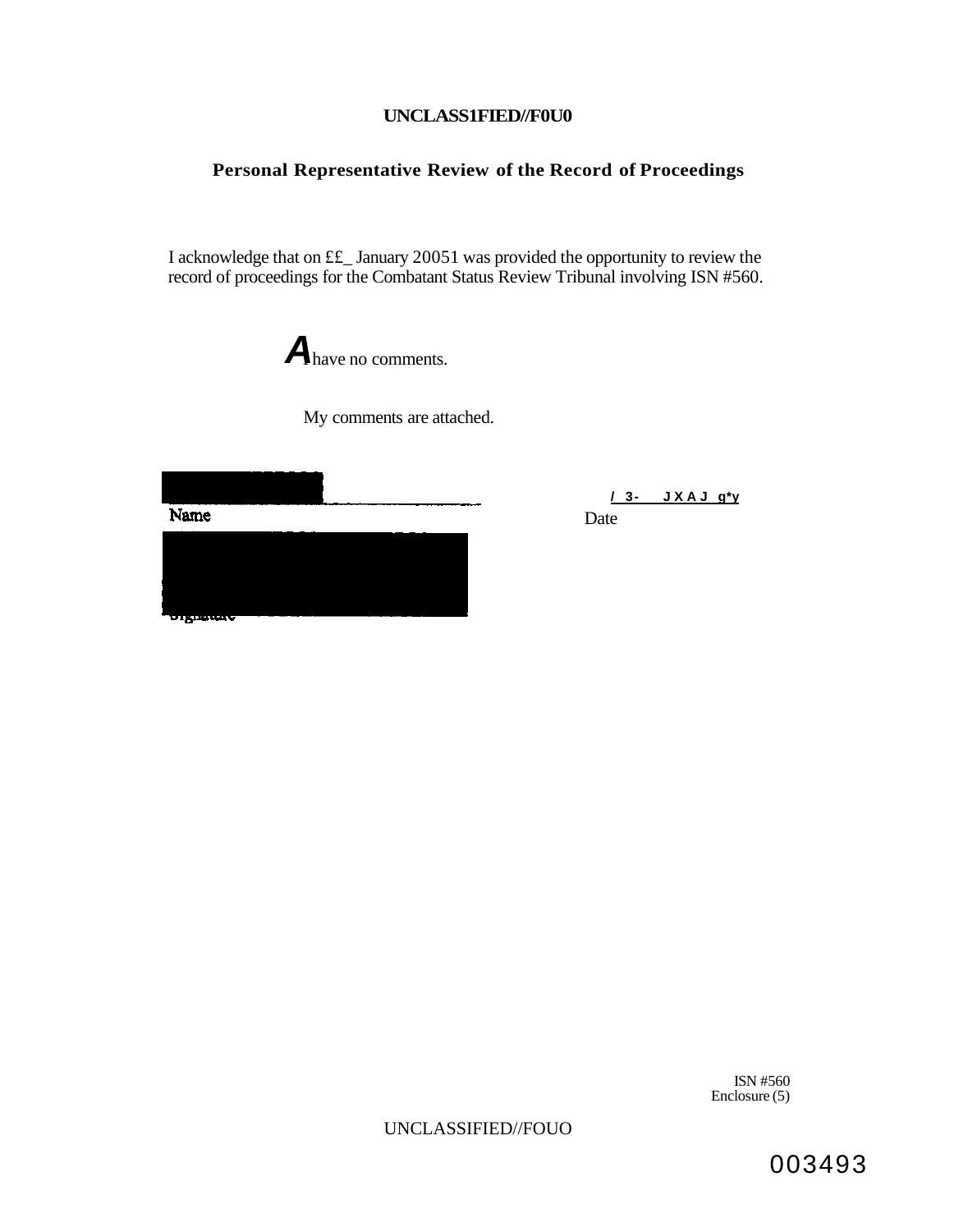UNCLASS1FIED//F0U0

## Personal Representative Review of the Record of Proceedings

I acknowledge that on ££_ January 20051 was provided the opportunity to review the record of proceedings for the Combatant Status Review Tribunal involving ISN #560.

**A** have no comments.

My comments are attached.

Name

Signature

/ 3- JXAJ g*y

Date

ISN #560
Enclosure (5)

UNCLASSIFIED//FOUO

003493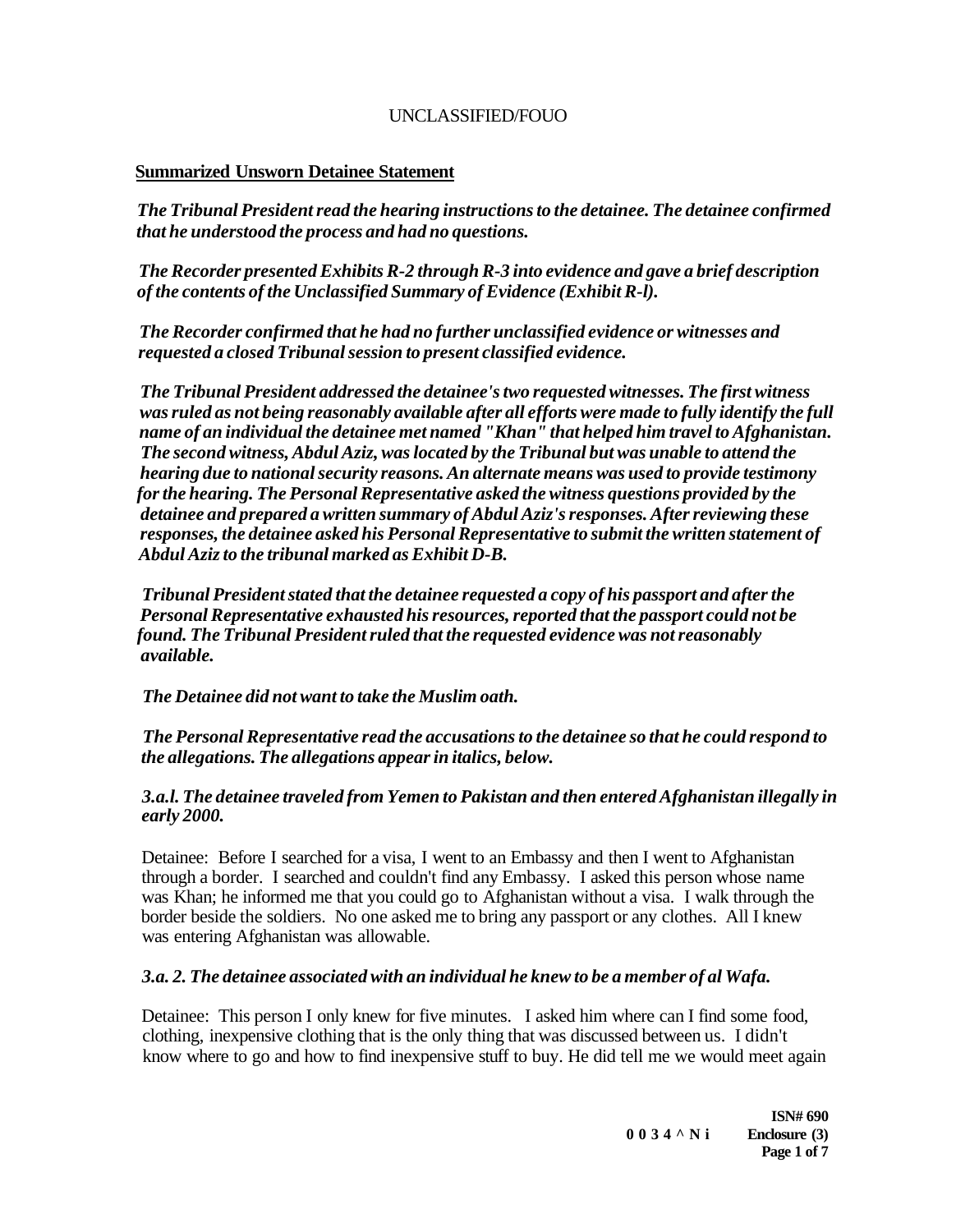UNCLASSIFIED/FOUO

**Summarized Unsworn Detainee Statement**

***The Tribunal President read the hearing instructions to the detainee. The detainee confirmed that he understood the process and had no questions.***

***The Recorder presented Exhibits R-2 through R-3 into evidence and gave a brief description of the contents of the Unclassified Summary of Evidence (Exhibit R-l).***

***The Recorder confirmed that he had no further unclassified evidence or witnesses and requested a closed Tribunal session to present classified evidence.***

***The Tribunal President addressed the detainee's two requested witnesses. The first witness was ruled as not being reasonably available after all efforts were made to fully identify the full name of an individual the detainee met named "Khan" that helped him travel to Afghanistan. The second witness, Abdul Aziz, was located by the Tribunal but was unable to attend the hearing due to national security reasons. An alternate means was used to provide testimony for the hearing. The Personal Representative asked the witness questions provided by the detainee and prepared a written summary of Abdul Aziz's responses. After reviewing these responses, the detainee asked his Personal Representative to submit the written statement of Abdul Aziz to the tribunal marked as Exhibit D-B.***

***Tribunal President stated that the detainee requested a copy of his passport and after the Personal Representative exhausted his resources, reported that the passport could not be found. The Tribunal President ruled that the requested evidence was not reasonably available.***

***The Detainee did not want to take the Muslim oath.***

***The Personal Representative read the accusations to the detainee so that he could respond to the allegations. The allegations appear in italics, below.***

***3.a.l. The detainee traveled from Yemen to Pakistan and then entered Afghanistan illegally in early 2000.***

Detainee: Before I searched for a visa, I went to an Embassy and then I went to Afghanistan through a border. I searched and couldn't find any Embassy. I asked this person whose name was Khan; he informed me that you could go to Afghanistan without a visa. I walk through the border beside the soldiers. No one asked me to bring any passport or any clothes. All I knew was entering Afghanistan was allowable.

***3.a. 2. The detainee associated with an individual he knew to be a member of al Wafa.***

Detainee: This person I only knew for five minutes. I asked him where can I find some food, clothing, inexpensive clothing that is the only thing that was discussed between us. I didn't know where to go and how to find inexpensive stuff to buy. He did tell me we would meet again

ISN# 690
0 0 3 4 ^ N i Enclosure (3)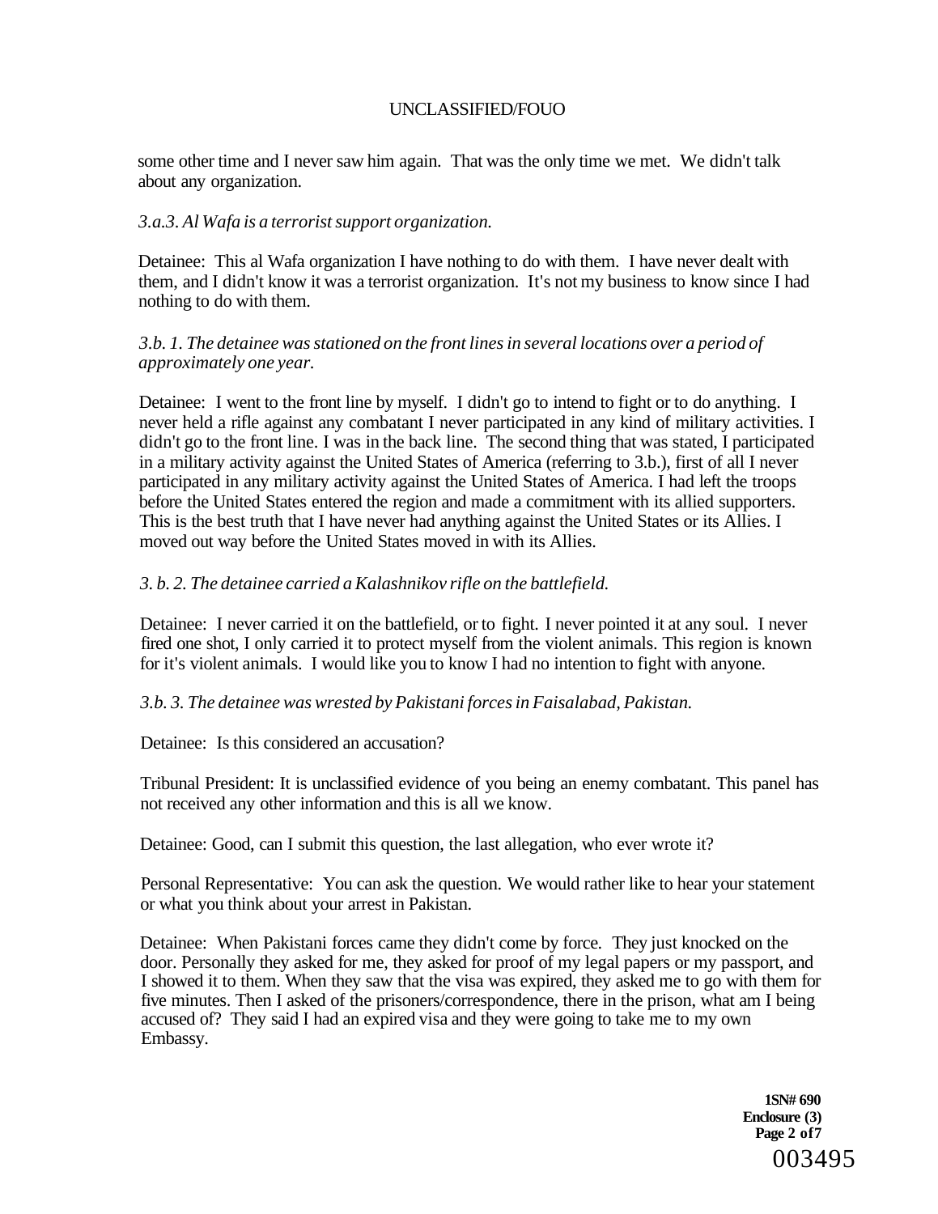some other time and I never saw him again. That was the only time we met. We didn't talk about any organization.

*3.a.3. Al Wafa is a terrorist support organization.*

Detainee: This al Wafa organization I have nothing to do with them. I have never dealt with them, and I didn't know it was a terrorist organization. It's not my business to know since I had nothing to do with them.

*3.b. 1. The detainee was stationed on the front lines in several locations over a period of approximately one year.*

Detainee: I went to the front line by myself. I didn't go to intend to fight or to do anything. I never held a rifle against any combatant I never participated in any kind of military activities. I didn't go to the front line. I was in the back line. The second thing that was stated, I participated in a military activity against the United States of America (referring to 3.b.), first of all I never participated in any military activity against the United States of America. I had left the troops before the United States entered the region and made a commitment with its allied supporters. This is the best truth that I have never had anything against the United States or its Allies. I moved out way before the United States moved in with its Allies.

*3. b. 2. The detainee carried a Kalashnikov rifle on the battlefield.*

Detainee: I never carried it on the battlefield, or to fight. I never pointed it at any soul. I never fired one shot, I only carried it to protect myself from the violent animals. This region is known for it's violent animals. I would like you to know I had no intention to fight with anyone.

*3.b. 3. The detainee was wrested by Pakistani forces in Faisalabad, Pakistan.*

Detainee: Is this considered an accusation?

Tribunal President: It is unclassified evidence of you being an enemy combatant. This panel has not received any other information and this is all we know.

Detainee: Good, can I submit this question, the last allegation, who ever wrote it?

Personal Representative: You can ask the question. We would rather like to hear your statement or what you think about your arrest in Pakistan.

Detainee: When Pakistani forces came they didn't come by force. They just knocked on the door. Personally they asked for me, they asked for proof of my legal papers or my passport, and I showed it to them. When they saw that the visa was expired, they asked me to go with them for five minutes. Then I asked of the prisoners/correspondence, there in the prison, what am I being accused of? They said I had an expired visa and they were going to take me to my own Embassy.

1SN# 690
Enclosure (3)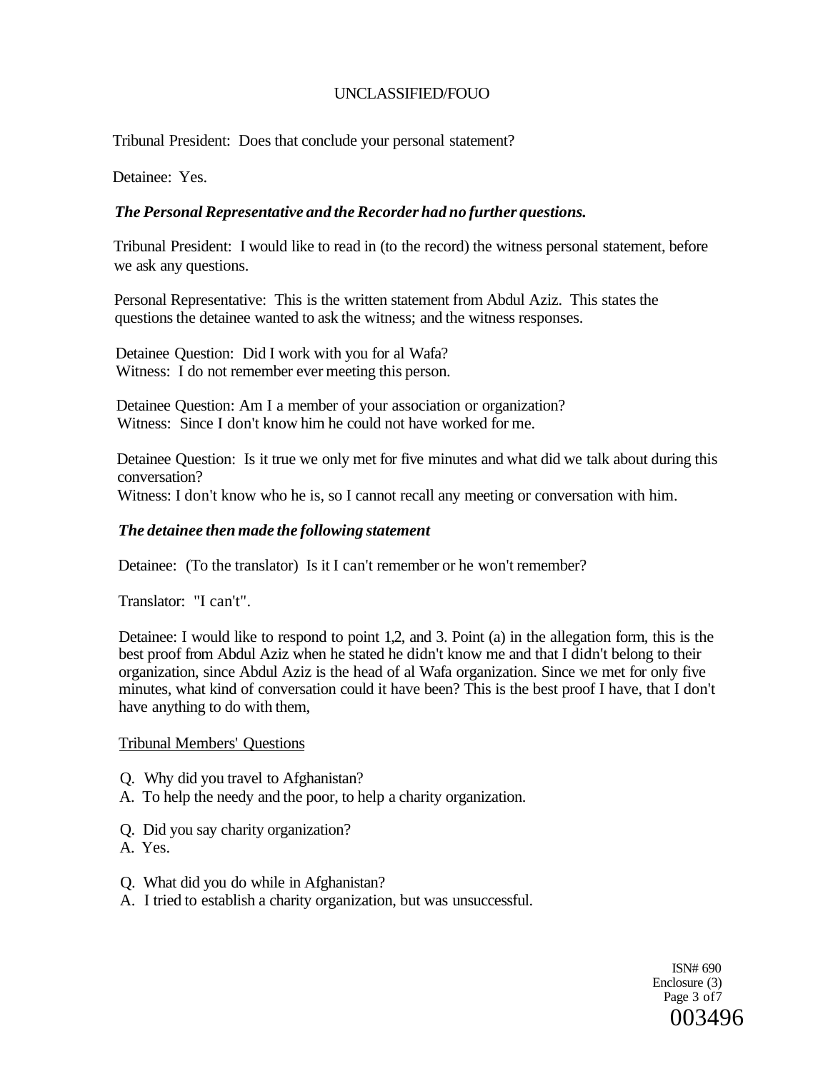UNCLASSIFIED/FOUO

Tribunal President: Does that conclude your personal statement?

Detainee: Yes.

***The Personal Representative and the Recorder had no further questions.***

Tribunal President: I would like to read in (to the record) the witness personal statement, before we ask any questions.

Personal Representative: This is the written statement from Abdul Aziz. This states the questions the detainee wanted to ask the witness; and the witness responses.

Detainee Question: Did I work with you for al Wafa?
Witness: I do not remember ever meeting this person.

Detainee Question: Am I a member of your association or organization?
Witness: Since I don't know him he could not have worked for me.

Detainee Question: Is it true we only met for five minutes and what did we talk about during this conversation?
Witness: I don't know who he is, so I cannot recall any meeting or conversation with him.

***The detainee then made the following statement***

Detainee: (To the translator) Is it I can't remember or he won't remember?

Translator: "I can't".

Detainee: I would like to respond to point 1,2, and 3. Point (a) in the allegation form, this is the best proof from Abdul Aziz when he stated he didn't know me and that I didn't belong to their organization, since Abdul Aziz is the head of al Wafa organization. Since we met for only five minutes, what kind of conversation could it have been? This is the best proof I have, that I don't have anything to do with them,

<u>Tribunal Members' Questions</u>

Q. Why did you travel to Afghanistan?
A. To help the needy and the poor, to help a charity organization.

Q. Did you say charity organization?
A. Yes.

Q. What did you do while in Afghanistan?
A. I tried to establish a charity organization, but was unsuccessful.

ISN# 690
Enclosure (3)
Page 3 of 7
003496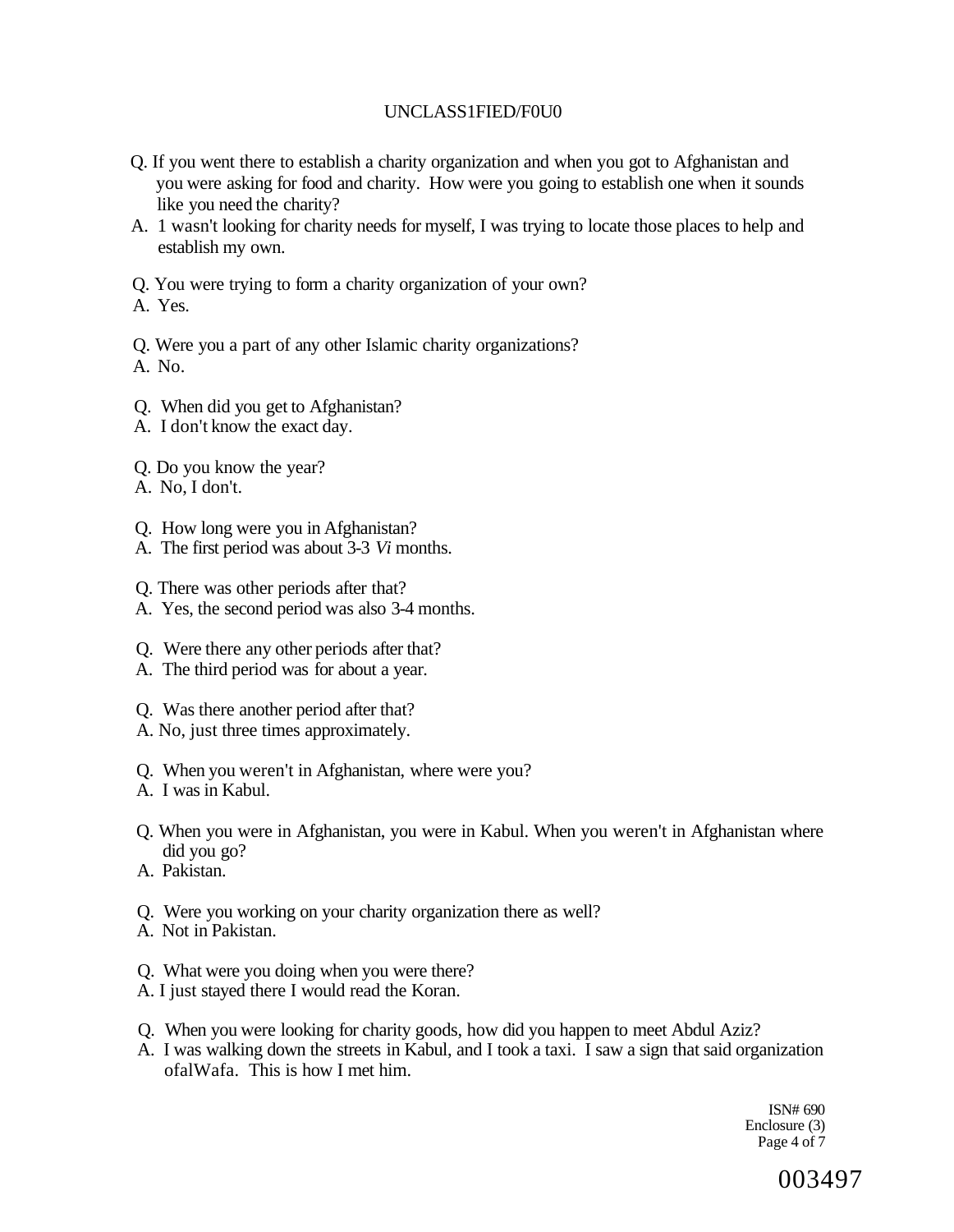Q. If you went there to establish a charity organization and when you got to Afghanistan and you were asking for food and charity. How were you going to establish one when it sounds like you need the charity?

A. 1 wasn't looking for charity needs for myself, I was trying to locate those places to help and establish my own.

Q. You were trying to form a charity organization of your own?

A. Yes.

Q. Were you a part of any other Islamic charity organizations?

A. No.

Q. When did you get to Afghanistan?

A. I don't know the exact day.

Q. Do you know the year?

A. No, I don't.

Q. How long were you in Afghanistan?

A. The first period was about 3-3 *Vi* months.

Q. There was other periods after that?

A. Yes, the second period was also 3-4 months.

Q. Were there any other periods after that?

A. The third period was for about a year.

Q. Was there another period after that?

A. No, just three times approximately.

Q. When you weren't in Afghanistan, where were you?

A. I was in Kabul.

Q. When you were in Afghanistan, you were in Kabul. When you weren't in Afghanistan where did you go?

A. Pakistan.

Q. Were you working on your charity organization there as well?

A. Not in Pakistan.

Q. What were you doing when you were there?

A. I just stayed there I would read the Koran.

Q. When you were looking for charity goods, how did you happen to meet Abdul Aziz?

A. I was walking down the streets in Kabul, and I took a taxi. I saw a sign that said organization ofalWafa. This is how I met him.

ISN# 690
Enclosure (3)

003497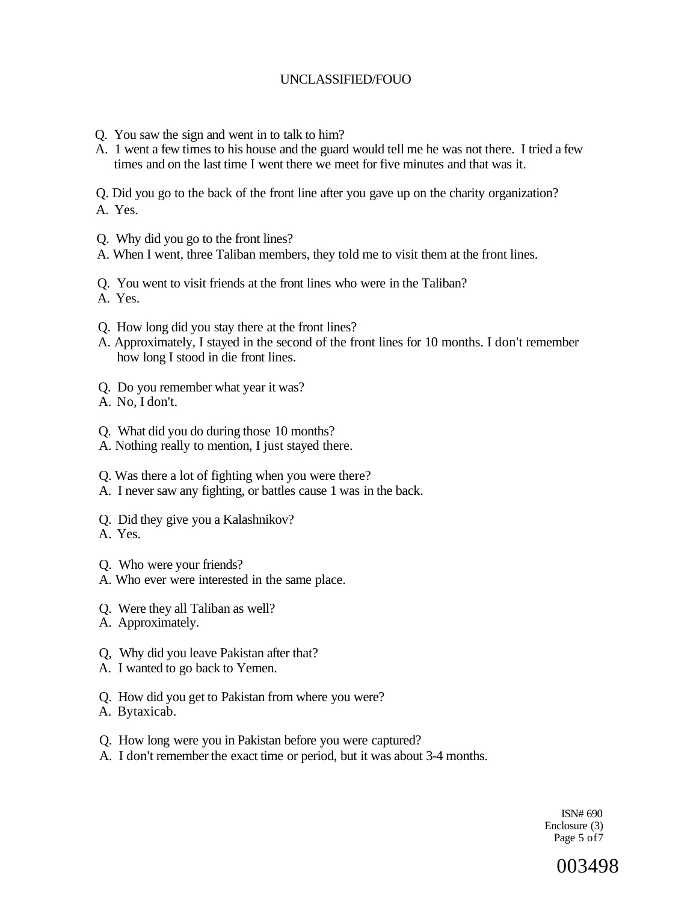Q. You saw the sign and went in to talk to him?

A. 1 went a few times to his house and the guard would tell me he was not there. I tried a few times and on the last time I went there we meet for five minutes and that was it.

Q. Did you go to the back of the front line after you gave up on the charity organization?

A. Yes.

Q. Why did you go to the front lines?

A. When I went, three Taliban members, they told me to visit them at the front lines.

Q. You went to visit friends at the front lines who were in the Taliban?

A. Yes.

Q. How long did you stay there at the front lines?

A. Approximately, I stayed in the second of the front lines for 10 months. I don't remember how long I stood in die front lines.

Q. Do you remember what year it was?

A. No, I don't.

Q. What did you do during those 10 months?

A. Nothing really to mention, I just stayed there.

Q. Was there a lot of fighting when you were there?

A. I never saw any fighting, or battles cause 1 was in the back.

Q. Did they give you a Kalashnikov?

A. Yes.

Q. Who were your friends?

A. Who ever were interested in the same place.

Q. Were they all Taliban as well?

A. Approximately.

Q, Why did you leave Pakistan after that?

A. I wanted to go back to Yemen.

Q. How did you get to Pakistan from where you were?

A. Bytaxicab.

Q. How long were you in Pakistan before you were captured?

A. I don't remember the exact time or period, but it was about 3-4 months.

ISN# 690
Enclosure (3)
Page 5 of7

003498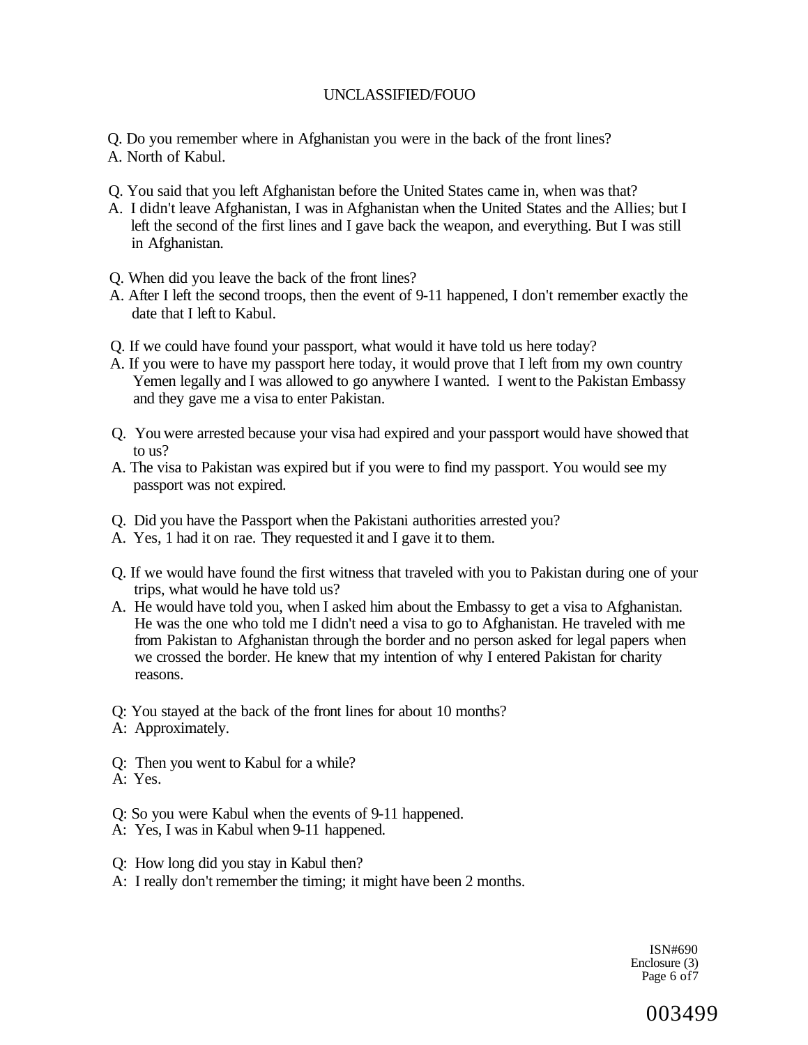Q. Do you remember where in Afghanistan you were in the back of the front lines?
A. North of Kabul.

Q. You said that you left Afghanistan before the United States came in, when was that?
A. I didn't leave Afghanistan, I was in Afghanistan when the United States and the Allies; but I left the second of the first lines and I gave back the weapon, and everything. But I was still in Afghanistan.

Q. When did you leave the back of the front lines?
A. After I left the second troops, then the event of 9-11 happened, I don't remember exactly the date that I left to Kabul.

Q. If we could have found your passport, what would it have told us here today?
A. If you were to have my passport here today, it would prove that I left from my own country Yemen legally and I was allowed to go anywhere I wanted. I went to the Pakistan Embassy and they gave me a visa to enter Pakistan.

Q. You were arrested because your visa had expired and your passport would have showed that to us?
A. The visa to Pakistan was expired but if you were to find my passport. You would see my passport was not expired.

Q. Did you have the Passport when the Pakistani authorities arrested you?
A. Yes, 1 had it on rae. They requested it and I gave it to them.

Q. If we would have found the first witness that traveled with you to Pakistan during one of your trips, what would he have told us?
A. He would have told you, when I asked him about the Embassy to get a visa to Afghanistan. He was the one who told me I didn't need a visa to go to Afghanistan. He traveled with me from Pakistan to Afghanistan through the border and no person asked for legal papers when we crossed the border. He knew that my intention of why I entered Pakistan for charity reasons.

Q: You stayed at the back of the front lines for about 10 months?
A: Approximately.

Q: Then you went to Kabul for a while?
A: Yes.

Q: So you were Kabul when the events of 9-11 happened.
A: Yes, I was in Kabul when 9-11 happened.

Q: How long did you stay in Kabul then?
A: I really don't remember the timing; it might have been 2 months.

ISN#690
Enclosure (3)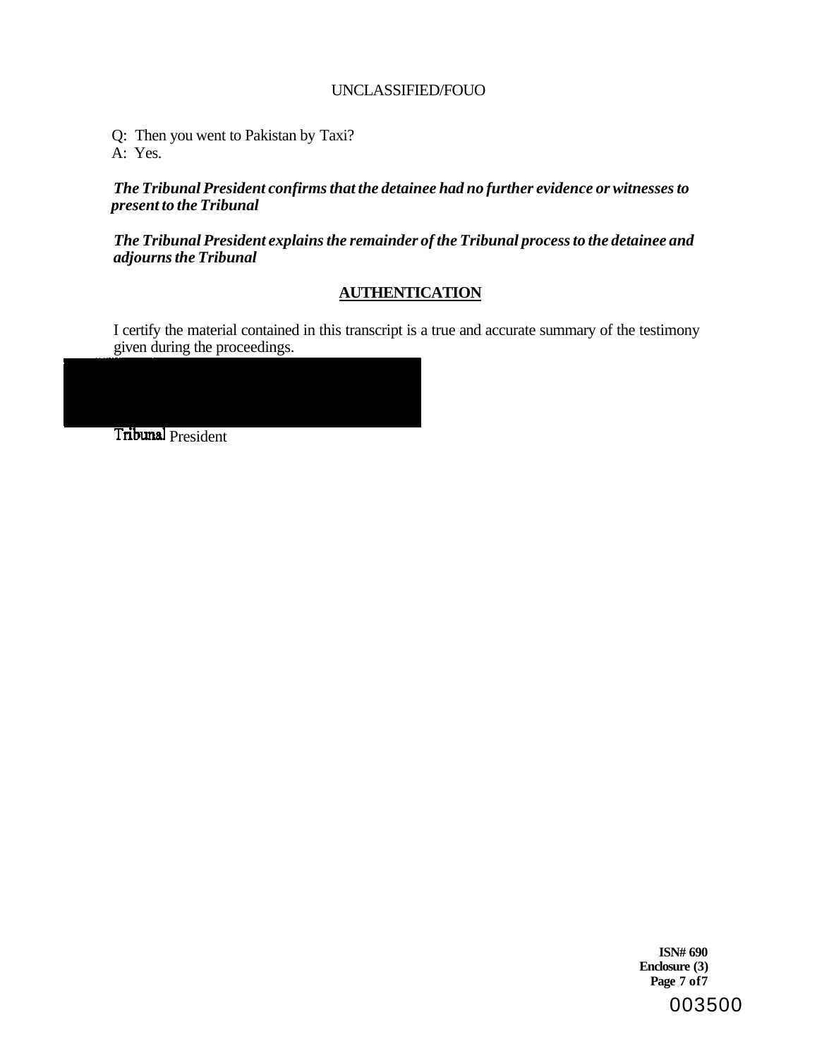Q: Then you went to Pakistan by Taxi?
A: Yes.

***The Tribunal President confirms that the detainee had no further evidence or witnesses to present to the Tribunal***

***The Tribunal President explains the remainder of the Tribunal process to the detainee and adjourns the Tribunal***

## AUTHENTICATION

I certify the material contained in this transcript is a true and accurate summary of the testimony given during the proceedings.

Tribunal President

**ISN# 690**
**Enclosure (3)**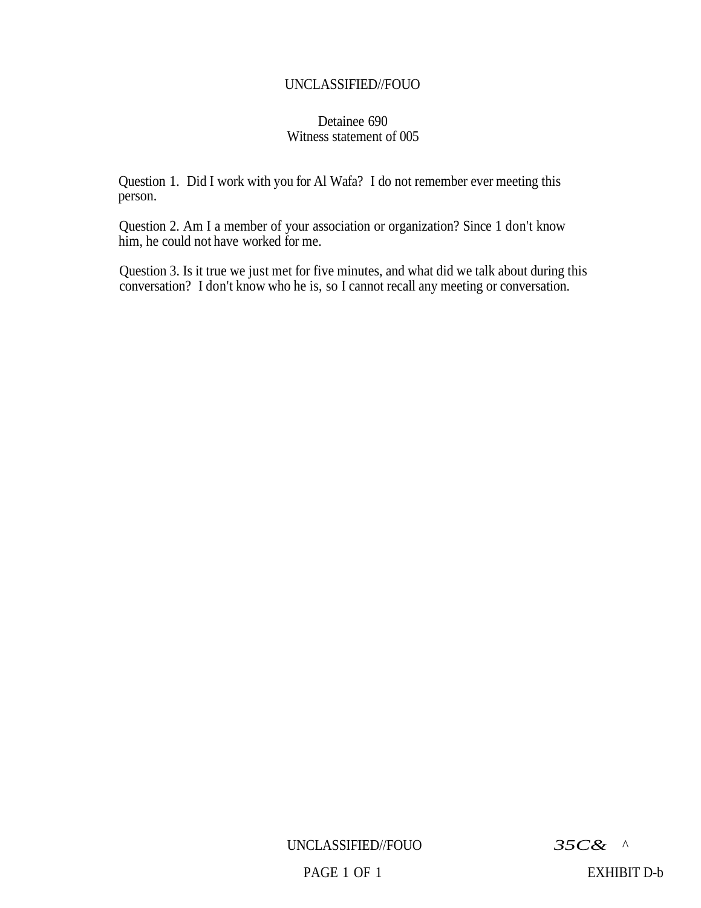Detainee 690
Witness statement of 005

Question 1. Did I work with you for Al Wafa? I do not remember ever meeting this person.

Question 2. Am I a member of your association or organization? Since 1 don't know him, he could not have worked for me.

Question 3. Is it true we just met for five minutes, and what did we talk about during this conversation? I don't know who he is, so I cannot recall any meeting or conversation.

35C& ^

EXHIBIT D-b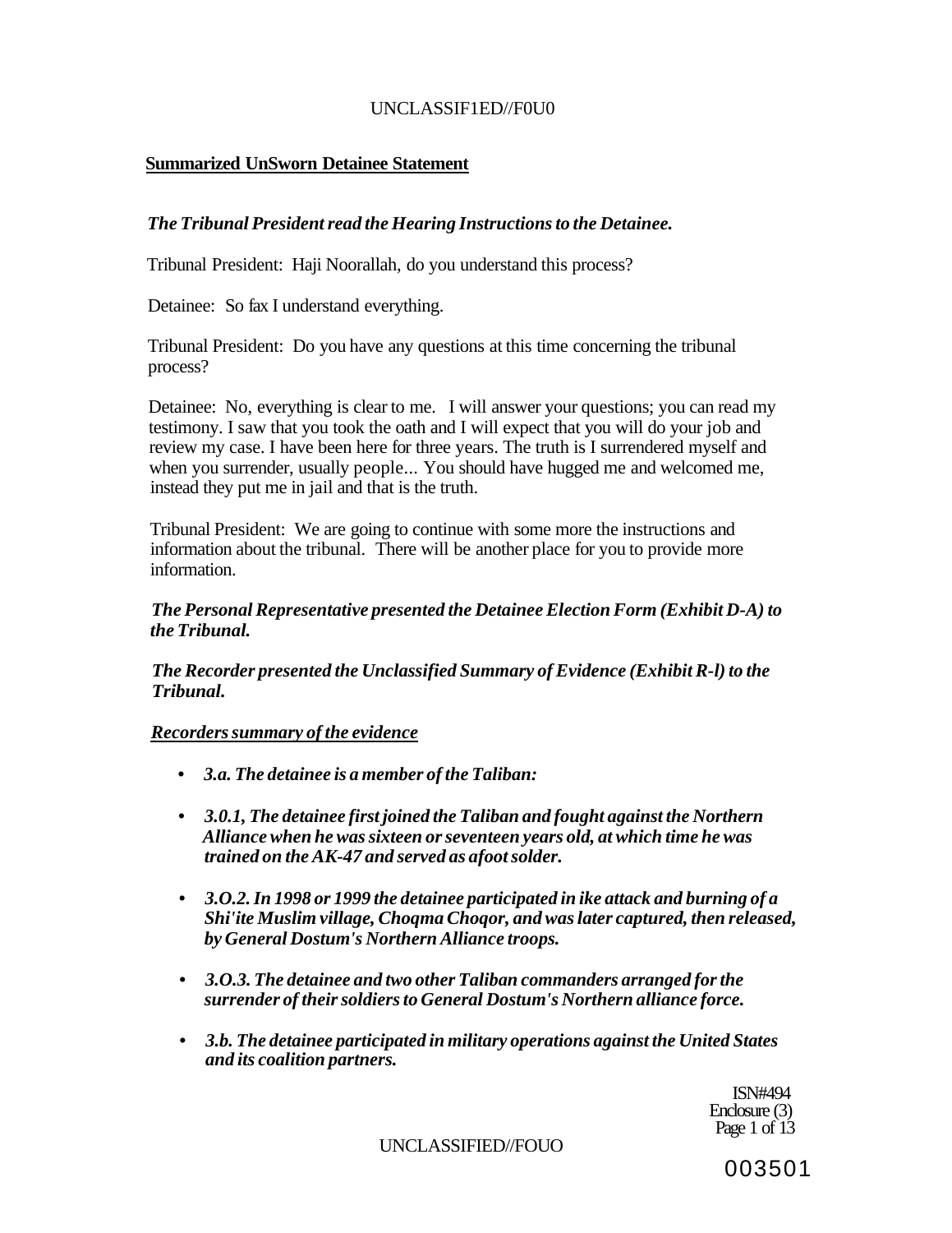**Summarized UnSworn Detainee Statement**

***The Tribunal President read the Hearing Instructions to the Detainee.***

Tribunal President: Haji Noorallah, do you understand this process?

Detainee: So fax I understand everything.

Tribunal President: Do you have any questions at this time concerning the tribunal process?

Detainee: No, everything is clear to me. I will answer your questions; you can read my testimony. I saw that you took the oath and I will expect that you will do your job and review my case. I have been here for three years. The truth is I surrendered myself and when you surrender, usually people... You should have hugged me and welcomed me, instead they put me in jail and that is the truth.

Tribunal President: We are going to continue with some more the instructions and information about the tribunal. There will be another place for you to provide more information.

***The Personal Representative presented the Detainee Election Form (Exhibit D-A) to the Tribunal.***

***The Recorder presented the Unclassified Summary of Evidence (Exhibit R-l) to the Tribunal.***

***Recorders summary of the evidence***

- ***3.a. The detainee is a member of the Taliban:***
- ***3.0.1, The detainee first joined the Taliban and fought against the Northern Alliance when he was sixteen or seventeen years old, at which time he was trained on the AK-47 and served as afoot solder.***
- ***3.O.2. In 1998 or 1999 the detainee participated in ike attack and burning of a Shi'ite Muslim village, Choqma Choqor, and was later captured, then released, by General Dostum's Northern Alliance troops.***
- ***3.O.3. The detainee and two other Taliban commanders arranged for the surrender of their soldiers to General Dostum's Northern alliance force.***
- ***3.b. The detainee participated in military operations against the United States and its coalition partners.***

ISN#494
Enclosure (3)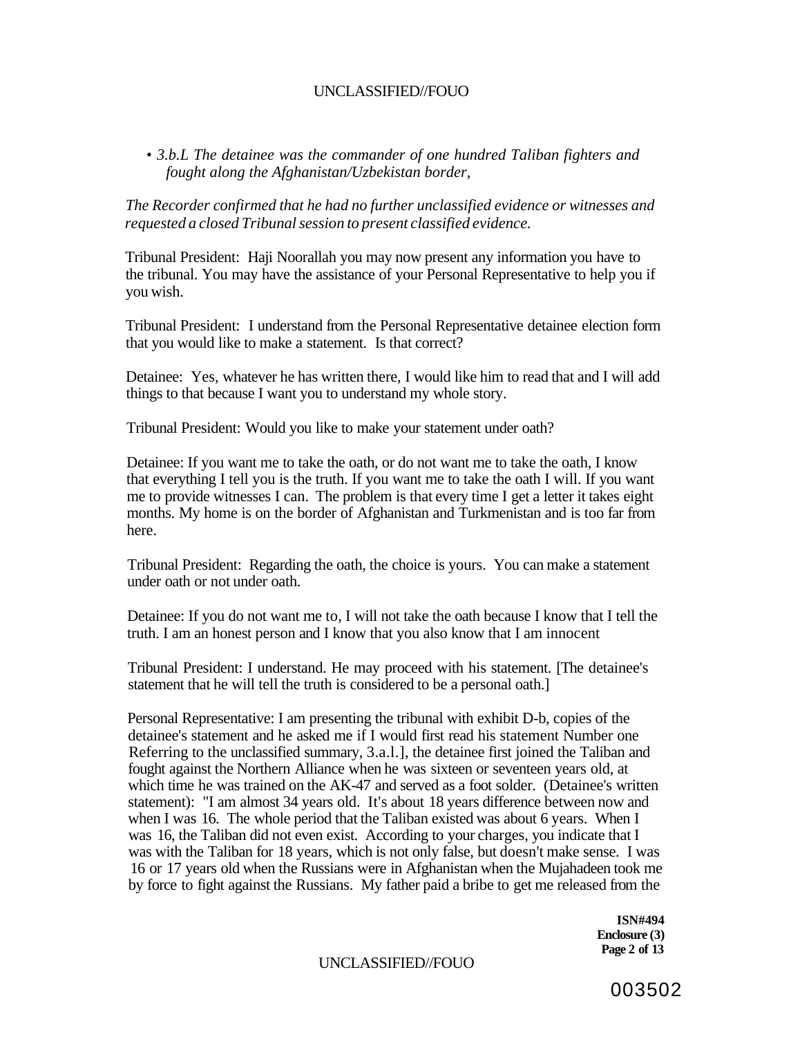- *3.b.L The detainee was the commander of one hundred Taliban fighters and fought along the Afghanistan/Uzbekistan border,*

*The Recorder confirmed that he had no further unclassified evidence or witnesses and requested a closed Tribunal session to present classified evidence.*

Tribunal President: Haji Noorallah you may now present any information you have to the tribunal. You may have the assistance of your Personal Representative to help you if you wish.

Tribunal President: I understand from the Personal Representative detainee election form that you would like to make a statement. Is that correct?

Detainee: Yes, whatever he has written there, I would like him to read that and I will add things to that because I want you to understand my whole story.

Tribunal President: Would you like to make your statement under oath?

Detainee: If you want me to take the oath, or do not want me to take the oath, I know that everything I tell you is the truth. If you want me to take the oath I will. If you want me to provide witnesses I can. The problem is that every time I get a letter it takes eight months. My home is on the border of Afghanistan and Turkmenistan and is too far from here.

Tribunal President: Regarding the oath, the choice is yours. You can make a statement under oath or not under oath.

Detainee: If you do not want me to, I will not take the oath because I know that I tell the truth. I am an honest person and I know that you also know that I am innocent

Tribunal President: I understand. He may proceed with his statement. [The detainee's statement that he will tell the truth is considered to be a personal oath.]

Personal Representative: I am presenting the tribunal with exhibit D-b, copies of the detainee's statement and he asked me if I would first read his statement Number one Referring to the unclassified summary, 3.a.l.], the detainee first joined the Taliban and fought against the Northern Alliance when he was sixteen or seventeen years old, at which time he was trained on the AK-47 and served as a foot solder. (Detainee's written statement): "I am almost 34 years old. It's about 18 years difference between now and when I was 16. The whole period that the Taliban existed was about 6 years. When I was 16, the Taliban did not even exist. According to your charges, you indicate that I was with the Taliban for 18 years, which is not only false, but doesn't make sense. I was 16 or 17 years old when the Russians were in Afghanistan when the Mujahadeen took me by force to fight against the Russians. My father paid a bribe to get me released from the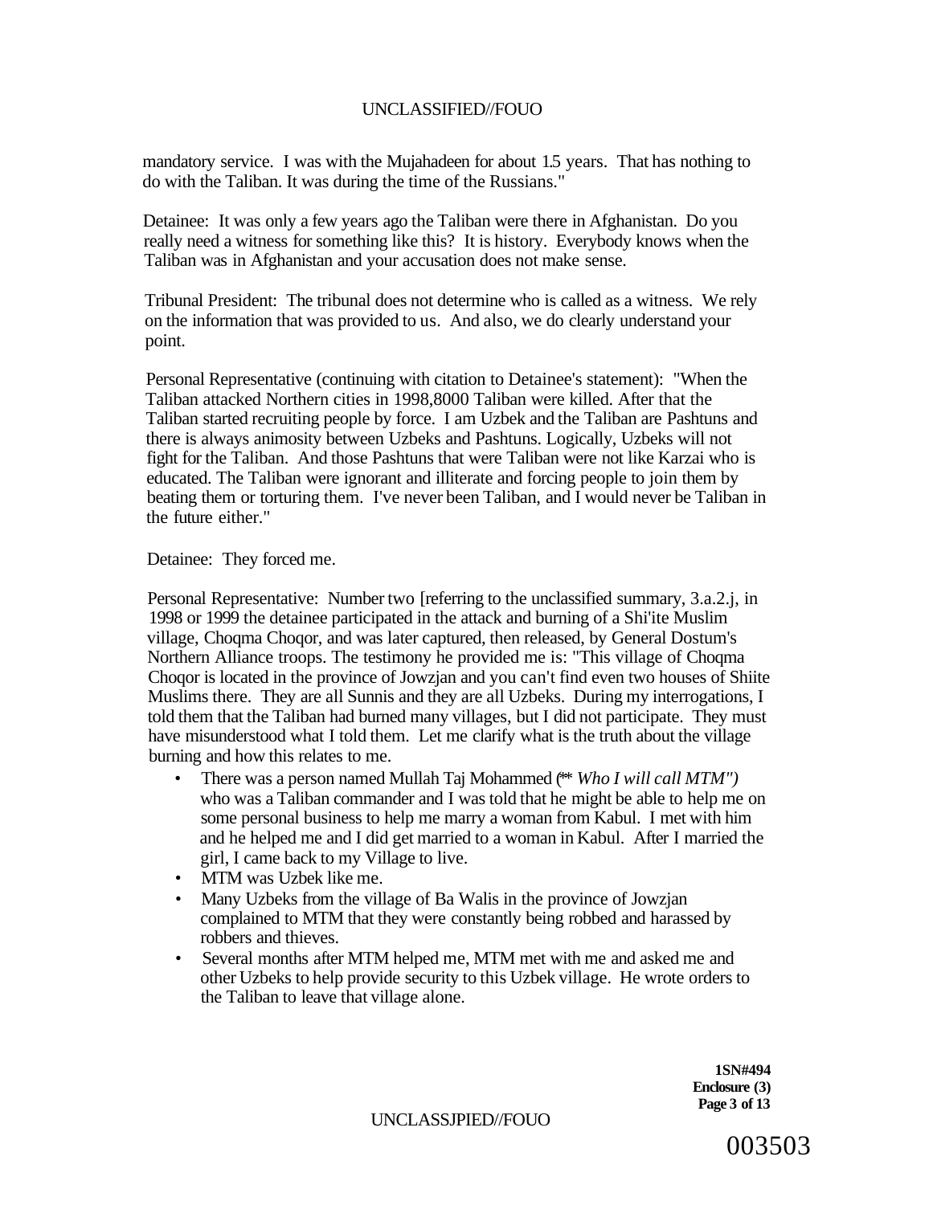mandatory service. I was with the Mujahadeen for about 1.5 years. That has nothing to do with the Taliban. It was during the time of the Russians."

Detainee: It was only a few years ago the Taliban were there in Afghanistan. Do you really need a witness for something like this? It is history. Everybody knows when the Taliban was in Afghanistan and your accusation does not make sense.

Tribunal President: The tribunal does not determine who is called as a witness. We rely on the information that was provided to us. And also, we do clearly understand your point.

Personal Representative (continuing with citation to Detainee's statement): "When the Taliban attacked Northern cities in 1998,8000 Taliban were killed. After that the Taliban started recruiting people by force. I am Uzbek and the Taliban are Pashtuns and there is always animosity between Uzbeks and Pashtuns. Logically, Uzbeks will not fight for the Taliban. And those Pashtuns that were Taliban were not like Karzai who is educated. The Taliban were ignorant and illiterate and forcing people to join them by beating them or torturing them. I've never been Taliban, and I would never be Taliban in the future either."

Detainee: They forced me.

Personal Representative: Number two [referring to the unclassified summary, 3.a.2.j, in 1998 or 1999 the detainee participated in the attack and burning of a Shi'ite Muslim village, Choqma Choqor, and was later captured, then released, by General Dostum's Northern Alliance troops. The testimony he provided me is: "This village of Choqma Choqor is located in the province of Jowzjan and you can't find even two houses of Shiite Muslims there. They are all Sunnis and they are all Uzbeks. During my interrogations, I told them that the Taliban had burned many villages, but I did not participate. They must have misunderstood what I told them. Let me clarify what is the truth about the village burning and how this relates to me.

- There was a person named Mullah Taj Mohammed (** *Who I will call MTM")* who was a Taliban commander and I was told that he might be able to help me on some personal business to help me marry a woman from Kabul. I met with him and he helped me and I did get married to a woman in Kabul. After I married the girl, I came back to my Village to live.
- MTM was Uzbek like me.
- Many Uzbeks from the village of Ba Walis in the province of Jowzjan complained to MTM that they were constantly being robbed and harassed by robbers and thieves.
- Several months after MTM helped me, MTM met with me and asked me and other Uzbeks to help provide security to this Uzbek village. He wrote orders to the Taliban to leave that village alone.

**1SN#494**
**Enclosure (3)**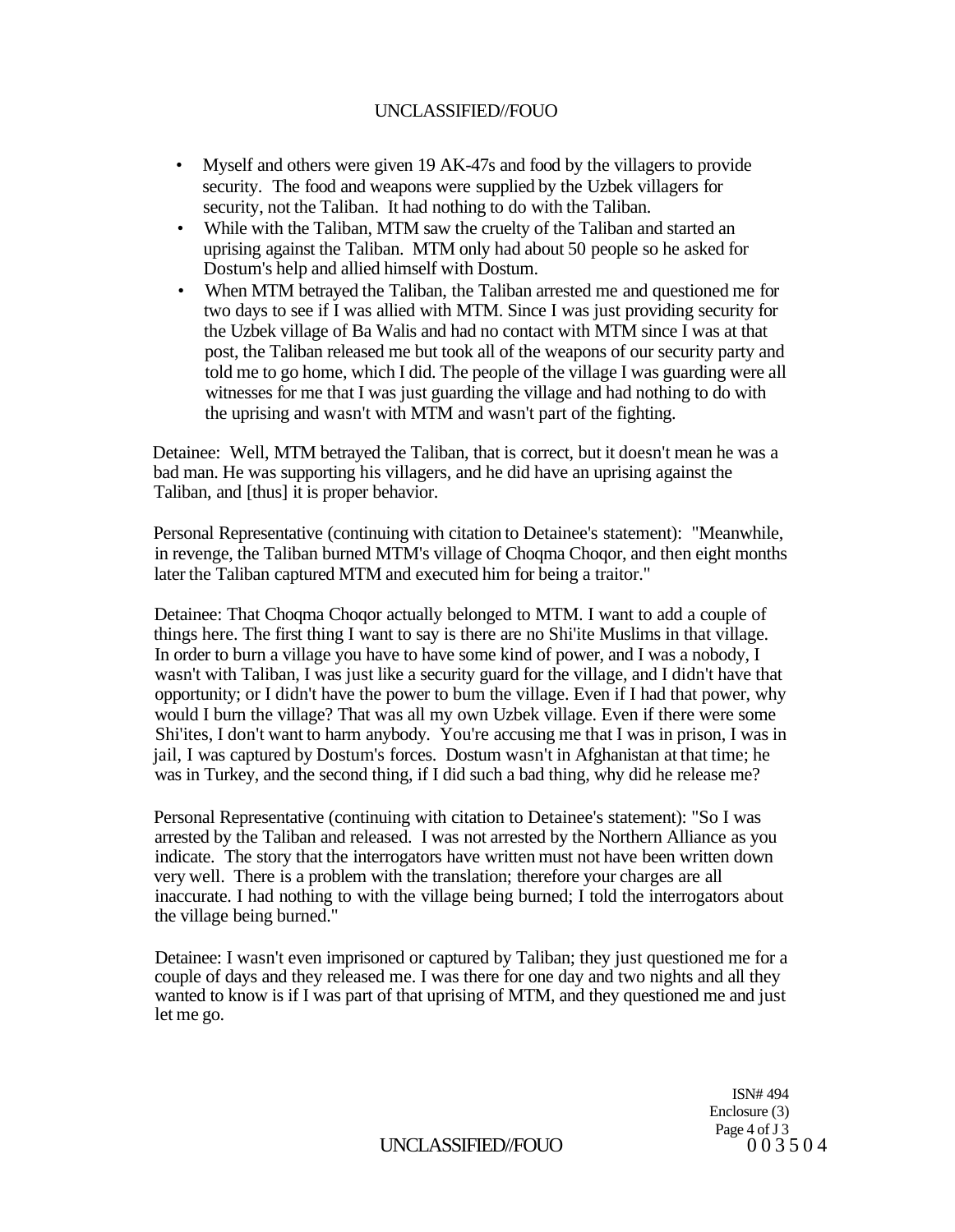- Myself and others were given 19 AK-47s and food by the villagers to provide security. The food and weapons were supplied by the Uzbek villagers for security, not the Taliban. It had nothing to do with the Taliban.
- While with the Taliban, MTM saw the cruelty of the Taliban and started an uprising against the Taliban. MTM only had about 50 people so he asked for Dostum's help and allied himself with Dostum.
- When MTM betrayed the Taliban, the Taliban arrested me and questioned me for two days to see if I was allied with MTM. Since I was just providing security for the Uzbek village of Ba Walis and had no contact with MTM since I was at that post, the Taliban released me but took all of the weapons of our security party and told me to go home, which I did. The people of the village I was guarding were all witnesses for me that I was just guarding the village and had nothing to do with the uprising and wasn't with MTM and wasn't part of the fighting.

Detainee: Well, MTM betrayed the Taliban, that is correct, but it doesn't mean he was a bad man. He was supporting his villagers, and he did have an uprising against the Taliban, and [thus] it is proper behavior.

Personal Representative (continuing with citation to Detainee's statement): "Meanwhile, in revenge, the Taliban burned MTM's village of Choqma Choqor, and then eight months later the Taliban captured MTM and executed him for being a traitor."

Detainee: That Choqma Choqor actually belonged to MTM. I want to add a couple of things here. The first thing I want to say is there are no Shi'ite Muslims in that village. In order to burn a village you have to have some kind of power, and I was a nobody, I wasn't with Taliban, I was just like a security guard for the village, and I didn't have that opportunity; or I didn't have the power to bum the village. Even if I had that power, why would I burn the village? That was all my own Uzbek village. Even if there were some Shi'ites, I don't want to harm anybody. You're accusing me that I was in prison, I was in jail, I was captured by Dostum's forces. Dostum wasn't in Afghanistan at that time; he was in Turkey, and the second thing, if I did such a bad thing, why did he release me?

Personal Representative (continuing with citation to Detainee's statement): "So I was arrested by the Taliban and released. I was not arrested by the Northern Alliance as you indicate. The story that the interrogators have written must not have been written down very well. There is a problem with the translation; therefore your charges are all inaccurate. I had nothing to with the village being burned; I told the interrogators about the village being burned."

Detainee: I wasn't even imprisoned or captured by Taliban; they just questioned me for a couple of days and they released me. I was there for one day and two nights and all they wanted to know is if I was part of that uprising of MTM, and they questioned me and just let me go.

ISN# 494
Enclosure (3)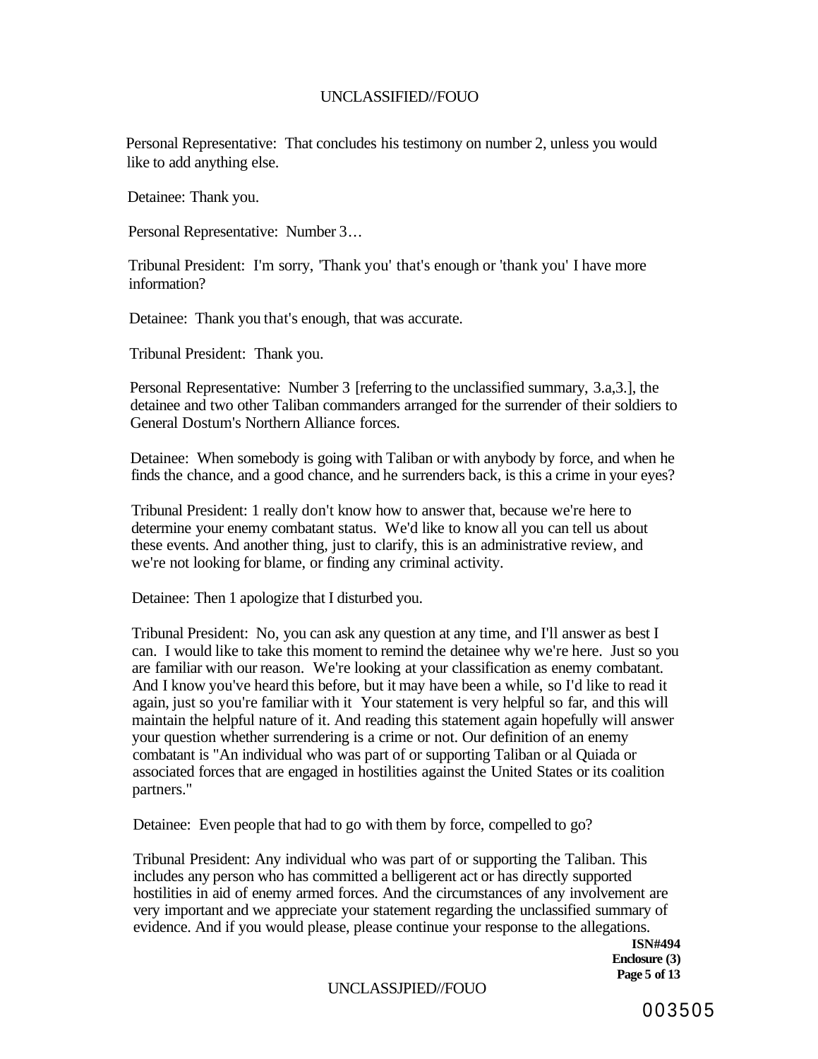Personal Representative: That concludes his testimony on number 2, unless you would like to add anything else.

Detainee: Thank you.

Personal Representative: Number 3…

Tribunal President: I'm sorry, 'Thank you' that's enough or 'thank you' I have more information?

Detainee: Thank you that's enough, that was accurate.

Tribunal President: Thank you.

Personal Representative: Number 3 [referring to the unclassified summary, 3.a,3.], the detainee and two other Taliban commanders arranged for the surrender of their soldiers to General Dostum's Northern Alliance forces.

Detainee: When somebody is going with Taliban or with anybody by force, and when he finds the chance, and a good chance, and he surrenders back, is this a crime in your eyes?

Tribunal President: 1 really don't know how to answer that, because we're here to determine your enemy combatant status. We'd like to know all you can tell us about these events. And another thing, just to clarify, this is an administrative review, and we're not looking for blame, or finding any criminal activity.

Detainee: Then 1 apologize that I disturbed you.

Tribunal President: No, you can ask any question at any time, and I'll answer as best I can. I would like to take this moment to remind the detainee why we're here. Just so you are familiar with our reason. We're looking at your classification as enemy combatant. And I know you've heard this before, but it may have been a while, so I'd like to read it again, just so you're familiar with it Your statement is very helpful so far, and this will maintain the helpful nature of it. And reading this statement again hopefully will answer your question whether surrendering is a crime or not. Our definition of an enemy combatant is "An individual who was part of or supporting Taliban or al Quiada or associated forces that are engaged in hostilities against the United States or its coalition partners."

Detainee: Even people that had to go with them by force, compelled to go?

Tribunal President: Any individual who was part of or supporting the Taliban. This includes any person who has committed a belligerent act or has directly supported hostilities in aid of enemy armed forces. And the circumstances of any involvement are very important and we appreciate your statement regarding the unclassified summary of evidence. And if you would please, please continue your response to the allegations.

**ISN#494**
**Enclosure (3)**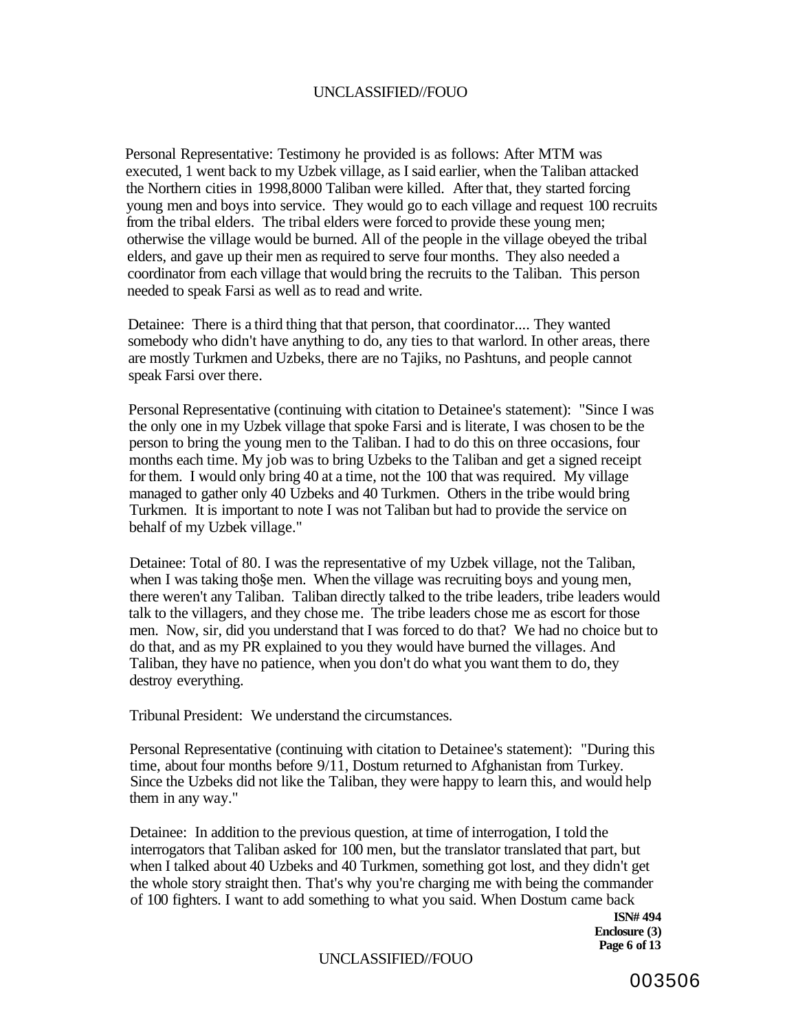Personal Representative: Testimony he provided is as follows: After MTM was executed, 1 went back to my Uzbek village, as I said earlier, when the Taliban attacked the Northern cities in 1998,8000 Taliban were killed. After that, they started forcing young men and boys into service. They would go to each village and request 100 recruits from the tribal elders. The tribal elders were forced to provide these young men; otherwise the village would be burned. All of the people in the village obeyed the tribal elders, and gave up their men as required to serve four months. They also needed a coordinator from each village that would bring the recruits to the Taliban. This person needed to speak Farsi as well as to read and write.

Detainee: There is a third thing that that person, that coordinator.... They wanted somebody who didn't have anything to do, any ties to that warlord. In other areas, there are mostly Turkmen and Uzbeks, there are no Tajiks, no Pashtuns, and people cannot speak Farsi over there.

Personal Representative (continuing with citation to Detainee's statement): "Since I was the only one in my Uzbek village that spoke Farsi and is literate, I was chosen to be the person to bring the young men to the Taliban. I had to do this on three occasions, four months each time. My job was to bring Uzbeks to the Taliban and get a signed receipt for them. I would only bring 40 at a time, not the 100 that was required. My village managed to gather only 40 Uzbeks and 40 Turkmen. Others in the tribe would bring Turkmen. It is important to note I was not Taliban but had to provide the service on behalf of my Uzbek village."

Detainee: Total of 80. I was the representative of my Uzbek village, not the Taliban, when I was taking tho§e men. When the village was recruiting boys and young men, there weren't any Taliban. Taliban directly talked to the tribe leaders, tribe leaders would talk to the villagers, and they chose me. The tribe leaders chose me as escort for those men. Now, sir, did you understand that I was forced to do that? We had no choice but to do that, and as my PR explained to you they would have burned the villages. And Taliban, they have no patience, when you don't do what you want them to do, they destroy everything.

Tribunal President: We understand the circumstances.

Personal Representative (continuing with citation to Detainee's statement): "During this time, about four months before 9/11, Dostum returned to Afghanistan from Turkey. Since the Uzbeks did not like the Taliban, they were happy to learn this, and would help them in any way."

Detainee: In addition to the previous question, at time of interrogation, I told the interrogators that Taliban asked for 100 men, but the translator translated that part, but when I talked about 40 Uzbeks and 40 Turkmen, something got lost, and they didn't get the whole story straight then. That's why you're charging me with being the commander of 100 fighters. I want to add something to what you said. When Dostum came back

**ISN# 494**
**Enclosure (3)**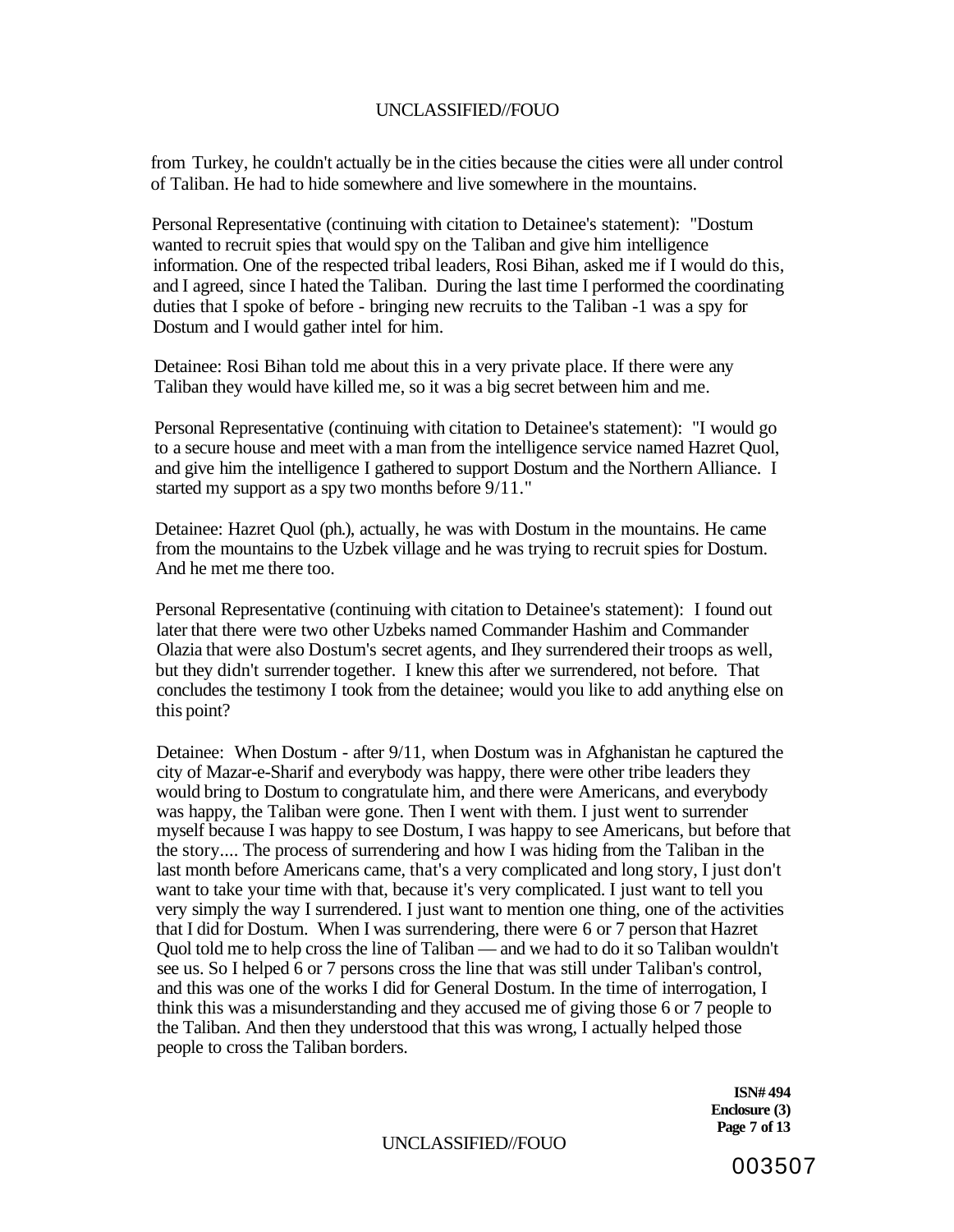from Turkey, he couldn't actually be in the cities because the cities were all under control of Taliban. He had to hide somewhere and live somewhere in the mountains.

Personal Representative (continuing with citation to Detainee's statement): "Dostum wanted to recruit spies that would spy on the Taliban and give him intelligence information. One of the respected tribal leaders, Rosi Bihan, asked me if I would do this, and I agreed, since I hated the Taliban. During the last time I performed the coordinating duties that I spoke of before - bringing new recruits to the Taliban -1 was a spy for Dostum and I would gather intel for him.

Detainee: Rosi Bihan told me about this in a very private place. If there were any Taliban they would have killed me, so it was a big secret between him and me.

Personal Representative (continuing with citation to Detainee's statement): "I would go to a secure house and meet with a man from the intelligence service named Hazret Quol, and give him the intelligence I gathered to support Dostum and the Northern Alliance. I started my support as a spy two months before 9/11."

Detainee: Hazret Quol (ph.), actually, he was with Dostum in the mountains. He came from the mountains to the Uzbek village and he was trying to recruit spies for Dostum. And he met me there too.

Personal Representative (continuing with citation to Detainee's statement): I found out later that there were two other Uzbeks named Commander Hashim and Commander Olazia that were also Dostum's secret agents, and Ihey surrendered their troops as well, but they didn't surrender together. I knew this after we surrendered, not before. That concludes the testimony I took from the detainee; would you like to add anything else on this point?

Detainee: When Dostum - after 9/11, when Dostum was in Afghanistan he captured the city of Mazar-e-Sharif and everybody was happy, there were other tribe leaders they would bring to Dostum to congratulate him, and there were Americans, and everybody was happy, the Taliban were gone. Then I went with them. I just went to surrender myself because I was happy to see Dostum, I was happy to see Americans, but before that the story.... The process of surrendering and how I was hiding from the Taliban in the last month before Americans came, that's a very complicated and long story, I just don't want to take your time with that, because it's very complicated. I just want to tell you very simply the way I surrendered. I just want to mention one thing, one of the activities that I did for Dostum. When I was surrendering, there were 6 or 7 person that Hazret Quol told me to help cross the line of Taliban — and we had to do it so Taliban wouldn't see us. So I helped 6 or 7 persons cross the line that was still under Taliban's control, and this was one of the works I did for General Dostum. In the time of interrogation, I think this was a misunderstanding and they accused me of giving those 6 or 7 people to the Taliban. And then they understood that this was wrong, I actually helped those people to cross the Taliban borders.

**ISN# 494**
**Enclosure (3)**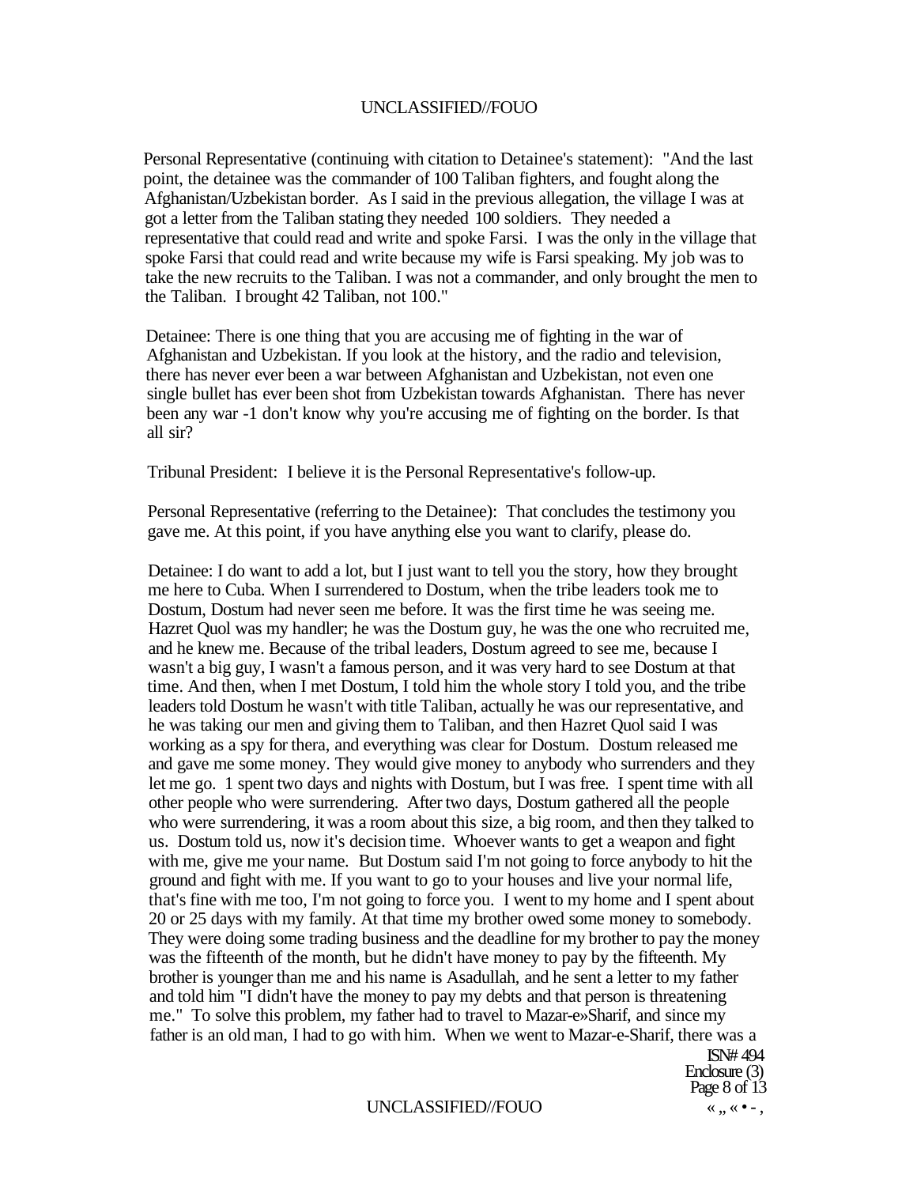Personal Representative (continuing with citation to Detainee's statement): "And the last point, the detainee was the commander of 100 Taliban fighters, and fought along the Afghanistan/Uzbekistan border. As I said in the previous allegation, the village I was at got a letter from the Taliban stating they needed 100 soldiers. They needed a representative that could read and write and spoke Farsi. I was the only in the village that spoke Farsi that could read and write because my wife is Farsi speaking. My job was to take the new recruits to the Taliban. I was not a commander, and only brought the men to the Taliban. I brought 42 Taliban, not 100."

Detainee: There is one thing that you are accusing me of fighting in the war of Afghanistan and Uzbekistan. If you look at the history, and the radio and television, there has never ever been a war between Afghanistan and Uzbekistan, not even one single bullet has ever been shot from Uzbekistan towards Afghanistan. There has never been any war -1 don't know why you're accusing me of fighting on the border. Is that all sir?

Tribunal President: I believe it is the Personal Representative's follow-up.

Personal Representative (referring to the Detainee): That concludes the testimony you gave me. At this point, if you have anything else you want to clarify, please do.

Detainee: I do want to add a lot, but I just want to tell you the story, how they brought me here to Cuba. When I surrendered to Dostum, when the tribe leaders took me to Dostum, Dostum had never seen me before. It was the first time he was seeing me. Hazret Quol was my handler; he was the Dostum guy, he was the one who recruited me, and he knew me. Because of the tribal leaders, Dostum agreed to see me, because I wasn't a big guy, I wasn't a famous person, and it was very hard to see Dostum at that time. And then, when I met Dostum, I told him the whole story I told you, and the tribe leaders told Dostum he wasn't with title Taliban, actually he was our representative, and he was taking our men and giving them to Taliban, and then Hazret Quol said I was working as a spy for thera, and everything was clear for Dostum. Dostum released me and gave me some money. They would give money to anybody who surrenders and they let me go. 1 spent two days and nights with Dostum, but I was free. I spent time with all other people who were surrendering. After two days, Dostum gathered all the people who were surrendering, it was a room about this size, a big room, and then they talked to us. Dostum told us, now it's decision time. Whoever wants to get a weapon and fight with me, give me your name. But Dostum said I'm not going to force anybody to hit the ground and fight with me. If you want to go to your houses and live your normal life, that's fine with me too, I'm not going to force you. I went to my home and I spent about 20 or 25 days with my family. At that time my brother owed some money to somebody. They were doing some trading business and the deadline for my brother to pay the money was the fifteenth of the month, but he didn't have money to pay by the fifteenth. My brother is younger than me and his name is Asadullah, and he sent a letter to my father and told him "I didn't have the money to pay my debts and that person is threatening me." To solve this problem, my father had to travel to Mazar-e»Sharif, and since my father is an old man, I had to go with him. When we went to Mazar-e-Sharif, there was a

ISN# 494
Enclosure (3)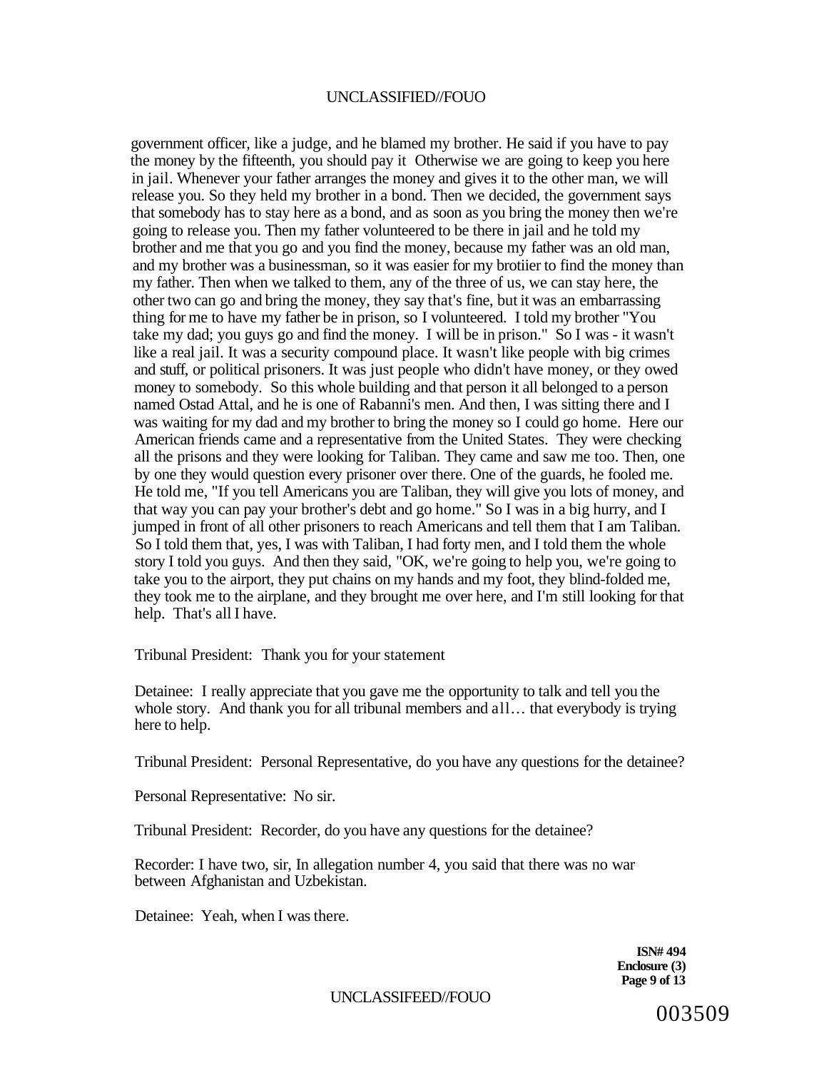government officer, like a judge, and he blamed my brother. He said if you have to pay the money by the fifteenth, you should pay it Otherwise we are going to keep you here in jail. Whenever your father arranges the money and gives it to the other man, we will release you. So they held my brother in a bond. Then we decided, the government says that somebody has to stay here as a bond, and as soon as you bring the money then we're going to release you. Then my father volunteered to be there in jail and he told my brother and me that you go and you find the money, because my father was an old man, and my brother was a businessman, so it was easier for my brotiier to find the money than my father. Then when we talked to them, any of the three of us, we can stay here, the other two can go and bring the money, they say that's fine, but it was an embarrassing thing for me to have my father be in prison, so I volunteered. I told my brother "You take my dad; you guys go and find the money. I will be in prison." So I was - it wasn't like a real jail. It was a security compound place. It wasn't like people with big crimes and stuff, or political prisoners. It was just people who didn't have money, or they owed money to somebody. So this whole building and that person it all belonged to a person named Ostad Attal, and he is one of Rabanni's men. And then, I was sitting there and I was waiting for my dad and my brother to bring the money so I could go home. Here our American friends came and a representative from the United States. They were checking all the prisons and they were looking for Taliban. They came and saw me too. Then, one by one they would question every prisoner over there. One of the guards, he fooled me. He told me, "If you tell Americans you are Taliban, they will give you lots of money, and that way you can pay your brother's debt and go home." So I was in a big hurry, and I jumped in front of all other prisoners to reach Americans and tell them that I am Taliban. So I told them that, yes, I was with Taliban, I had forty men, and I told them the whole story I told you guys. And then they said, "OK, we're going to help you, we're going to take you to the airport, they put chains on my hands and my foot, they blind-folded me, they took me to the airplane, and they brought me over here, and I'm still looking for that help. That's all I have.

Tribunal President: Thank you for your statement

Detainee: I really appreciate that you gave me the opportunity to talk and tell you the whole story. And thank you for all tribunal members and all… that everybody is trying here to help.

Tribunal President: Personal Representative, do you have any questions for the detainee?

Personal Representative: No sir.

Tribunal President: Recorder, do you have any questions for the detainee?

Recorder: I have two, sir, In allegation number 4, you said that there was no war between Afghanistan and Uzbekistan.

Detainee: Yeah, when I was there.

**ISN# 494**
**Enclosure (3)**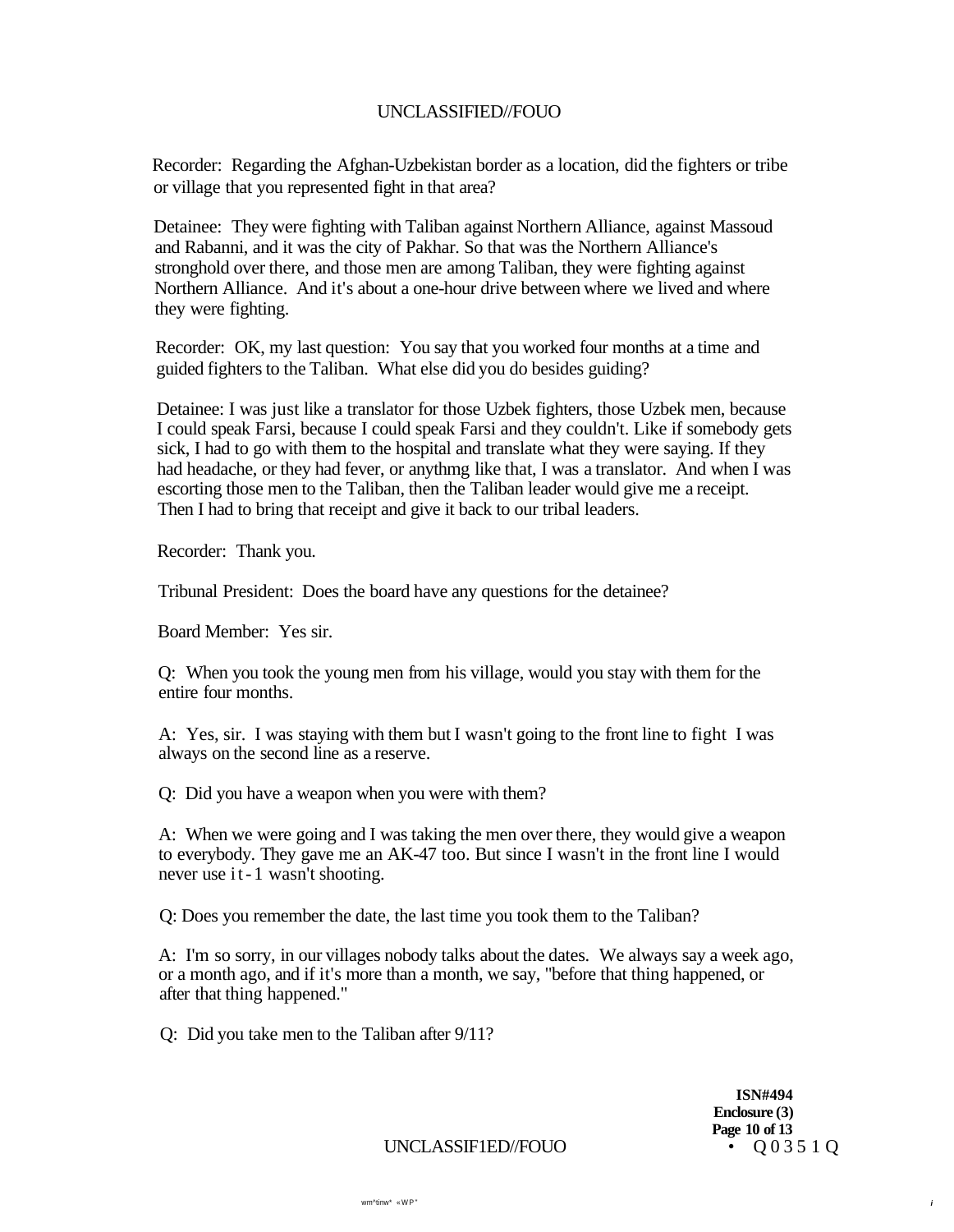Recorder: Regarding the Afghan-Uzbekistan border as a location, did the fighters or tribe or village that you represented fight in that area?

Detainee: They were fighting with Taliban against Northern Alliance, against Massoud and Rabanni, and it was the city of Pakhar. So that was the Northern Alliance's stronghold over there, and those men are among Taliban, they were fighting against Northern Alliance. And it's about a one-hour drive between where we lived and where they were fighting.

Recorder: OK, my last question: You say that you worked four months at a time and guided fighters to the Taliban. What else did you do besides guiding?

Detainee: I was just like a translator for those Uzbek fighters, those Uzbek men, because I could speak Farsi, because I could speak Farsi and they couldn't. Like if somebody gets sick, I had to go with them to the hospital and translate what they were saying. If they had headache, or they had fever, or anythmg like that, I was a translator. And when I was escorting those men to the Taliban, then the Taliban leader would give me a receipt. Then I had to bring that receipt and give it back to our tribal leaders.

Recorder: Thank you.

Tribunal President: Does the board have any questions for the detainee?

Board Member: Yes sir.

Q: When you took the young men from his village, would you stay with them for the entire four months.

A: Yes, sir. I was staying with them but I wasn't going to the front line to fight I was always on the second line as a reserve.

Q: Did you have a weapon when you were with them?

A: When we were going and I was taking the men over there, they would give a weapon to everybody. They gave me an AK-47 too. But since I wasn't in the front line I would never use it-1 wasn't shooting.

Q: Does you remember the date, the last time you took them to the Taliban?

A: I'm so sorry, in our villages nobody talks about the dates. We always say a week ago, or a month ago, and if it's more than a month, we say, "before that thing happened, or after that thing happened."

Q: Did you take men to the Taliban after 9/11?

**ISN#494**
**Enclosure (3)**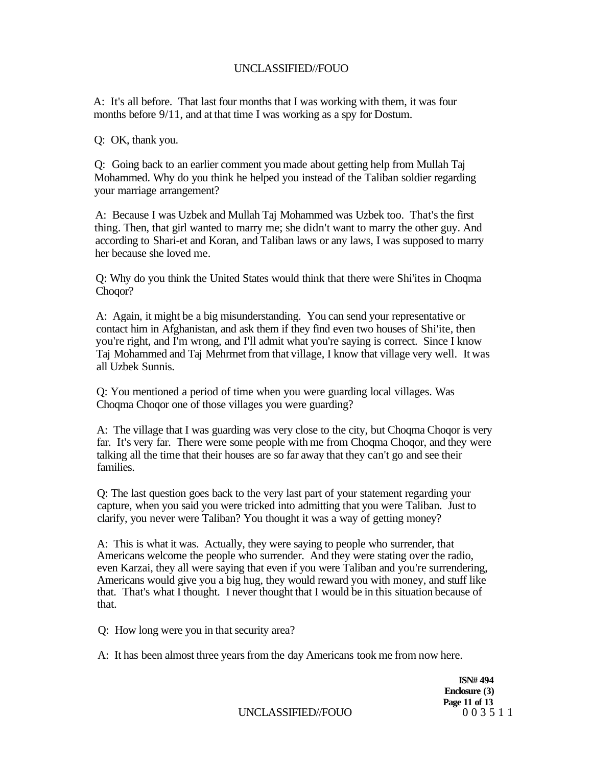A: It's all before. That last four months that I was working with them, it was four months before 9/11, and at that time I was working as a spy for Dostum.

Q: OK, thank you.

Q: Going back to an earlier comment you made about getting help from Mullah Taj Mohammed. Why do you think he helped you instead of the Taliban soldier regarding your marriage arrangement?

A: Because I was Uzbek and Mullah Taj Mohammed was Uzbek too. That's the first thing. Then, that girl wanted to marry me; she didn't want to marry the other guy. And according to Shari-et and Koran, and Taliban laws or any laws, I was supposed to marry her because she loved me.

Q: Why do you think the United States would think that there were Shi'ites in Choqma Choqor?

A: Again, it might be a big misunderstanding. You can send your representative or contact him in Afghanistan, and ask them if they find even two houses of Shi'ite, then you're right, and I'm wrong, and I'll admit what you're saying is correct. Since I know Taj Mohammed and Taj Mehrmet from that village, I know that village very well. It was all Uzbek Sunnis.

Q: You mentioned a period of time when you were guarding local villages. Was Choqma Choqor one of those villages you were guarding?

A: The village that I was guarding was very close to the city, but Choqma Choqor is very far. It's very far. There were some people with me from Choqma Choqor, and they were talking all the time that their houses are so far away that they can't go and see their families.

Q: The last question goes back to the very last part of your statement regarding your capture, when you said you were tricked into admitting that you were Taliban. Just to clarify, you never were Taliban? You thought it was a way of getting money?

A: This is what it was. Actually, they were saying to people who surrender, that Americans welcome the people who surrender. And they were stating over the radio, even Karzai, they all were saying that even if you were Taliban and you're surrendering, Americans would give you a big hug, they would reward you with money, and stuff like that. That's what I thought. I never thought that I would be in this situation because of that.

Q: How long were you in that security area?

A: It has been almost three years from the day Americans took me from now here.

**ISN# 494**
**Enclosure (3)**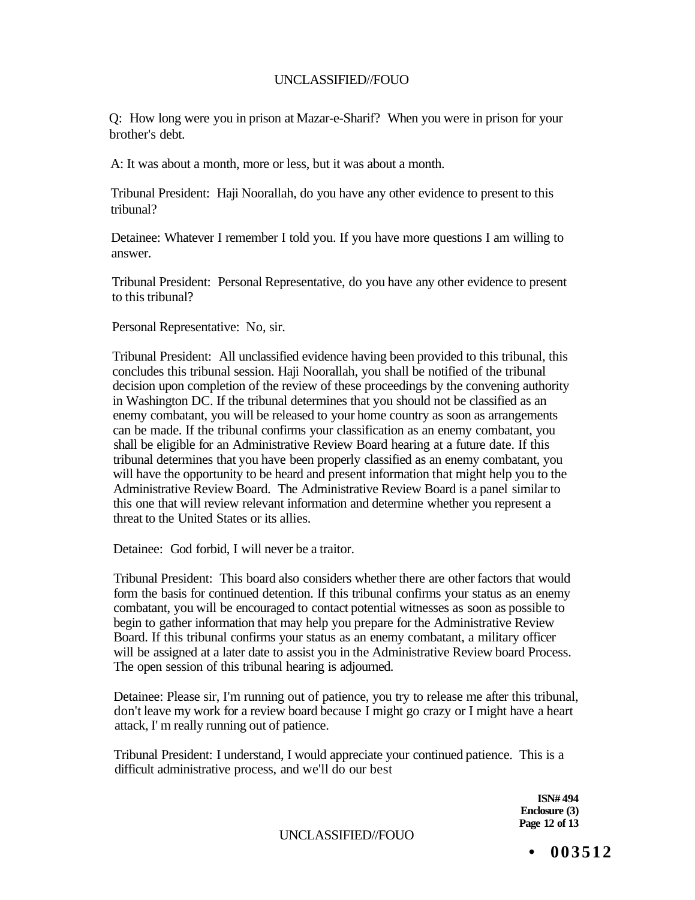Q: How long were you in prison at Mazar-e-Sharif? When you were in prison for your brother's debt.

A: It was about a month, more or less, but it was about a month.

Tribunal President: Haji Noorallah, do you have any other evidence to present to this tribunal?

Detainee: Whatever I remember I told you. If you have more questions I am willing to answer.

Tribunal President: Personal Representative, do you have any other evidence to present to this tribunal?

Personal Representative: No, sir.

Tribunal President: All unclassified evidence having been provided to this tribunal, this concludes this tribunal session. Haji Noorallah, you shall be notified of the tribunal decision upon completion of the review of these proceedings by the convening authority in Washington DC. If the tribunal determines that you should not be classified as an enemy combatant, you will be released to your home country as soon as arrangements can be made. If the tribunal confirms your classification as an enemy combatant, you shall be eligible for an Administrative Review Board hearing at a future date. If this tribunal determines that you have been properly classified as an enemy combatant, you will have the opportunity to be heard and present information that might help you to the Administrative Review Board. The Administrative Review Board is a panel similar to this one that will review relevant information and determine whether you represent a threat to the United States or its allies.

Detainee: God forbid, I will never be a traitor.

Tribunal President: This board also considers whether there are other factors that would form the basis for continued detention. If this tribunal confirms your status as an enemy combatant, you will be encouraged to contact potential witnesses as soon as possible to begin to gather information that may help you prepare for the Administrative Review Board. If this tribunal confirms your status as an enemy combatant, a military officer will be assigned at a later date to assist you in the Administrative Review board Process. The open session of this tribunal hearing is adjourned.

Detainee: Please sir, I'm running out of patience, you try to release me after this tribunal, don't leave my work for a review board because I might go crazy or I might have a heart attack, I' m really running out of patience.

Tribunal President: I understand, I would appreciate your continued patience. This is a difficult administrative process, and we'll do our best

**ISN# 494**
**Enclosure (3)**

**• 003512**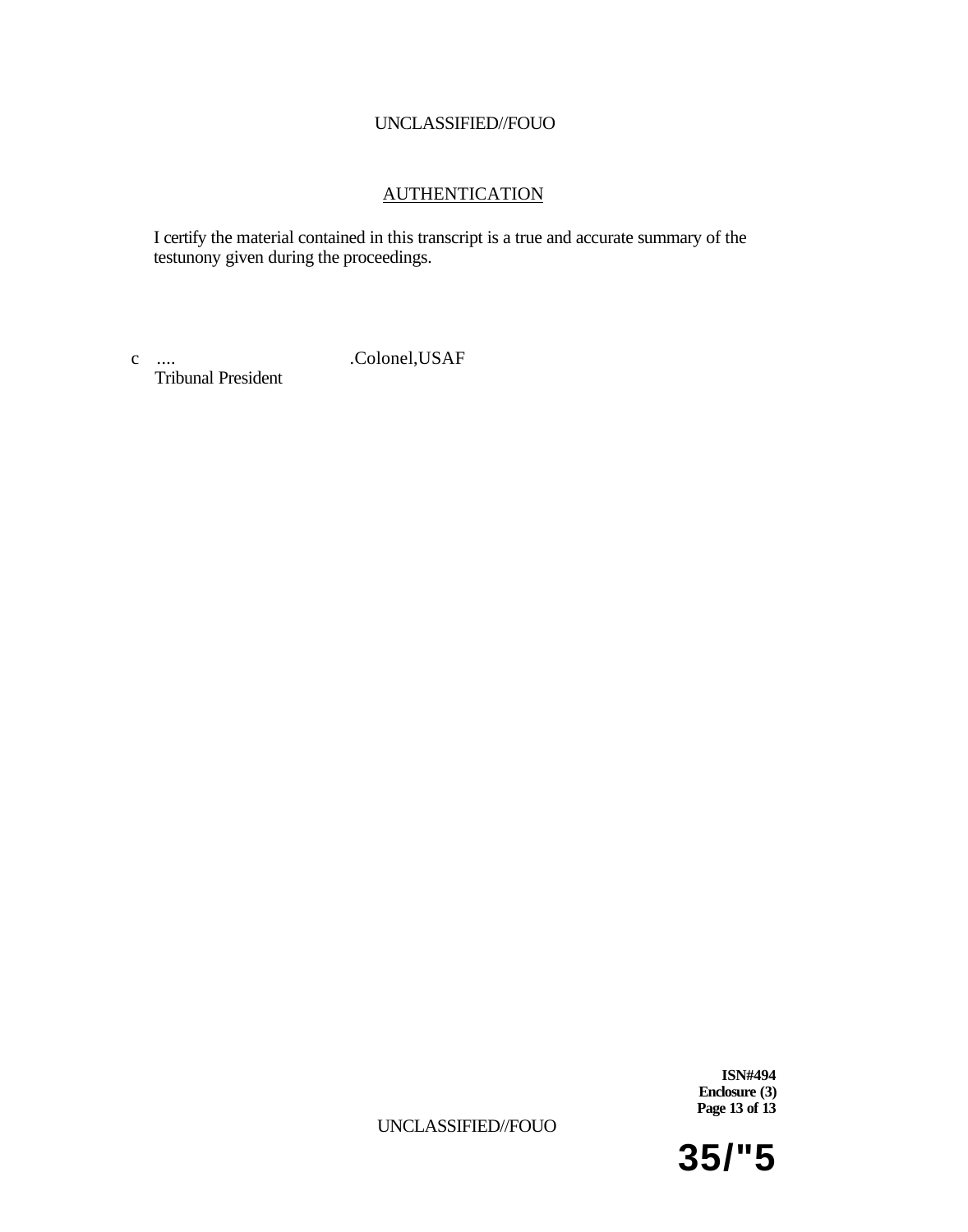## AUTHENTICATION

I certify the material contained in this transcript is a true and accurate summary of the testunony given during the proceedings.

c .... .Colonel,USAF
Tribunal President

ISN#494
Enclosure (3)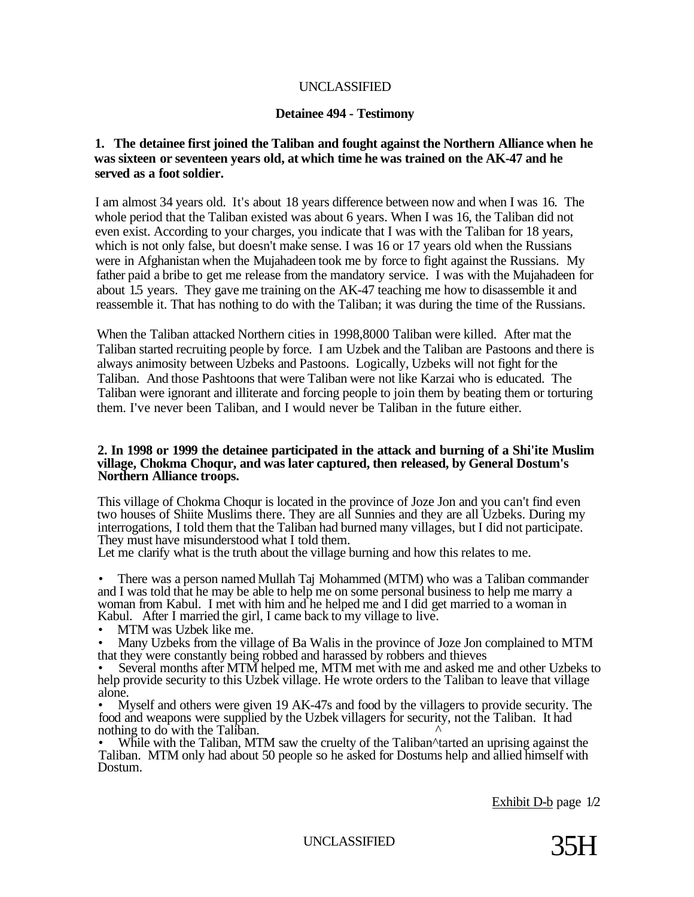UNCLASSIFIED

**Detainee 494 - Testimony**

**1. The detainee first joined the Taliban and fought against the Northern Alliance when he was sixteen or seventeen years old, at which time he was trained on the AK-47 and he served as a foot soldier.**

I am almost 34 years old. It's about 18 years difference between now and when I was 16. The whole period that the Taliban existed was about 6 years. When I was 16, the Taliban did not even exist. According to your charges, you indicate that I was with the Taliban for 18 years, which is not only false, but doesn't make sense. I was 16 or 17 years old when the Russians were in Afghanistan when the Mujahadeen took me by force to fight against the Russians. My father paid a bribe to get me release from the mandatory service. I was with the Mujahadeen for about 1.5 years. They gave me training on the AK-47 teaching me how to disassemble it and reassemble it. That has nothing to do with the Taliban; it was during the time of the Russians.

When the Taliban attacked Northern cities in 1998,8000 Taliban were killed. After mat the Taliban started recruiting people by force. I am Uzbek and the Taliban are Pastoons and there is always animosity between Uzbeks and Pastoons. Logically, Uzbeks will not fight for the Taliban. And those Pashtoons that were Taliban were not like Karzai who is educated. The Taliban were ignorant and illiterate and forcing people to join them by beating them or torturing them. I've never been Taliban, and I would never be Taliban in the future either.

**2. In 1998 or 1999 the detainee participated in the attack and burning of a Shi'ite Muslim village, Chokma Choqur, and was later captured, then released, by General Dostum's Northern Alliance troops.**

This village of Chokma Choqur is located in the province of Joze Jon and you can't find even two houses of Shiite Muslims there. They are all Sunnies and they are all Uzbeks. During my interrogations, I told them that the Taliban had burned many villages, but I did not participate. They must have misunderstood what I told them.
Let me clarify what is the truth about the village burning and how this relates to me.

- There was a person named Mullah Taj Mohammed (MTM) who was a Taliban commander and I was told that he may be able to help me on some personal business to help me marry a woman from Kabul. I met with him and he helped me and I did get married to a woman in Kabul. After I married the girl, I came back to my village to live.
- MTM was Uzbek like me.
- Many Uzbeks from the village of Ba Walis in the province of Joze Jon complained to MTM that they were constantly being robbed and harassed by robbers and thieves
- Several months after MTM helped me, MTM met with me and asked me and other Uzbeks to help provide security to this Uzbek village. He wrote orders to the Taliban to leave that village alone.
- Myself and others were given 19 AK-47s and food by the villagers to provide security. The food and weapons were supplied by the Uzbek villagers for security, not the Taliban. It had nothing to do with the Taliban.
- While with the Taliban, MTM saw the cruelty of the Taliban^tarted an uprising against the Taliban. MTM only had about 50 people so he asked for Dostums help and allied himself with Dostum.

Exhibit D-b page 1/2

UNCLASSIFIED 35H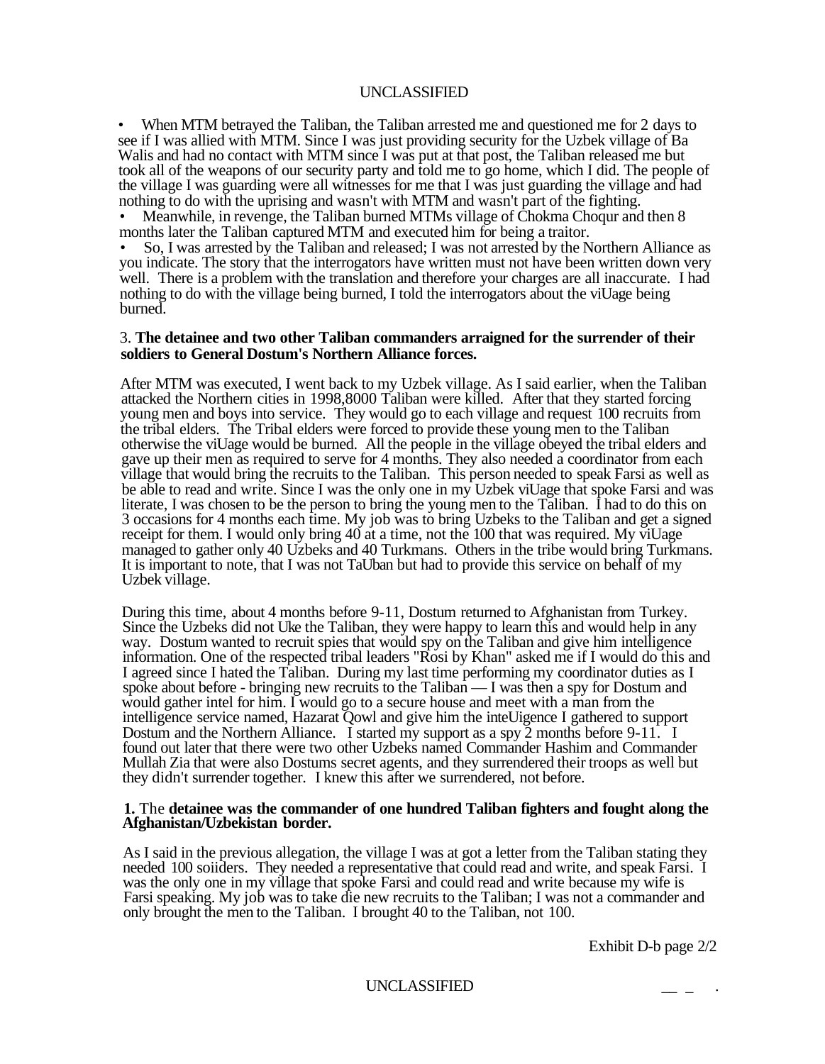- When MTM betrayed the Taliban, the Taliban arrested me and questioned me for 2 days to see if I was allied with MTM. Since I was just providing security for the Uzbek village of Ba Walis and had no contact with MTM since I was put at that post, the Taliban released me but took all of the weapons of our security party and told me to go home, which I did. The people of the village I was guarding were all witnesses for me that I was just guarding the village and had nothing to do with the uprising and wasn't with MTM and wasn't part of the fighting.
- Meanwhile, in revenge, the Taliban burned MTMs village of Chokma Choqur and then 8 months later the Taliban captured MTM and executed him for being a traitor.
- So, I was arrested by the Taliban and released; I was not arrested by the Northern Alliance as you indicate. The story that the interrogators have written must not have been written down very well. There is a problem with the translation and therefore your charges are all inaccurate. I had nothing to do with the village being burned, I told the interrogators about the viUage being burned.

3. **The detainee and two other Taliban commanders arraigned for the surrender of their soldiers to General Dostum's Northern Alliance forces.**

After MTM was executed, I went back to my Uzbek village. As I said earlier, when the Taliban attacked the Northern cities in 1998,8000 Taliban were killed. After that they started forcing young men and boys into service. They would go to each village and request 100 recruits from the tribal elders. The Tribal elders were forced to provide these young men to the Taliban otherwise the viUage would be burned. All the people in the village obeyed the tribal elders and gave up their men as required to serve for 4 months. They also needed a coordinator from each village that would bring the recruits to the Taliban. This person needed to speak Farsi as well as be able to read and write. Since I was the only one in my Uzbek viUage that spoke Farsi and was literate, I was chosen to be the person to bring the young men to the Taliban. I had to do this on 3 occasions for 4 months each time. My job was to bring Uzbeks to the Taliban and get a signed receipt for them. I would only bring 40 at a time, not the 100 that was required. My viUage managed to gather only 40 Uzbeks and 40 Turkmans. Others in the tribe would bring Turkmans. It is important to note, that I was not TaUban but had to provide this service on behalf of my Uzbek village.

During this time, about 4 months before 9-11, Dostum returned to Afghanistan from Turkey. Since the Uzbeks did not Uke the Taliban, they were happy to learn this and would help in any way. Dostum wanted to recruit spies that would spy on the Taliban and give him intelligence information. One of the respected tribal leaders "Rosi by Khan" asked me if I would do this and I agreed since I hated the Taliban. During my last time performing my coordinator duties as I spoke about before - bringing new recruits to the Taliban — I was then a spy for Dostum and would gather intel for him. I would go to a secure house and meet with a man from the intelligence service named, Hazarat Qowl and give him the inteUigence I gathered to support Dostum and the Northern Alliance. I started my support as a spy 2 months before 9-11. I found out later that there were two other Uzbeks named Commander Hashim and Commander Mullah Zia that were also Dostums secret agents, and they surrendered their troops as well but they didn't surrender together. I knew this after we surrendered, not before.

**1.** The **detainee was the commander of one hundred Taliban fighters and fought along the Afghanistan/Uzbekistan border.**

As I said in the previous allegation, the village I was at got a letter from the Taliban stating they needed 100 soiiders. They needed a representative that could read and write, and speak Farsi. I was the only one in my village that spoke Farsi and could read and write because my wife is Farsi speaking. My job was to take die new recruits to the Taliban; I was not a commander and only brought the men to the Taliban. I brought 40 to the Taliban, not 100.

Exhibit D-b page 2/2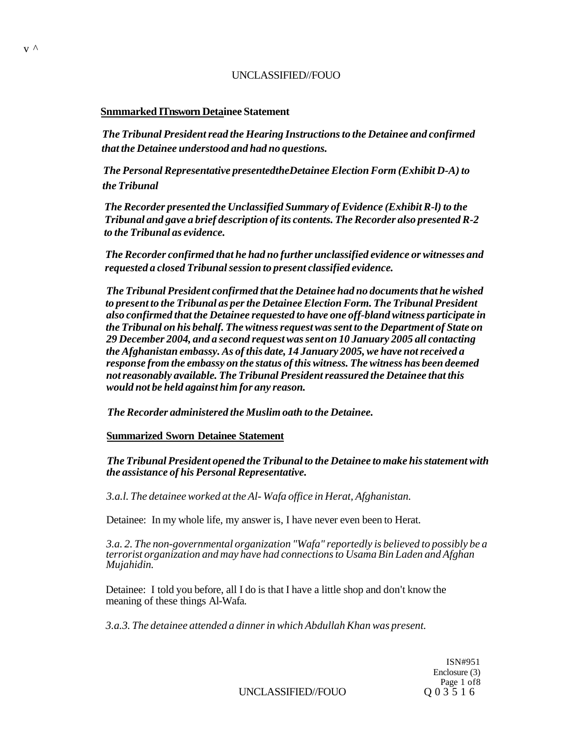**Snmmarked ITnsworn Detainee Statement**

*The Tribunal President read the Hearing Instructions to the Detainee and confirmed that the Detainee understood and had no questions.*

*The Personal Representative presentedtheDetainee Election Form (Exhibit D-A) to the Tribunal*

*The Recorder presented the Unclassified Summary of Evidence (Exhibit R-l) to the Tribunal and gave a brief description of its contents. The Recorder also presented R-2 to the Tribunal as evidence.*

*The Recorder confirmed that he had no further unclassified evidence or witnesses and requested a closed Tribunal session to present classified evidence.*

*The Tribunal President confirmed that the Detainee had no documents that he wished to present to the Tribunal as per the Detainee Election Form. The Tribunal President also confirmed that the Detainee requested to have one off-bland witness participate in the Tribunal on his behalf. The witness request was sent to the Department of State on 29 December 2004, and a second request was sent on 10 January 2005 all contacting the Afghanistan embassy. As of this date, 14 January 2005, we have not received a response from the embassy on the status of this witness. The witness has been deemed not reasonably available. The Tribunal President reassured the Detainee that this would not be held against him for any reason.*

*The Recorder administered the Muslim oath to the Detainee.*

**Summarized Sworn Detainee Statement**

*The Tribunal President opened the Tribunal to the Detainee to make his statement with the assistance of his Personal Representative.*

*3.a.l. The detainee worked at the Al- Wafa office in Herat, Afghanistan.*

Detainee: In my whole life, my answer is, I have never even been to Herat.

*3.a. 2. The non-governmental organization "Wafa" reportedly is believed to possibly be a terrorist organization and may have had connections to Usama Bin Laden and Afghan Mujahidin.*

Detainee: I told you before, all I do is that I have a little shop and don't know the meaning of these things Al-Wafa.

*3.a.3. The detainee attended a dinner in which Abdullah Khan was present.*

ISN#951
Enclosure (3)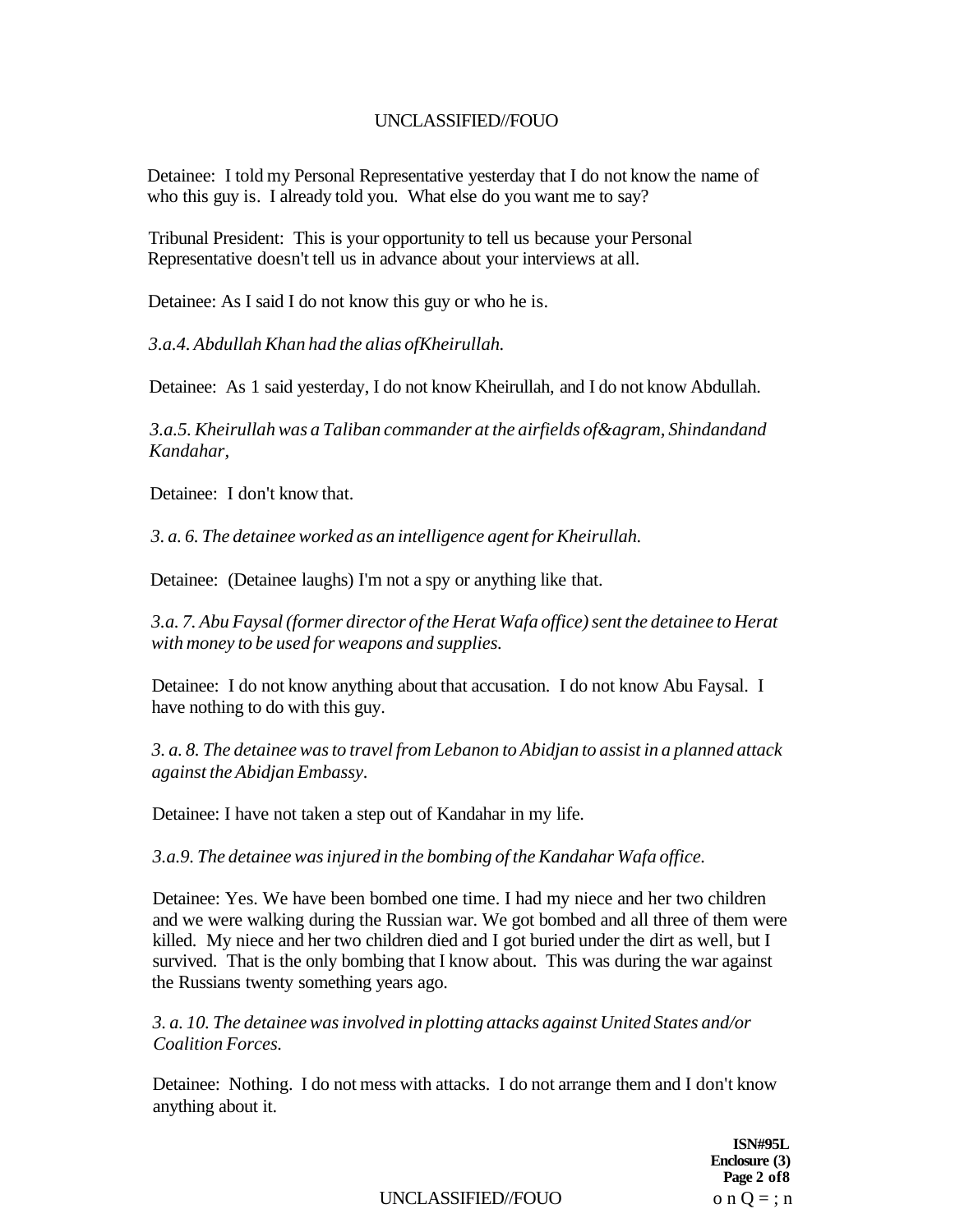Detainee: I told my Personal Representative yesterday that I do not know the name of who this guy is. I already told you. What else do you want me to say?

Tribunal President: This is your opportunity to tell us because your Personal Representative doesn't tell us in advance about your interviews at all.

Detainee: As I said I do not know this guy or who he is.

*3.a.4. Abdullah Khan had the alias ofKheirullah.*

Detainee: As 1 said yesterday, I do not know Kheirullah, and I do not know Abdullah.

*3.a.5. Kheirullah was a Taliban commander at the airfields of&agram, Shindandand Kandahar,*

Detainee: I don't know that.

*3. a. 6. The detainee worked as an intelligence agent for Kheirullah.*

Detainee: (Detainee laughs) I'm not a spy or anything like that.

*3.a. 7. Abu Faysal (former director of the Herat Wafa office) sent the detainee to Herat with money to be used for weapons and supplies.*

Detainee: I do not know anything about that accusation. I do not know Abu Faysal. I have nothing to do with this guy.

*3. a. 8. The detainee was to travel from Lebanon to Abidjan to assist in a planned attack against the Abidjan Embassy.*

Detainee: I have not taken a step out of Kandahar in my life.

*3.a.9. The detainee was injured in the bombing of the Kandahar Wafa office.*

Detainee: Yes. We have been bombed one time. I had my niece and her two children and we were walking during the Russian war. We got bombed and all three of them were killed. My niece and her two children died and I got buried under the dirt as well, but I survived. That is the only bombing that I know about. This was during the war against the Russians twenty something years ago.

*3. a. 10. The detainee was involved in plotting attacks against United States and/or Coalition Forces.*

Detainee: Nothing. I do not mess with attacks. I do not arrange them and I don't know anything about it.

**ISN#95L**
**Enclosure (3)**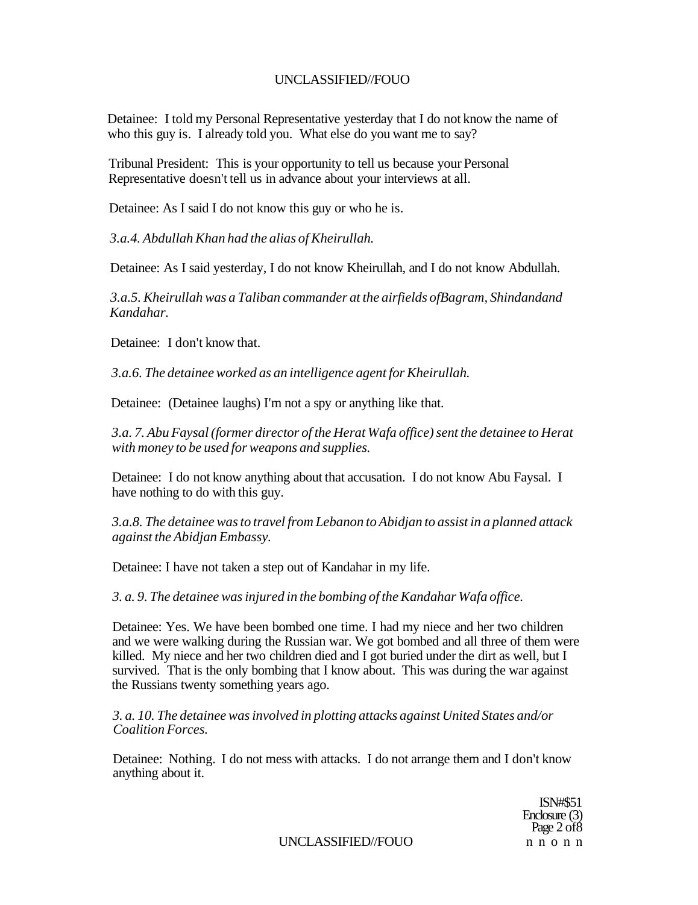Detainee: I told my Personal Representative yesterday that I do not know the name of who this guy is. I already told you. What else do you want me to say?

Tribunal President: This is your opportunity to tell us because your Personal Representative doesn't tell us in advance about your interviews at all.

Detainee: As I said I do not know this guy or who he is.

*3.a.4. Abdullah Khan had the alias of Kheirullah.*

Detainee: As I said yesterday, I do not know Kheirullah, and I do not know Abdullah.

*3.a.5. Kheirullah was a Taliban commander at the airfields ofBagram, Shindandand Kandahar.*

Detainee: I don't know that.

*3.a.6. The detainee worked as an intelligence agent for Kheirullah.*

Detainee: (Detainee laughs) I'm not a spy or anything like that.

*3.a. 7. Abu Faysal (former director of the Herat Wafa office) sent the detainee to Herat with money to be used for weapons and supplies.*

Detainee: I do not know anything about that accusation. I do not know Abu Faysal. I have nothing to do with this guy.

*3.a.8. The detainee was to travel from Lebanon to Abidjan to assist in a planned attack against the Abidjan Embassy.*

Detainee: I have not taken a step out of Kandahar in my life.

*3. a. 9. The detainee was injured in the bombing of the Kandahar Wafa office.*

Detainee: Yes. We have been bombed one time. I had my niece and her two children and we were walking during the Russian war. We got bombed and all three of them were killed. My niece and her two children died and I got buried under the dirt as well, but I survived. That is the only bombing that I know about. This was during the war against the Russians twenty something years ago.

*3. a. 10. The detainee was involved in plotting attacks against United States and/or Coalition Forces.*

Detainee: Nothing. I do not mess with attacks. I do not arrange them and I don't know anything about it.

ISN#$51
Enclosure (3)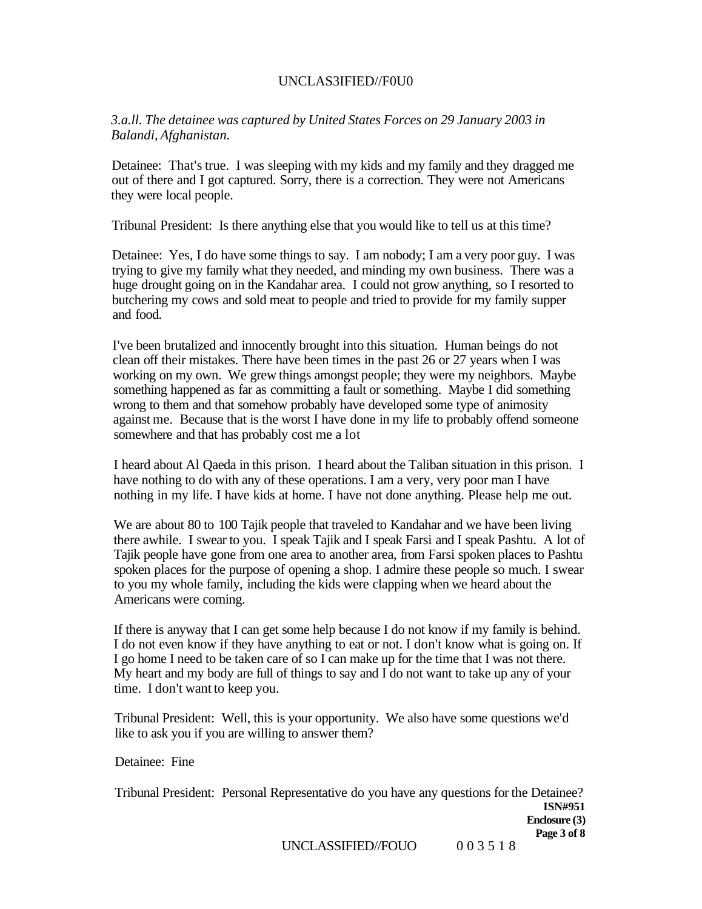*3.a.ll. The detainee was captured by United States Forces on 29 January 2003 in Balandi, Afghanistan.*

Detainee: That's true. I was sleeping with my kids and my family and they dragged me out of there and I got captured. Sorry, there is a correction. They were not Americans they were local people.

Tribunal President: Is there anything else that you would like to tell us at this time?

Detainee: Yes, I do have some things to say. I am nobody; I am a very poor guy. I was trying to give my family what they needed, and minding my own business. There was a huge drought going on in the Kandahar area. I could not grow anything, so I resorted to butchering my cows and sold meat to people and tried to provide for my family supper and food.

I've been brutalized and innocently brought into this situation. Human beings do not clean off their mistakes. There have been times in the past 26 or 27 years when I was working on my own. We grew things amongst people; they were my neighbors. Maybe something happened as far as committing a fault or something. Maybe I did something wrong to them and that somehow probably have developed some type of animosity against me. Because that is the worst I have done in my life to probably offend someone somewhere and that has probably cost me a lot

I heard about Al Qaeda in this prison. I heard about the Taliban situation in this prison. I have nothing to do with any of these operations. I am a very, very poor man I have nothing in my life. I have kids at home. I have not done anything. Please help me out.

We are about 80 to 100 Tajik people that traveled to Kandahar and we have been living there awhile. I swear to you. I speak Tajik and I speak Farsi and I speak Pashtu. A lot of Tajik people have gone from one area to another area, from Farsi spoken places to Pashtu spoken places for the purpose of opening a shop. I admire these people so much. I swear to you my whole family, including the kids were clapping when we heard about the Americans were coming.

If there is anyway that I can get some help because I do not know if my family is behind. I do not even know if they have anything to eat or not. I don't know what is going on. If I go home I need to be taken care of so I can make up for the time that I was not there. My heart and my body are full of things to say and I do not want to take up any of your time. I don't want to keep you.

Tribunal President: Well, this is your opportunity. We also have some questions we'd like to ask you if you are willing to answer them?

Detainee: Fine

Tribunal President: Personal Representative do you have any questions for the Detainee?

**ISN#951**
**Enclosure (3)**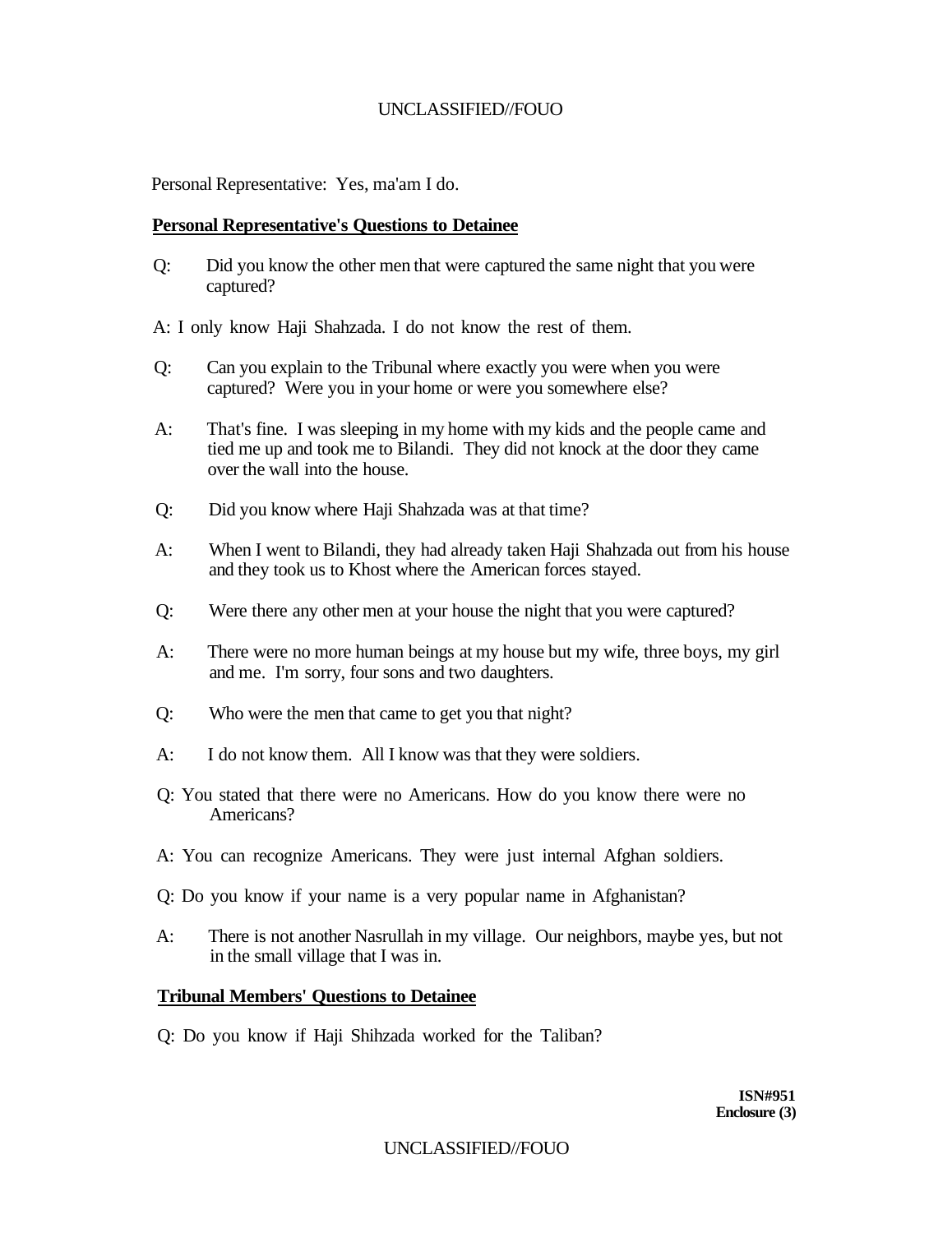Personal Representative: Yes, ma'am I do.

**Personal Representative's Questions to Detainee**

Q: Did you know the other men that were captured the same night that you were captured?

A: I only know Haji Shahzada. I do not know the rest of them.

Q: Can you explain to the Tribunal where exactly you were when you were captured? Were you in your home or were you somewhere else?

A: That's fine. I was sleeping in my home with my kids and the people came and tied me up and took me to Bilandi. They did not knock at the door they came over the wall into the house.

Q: Did you know where Haji Shahzada was at that time?

A: When I went to Bilandi, they had already taken Haji Shahzada out from his house and they took us to Khost where the American forces stayed.

Q: Were there any other men at your house the night that you were captured?

A: There were no more human beings at my house but my wife, three boys, my girl and me. I'm sorry, four sons and two daughters.

Q: Who were the men that came to get you that night?

A: I do not know them. All I know was that they were soldiers.

Q: You stated that there were no Americans. How do you know there were no Americans?

A: You can recognize Americans. They were just internal Afghan soldiers.

Q: Do you know if your name is a very popular name in Afghanistan?

A: There is not another Nasrullah in my village. Our neighbors, maybe yes, but not in the small village that I was in.

**Tribunal Members' Questions to Detainee**

Q: Do you know if Haji Shihzada worked for the Taliban?

**ISN#951**
**Enclosure (3)**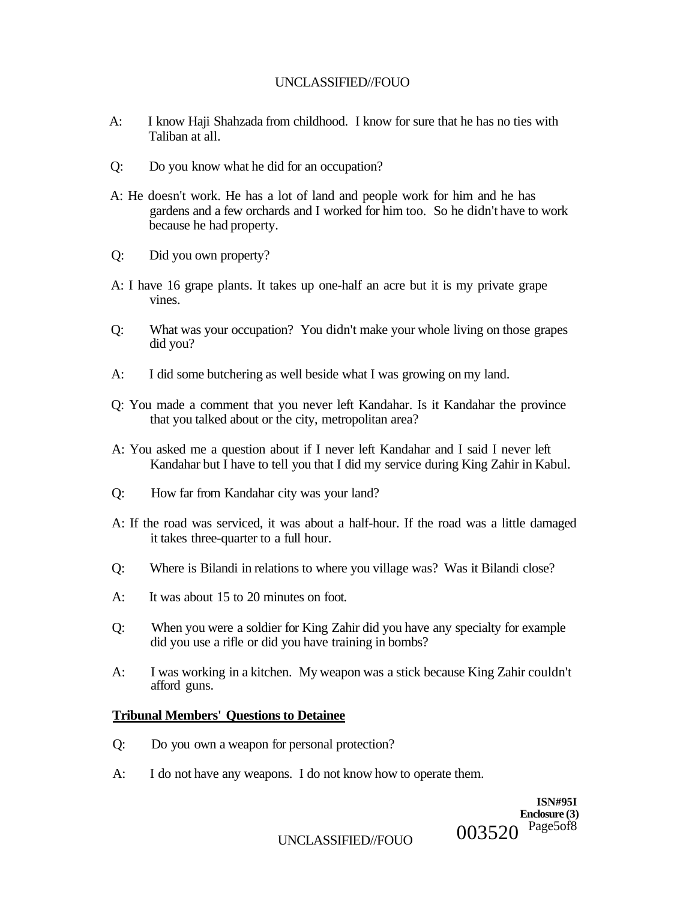A: I know Haji Shahzada from childhood. I know for sure that he has no ties with Taliban at all.

Q: Do you know what he did for an occupation?

A: He doesn't work. He has a lot of land and people work for him and he has gardens and a few orchards and I worked for him too. So he didn't have to work because he had property.

Q: Did you own property?

A: I have 16 grape plants. It takes up one-half an acre but it is my private grape vines.

Q: What was your occupation? You didn't make your whole living on those grapes did you?

A: I did some butchering as well beside what I was growing on my land.

Q: You made a comment that you never left Kandahar. Is it Kandahar the province that you talked about or the city, metropolitan area?

A: You asked me a question about if I never left Kandahar and I said I never left Kandahar but I have to tell you that I did my service during King Zahir in Kabul.

Q: How far from Kandahar city was your land?

A: If the road was serviced, it was about a half-hour. If the road was a little damaged it takes three-quarter to a full hour.

Q: Where is Bilandi in relations to where you village was? Was it Bilandi close?

A: It was about 15 to 20 minutes on foot.

Q: When you were a soldier for King Zahir did you have any specialty for example did you use a rifle or did you have training in bombs?

A: I was working in a kitchen. My weapon was a stick because King Zahir couldn't afford guns.

**Tribunal Members' Questions to Detainee**

Q: Do you own a weapon for personal protection?

A: I do not have any weapons. I do not know how to operate them.

**ISN#95I**
**Enclosure (3)**
Page 5 of 8

003520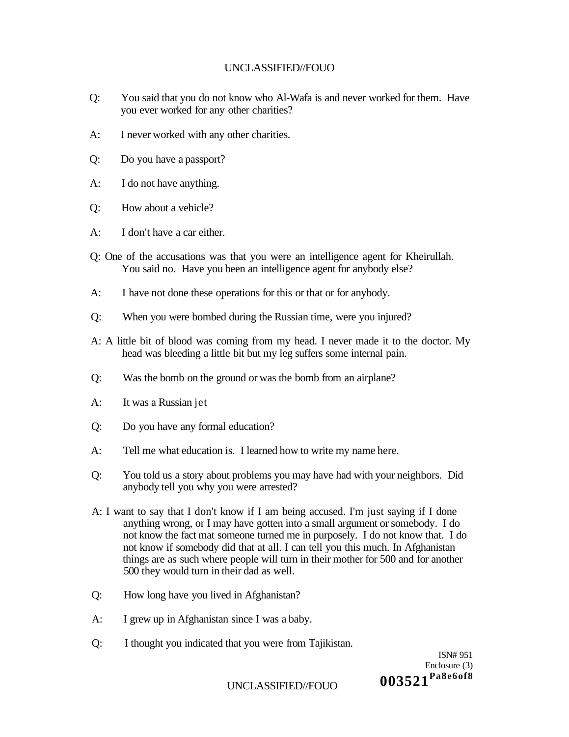Q: You said that you do not know who Al-Wafa is and never worked for them. Have you ever worked for any other charities?

A: I never worked with any other charities.

Q: Do you have a passport?

A: I do not have anything.

Q: How about a vehicle?

A: I don't have a car either.

Q: One of the accusations was that you were an intelligence agent for Kheirullah. You said no. Have you been an intelligence agent for anybody else?

A: I have not done these operations for this or that or for anybody.

Q: When you were bombed during the Russian time, were you injured?

A: A little bit of blood was coming from my head. I never made it to the doctor. My head was bleeding a little bit but my leg suffers some internal pain.

Q: Was the bomb on the ground or was the bomb from an airplane?

A: It was a Russian jet

Q: Do you have any formal education?

A: Tell me what education is. I learned how to write my name here.

Q: You told us a story about problems you may have had with your neighbors. Did anybody tell you why you were arrested?

A: I want to say that I don't know if I am being accused. I'm just saying if I done anything wrong, or I may have gotten into a small argument or somebody. I do not know the fact mat someone turned me in purposely. I do not know that. I do not know if somebody did that at all. I can tell you this much. In Afghanistan things are as such where people will turn in their mother for 500 and for another 500 they would turn in their dad as well.

Q: How long have you lived in Afghanistan?

A: I grew up in Afghanistan since I was a baby.

Q: I thought you indicated that you were from Tajikistan.

ISN# 951
Enclosure (3)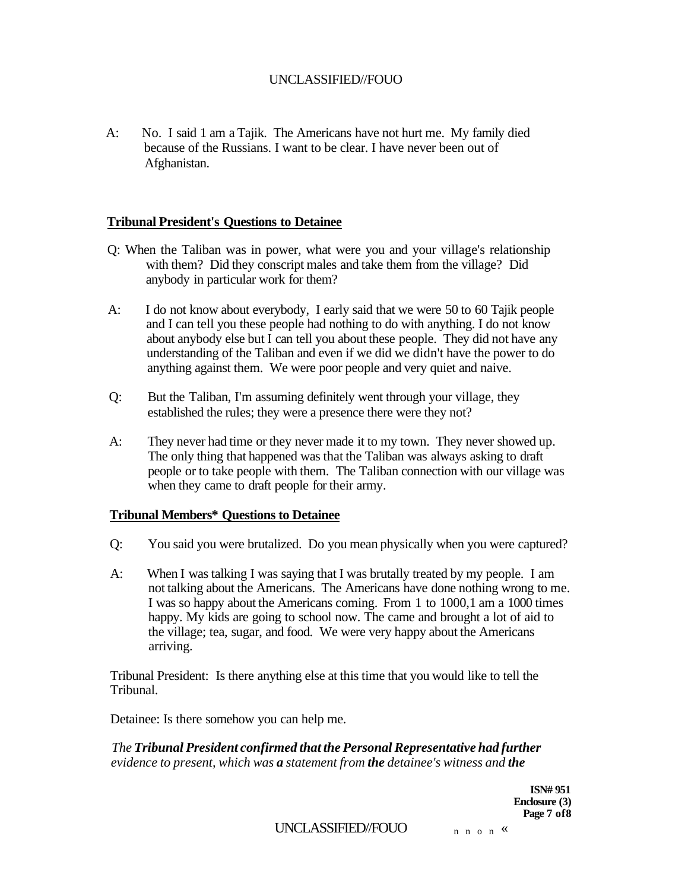A: No. I said 1 am a Tajik. The Americans have not hurt me. My family died because of the Russians. I want to be clear. I have never been out of Afghanistan.

**Tribunal President's Questions to Detainee**

Q: When the Taliban was in power, what were you and your village's relationship with them? Did they conscript males and take them from the village? Did anybody in particular work for them?

A: I do not know about everybody, I early said that we were 50 to 60 Tajik people and I can tell you these people had nothing to do with anything. I do not know about anybody else but I can tell you about these people. They did not have any understanding of the Taliban and even if we did we didn't have the power to do anything against them. We were poor people and very quiet and naive.

Q: But the Taliban, I'm assuming definitely went through your village, they established the rules; they were a presence there were they not?

A: They never had time or they never made it to my town. They never showed up. The only thing that happened was that the Taliban was always asking to draft people or to take people with them. The Taliban connection with our village was when they came to draft people for their army.

**Tribunal Members* Questions to Detainee**

Q: You said you were brutalized. Do you mean physically when you were captured?

A: When I was talking I was saying that I was brutally treated by my people. I am not talking about the Americans. The Americans have done nothing wrong to me. I was so happy about the Americans coming. From 1 to 1000,1 am a 1000 times happy. My kids are going to school now. The came and brought a lot of aid to the village; tea, sugar, and food. We were very happy about the Americans arriving.

Tribunal President: Is there anything else at this time that you would like to tell the Tribunal.

Detainee: Is there somehow you can help me.

*The **Tribunal President confirmed that the Personal Representative had further** evidence to present, which was **a** statement from **the** detainee's witness and **the***

**ISN# 951**
**Enclosure (3)**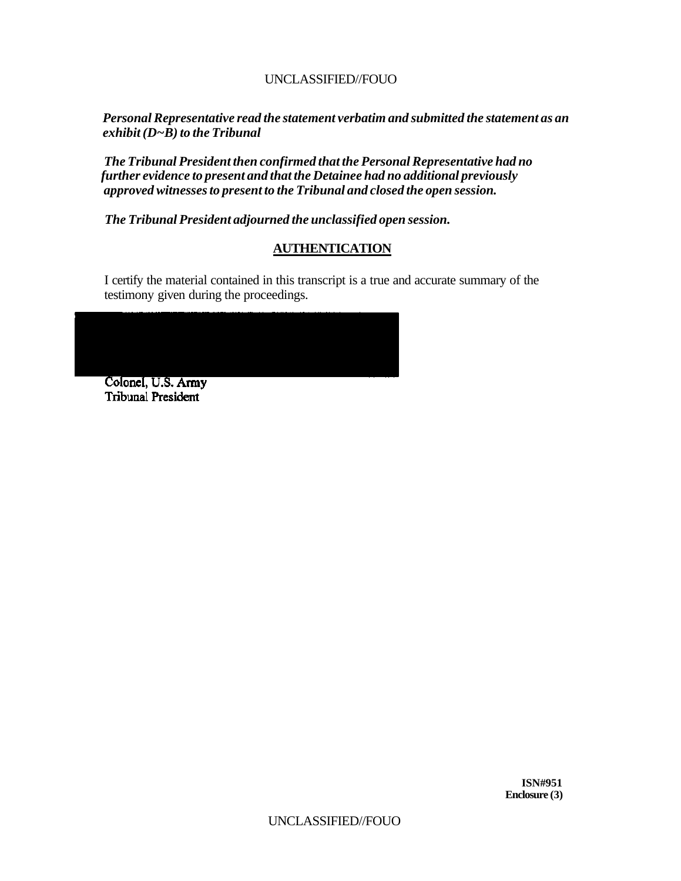*Personal Representative read the statement verbatim and submitted the statement as an exhibit (D~B) to the Tribunal*

*The Tribunal President then confirmed that the Personal Representative had no further evidence to present and that the Detainee had no additional previously approved witnesses to present to the Tribunal and closed the open session.*

*The Tribunal President adjourned the unclassified open session.*

## AUTHENTICATION

I certify the material contained in this transcript is a true and accurate summary of the testimony given during the proceedings.

Colonel, U.S. Army
Tribunal President

**ISN#951**
**Enclosure (3)**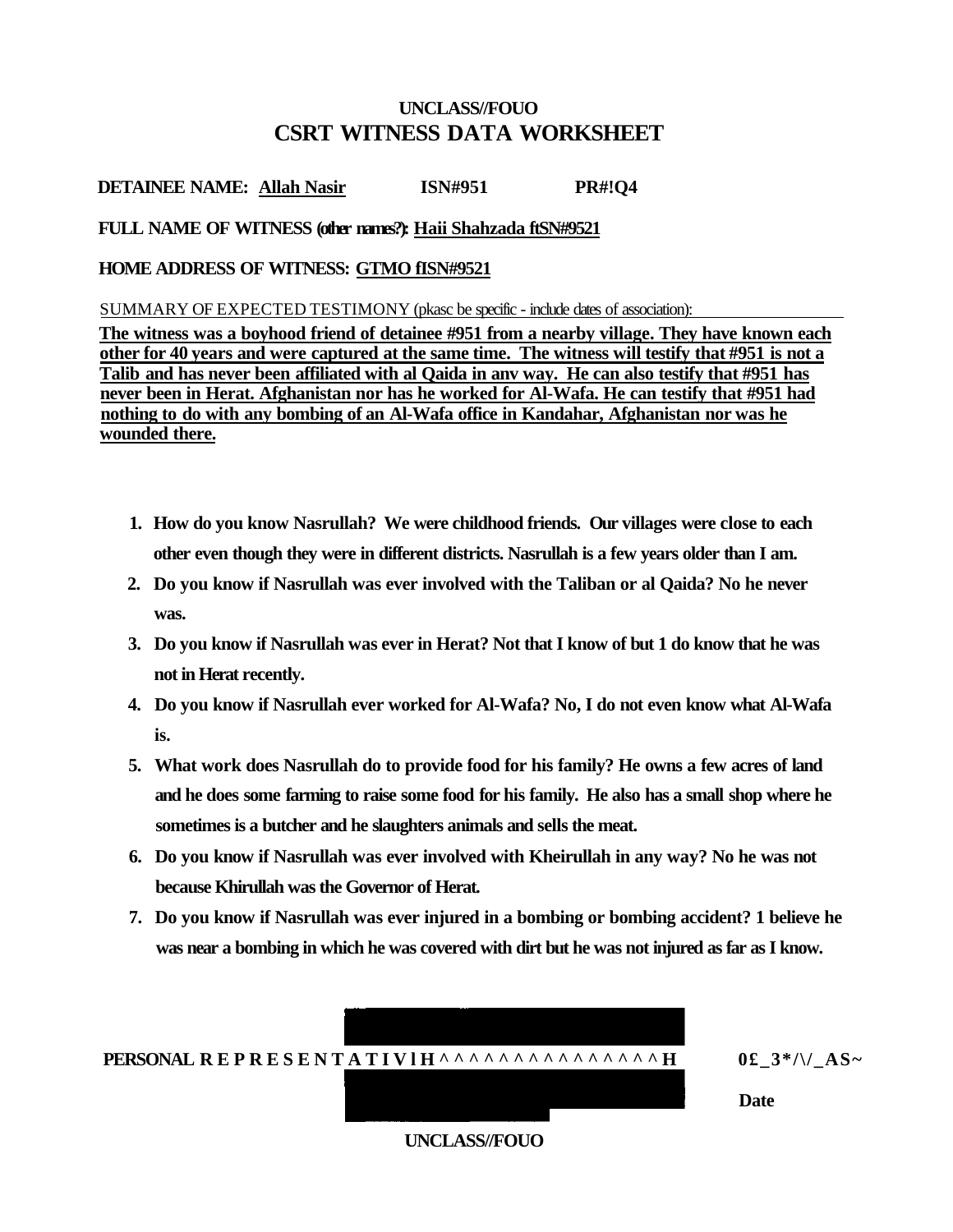UNCLASS//FOUO

# CSRT WITNESS DATA WORKSHEET

**DETAINEE NAME: Allah Nasir ISN#951 PR#!Q4**

**FULL NAME OF WITNESS (other names?): Haii Shahzada ftSN#9521**

**HOME ADDRESS OF WITNESS: GTMO fISN#9521**

SUMMARY OF EXPECTED TESTIMONY (pkasc be specific - include dates of association):

**The witness was a boyhood friend of detainee #951 from a nearby village. They have known each other for 40 years and were captured at the same time. The witness will testify that #951 is not a Talib and has never been affiliated with al Qaida in anv way. He can also testify that #951 has never been in Herat. Afghanistan nor has he worked for Al-Wafa. He can testify that #951 had nothing to do with any bombing of an Al-Wafa office in Kandahar, Afghanistan nor was he wounded there.**

1. **How do you know Nasrullah? We were childhood friends. Our villages were close to each other even though they were in different districts. Nasrullah is a few years older than I am.**
2. **Do you know if Nasrullah was ever involved with the Taliban or al Qaida? No he never was.**
3. **Do you know if Nasrullah was ever in Herat? Not that I know of but 1 do know that he was not in Herat recently.**
4. **Do you know if Nasrullah ever worked for Al-Wafa? No, I do not even know what Al-Wafa is.**
5. **What work does Nasrullah do to provide food for his family? He owns a few acres of land and he does some farming to raise some food for his family. He also has a small shop where he sometimes is a butcher and he slaughters animals and sells the meat.**
6. **Do you know if Nasrullah was ever involved with Kheirullah in any way? No he was not because Khirullah was the Governor of Herat.**
7. **Do you know if Nasrullah was ever injured in a bombing or bombing accident? 1 believe he was near a bombing in which he was covered with dirt but he was not injured as far as I know.**

**PERSONAL REPRESENTATIVE** [redacted] **0£_3*/\/_AS~**

**Date**

UNCLASS//FOUO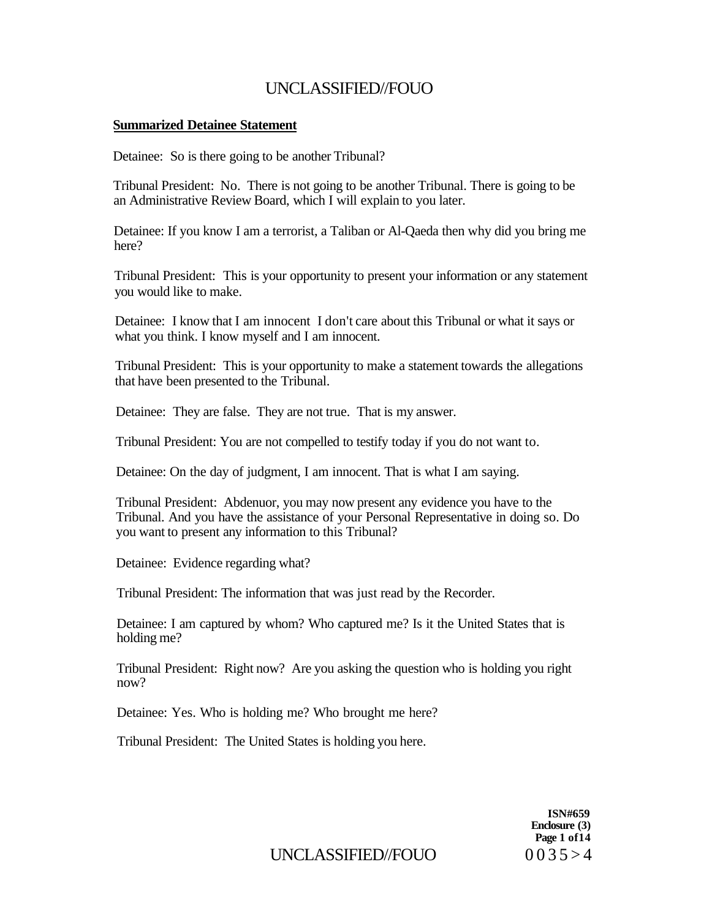**Summarized Detainee Statement**

Detainee: So is there going to be another Tribunal?

Tribunal President: No. There is not going to be another Tribunal. There is going to be an Administrative Review Board, which I will explain to you later.

Detainee: If you know I am a terrorist, a Taliban or Al-Qaeda then why did you bring me here?

Tribunal President: This is your opportunity to present your information or any statement you would like to make.

Detainee: I know that I am innocent I don't care about this Tribunal or what it says or what you think. I know myself and I am innocent.

Tribunal President: This is your opportunity to make a statement towards the allegations that have been presented to the Tribunal.

Detainee: They are false. They are not true. That is my answer.

Tribunal President: You are not compelled to testify today if you do not want to.

Detainee: On the day of judgment, I am innocent. That is what I am saying.

Tribunal President: Abdenuor, you may now present any evidence you have to the Tribunal. And you have the assistance of your Personal Representative in doing so. Do you want to present any information to this Tribunal?

Detainee: Evidence regarding what?

Tribunal President: The information that was just read by the Recorder.

Detainee: I am captured by whom? Who captured me? Is it the United States that is holding me?

Tribunal President: Right now? Are you asking the question who is holding you right now?

Detainee: Yes. Who is holding me? Who brought me here?

Tribunal President: The United States is holding you here.

**ISN#659**
**Enclosure (3)**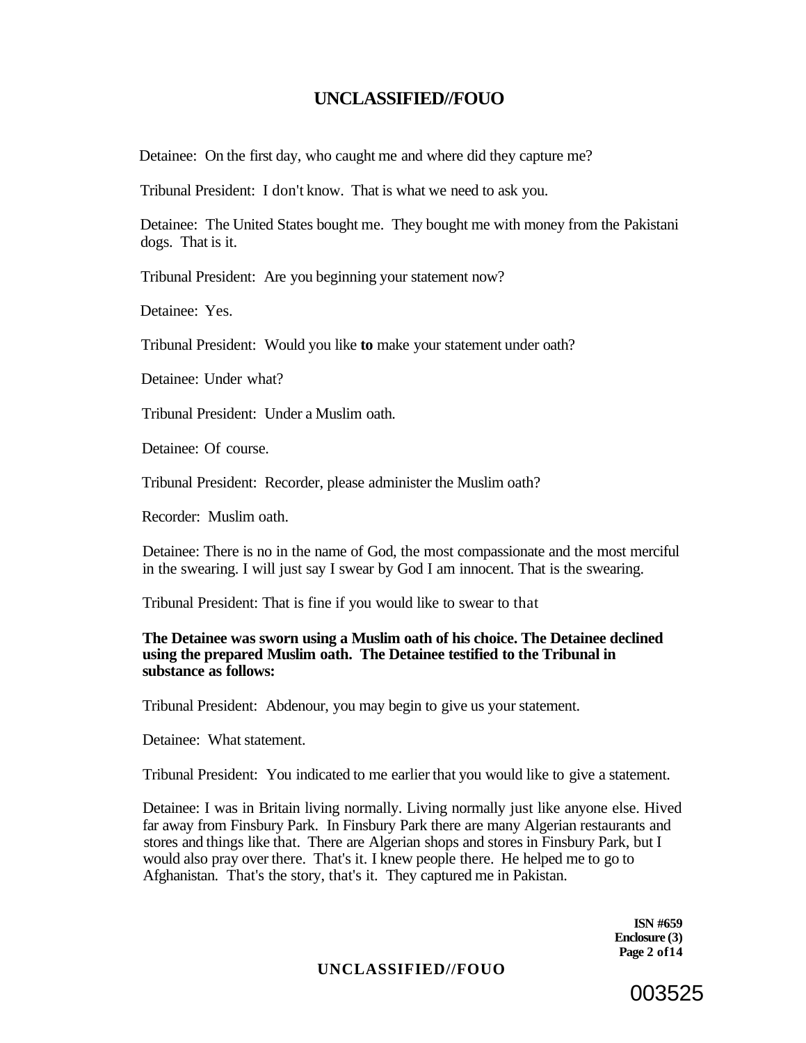Detainee: On the first day, who caught me and where did they capture me?

Tribunal President: I don't know. That is what we need to ask you.

Detainee: The United States bought me. They bought me with money from the Pakistani dogs. That is it.

Tribunal President: Are you beginning your statement now?

Detainee: Yes.

Tribunal President: Would you like **to** make your statement under oath?

Detainee: Under what?

Tribunal President: Under a Muslim oath.

Detainee: Of course.

Tribunal President: Recorder, please administer the Muslim oath?

Recorder: Muslim oath.

Detainee: There is no in the name of God, the most compassionate and the most merciful in the swearing. I will just say I swear by God I am innocent. That is the swearing.

Tribunal President: That is fine if you would like to swear to that

**The Detainee was sworn using a Muslim oath of his choice. The Detainee declined using the prepared Muslim oath. The Detainee testified to the Tribunal in substance as follows:**

Tribunal President: Abdenour, you may begin to give us your statement.

Detainee: What statement.

Tribunal President: You indicated to me earlier that you would like to give a statement.

Detainee: I was in Britain living normally. Living normally just like anyone else. Hived far away from Finsbury Park. In Finsbury Park there are many Algerian restaurants and stores and things like that. There are Algerian shops and stores in Finsbury Park, but I would also pray over there. That's it. I knew people there. He helped me to go to Afghanistan. That's the story, that's it. They captured me in Pakistan.

**ISN #659**
**Enclosure (3)**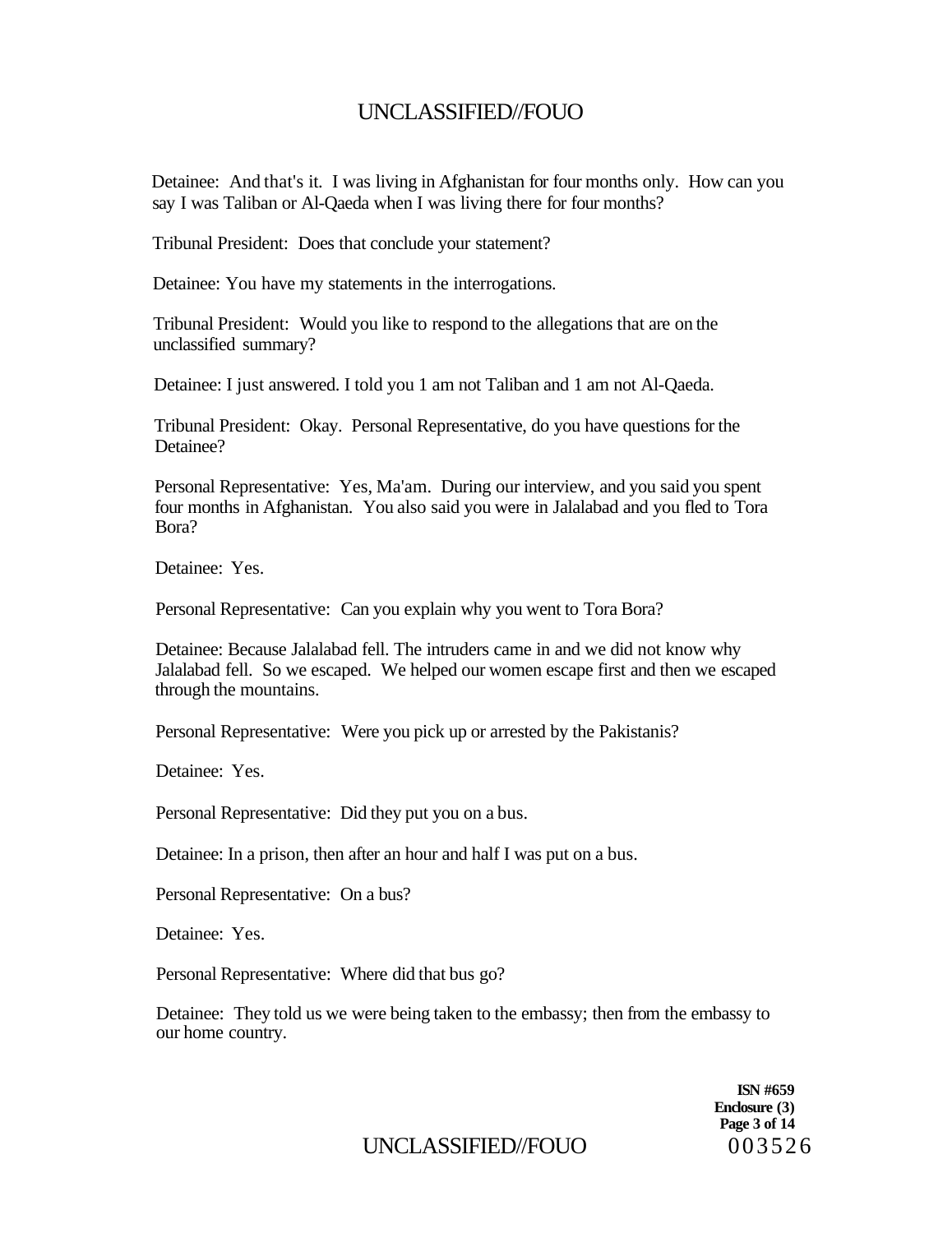Detainee: And that's it. I was living in Afghanistan for four months only. How can you say I was Taliban or Al-Qaeda when I was living there for four months?

Tribunal President: Does that conclude your statement?

Detainee: You have my statements in the interrogations.

Tribunal President: Would you like to respond to the allegations that are on the unclassified summary?

Detainee: I just answered. I told you 1 am not Taliban and 1 am not Al-Qaeda.

Tribunal President: Okay. Personal Representative, do you have questions for the Detainee?

Personal Representative: Yes, Ma'am. During our interview, and you said you spent four months in Afghanistan. You also said you were in Jalalabad and you fled to Tora Bora?

Detainee: Yes.

Personal Representative: Can you explain why you went to Tora Bora?

Detainee: Because Jalalabad fell. The intruders came in and we did not know why Jalalabad fell. So we escaped. We helped our women escape first and then we escaped through the mountains.

Personal Representative: Were you pick up or arrested by the Pakistanis?

Detainee: Yes.

Personal Representative: Did they put you on a bus.

Detainee: In a prison, then after an hour and half I was put on a bus.

Personal Representative: On a bus?

Detainee: Yes.

Personal Representative: Where did that bus go?

Detainee: They told us we were being taken to the embassy; then from the embassy to our home country.

**ISN #659**
**Enclosure (3)**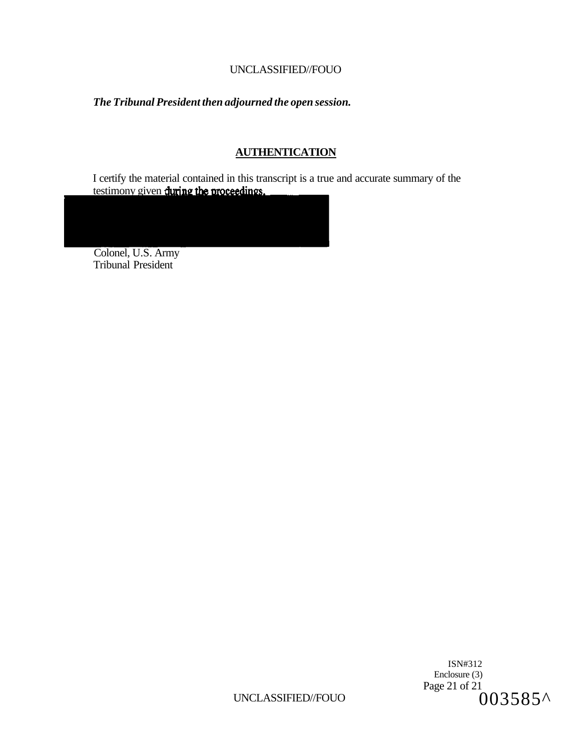*The Tribunal President then adjourned the open session.*

## AUTHENTICATION

I certify the material contained in this transcript is a true and accurate summary of the testimony given during the proceedings.

Colonel, U.S. Army
Tribunal President

ISN#312
Enclosure (3)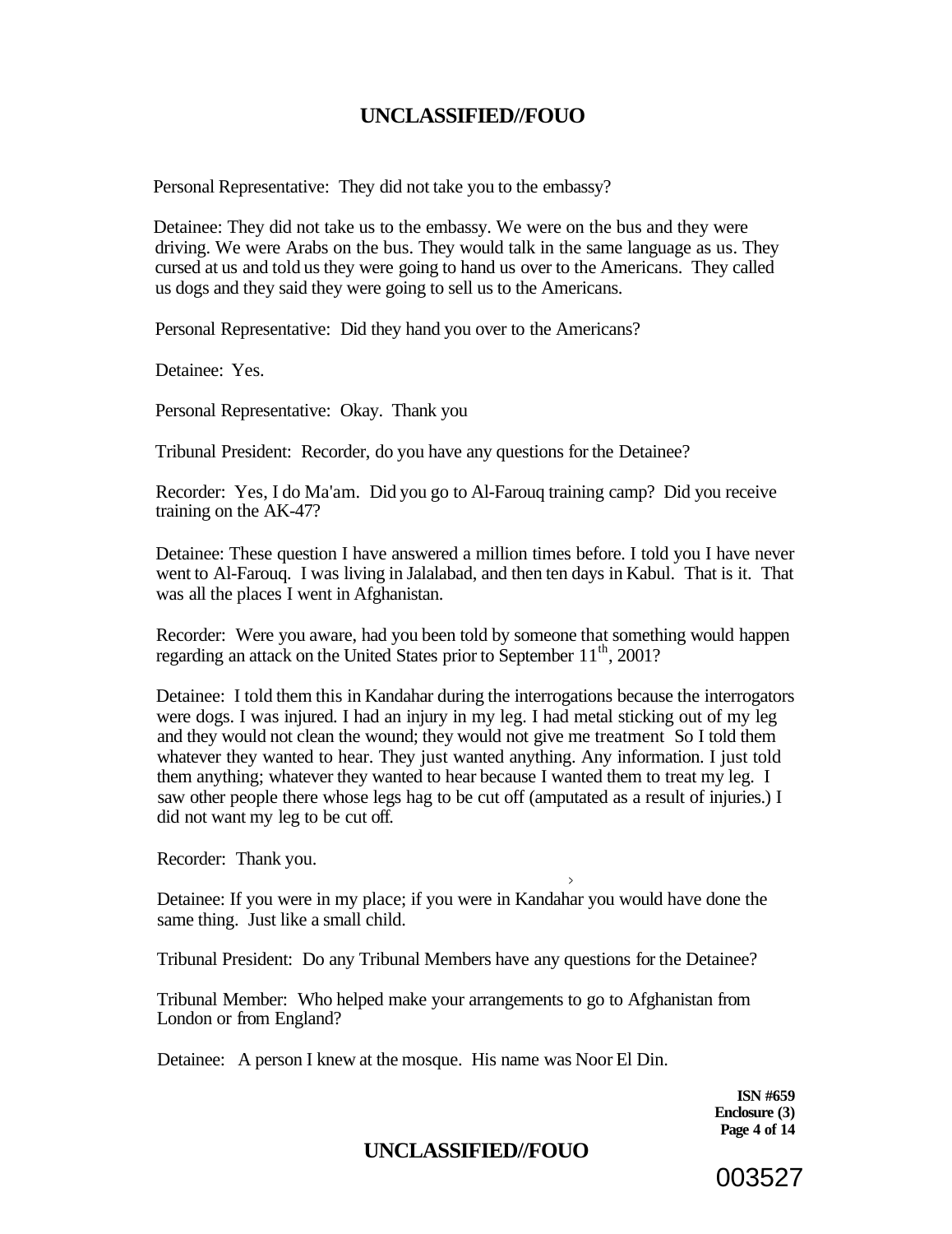Personal Representative: They did not take you to the embassy?

Detainee: They did not take us to the embassy. We were on the bus and they were driving. We were Arabs on the bus. They would talk in the same language as us. They cursed at us and told us they were going to hand us over to the Americans. They called us dogs and they said they were going to sell us to the Americans.

Personal Representative: Did they hand you over to the Americans?

Detainee: Yes.

Personal Representative: Okay. Thank you

Tribunal President: Recorder, do you have any questions for the Detainee?

Recorder: Yes, I do Ma'am. Did you go to Al-Farouq training camp? Did you receive training on the AK-47?

Detainee: These question I have answered a million times before. I told you I have never went to Al-Farouq. I was living in Jalalabad, and then ten days in Kabul. That is it. That was all the places I went in Afghanistan.

Recorder: Were you aware, had you been told by someone that something would happen regarding an attack on the United States prior to September 11th, 2001?

Detainee: I told them this in Kandahar during the interrogations because the interrogators were dogs. I was injured. I had an injury in my leg. I had metal sticking out of my leg and they would not clean the wound; they would not give me treatment So I told them whatever they wanted to hear. They just wanted anything. Any information. I just told them anything; whatever they wanted to hear because I wanted them to treat my leg. I saw other people there whose legs hag to be cut off (amputated as a result of injuries.) I did not want my leg to be cut off.

Recorder: Thank you.

Detainee: If you were in my place; if you were in Kandahar you would have done the same thing. Just like a small child.

Tribunal President: Do any Tribunal Members have any questions for the Detainee?

Tribunal Member: Who helped make your arrangements to go to Afghanistan from London or from England?

Detainee: A person I knew at the mosque. His name was Noor El Din.

**ISN #659**
**Enclosure (3)**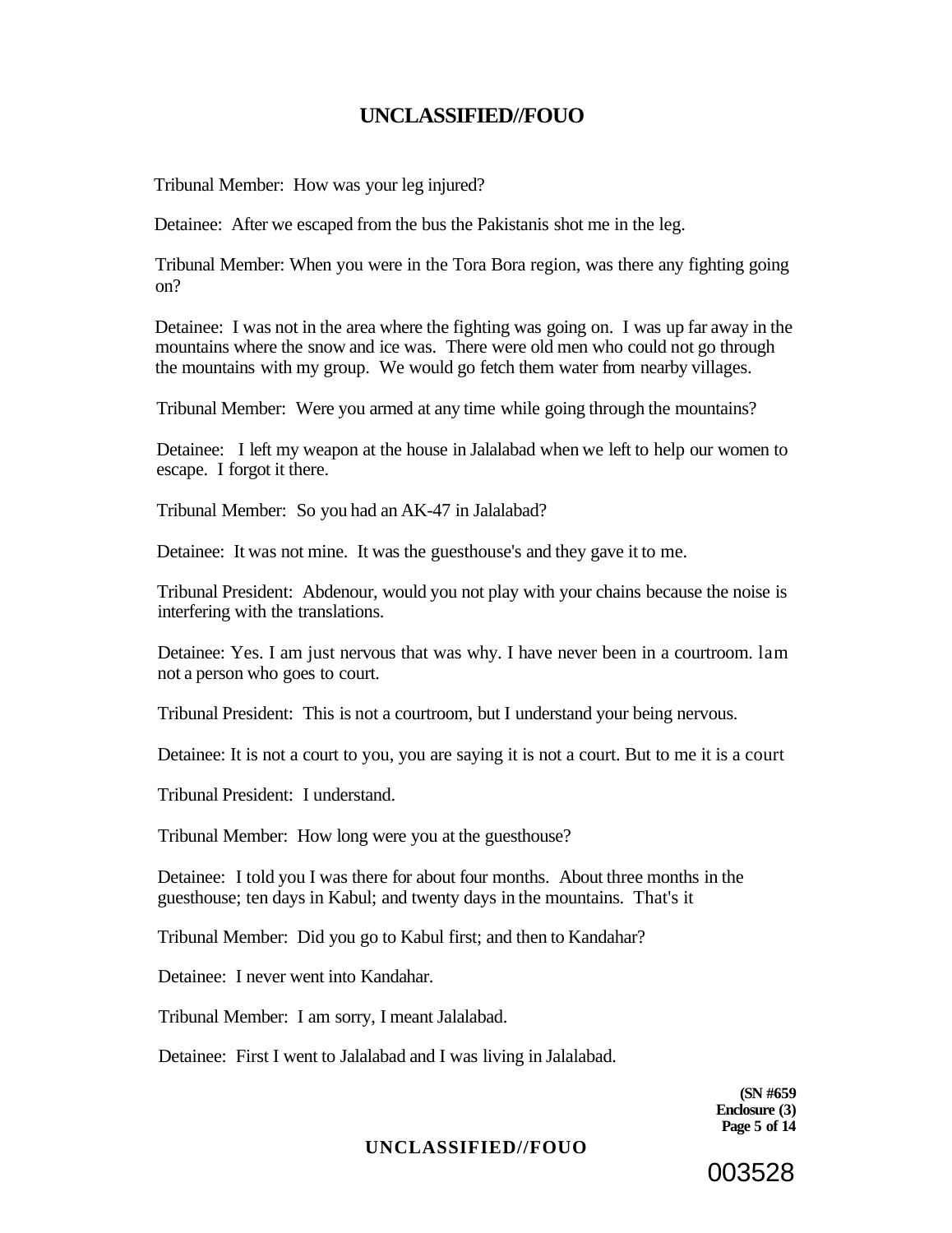Tribunal Member: How was your leg injured?

Detainee: After we escaped from the bus the Pakistanis shot me in the leg.

Tribunal Member: When you were in the Tora Bora region, was there any fighting going on?

Detainee: I was not in the area where the fighting was going on. I was up far away in the mountains where the snow and ice was. There were old men who could not go through the mountains with my group. We would go fetch them water from nearby villages.

Tribunal Member: Were you armed at any time while going through the mountains?

Detainee: I left my weapon at the house in Jalalabad when we left to help our women to escape. I forgot it there.

Tribunal Member: So you had an AK-47 in Jalalabad?

Detainee: It was not mine. It was the guesthouse's and they gave it to me.

Tribunal President: Abdenour, would you not play with your chains because the noise is interfering with the translations.

Detainee: Yes. I am just nervous that was why. I have never been in a courtroom. lam not a person who goes to court.

Tribunal President: This is not a courtroom, but I understand your being nervous.

Detainee: It is not a court to you, you are saying it is not a court. But to me it is a court

Tribunal President: I understand.

Tribunal Member: How long were you at the guesthouse?

Detainee: I told you I was there for about four months. About three months in the guesthouse; ten days in Kabul; and twenty days in the mountains. That's it

Tribunal Member: Did you go to Kabul first; and then to Kandahar?

Detainee: I never went into Kandahar.

Tribunal Member: I am sorry, I meant Jalalabad.

Detainee: First I went to Jalalabad and I was living in Jalalabad.

**(SN #659**
**Enclosure (3)**

003528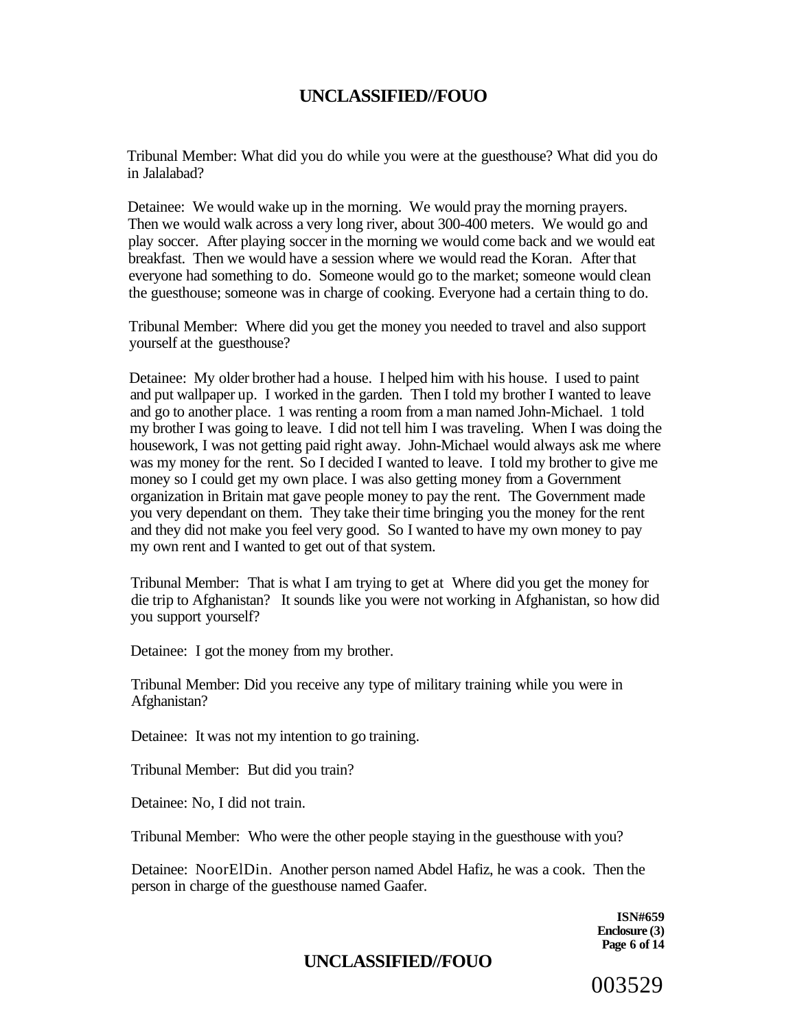Tribunal Member: What did you do while you were at the guesthouse? What did you do in Jalalabad?

Detainee: We would wake up in the morning. We would pray the morning prayers. Then we would walk across a very long river, about 300-400 meters. We would go and play soccer. After playing soccer in the morning we would come back and we would eat breakfast. Then we would have a session where we would read the Koran. After that everyone had something to do. Someone would go to the market; someone would clean the guesthouse; someone was in charge of cooking. Everyone had a certain thing to do.

Tribunal Member: Where did you get the money you needed to travel and also support yourself at the guesthouse?

Detainee: My older brother had a house. I helped him with his house. I used to paint and put wallpaper up. I worked in the garden. Then I told my brother I wanted to leave and go to another place. 1 was renting a room from a man named John-Michael. 1 told my brother I was going to leave. I did not tell him I was traveling. When I was doing the housework, I was not getting paid right away. John-Michael would always ask me where was my money for the rent. So I decided I wanted to leave. I told my brother to give me money so I could get my own place. I was also getting money from a Government organization in Britain mat gave people money to pay the rent. The Government made you very dependant on them. They take their time bringing you the money for the rent and they did not make you feel very good. So I wanted to have my own money to pay my own rent and I wanted to get out of that system.

Tribunal Member: That is what I am trying to get at Where did you get the money for die trip to Afghanistan? It sounds like you were not working in Afghanistan, so how did you support yourself?

Detainee: I got the money from my brother.

Tribunal Member: Did you receive any type of military training while you were in Afghanistan?

Detainee: It was not my intention to go training.

Tribunal Member: But did you train?

Detainee: No, I did not train.

Tribunal Member: Who were the other people staying in the guesthouse with you?

Detainee: NoorElDin. Another person named Abdel Hafiz, he was a cook. Then the person in charge of the guesthouse named Gaafer.

**ISN#659**
**Enclosure (3)**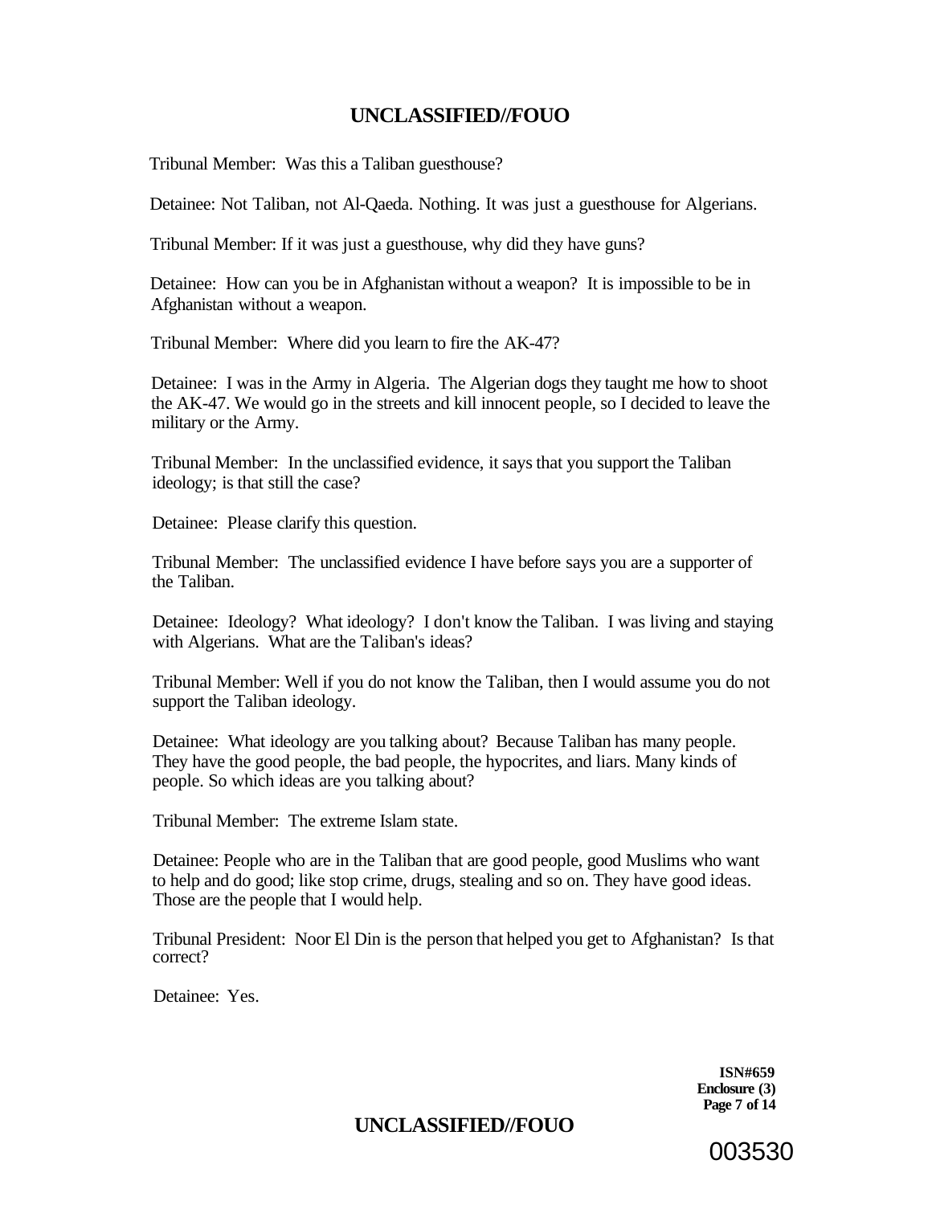Tribunal Member: Was this a Taliban guesthouse?

Detainee: Not Taliban, not Al-Qaeda. Nothing. It was just a guesthouse for Algerians.

Tribunal Member: If it was just a guesthouse, why did they have guns?

Detainee: How can you be in Afghanistan without a weapon? It is impossible to be in Afghanistan without a weapon.

Tribunal Member: Where did you learn to fire the AK-47?

Detainee: I was in the Army in Algeria. The Algerian dogs they taught me how to shoot the AK-47. We would go in the streets and kill innocent people, so I decided to leave the military or the Army.

Tribunal Member: In the unclassified evidence, it says that you support the Taliban ideology; is that still the case?

Detainee: Please clarify this question.

Tribunal Member: The unclassified evidence I have before says you are a supporter of the Taliban.

Detainee: Ideology? What ideology? I don't know the Taliban. I was living and staying with Algerians. What are the Taliban's ideas?

Tribunal Member: Well if you do not know the Taliban, then I would assume you do not support the Taliban ideology.

Detainee: What ideology are you talking about? Because Taliban has many people. They have the good people, the bad people, the hypocrites, and liars. Many kinds of people. So which ideas are you talking about?

Tribunal Member: The extreme Islam state.

Detainee: People who are in the Taliban that are good people, good Muslims who want to help and do good; like stop crime, drugs, stealing and so on. They have good ideas. Those are the people that I would help.

Tribunal President: Noor El Din is the person that helped you get to Afghanistan? Is that correct?

Detainee: Yes.

**ISN#659**
**Enclosure (3)**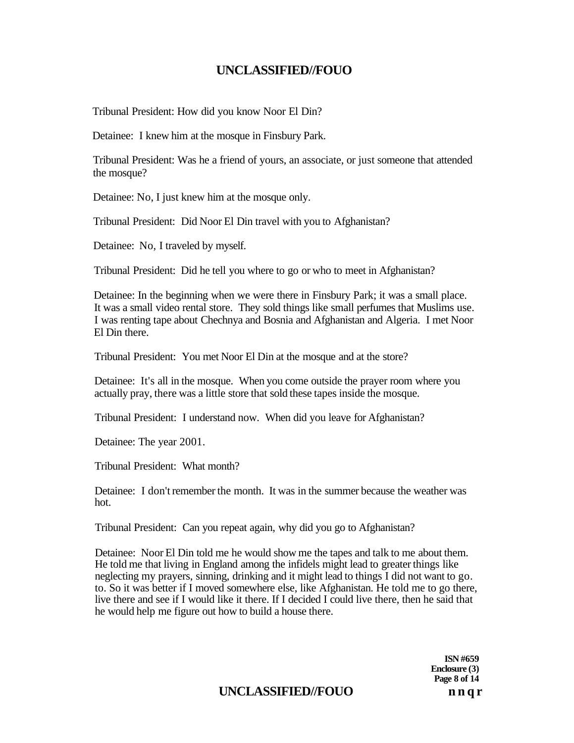Tribunal President: How did you know Noor El Din?

Detainee: I knew him at the mosque in Finsbury Park.

Tribunal President: Was he a friend of yours, an associate, or just someone that attended the mosque?

Detainee: No, I just knew him at the mosque only.

Tribunal President: Did Noor El Din travel with you to Afghanistan?

Detainee: No, I traveled by myself.

Tribunal President: Did he tell you where to go or who to meet in Afghanistan?

Detainee: In the beginning when we were there in Finsbury Park; it was a small place. It was a small video rental store. They sold things like small perfumes that Muslims use. I was renting tape about Chechnya and Bosnia and Afghanistan and Algeria. I met Noor El Din there.

Tribunal President: You met Noor El Din at the mosque and at the store?

Detainee: It's all in the mosque. When you come outside the prayer room where you actually pray, there was a little store that sold these tapes inside the mosque.

Tribunal President: I understand now. When did you leave for Afghanistan?

Detainee: The year 2001.

Tribunal President: What month?

Detainee: I don't remember the month. It was in the summer because the weather was hot.

Tribunal President: Can you repeat again, why did you go to Afghanistan?

Detainee: Noor El Din told me he would show me the tapes and talk to me about them. He told me that living in England among the infidels might lead to greater things like neglecting my prayers, sinning, drinking and it might lead to things I did not want to go. to. So it was better if I moved somewhere else, like Afghanistan. He told me to go there, live there and see if I would like it there. If I decided I could live there, then he said that he would help me figure out how to build a house there.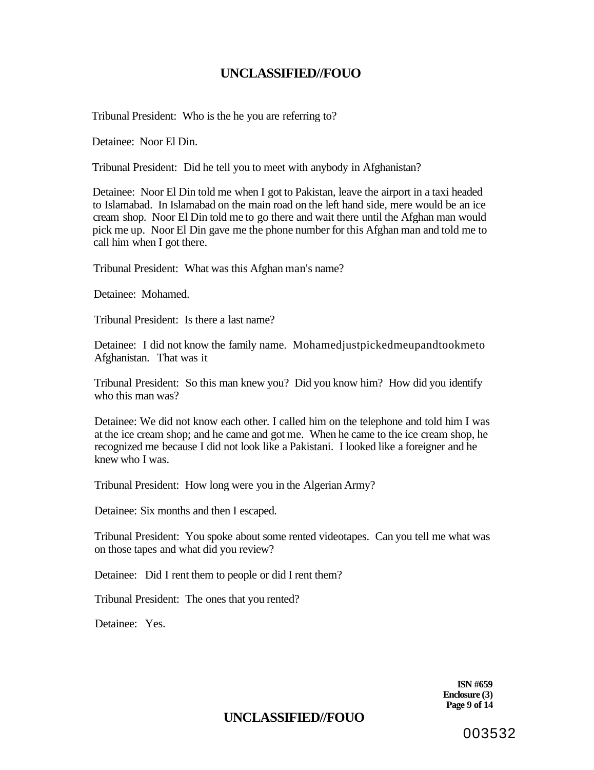Tribunal President: Who is the he you are referring to?

Detainee: Noor El Din.

Tribunal President: Did he tell you to meet with anybody in Afghanistan?

Detainee: Noor El Din told me when I got to Pakistan, leave the airport in a taxi headed to Islamabad. In Islamabad on the main road on the left hand side, mere would be an ice cream shop. Noor El Din told me to go there and wait there until the Afghan man would pick me up. Noor El Din gave me the phone number for this Afghan man and told me to call him when I got there.

Tribunal President: What was this Afghan man's name?

Detainee: Mohamed.

Tribunal President: Is there a last name?

Detainee: I did not know the family name. Mohamedjustpickedmeupandtookmeto Afghanistan. That was it

Tribunal President: So this man knew you? Did you know him? How did you identify who this man was?

Detainee: We did not know each other. I called him on the telephone and told him I was at the ice cream shop; and he came and got me. When he came to the ice cream shop, he recognized me because I did not look like a Pakistani. I looked like a foreigner and he knew who I was.

Tribunal President: How long were you in the Algerian Army?

Detainee: Six months and then I escaped.

Tribunal President: You spoke about some rented videotapes. Can you tell me what was on those tapes and what did you review?

Detainee: Did I rent them to people or did I rent them?

Tribunal President: The ones that you rented?

Detainee: Yes.

**ISN #659**
**Enclosure (3)**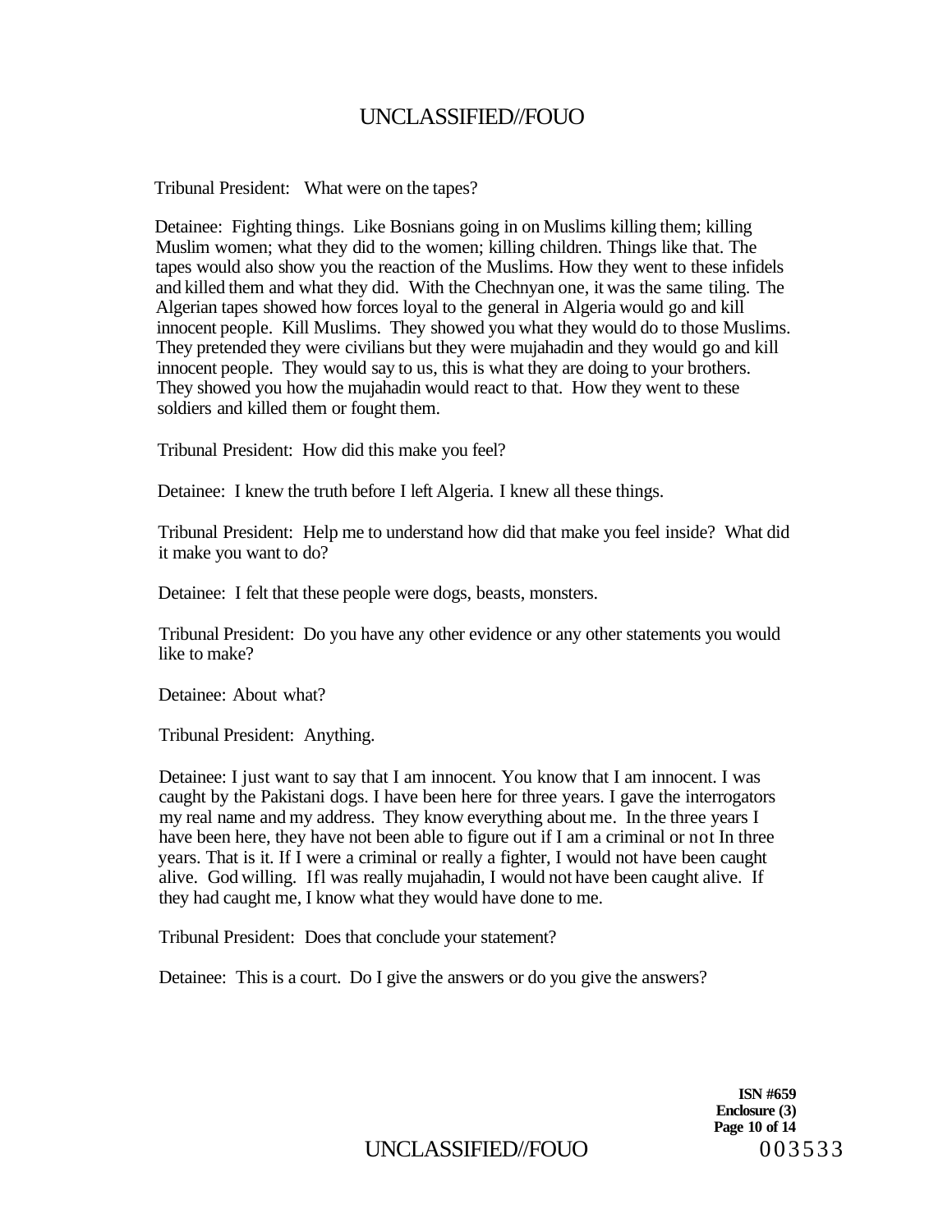Tribunal President: What were on the tapes?

Detainee: Fighting things. Like Bosnians going in on Muslims killing them; killing Muslim women; what they did to the women; killing children. Things like that. The tapes would also show you the reaction of the Muslims. How they went to these infidels and killed them and what they did. With the Chechnyan one, it was the same tiling. The Algerian tapes showed how forces loyal to the general in Algeria would go and kill innocent people. Kill Muslims. They showed you what they would do to those Muslims. They pretended they were civilians but they were mujahadin and they would go and kill innocent people. They would say to us, this is what they are doing to your brothers. They showed you how the mujahadin would react to that. How they went to these soldiers and killed them or fought them.

Tribunal President: How did this make you feel?

Detainee: I knew the truth before I left Algeria. I knew all these things.

Tribunal President: Help me to understand how did that make you feel inside? What did it make you want to do?

Detainee: I felt that these people were dogs, beasts, monsters.

Tribunal President: Do you have any other evidence or any other statements you would like to make?

Detainee: About what?

Tribunal President: Anything.

Detainee: I just want to say that I am innocent. You know that I am innocent. I was caught by the Pakistani dogs. I have been here for three years. I gave the interrogators my real name and my address. They know everything about me. In the three years I have been here, they have not been able to figure out if I am a criminal or not In three years. That is it. If I were a criminal or really a fighter, I would not have been caught alive. God willing. Ifl was really mujahadin, I would not have been caught alive. If they had caught me, I know what they would have done to me.

Tribunal President: Does that conclude your statement?

Detainee: This is a court. Do I give the answers or do you give the answers?

**ISN #659**
**Enclosure (3)**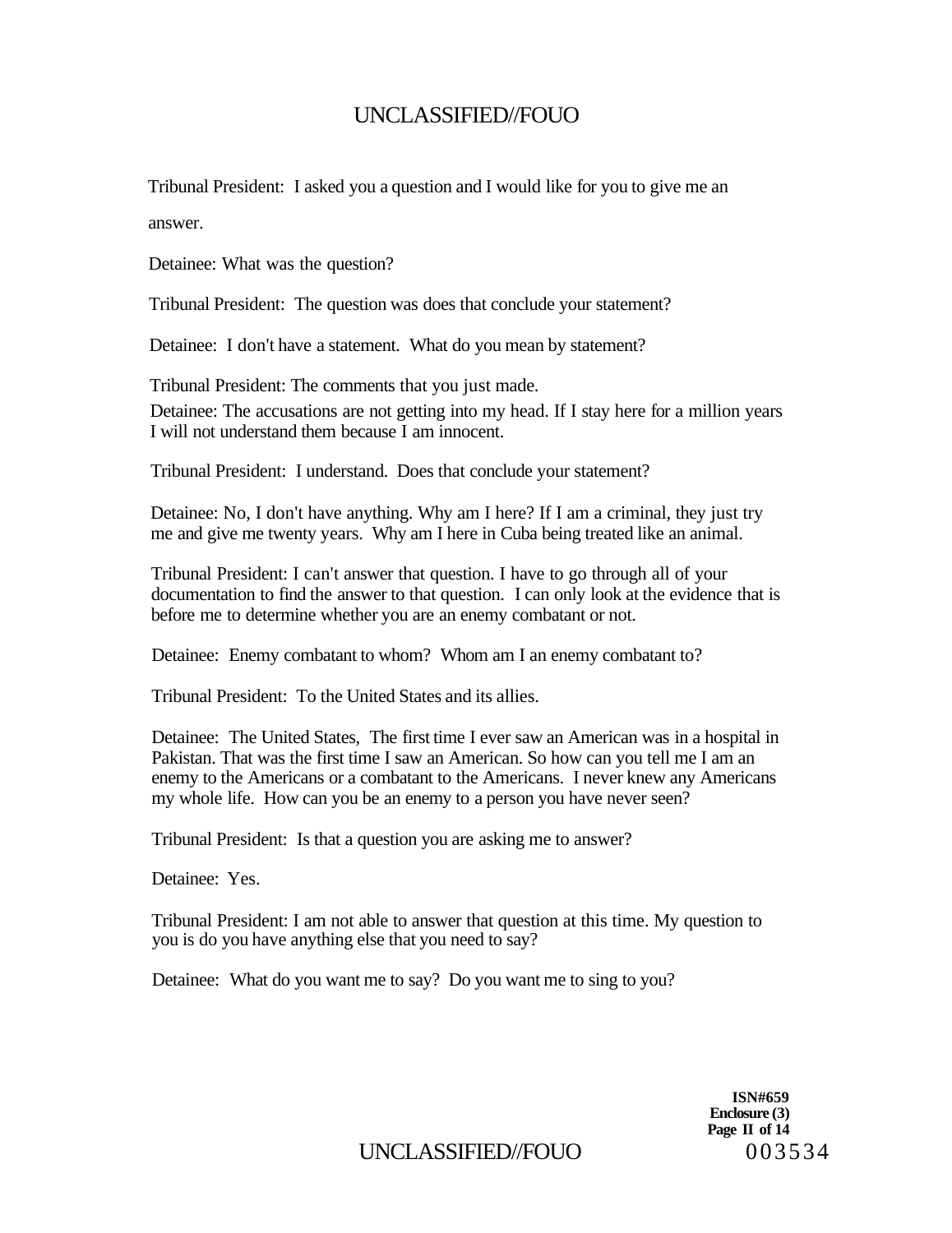Tribunal President: I asked you a question and I would like for you to give me an answer.

Detainee: What was the question?

Tribunal President: The question was does that conclude your statement?

Detainee: I don't have a statement. What do you mean by statement?

Tribunal President: The comments that you just made.

Detainee: The accusations are not getting into my head. If I stay here for a million years I will not understand them because I am innocent.

Tribunal President: I understand. Does that conclude your statement?

Detainee: No, I don't have anything. Why am I here? If I am a criminal, they just try me and give me twenty years. Why am I here in Cuba being treated like an animal.

Tribunal President: I can't answer that question. I have to go through all of your documentation to find the answer to that question. I can only look at the evidence that is before me to determine whether you are an enemy combatant or not.

Detainee: Enemy combatant to whom? Whom am I an enemy combatant to?

Tribunal President: To the United States and its allies.

Detainee: The United States, The first time I ever saw an American was in a hospital in Pakistan. That was the first time I saw an American. So how can you tell me I am an enemy to the Americans or a combatant to the Americans. I never knew any Americans my whole life. How can you be an enemy to a person you have never seen?

Tribunal President: Is that a question you are asking me to answer?

Detainee: Yes.

Tribunal President: I am not able to answer that question at this time. My question to you is do you have anything else that you need to say?

Detainee: What do you want me to say? Do you want me to sing to you?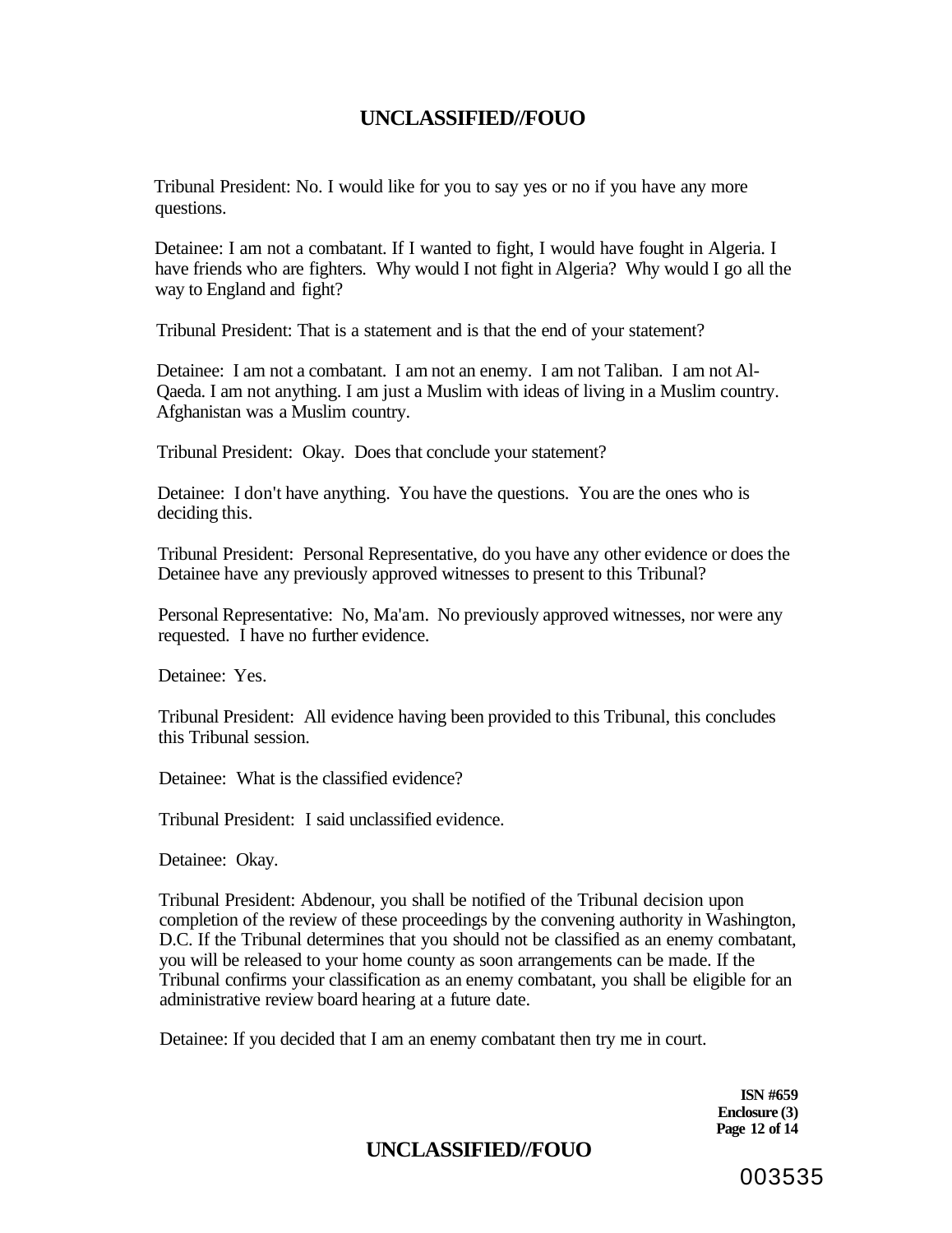Tribunal President: No. I would like for you to say yes or no if you have any more questions.

Detainee: I am not a combatant. If I wanted to fight, I would have fought in Algeria. I have friends who are fighters. Why would I not fight in Algeria? Why would I go all the way to England and fight?

Tribunal President: That is a statement and is that the end of your statement?

Detainee: I am not a combatant. I am not an enemy. I am not Taliban. I am not Al-Qaeda. I am not anything. I am just a Muslim with ideas of living in a Muslim country. Afghanistan was a Muslim country.

Tribunal President: Okay. Does that conclude your statement?

Detainee: I don't have anything. You have the questions. You are the ones who is deciding this.

Tribunal President: Personal Representative, do you have any other evidence or does the Detainee have any previously approved witnesses to present to this Tribunal?

Personal Representative: No, Ma'am. No previously approved witnesses, nor were any requested. I have no further evidence.

Detainee: Yes.

Tribunal President: All evidence having been provided to this Tribunal, this concludes this Tribunal session.

Detainee: What is the classified evidence?

Tribunal President: I said unclassified evidence.

Detainee: Okay.

Tribunal President: Abdenour, you shall be notified of the Tribunal decision upon completion of the review of these proceedings by the convening authority in Washington, D.C. If the Tribunal determines that you should not be classified as an enemy combatant, you will be released to your home county as soon arrangements can be made. If the Tribunal confirms your classification as an enemy combatant, you shall be eligible for an administrative review board hearing at a future date.

Detainee: If you decided that I am an enemy combatant then try me in court.

**ISN #659**
**Enclosure (3)**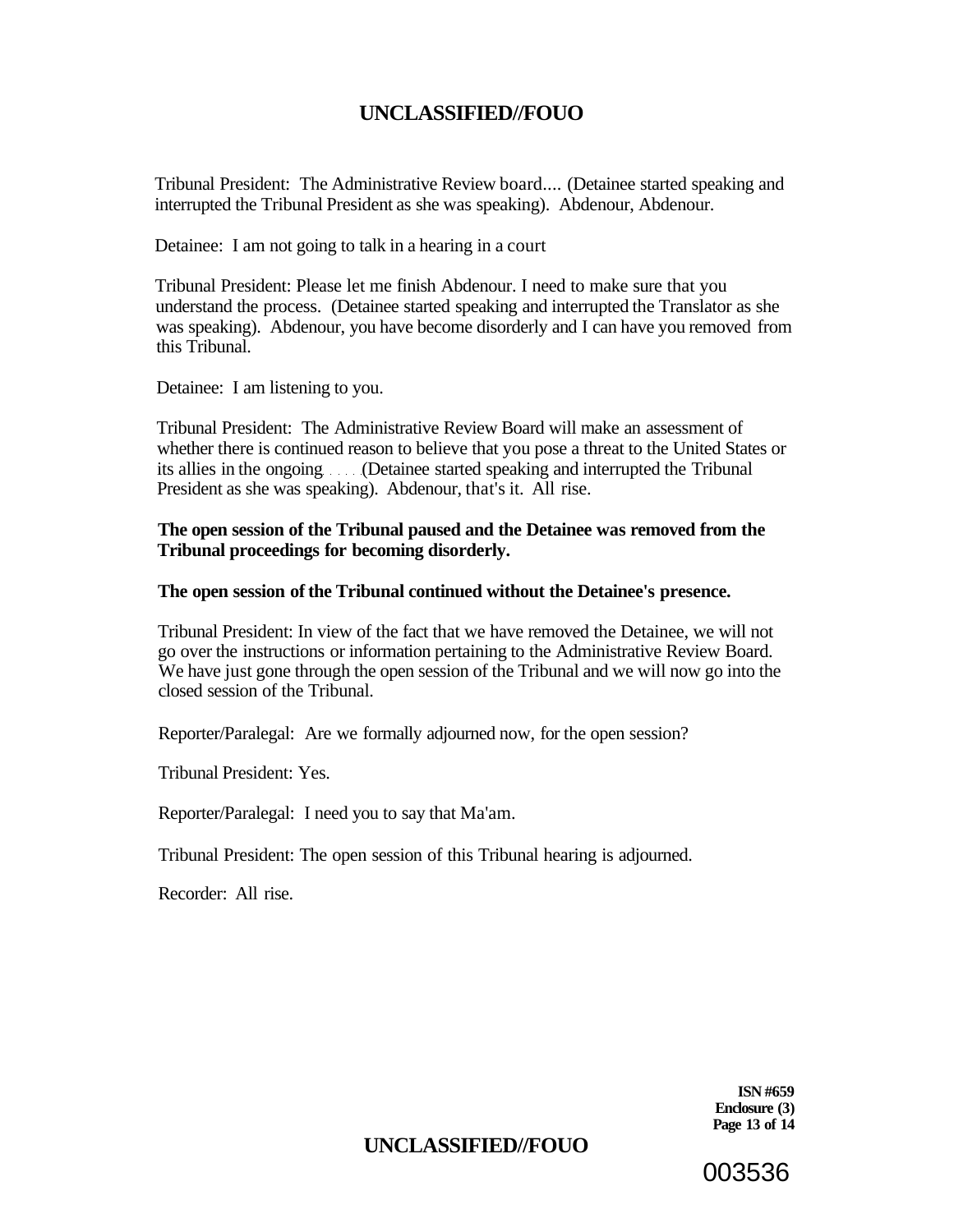Tribunal President: The Administrative Review board.... (Detainee started speaking and interrupted the Tribunal President as she was speaking). Abdenour, Abdenour.

Detainee: I am not going to talk in a hearing in a court

Tribunal President: Please let me finish Abdenour. I need to make sure that you understand the process. (Detainee started speaking and interrupted the Translator as she was speaking). Abdenour, you have become disorderly and I can have you removed from this Tribunal.

Detainee: I am listening to you.

Tribunal President: The Administrative Review Board will make an assessment of whether there is continued reason to believe that you pose a threat to the United States or its allies in the ongoing.....(Detainee started speaking and interrupted the Tribunal President as she was speaking). Abdenour, that's it. All rise.

**The open session of the Tribunal paused and the Detainee was removed from the Tribunal proceedings for becoming disorderly.**

**The open session of the Tribunal continued without the Detainee's presence.**

Tribunal President: In view of the fact that we have removed the Detainee, we will not go over the instructions or information pertaining to the Administrative Review Board. We have just gone through the open session of the Tribunal and we will now go into the closed session of the Tribunal.

Reporter/Paralegal: Are we formally adjourned now, for the open session?

Tribunal President: Yes.

Reporter/Paralegal: I need you to say that Ma'am.

Tribunal President: The open session of this Tribunal hearing is adjourned.

Recorder: All rise.

**ISN #659**
**Enclosure (3)**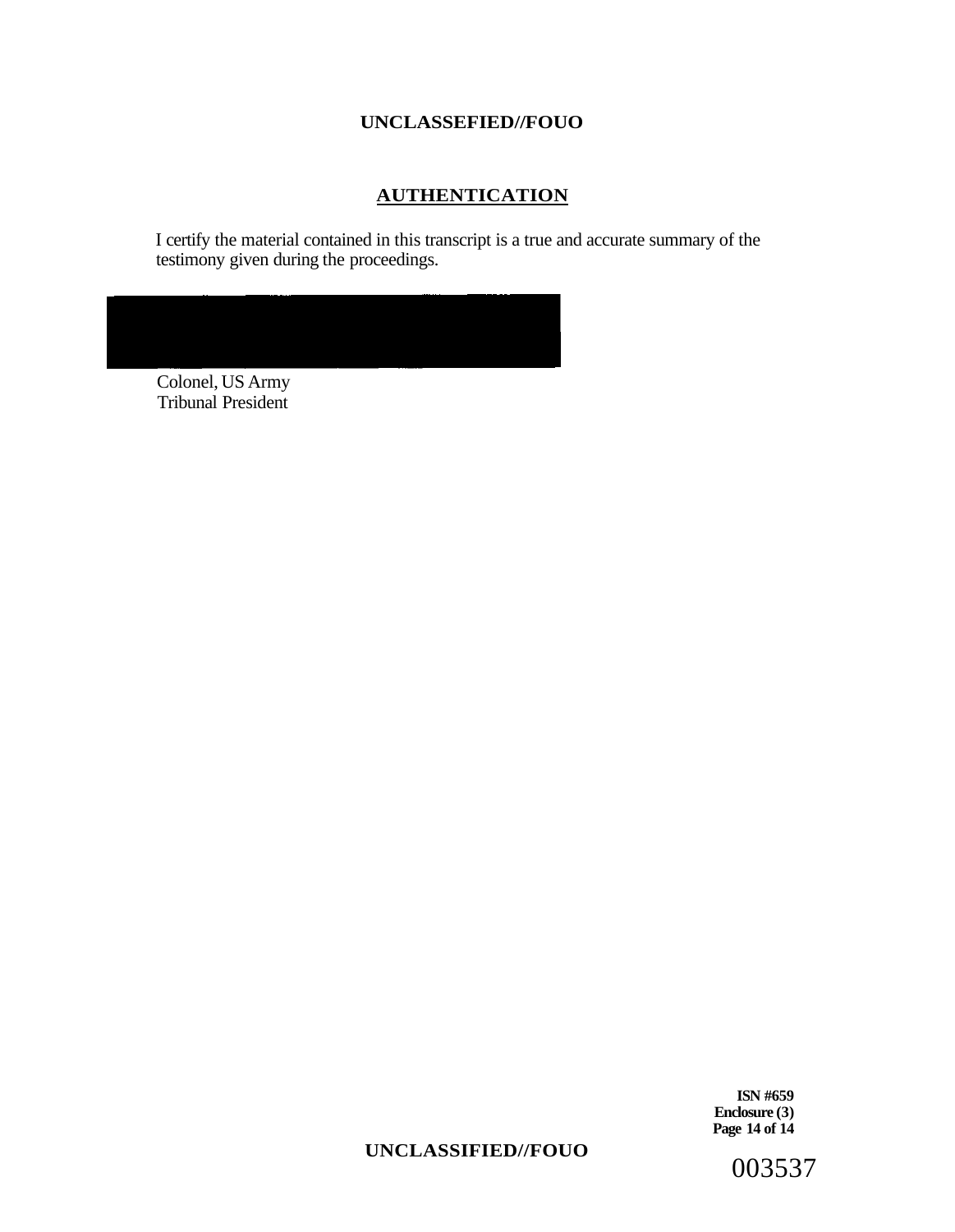## AUTHENTICATION

I certify the material contained in this transcript is a true and accurate summary of the testimony given during the proceedings.

Colonel, US Army
Tribunal President

ISN #659
Enclosure (3)

003537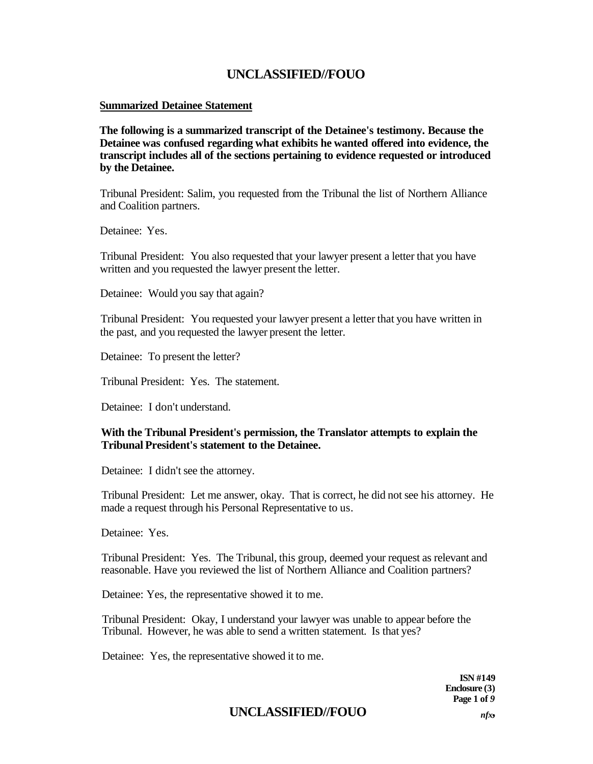**Summarized Detainee Statement**

**The following is a summarized transcript of the Detainee's testimony. Because the Detainee was confused regarding what exhibits he wanted offered into evidence, the transcript includes all of the sections pertaining to evidence requested or introduced by the Detainee.**

Tribunal President: Salim, you requested from the Tribunal the list of Northern Alliance and Coalition partners.

Detainee: Yes.

Tribunal President: You also requested that your lawyer present a letter that you have written and you requested the lawyer present the letter.

Detainee: Would you say that again?

Tribunal President: You requested your lawyer present a letter that you have written in the past, and you requested the lawyer present the letter.

Detainee: To present the letter?

Tribunal President: Yes. The statement.

Detainee: I don't understand.

**With the Tribunal President's permission, the Translator attempts to explain the Tribunal President's statement to the Detainee.**

Detainee: I didn't see the attorney.

Tribunal President: Let me answer, okay. That is correct, he did not see his attorney. He made a request through his Personal Representative to us.

Detainee: Yes.

Tribunal President: Yes. The Tribunal, this group, deemed your request as relevant and reasonable. Have you reviewed the list of Northern Alliance and Coalition partners?

Detainee: Yes, the representative showed it to me.

Tribunal President: Okay, I understand your lawyer was unable to appear before the Tribunal. However, he was able to send a written statement. Is that yes?

Detainee: Yes, the representative showed it to me.

ISN #149
Enclosure (3)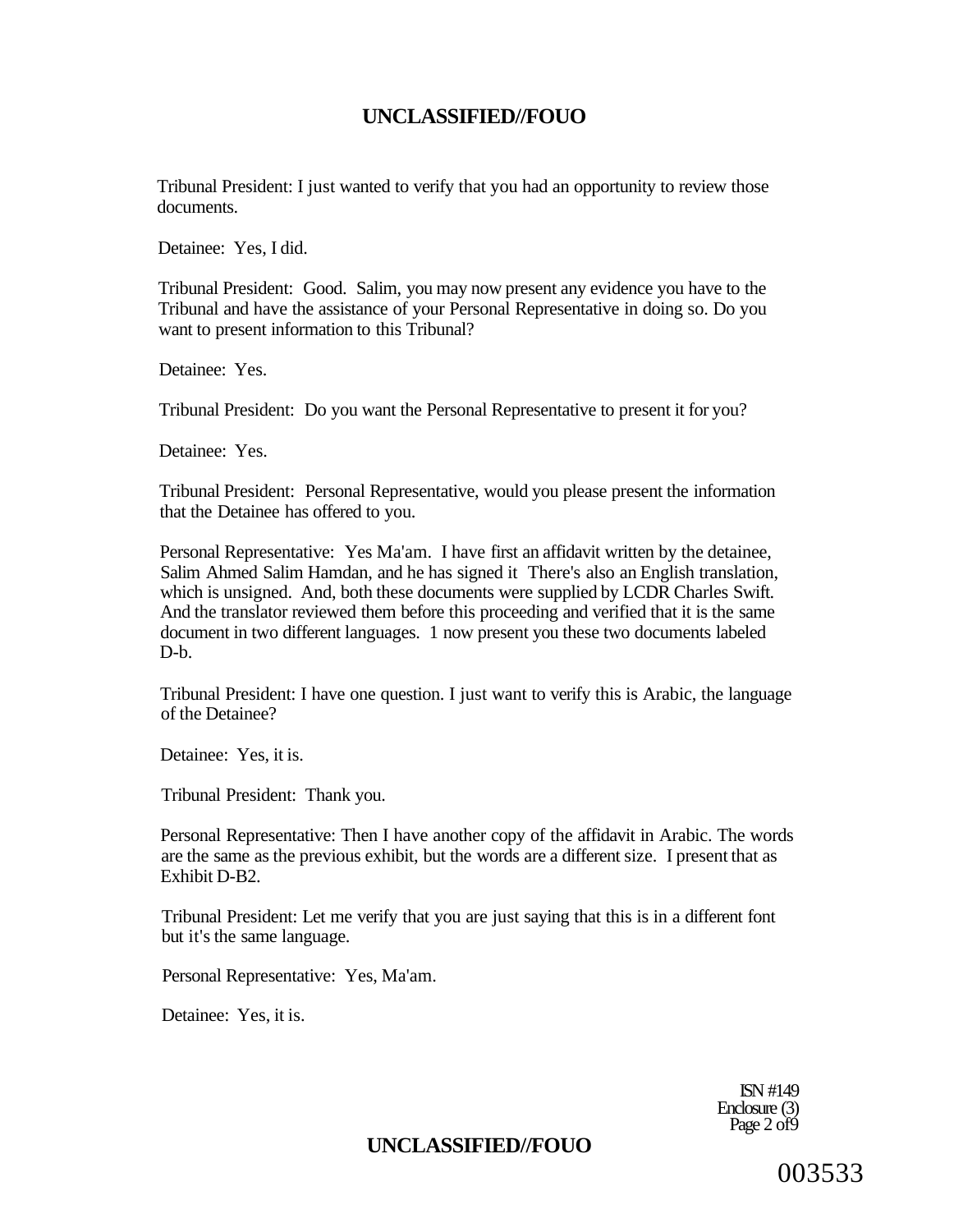Tribunal President: I just wanted to verify that you had an opportunity to review those documents.

Detainee: Yes, I did.

Tribunal President: Good. Salim, you may now present any evidence you have to the Tribunal and have the assistance of your Personal Representative in doing so. Do you want to present information to this Tribunal?

Detainee: Yes.

Tribunal President: Do you want the Personal Representative to present it for you?

Detainee: Yes.

Tribunal President: Personal Representative, would you please present the information that the Detainee has offered to you.

Personal Representative: Yes Ma'am. I have first an affidavit written by the detainee, Salim Ahmed Salim Hamdan, and he has signed it There's also an English translation, which is unsigned. And, both these documents were supplied by LCDR Charles Swift. And the translator reviewed them before this proceeding and verified that it is the same document in two different languages. 1 now present you these two documents labeled D-b.

Tribunal President: I have one question. I just want to verify this is Arabic, the language of the Detainee?

Detainee: Yes, it is.

Tribunal President: Thank you.

Personal Representative: Then I have another copy of the affidavit in Arabic. The words are the same as the previous exhibit, but the words are a different size. I present that as Exhibit D-B2.

Tribunal President: Let me verify that you are just saying that this is in a different font but it's the same language.

Personal Representative: Yes, Ma'am.

Detainee: Yes, it is.

ISN #149
Enclosure (3)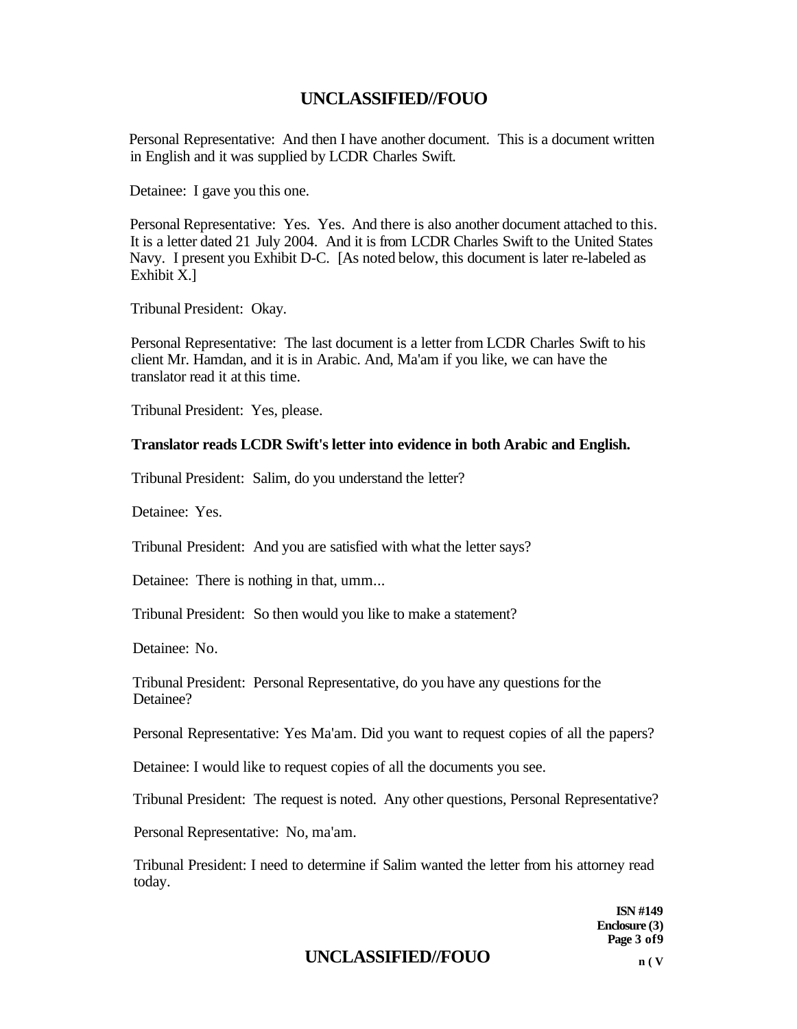Personal Representative: And then I have another document. This is a document written in English and it was supplied by LCDR Charles Swift.

Detainee: I gave you this one.

Personal Representative: Yes. Yes. And there is also another document attached to this. It is a letter dated 21 July 2004. And it is from LCDR Charles Swift to the United States Navy. I present you Exhibit D-C. [As noted below, this document is later re-labeled as Exhibit X.]

Tribunal President: Okay.

Personal Representative: The last document is a letter from LCDR Charles Swift to his client Mr. Hamdan, and it is in Arabic. And, Ma'am if you like, we can have the translator read it at this time.

Tribunal President: Yes, please.

**Translator reads LCDR Swift's letter into evidence in both Arabic and English.**

Tribunal President: Salim, do you understand the letter?

Detainee: Yes.

Tribunal President: And you are satisfied with what the letter says?

Detainee: There is nothing in that, umm...

Tribunal President: So then would you like to make a statement?

Detainee: No.

Tribunal President: Personal Representative, do you have any questions for the Detainee?

Personal Representative: Yes Ma'am. Did you want to request copies of all the papers?

Detainee: I would like to request copies of all the documents you see.

Tribunal President: The request is noted. Any other questions, Personal Representative?

Personal Representative: No, ma'am.

Tribunal President: I need to determine if Salim wanted the letter from his attorney read today.

**ISN #149**
**Enclosure (3)**
**Page 3 of 9**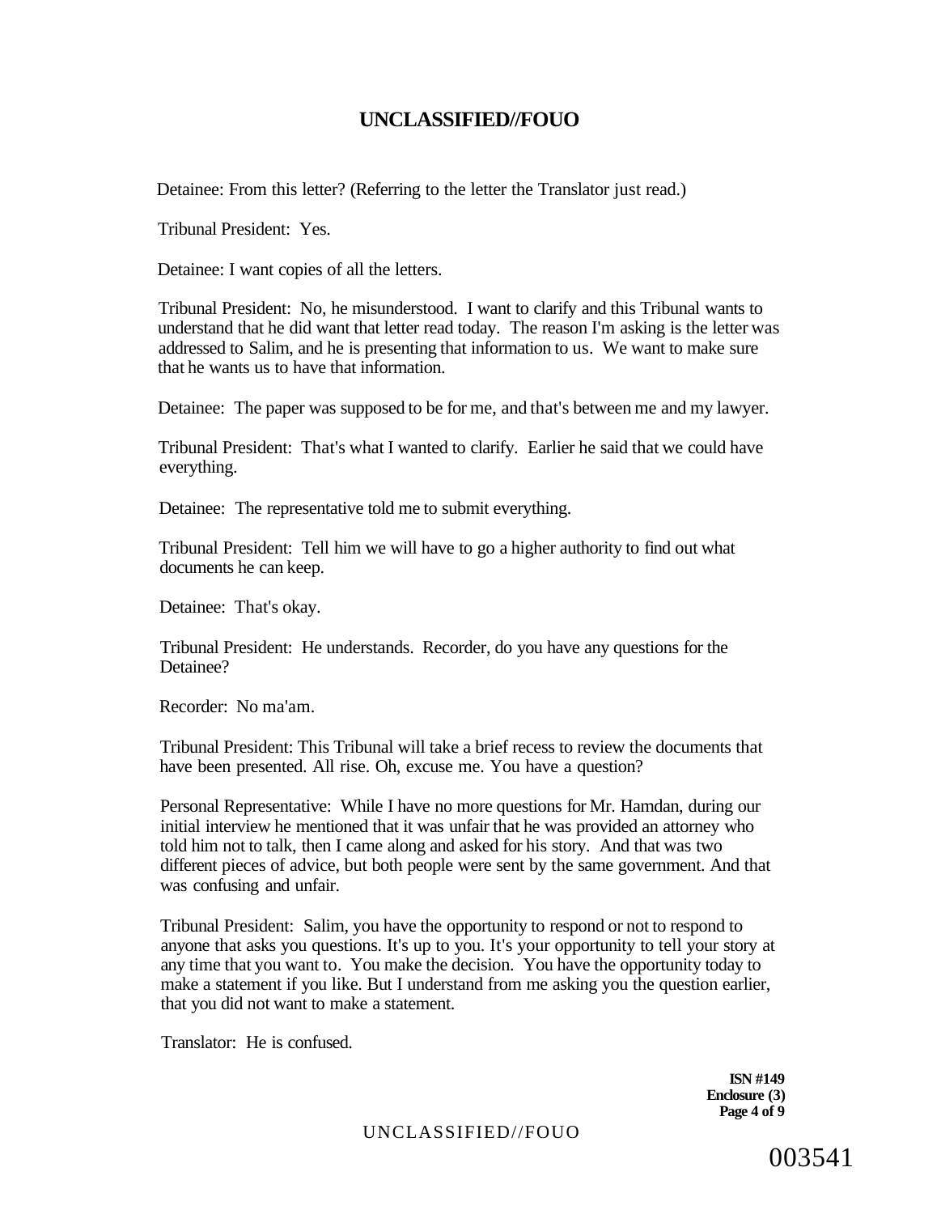Detainee: From this letter? (Referring to the letter the Translator just read.)

Tribunal President: Yes.

Detainee: I want copies of all the letters.

Tribunal President: No, he misunderstood. I want to clarify and this Tribunal wants to understand that he did want that letter read today. The reason I'm asking is the letter was addressed to Salim, and he is presenting that information to us. We want to make sure that he wants us to have that information.

Detainee: The paper was supposed to be for me, and that's between me and my lawyer.

Tribunal President: That's what I wanted to clarify. Earlier he said that we could have everything.

Detainee: The representative told me to submit everything.

Tribunal President: Tell him we will have to go a higher authority to find out what documents he can keep.

Detainee: That's okay.

Tribunal President: He understands. Recorder, do you have any questions for the Detainee?

Recorder: No ma'am.

Tribunal President: This Tribunal will take a brief recess to review the documents that have been presented. All rise. Oh, excuse me. You have a question?

Personal Representative: While I have no more questions for Mr. Hamdan, during our initial interview he mentioned that it was unfair that he was provided an attorney who told him not to talk, then I came along and asked for his story. And that was two different pieces of advice, but both people were sent by the same government. And that was confusing and unfair.

Tribunal President: Salim, you have the opportunity to respond or not to respond to anyone that asks you questions. It's up to you. It's your opportunity to tell your story at any time that you want to. You make the decision. You have the opportunity today to make a statement if you like. But I understand from me asking you the question earlier, that you did not want to make a statement.

Translator: He is confused.

**ISN #149**
**Enclosure (3)**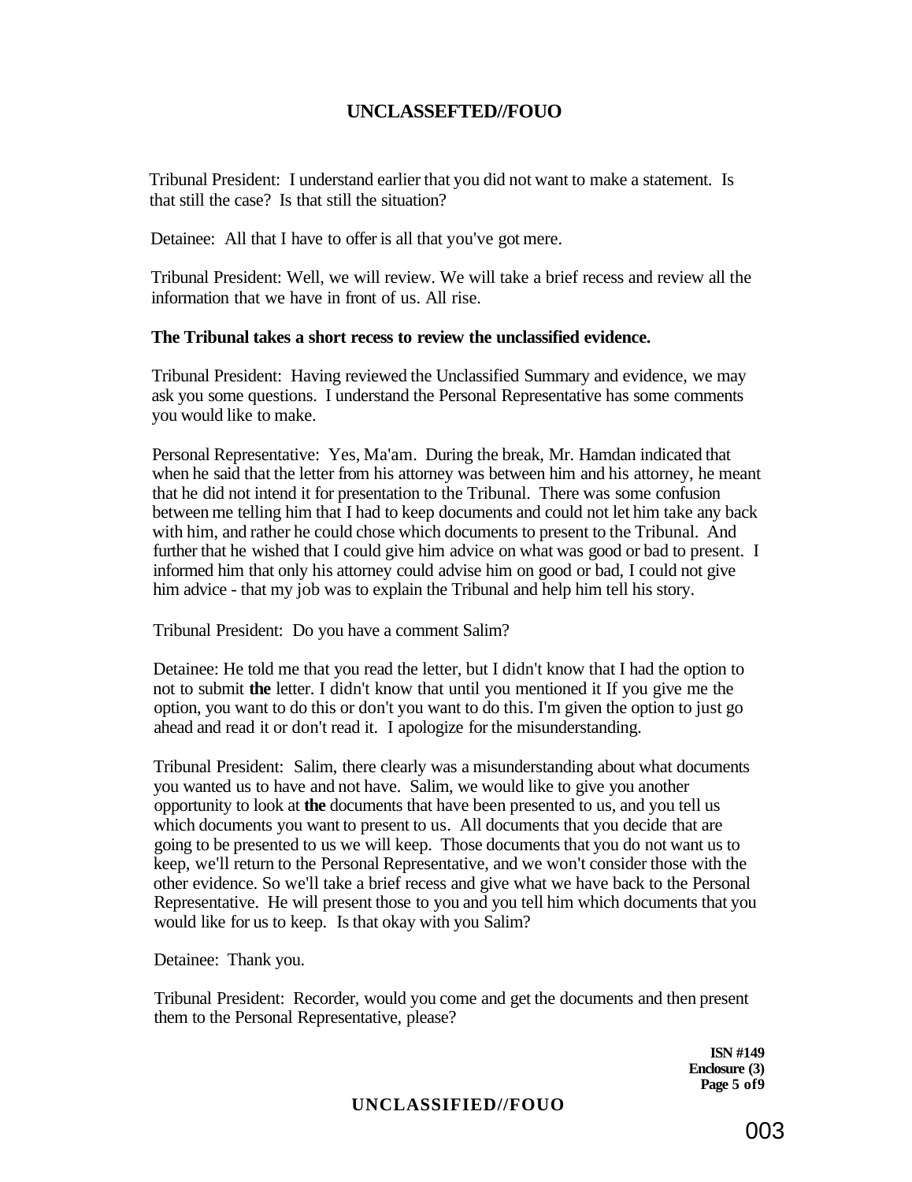Tribunal President: I understand earlier that you did not want to make a statement. Is that still the case? Is that still the situation?

Detainee: All that I have to offer is all that you've got mere.

Tribunal President: Well, we will review. We will take a brief recess and review all the information that we have in front of us. All rise.

**The Tribunal takes a short recess to review the unclassified evidence.**

Tribunal President: Having reviewed the Unclassified Summary and evidence, we may ask you some questions. I understand the Personal Representative has some comments you would like to make.

Personal Representative: Yes, Ma'am. During the break, Mr. Hamdan indicated that when he said that the letter from his attorney was between him and his attorney, he meant that he did not intend it for presentation to the Tribunal. There was some confusion between me telling him that I had to keep documents and could not let him take any back with him, and rather he could chose which documents to present to the Tribunal. And further that he wished that I could give him advice on what was good or bad to present. I informed him that only his attorney could advise him on good or bad, I could not give him advice - that my job was to explain the Tribunal and help him tell his story.

Tribunal President: Do you have a comment Salim?

Detainee: He told me that you read the letter, but I didn't know that I had the option to not to submit **the** letter. I didn't know that until you mentioned it If you give me the option, you want to do this or don't you want to do this. I'm given the option to just go ahead and read it or don't read it. I apologize for the misunderstanding.

Tribunal President: Salim, there clearly was a misunderstanding about what documents you wanted us to have and not have. Salim, we would like to give you another opportunity to look at **the** documents that have been presented to us, and you tell us which documents you want to present to us. All documents that you decide that are going to be presented to us we will keep. Those documents that you do not want us to keep, we'll return to the Personal Representative, and we won't consider those with the other evidence. So we'll take a brief recess and give what we have back to the Personal Representative. He will present those to you and you tell him which documents that you would like for us to keep. Is that okay with you Salim?

Detainee: Thank you.

Tribunal President: Recorder, would you come and get the documents and then present them to the Personal Representative, please?

**ISN #149**
**Enclosure (3)**
**Page 5 of 9**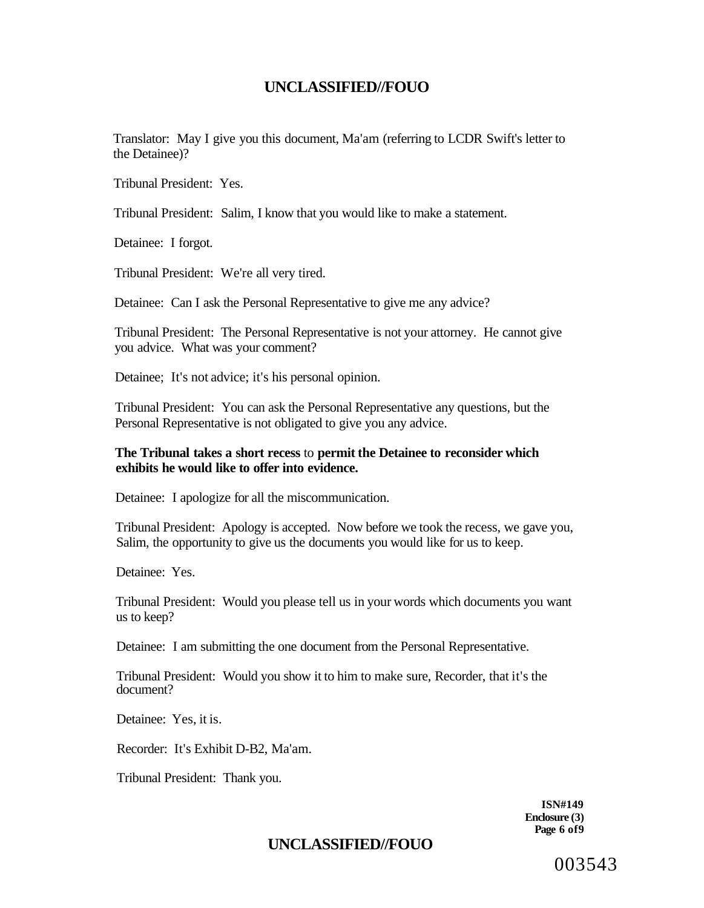Translator: May I give you this document, Ma'am (referring to LCDR Swift's letter to the Detainee)?

Tribunal President: Yes.

Tribunal President: Salim, I know that you would like to make a statement.

Detainee: I forgot.

Tribunal President: We're all very tired.

Detainee: Can I ask the Personal Representative to give me any advice?

Tribunal President: The Personal Representative is not your attorney. He cannot give you advice. What was your comment?

Detainee; It's not advice; it's his personal opinion.

Tribunal President: You can ask the Personal Representative any questions, but the Personal Representative is not obligated to give you any advice.

**The Tribunal takes a short recess** to **permit the Detainee to reconsider which exhibits he would like to offer into evidence.**

Detainee: I apologize for all the miscommunication.

Tribunal President: Apology is accepted. Now before we took the recess, we gave you, Salim, the opportunity to give us the documents you would like for us to keep.

Detainee: Yes.

Tribunal President: Would you please tell us in your words which documents you want us to keep?

Detainee: I am submitting the one document from the Personal Representative.

Tribunal President: Would you show it to him to make sure, Recorder, that it's the document?

Detainee: Yes, it is.

Recorder: It's Exhibit D-B2, Ma'am.

Tribunal President: Thank you.

**ISN#149**
**Enclosure (3)**
**Page 6 of 9**

003543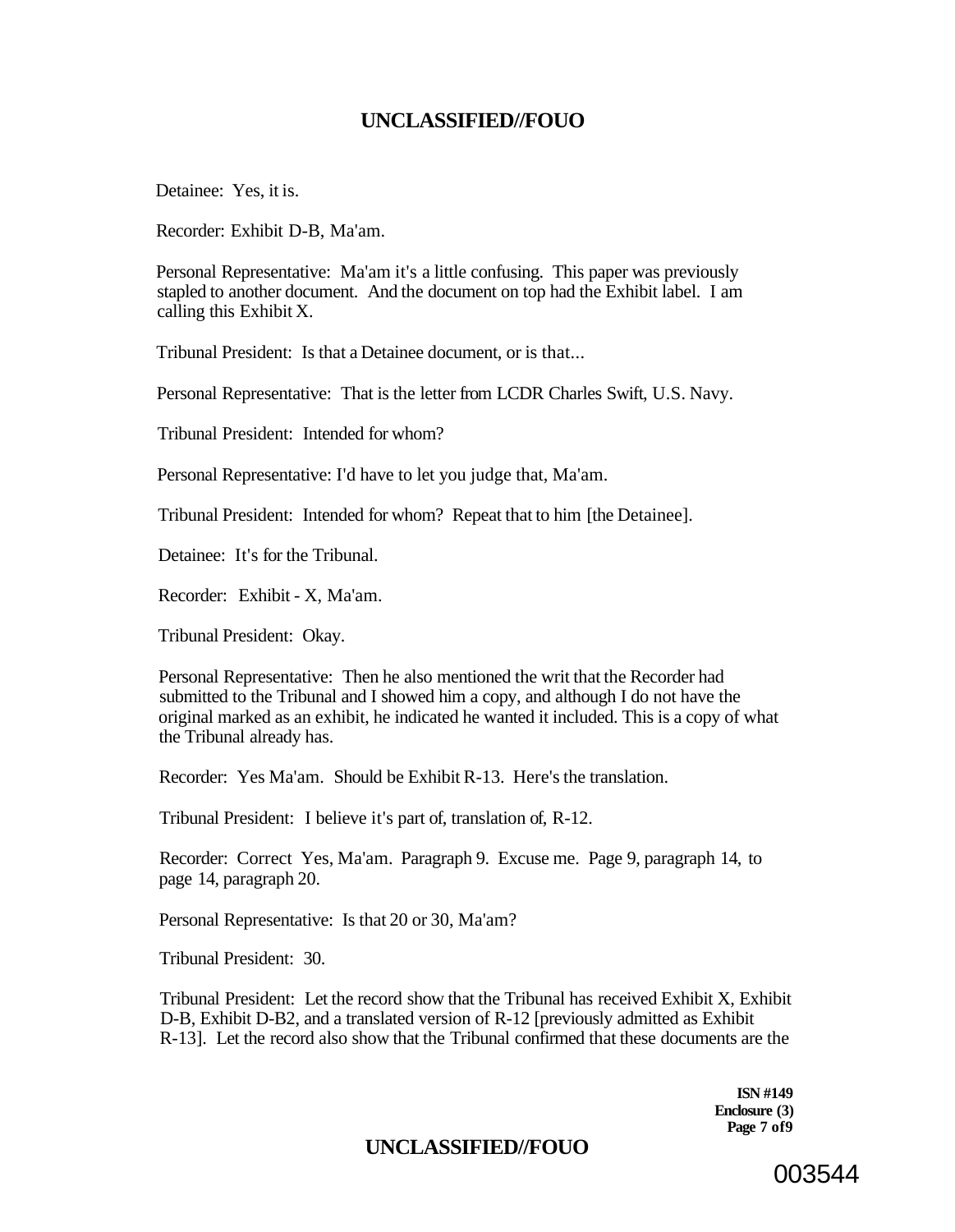Detainee: Yes, it is.

Recorder: Exhibit D-B, Ma'am.

Personal Representative: Ma'am it's a little confusing. This paper was previously stapled to another document. And the document on top had the Exhibit label. I am calling this Exhibit X.

Tribunal President: Is that a Detainee document, or is that...

Personal Representative: That is the letter from LCDR Charles Swift, U.S. Navy.

Tribunal President: Intended for whom?

Personal Representative: I'd have to let you judge that, Ma'am.

Tribunal President: Intended for whom? Repeat that to him [the Detainee].

Detainee: It's for the Tribunal.

Recorder: Exhibit - X, Ma'am.

Tribunal President: Okay.

Personal Representative: Then he also mentioned the writ that the Recorder had submitted to the Tribunal and I showed him a copy, and although I do not have the original marked as an exhibit, he indicated he wanted it included. This is a copy of what the Tribunal already has.

Recorder: Yes Ma'am. Should be Exhibit R-13. Here's the translation.

Tribunal President: I believe it's part of, translation of, R-12.

Recorder: Correct Yes, Ma'am. Paragraph 9. Excuse me. Page 9, paragraph 14, to page 14, paragraph 20.

Personal Representative: Is that 20 or 30, Ma'am?

Tribunal President: 30.

Tribunal President: Let the record show that the Tribunal has received Exhibit X, Exhibit D-B, Exhibit D-B2, and a translated version of R-12 [previously admitted as Exhibit R-13]. Let the record also show that the Tribunal confirmed that these documents are the

ISN #149
Enclosure (3)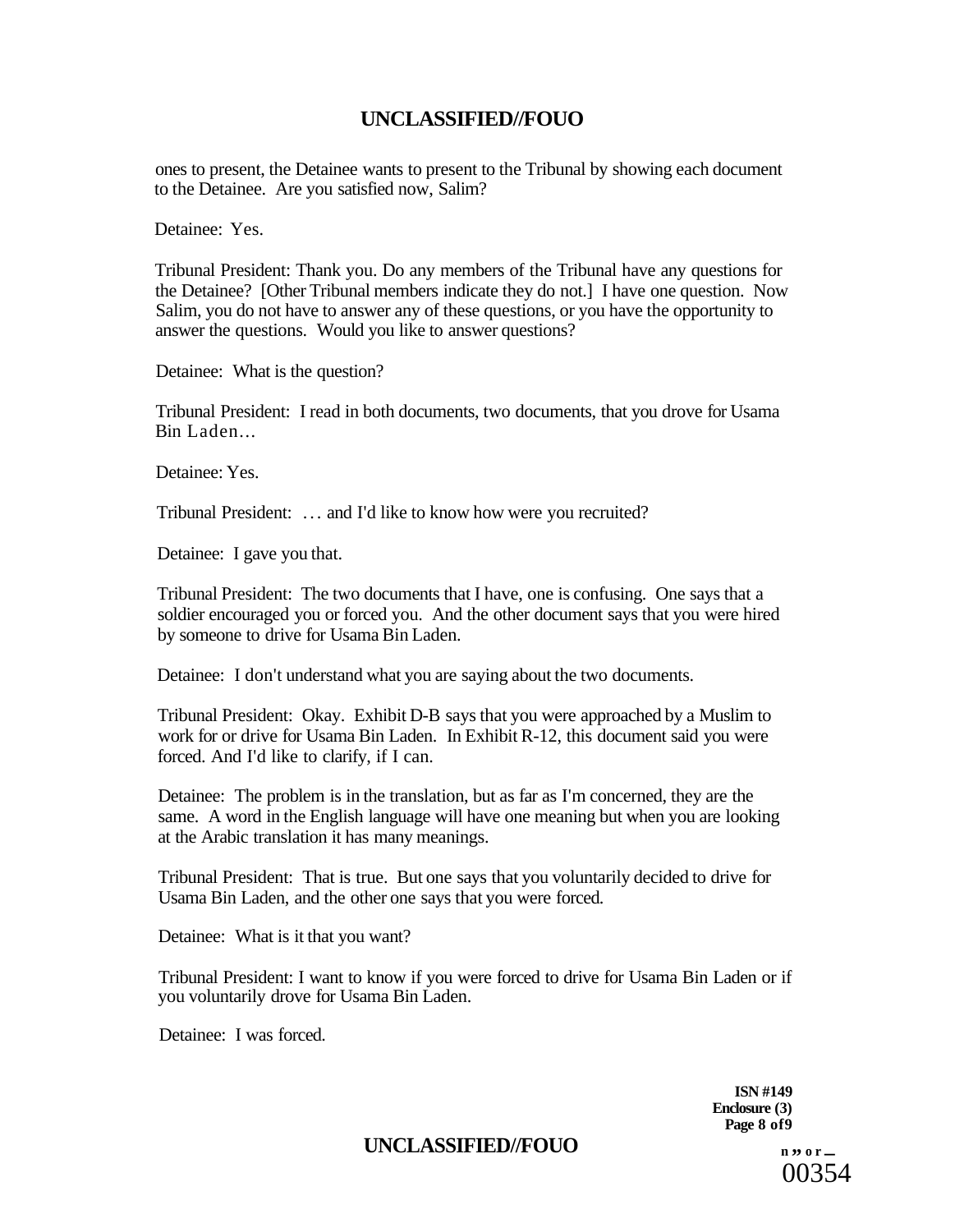ones to present, the Detainee wants to present to the Tribunal by showing each document to the Detainee. Are you satisfied now, Salim?

Detainee: Yes.

Tribunal President: Thank you. Do any members of the Tribunal have any questions for the Detainee? [Other Tribunal members indicate they do not.] I have one question. Now Salim, you do not have to answer any of these questions, or you have the opportunity to answer the questions. Would you like to answer questions?

Detainee: What is the question?

Tribunal President: I read in both documents, two documents, that you drove for Usama Bin Laden...

Detainee: Yes.

Tribunal President: ... and I'd like to know how were you recruited?

Detainee: I gave you that.

Tribunal President: The two documents that I have, one is confusing. One says that a soldier encouraged you or forced you. And the other document says that you were hired by someone to drive for Usama Bin Laden.

Detainee: I don't understand what you are saying about the two documents.

Tribunal President: Okay. Exhibit D-B says that you were approached by a Muslim to work for or drive for Usama Bin Laden. In Exhibit R-12, this document said you were forced. And I'd like to clarify, if I can.

Detainee: The problem is in the translation, but as far as I'm concerned, they are the same. A word in the English language will have one meaning but when you are looking at the Arabic translation it has many meanings.

Tribunal President: That is true. But one says that you voluntarily decided to drive for Usama Bin Laden, and the other one says that you were forced.

Detainee: What is it that you want?

Tribunal President: I want to know if you were forced to drive for Usama Bin Laden or if you voluntarily drove for Usama Bin Laden.

Detainee: I was forced.

ISN #149
Enclosure (3)
Page 8 of 9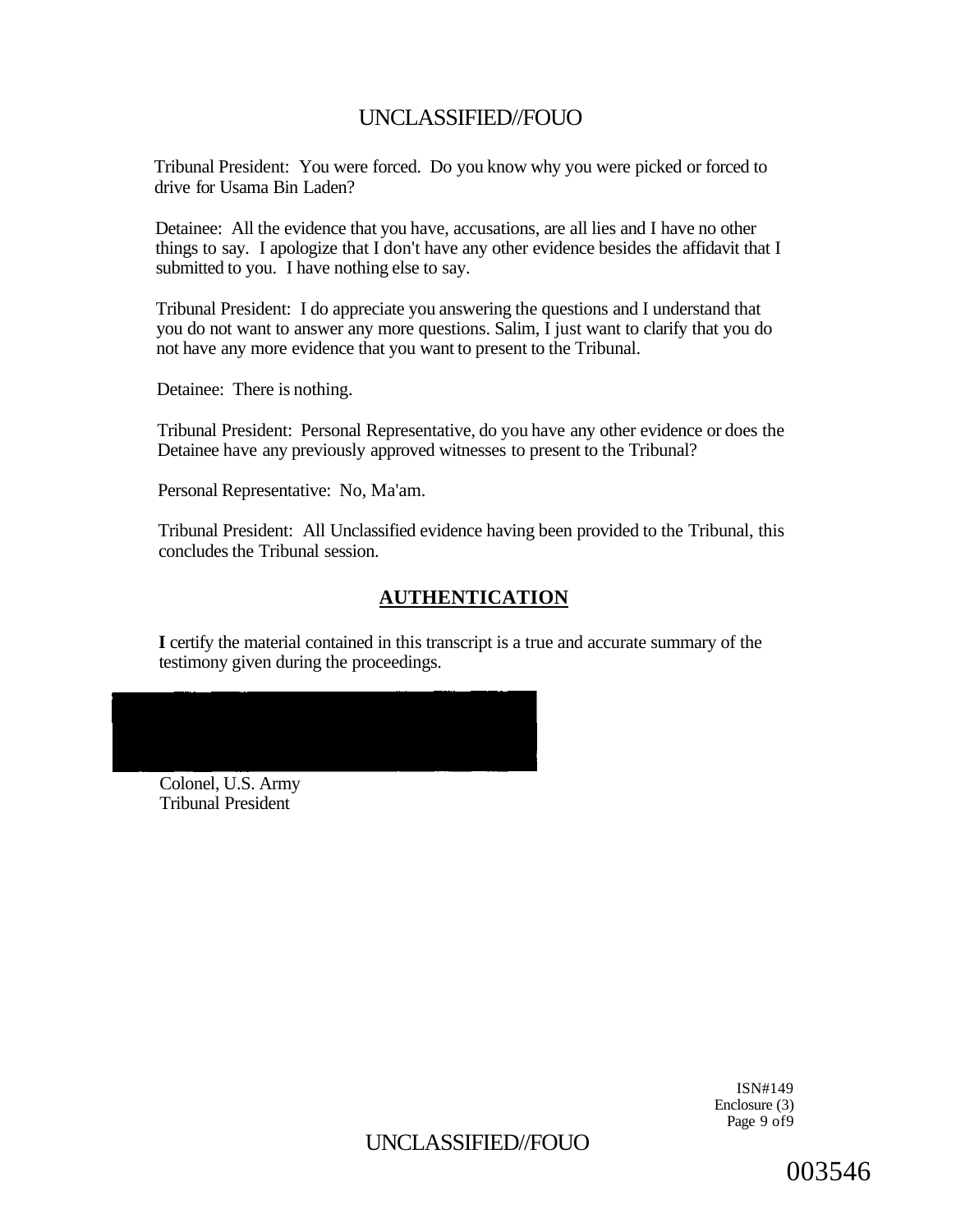Tribunal President: You were forced. Do you know why you were picked or forced to drive for Usama Bin Laden?

Detainee: All the evidence that you have, accusations, are all lies and I have no other things to say. I apologize that I don't have any other evidence besides the affidavit that I submitted to you. I have nothing else to say.

Tribunal President: I do appreciate you answering the questions and I understand that you do not want to answer any more questions. Salim, I just want to clarify that you do not have any more evidence that you want to present to the Tribunal.

Detainee: There is nothing.

Tribunal President: Personal Representative, do you have any other evidence or does the Detainee have any previously approved witnesses to present to the Tribunal?

Personal Representative: No, Ma'am.

Tribunal President: All Unclassified evidence having been provided to the Tribunal, this concludes the Tribunal session.

## AUTHENTICATION

**I** certify the material contained in this transcript is a true and accurate summary of the testimony given during the proceedings.

Colonel, U.S. Army
Tribunal President

ISN#149
Enclosure (3)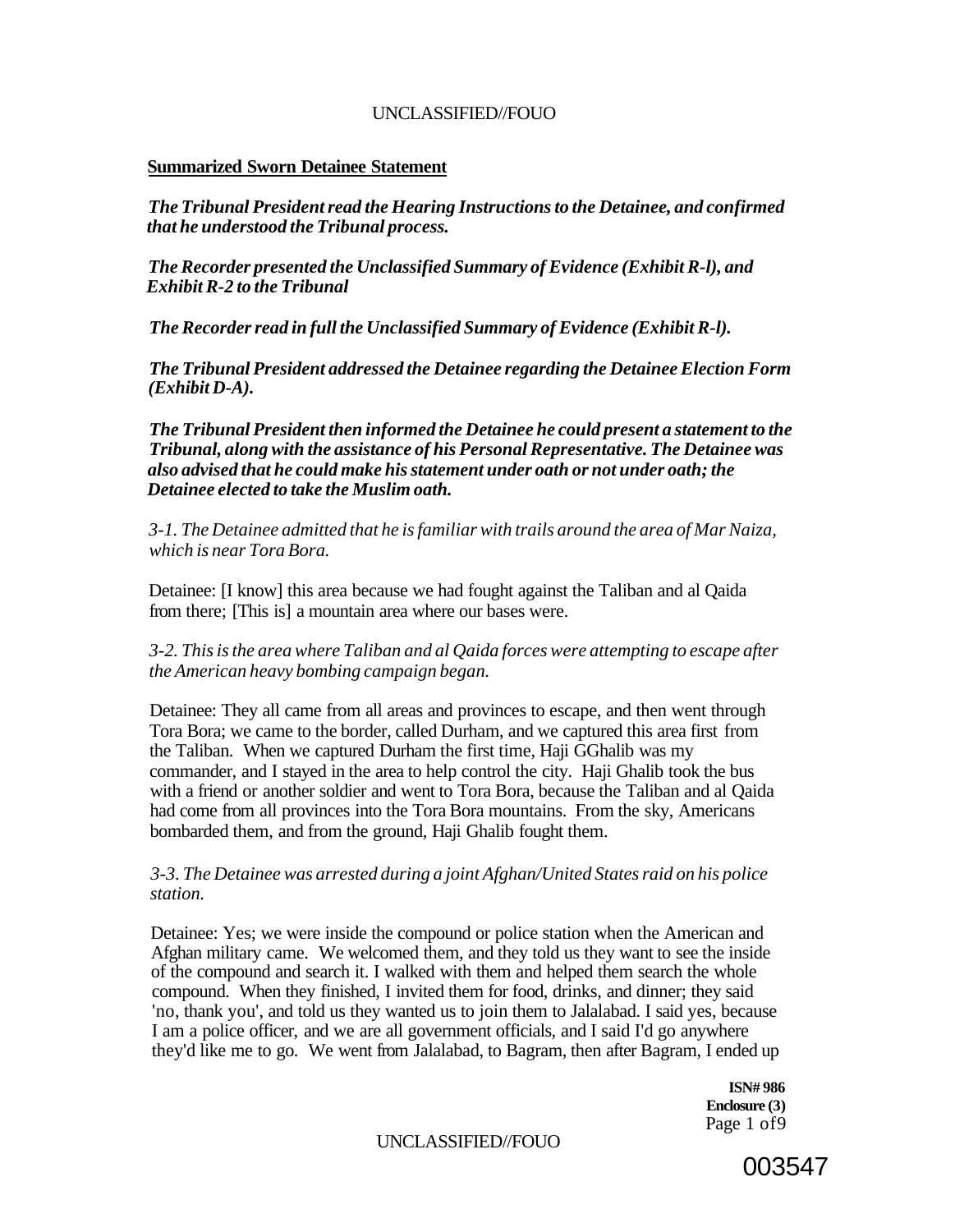**Summarized Sworn Detainee Statement**

***The Tribunal President read the Hearing Instructions to the Detainee, and confirmed that he understood the Tribunal process.***

***The Recorder presented the Unclassified Summary of Evidence (Exhibit R-l), and Exhibit R-2 to the Tribunal***

***The Recorder read in full the Unclassified Summary of Evidence (Exhibit R-l).***

***The Tribunal President addressed the Detainee regarding the Detainee Election Form (Exhibit D-A).***

***The Tribunal President then informed the Detainee he could present a statement to the Tribunal, along with the assistance of his Personal Representative. The Detainee was also advised that he could make his statement under oath or not under oath; the Detainee elected to take the Muslim oath.***

*3-1. The Detainee admitted that he is familiar with trails around the area of Mar Naiza, which is near Tora Bora.*

Detainee: [I know] this area because we had fought against the Taliban and al Qaida from there; [This is] a mountain area where our bases were.

*3-2. This is the area where Taliban and al Qaida forces were attempting to escape after the American heavy bombing campaign began.*

Detainee: They all came from all areas and provinces to escape, and then went through Tora Bora; we came to the border, called Durham, and we captured this area first from the Taliban. When we captured Durham the first time, Haji GGhalib was my commander, and I stayed in the area to help control the city. Haji Ghalib took the bus with a friend or another soldier and went to Tora Bora, because the Taliban and al Qaida had come from all provinces into the Tora Bora mountains. From the sky, Americans bombarded them, and from the ground, Haji Ghalib fought them.

*3-3. The Detainee was arrested during a joint Afghan/United States raid on his police station.*

Detainee: Yes; we were inside the compound or police station when the American and Afghan military came. We welcomed them, and they told us they want to see the inside of the compound and search it. I walked with them and helped them search the whole compound. When they finished, I invited them for food, drinks, and dinner; they said 'no, thank you', and told us they wanted us to join them to Jalalabad. I said yes, because I am a police officer, and we are all government officials, and I said I'd go anywhere they'd like me to go. We went from Jalalabad, to Bagram, then after Bagram, I ended up

**ISN# 986**
**Enclosure (3)**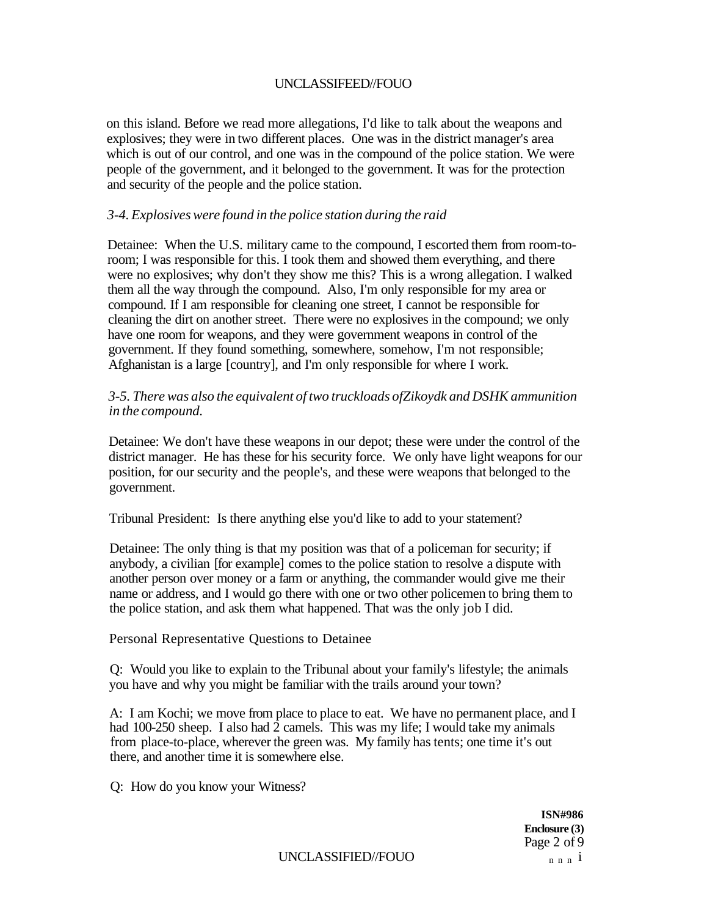on this island. Before we read more allegations, I'd like to talk about the weapons and explosives; they were in two different places. One was in the district manager's area which is out of our control, and one was in the compound of the police station. We were people of the government, and it belonged to the government. It was for the protection and security of the people and the police station.

*3-4. Explosives were found in the police station during the raid*

Detainee: When the U.S. military came to the compound, I escorted them from room-to-room; I was responsible for this. I took them and showed them everything, and there were no explosives; why don't they show me this? This is a wrong allegation. I walked them all the way through the compound. Also, I'm only responsible for my area or compound. If I am responsible for cleaning one street, I cannot be responsible for cleaning the dirt on another street. There were no explosives in the compound; we only have one room for weapons, and they were government weapons in control of the government. If they found something, somewhere, somehow, I'm not responsible; Afghanistan is a large [country], and I'm only responsible for where I work.

*3-5. There was also the equivalent of two truckloads ofZikoydk and DSHK ammunition in the compound.*

Detainee: We don't have these weapons in our depot; these were under the control of the district manager. He has these for his security force. We only have light weapons for our position, for our security and the people's, and these were weapons that belonged to the government.

Tribunal President: Is there anything else you'd like to add to your statement?

Detainee: The only thing is that my position was that of a policeman for security; if anybody, a civilian [for example] comes to the police station to resolve a dispute with another person over money or a farm or anything, the commander would give me their name or address, and I would go there with one or two other policemen to bring them to the police station, and ask them what happened. That was the only job I did.

Personal Representative Questions to Detainee

Q: Would you like to explain to the Tribunal about your family's lifestyle; the animals you have and why you might be familiar with the trails around your town?

A: I am Kochi; we move from place to place to eat. We have no permanent place, and I had 100-250 sheep. I also had 2 camels. This was my life; I would take my animals from place-to-place, wherever the green was. My family has tents; one time it's out there, and another time it is somewhere else.

Q: How do you know your Witness?

**ISN#986**
**Enclosure (3)**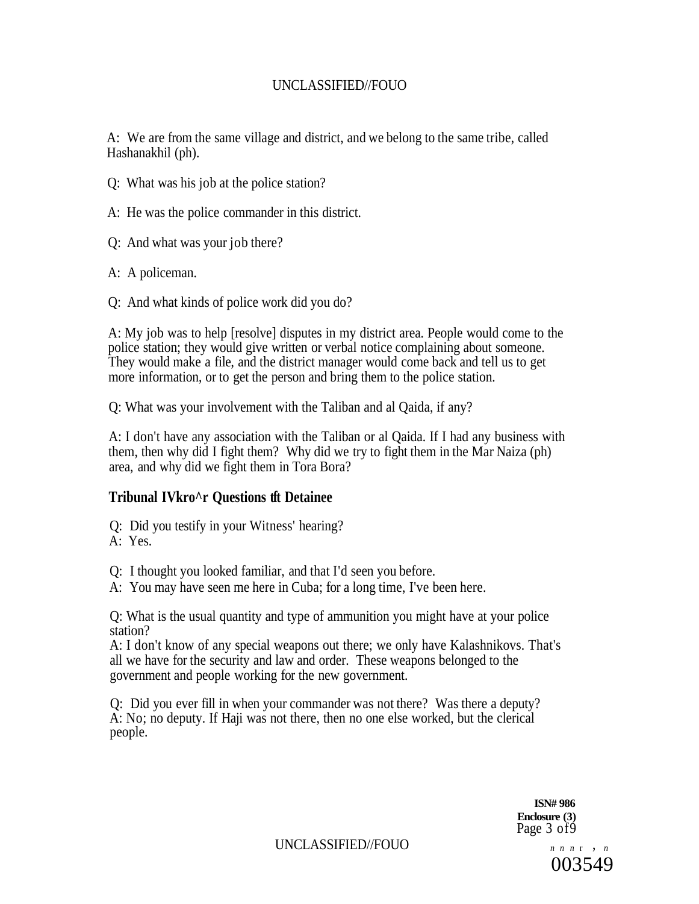A: We are from the same village and district, and we belong to the same tribe, called Hashanakhil (ph).

Q: What was his job at the police station?

A: He was the police commander in this district.

Q: And what was your job there?

A: A policeman.

Q: And what kinds of police work did you do?

A: My job was to help [resolve] disputes in my district area. People would come to the police station; they would give written or verbal notice complaining about someone. They would make a file, and the district manager would come back and tell us to get more information, or to get the person and bring them to the police station.

Q: What was your involvement with the Taliban and al Qaida, if any?

A: I don't have any association with the Taliban or al Qaida. If I had any business with them, then why did I fight them? Why did we try to fight them in the Mar Naiza (ph) area, and why did we fight them in Tora Bora?

## Tribunal IVkro^r Questions tft Detainee

Q: Did you testify in your Witness' hearing?
A: Yes.

Q: I thought you looked familiar, and that I'd seen you before.
A: You may have seen me here in Cuba; for a long time, I've been here.

Q: What is the usual quantity and type of ammunition you might have at your police station?
A: I don't know of any special weapons out there; we only have Kalashnikovs. That's all we have for the security and law and order. These weapons belonged to the government and people working for the new government.

Q: Did you ever fill in when your commander was not there? Was there a deputy?
A: No; no deputy. If Haji was not there, then no one else worked, but the clerical people.

**ISN# 986**
**Enclosure (3)**

003549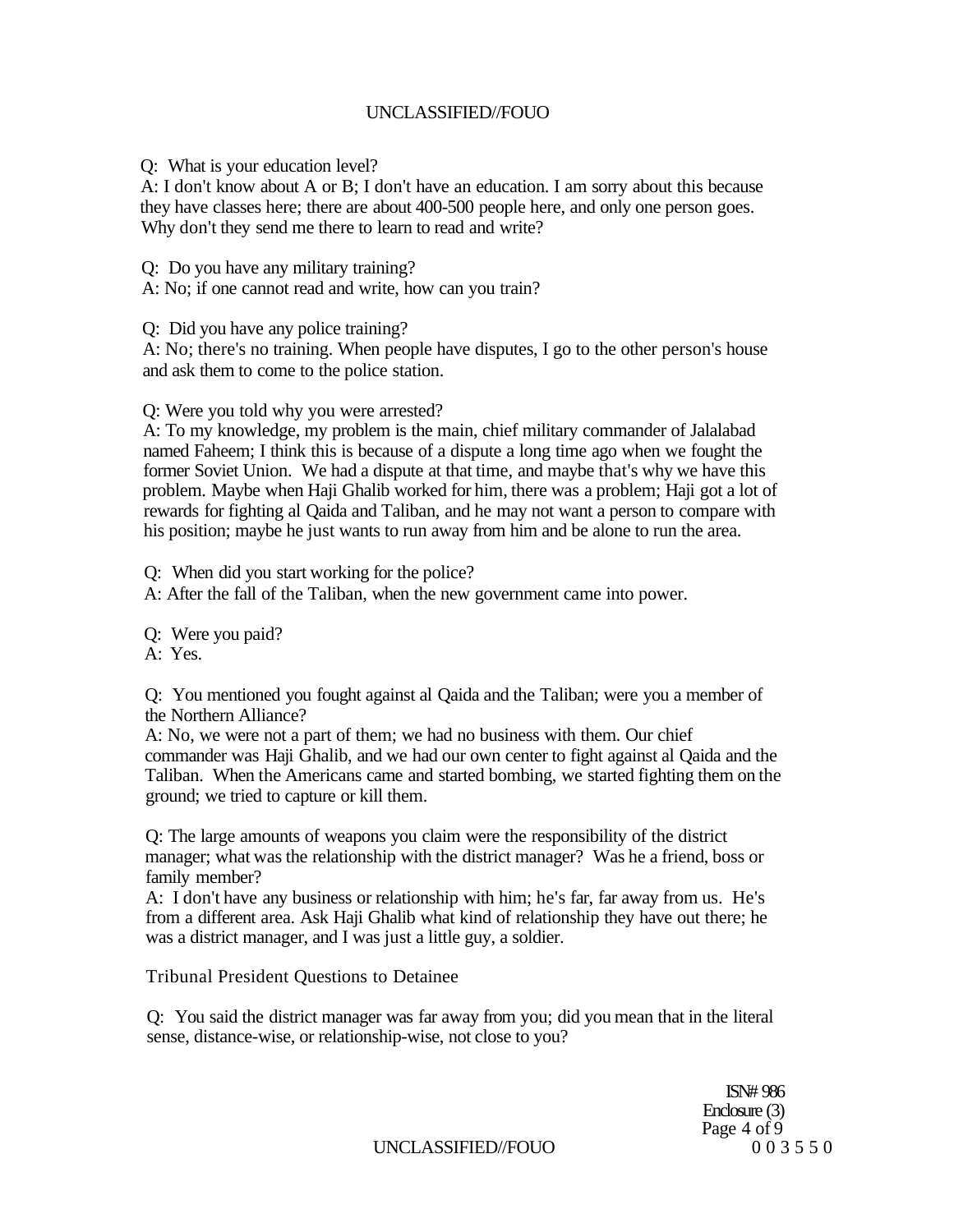Q: What is your education level?
A: I don't know about A or B; I don't have an education. I am sorry about this because they have classes here; there are about 400-500 people here, and only one person goes. Why don't they send me there to learn to read and write?

Q: Do you have any military training?
A: No; if one cannot read and write, how can you train?

Q: Did you have any police training?
A: No; there's no training. When people have disputes, I go to the other person's house and ask them to come to the police station.

Q: Were you told why you were arrested?
A: To my knowledge, my problem is the main, chief military commander of Jalalabad named Faheem; I think this is because of a dispute a long time ago when we fought the former Soviet Union. We had a dispute at that time, and maybe that's why we have this problem. Maybe when Haji Ghalib worked for him, there was a problem; Haji got a lot of rewards for fighting al Qaida and Taliban, and he may not want a person to compare with his position; maybe he just wants to run away from him and be alone to run the area.

Q: When did you start working for the police?
A: After the fall of the Taliban, when the new government came into power.

Q: Were you paid?
A: Yes.

Q: You mentioned you fought against al Qaida and the Taliban; were you a member of the Northern Alliance?
A: No, we were not a part of them; we had no business with them. Our chief commander was Haji Ghalib, and we had our own center to fight against al Qaida and the Taliban. When the Americans came and started bombing, we started fighting them on the ground; we tried to capture or kill them.

Q: The large amounts of weapons you claim were the responsibility of the district manager; what was the relationship with the district manager? Was he a friend, boss or family member?
A: I don't have any business or relationship with him; he's far, far away from us. He's from a different area. Ask Haji Ghalib what kind of relationship they have out there; he was a district manager, and I was just a little guy, a soldier.

Tribunal President Questions to Detainee

Q: You said the district manager was far away from you; did you mean that in the literal sense, distance-wise, or relationship-wise, not close to you?

ISN# 986
Enclosure (3)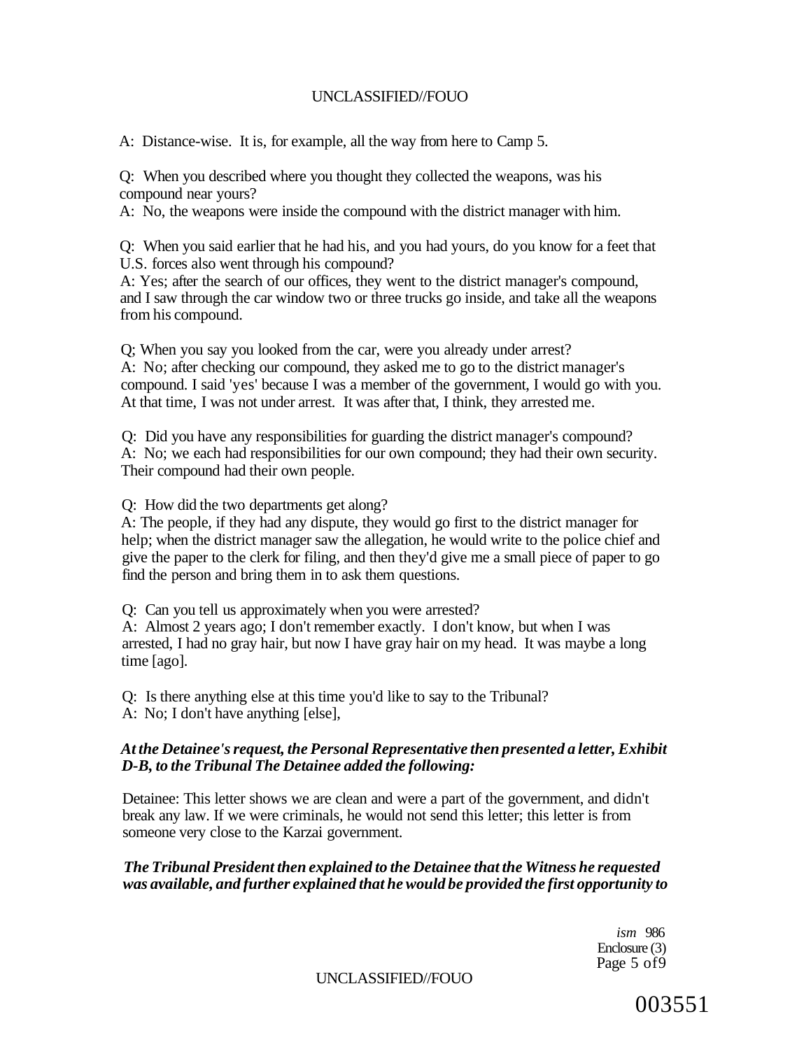A: Distance-wise. It is, for example, all the way from here to Camp 5.

Q: When you described where you thought they collected the weapons, was his compound near yours?
A: No, the weapons were inside the compound with the district manager with him.

Q: When you said earlier that he had his, and you had yours, do you know for a feet that U.S. forces also went through his compound?
A: Yes; after the search of our offices, they went to the district manager's compound, and I saw through the car window two or three trucks go inside, and take all the weapons from his compound.

Q; When you say you looked from the car, were you already under arrest?
A: No; after checking our compound, they asked me to go to the district manager's compound. I said 'yes' because I was a member of the government, I would go with you. At that time, I was not under arrest. It was after that, I think, they arrested me.

Q: Did you have any responsibilities for guarding the district manager's compound?
A: No; we each had responsibilities for our own compound; they had their own security. Their compound had their own people.

Q: How did the two departments get along?
A: The people, if they had any dispute, they would go first to the district manager for help; when the district manager saw the allegation, he would write to the police chief and give the paper to the clerk for filing, and then they'd give me a small piece of paper to go find the person and bring them in to ask them questions.

Q: Can you tell us approximately when you were arrested?
A: Almost 2 years ago; I don't remember exactly. I don't know, but when I was arrested, I had no gray hair, but now I have gray hair on my head. It was maybe a long time [ago].

Q: Is there anything else at this time you'd like to say to the Tribunal?
A: No; I don't have anything [else],

***At the Detainee's request, the Personal Representative then presented a letter, Exhibit D-B, to the Tribunal The Detainee added the following:***

Detainee: This letter shows we are clean and were a part of the government, and didn't break any law. If we were criminals, he would not send this letter; this letter is from someone very close to the Karzai government.

***The Tribunal President then explained to the Detainee that the Witness he requested was available, and further explained that he would be provided the first opportunity to***

*ism* 986
Enclosure (3)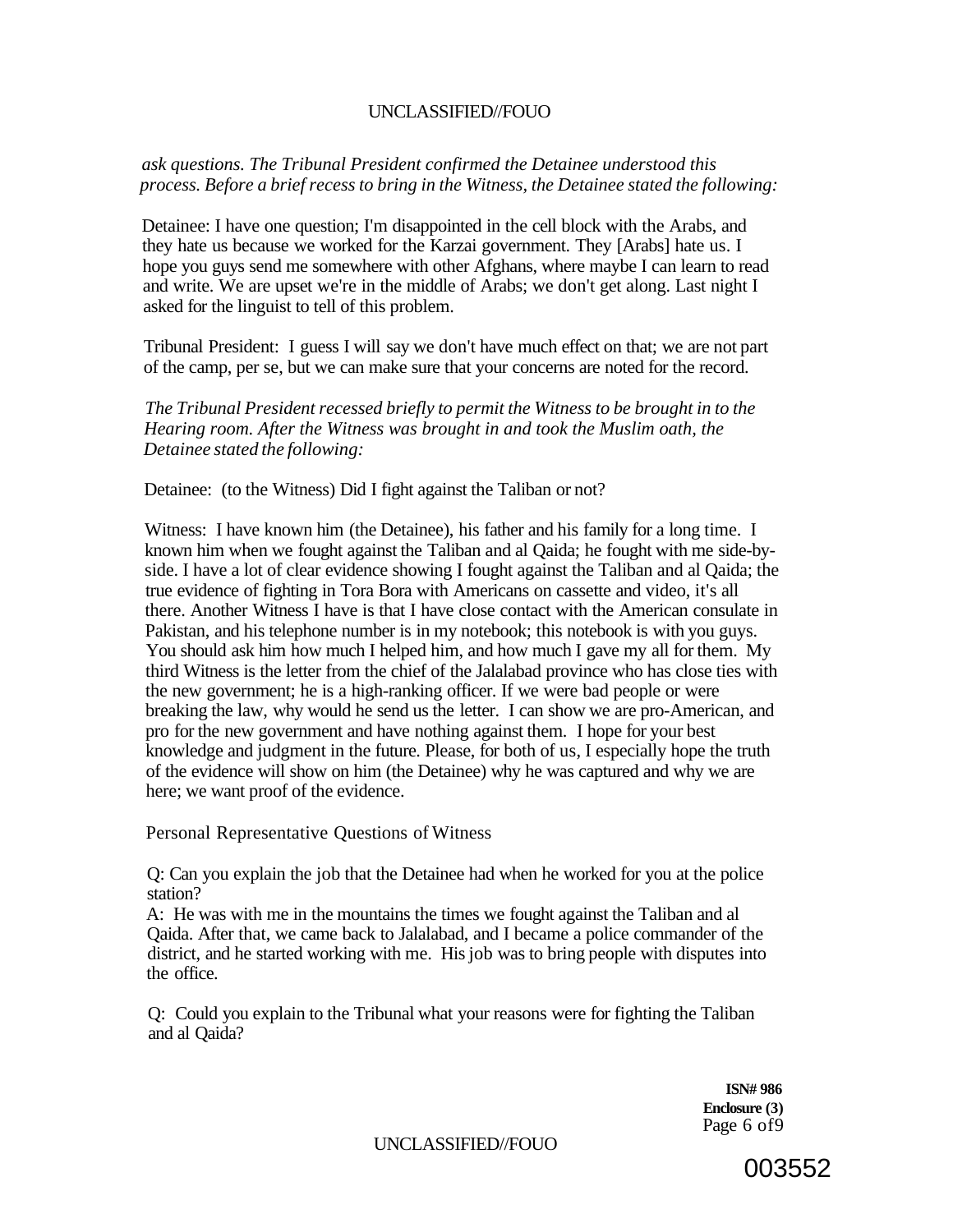*ask questions. The Tribunal President confirmed the Detainee understood this process. Before a brief recess to bring in the Witness, the Detainee stated the following:*

Detainee: I have one question; I'm disappointed in the cell block with the Arabs, and they hate us because we worked for the Karzai government. They [Arabs] hate us. I hope you guys send me somewhere with other Afghans, where maybe I can learn to read and write. We are upset we're in the middle of Arabs; we don't get along. Last night I asked for the linguist to tell of this problem.

Tribunal President: I guess I will say we don't have much effect on that; we are not part of the camp, per se, but we can make sure that your concerns are noted for the record.

*The Tribunal President recessed briefly to permit the Witness to be brought in to the Hearing room. After the Witness was brought in and took the Muslim oath, the Detainee stated the following:*

Detainee: (to the Witness) Did I fight against the Taliban or not?

Witness: I have known him (the Detainee), his father and his family for a long time. I known him when we fought against the Taliban and al Qaida; he fought with me side-by-side. I have a lot of clear evidence showing I fought against the Taliban and al Qaida; the true evidence of fighting in Tora Bora with Americans on cassette and video, it's all there. Another Witness I have is that I have close contact with the American consulate in Pakistan, and his telephone number is in my notebook; this notebook is with you guys. You should ask him how much I helped him, and how much I gave my all for them. My third Witness is the letter from the chief of the Jalalabad province who has close ties with the new government; he is a high-ranking officer. If we were bad people or were breaking the law, why would he send us the letter. I can show we are pro-American, and pro for the new government and have nothing against them. I hope for your best knowledge and judgment in the future. Please, for both of us, I especially hope the truth of the evidence will show on him (the Detainee) why he was captured and why we are here; we want proof of the evidence.

Personal Representative Questions of Witness

Q: Can you explain the job that the Detainee had when he worked for you at the police station?
A: He was with me in the mountains the times we fought against the Taliban and al Qaida. After that, we came back to Jalalabad, and I became a police commander of the district, and he started working with me. His job was to bring people with disputes into the office.

Q: Could you explain to the Tribunal what your reasons were for fighting the Taliban and al Qaida?

**ISN# 986**
**Enclosure (3)**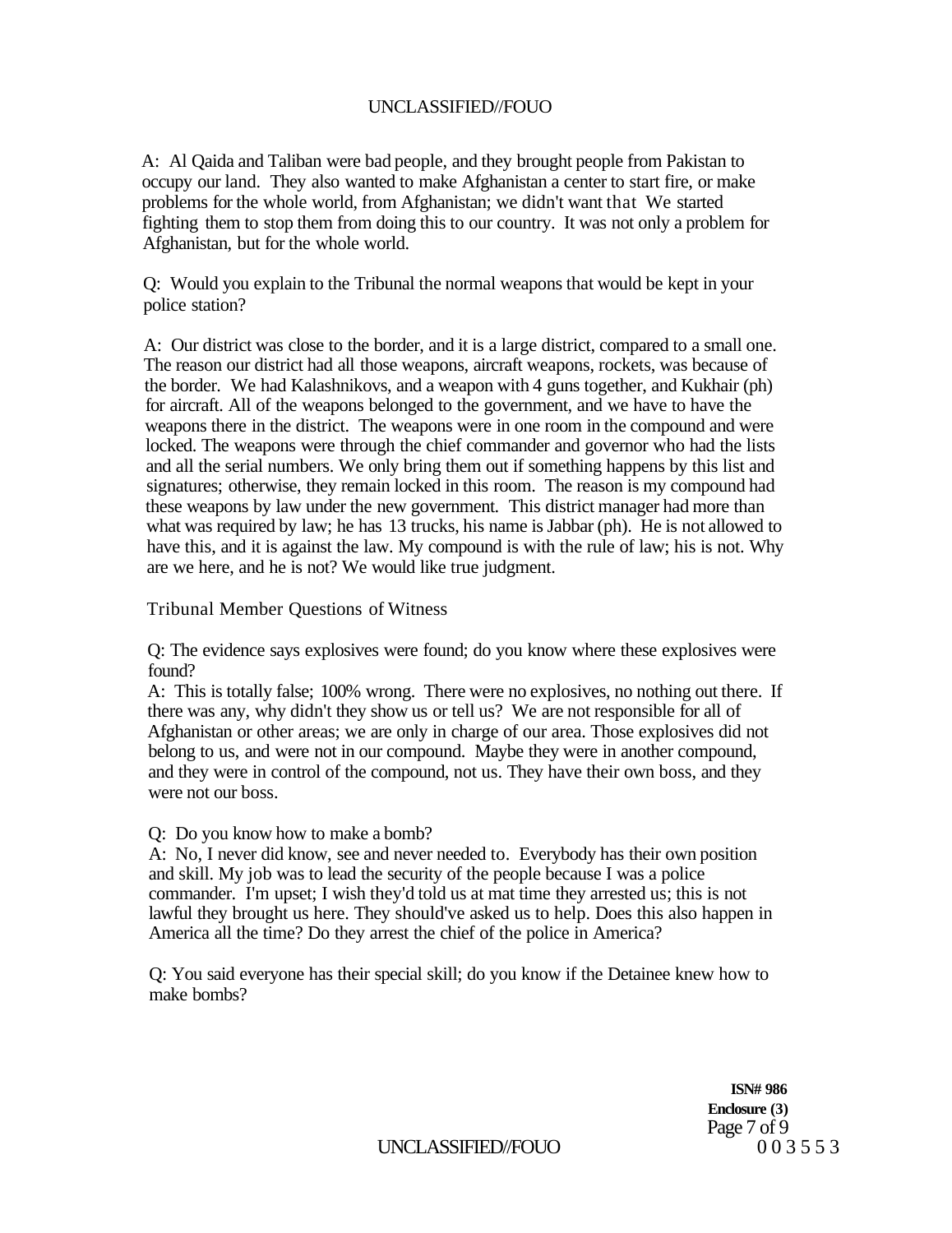A: Al Qaida and Taliban were bad people, and they brought people from Pakistan to occupy our land. They also wanted to make Afghanistan a center to start fire, or make problems for the whole world, from Afghanistan; we didn't want that We started fighting them to stop them from doing this to our country. It was not only a problem for Afghanistan, but for the whole world.

Q: Would you explain to the Tribunal the normal weapons that would be kept in your police station?

A: Our district was close to the border, and it is a large district, compared to a small one. The reason our district had all those weapons, aircraft weapons, rockets, was because of the border. We had Kalashnikovs, and a weapon with 4 guns together, and Kukhair (ph) for aircraft. All of the weapons belonged to the government, and we have to have the weapons there in the district. The weapons were in one room in the compound and were locked. The weapons were through the chief commander and governor who had the lists and all the serial numbers. We only bring them out if something happens by this list and signatures; otherwise, they remain locked in this room. The reason is my compound had these weapons by law under the new government. This district manager had more than what was required by law; he has 13 trucks, his name is Jabbar (ph). He is not allowed to have this, and it is against the law. My compound is with the rule of law; his is not. Why are we here, and he is not? We would like true judgment.

Tribunal Member Questions of Witness

Q: The evidence says explosives were found; do you know where these explosives were found?
A: This is totally false; 100% wrong. There were no explosives, no nothing out there. If there was any, why didn't they show us or tell us? We are not responsible for all of Afghanistan or other areas; we are only in charge of our area. Those explosives did not belong to us, and were not in our compound. Maybe they were in another compound, and they were in control of the compound, not us. They have their own boss, and they were not our boss.

Q: Do you know how to make a bomb?
A: No, I never did know, see and never needed to. Everybody has their own position and skill. My job was to lead the security of the people because I was a police commander. I'm upset; I wish they'd told us at mat time they arrested us; this is not lawful they brought us here. They should've asked us to help. Does this also happen in America all the time? Do they arrest the chief of the police in America?

Q: You said everyone has their special skill; do you know if the Detainee knew how to make bombs?

**ISN# 986**
**Enclosure (3)**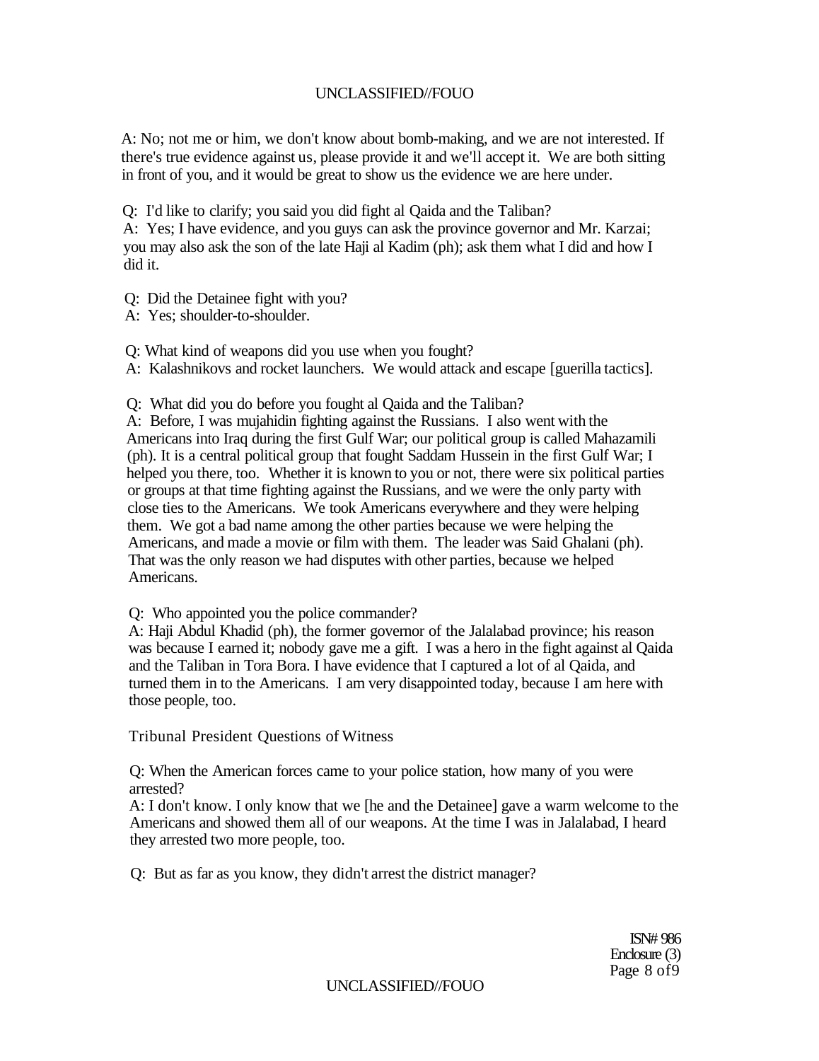A: No; not me or him, we don't know about bomb-making, and we are not interested. If there's true evidence against us, please provide it and we'll accept it. We are both sitting in front of you, and it would be great to show us the evidence we are here under.

Q: I'd like to clarify; you said you did fight al Qaida and the Taliban?
A: Yes; I have evidence, and you guys can ask the province governor and Mr. Karzai; you may also ask the son of the late Haji al Kadim (ph); ask them what I did and how I did it.

Q: Did the Detainee fight with you?
A: Yes; shoulder-to-shoulder.

Q: What kind of weapons did you use when you fought?
A: Kalashnikovs and rocket launchers. We would attack and escape [guerilla tactics].

Q: What did you do before you fought al Qaida and the Taliban?
A: Before, I was mujahidin fighting against the Russians. I also went with the Americans into Iraq during the first Gulf War; our political group is called Mahazamili (ph). It is a central political group that fought Saddam Hussein in the first Gulf War; I helped you there, too. Whether it is known to you or not, there were six political parties or groups at that time fighting against the Russians, and we were the only party with close ties to the Americans. We took Americans everywhere and they were helping them. We got a bad name among the other parties because we were helping the Americans, and made a movie or film with them. The leader was Said Ghalani (ph). That was the only reason we had disputes with other parties, because we helped Americans.

Q: Who appointed you the police commander?
A: Haji Abdul Khadid (ph), the former governor of the Jalalabad province; his reason was because I earned it; nobody gave me a gift. I was a hero in the fight against al Qaida and the Taliban in Tora Bora. I have evidence that I captured a lot of al Qaida, and turned them in to the Americans. I am very disappointed today, because I am here with those people, too.

Tribunal President Questions of Witness

Q: When the American forces came to your police station, how many of you were arrested?
A: I don't know. I only know that we [he and the Detainee] gave a warm welcome to the Americans and showed them all of our weapons. At the time I was in Jalalabad, I heard they arrested two more people, too.

Q: But as far as you know, they didn't arrest the district manager?

ISN# 986
Enclosure (3)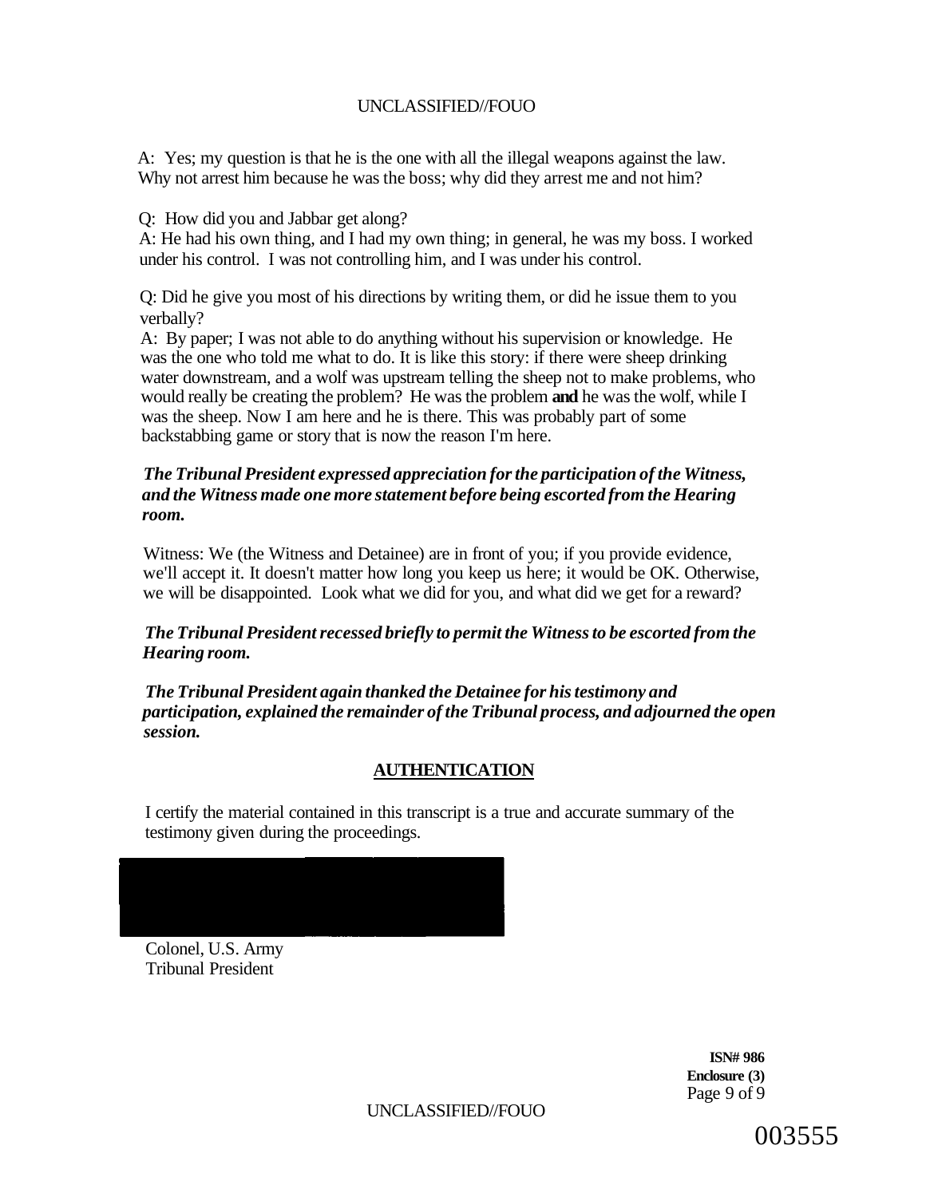A: Yes; my question is that he is the one with all the illegal weapons against the law. Why not arrest him because he was the boss; why did they arrest me and not him?

Q: How did you and Jabbar get along?
A: He had his own thing, and I had my own thing; in general, he was my boss. I worked under his control. I was not controlling him, and I was under his control.

Q: Did he give you most of his directions by writing them, or did he issue them to you verbally?
A: By paper; I was not able to do anything without his supervision or knowledge. He was the one who told me what to do. It is like this story: if there were sheep drinking water downstream, and a wolf was upstream telling the sheep not to make problems, who would really be creating the problem? He was the problem **and** he was the wolf, while I was the sheep. Now I am here and he is there. This was probably part of some backstabbing game or story that is now the reason I'm here.

***The Tribunal President expressed appreciation for the participation of the Witness, and the Witness made one more statement before being escorted from the Hearing room.***

Witness: We (the Witness and Detainee) are in front of you; if you provide evidence, we'll accept it. It doesn't matter how long you keep us here; it would be OK. Otherwise, we will be disappointed. Look what we did for you, and what did we get for a reward?

***The Tribunal President recessed briefly to permit the Witness to be escorted from the Hearing room.***

***The Tribunal President again thanked the Detainee for his testimony and participation, explained the remainder of the Tribunal process, and adjourned the open session.***

## AUTHENTICATION

I certify the material contained in this transcript is a true and accurate summary of the testimony given during the proceedings.

Colonel, U.S. Army
Tribunal President

**ISN# 986**
**Enclosure (3)**

003555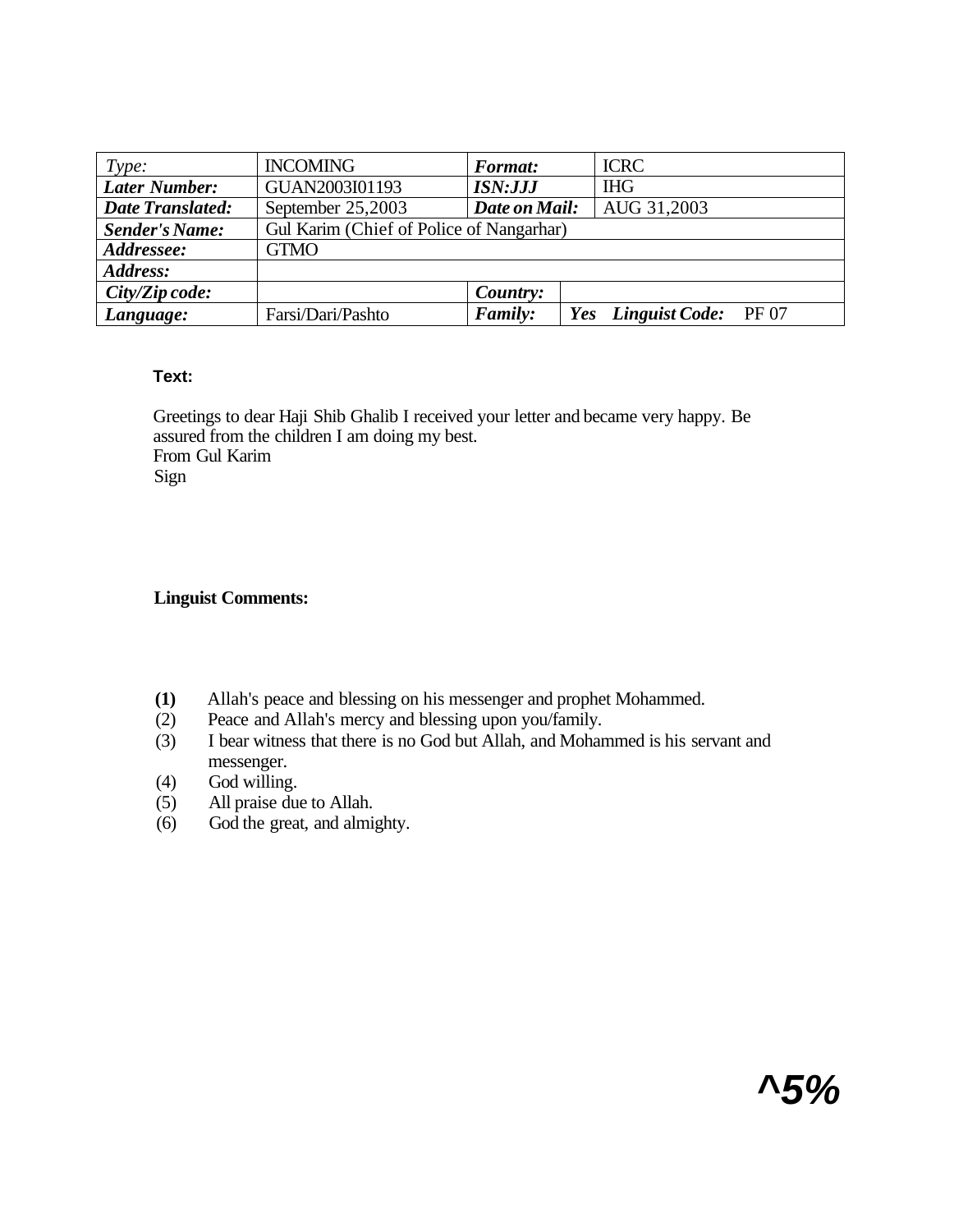| *Type:* | INCOMING | ***Format:*** | ICRC |
|---|---|---|---|
| ***Later Number:*** | GUAN2003I01193 | ***ISN:JJJ*** | IHG |
| ***Date Translated:*** | September 25,2003 | ***Date on Mail:*** | AUG 31,2003 |
| ***Sender's Name:*** | Gul Karim (Chief of Police of Nangarhar) | | |
| ***Addressee:*** | GTMO | | |
| ***Address:*** | | | |
| ***City/Zip code:*** | | ***Country:*** | |
| ***Language:*** | Farsi/Dari/Pashto | ***Family:*** | ***Yes*** ***Linguist Code:*** PF 07 |

**Text:**

Greetings to dear Haji Shib Ghalib I received your letter and became very happy. Be assured from the children I am doing my best.
From Gul Karim
Sign

**Linguist Comments:**

**(1)** Allah's peace and blessing on his messenger and prophet Mohammed.
(2) Peace and Allah's mercy and blessing upon you/family.
(3) I bear witness that there is no God but Allah, and Mohammed is his servant and messenger.
(4) God willing.
(5) All praise due to Allah.
(6) God the great, and almighty.

**^5%**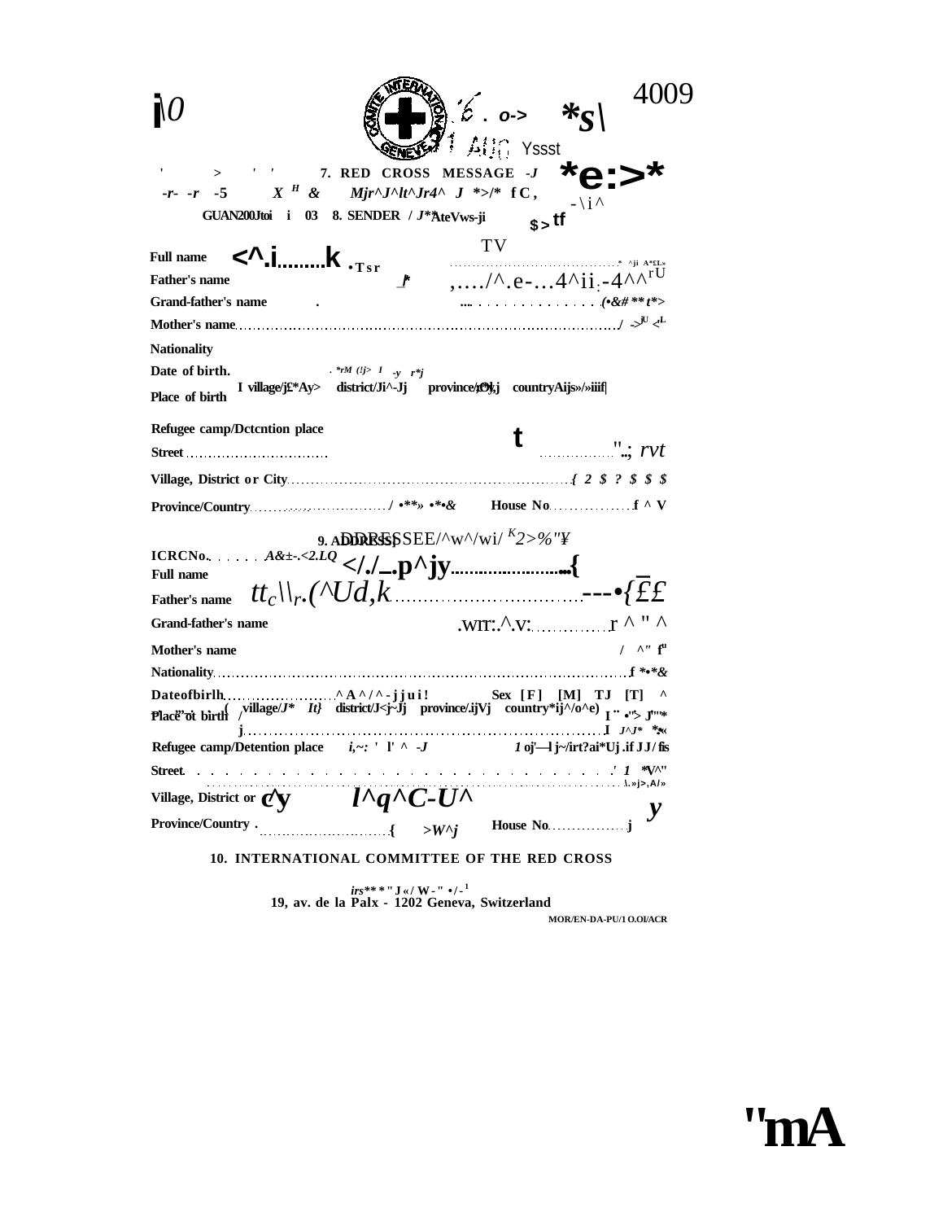4009

7. RED CROSS MESSAGE

8. SENDER

Full name

Father's name

Grand-father's name

Mother's name

Nationality

Date of birth.

Place of birth — village | district | province | country

Refugee camp/Detention place

Street

Village, District or City

Province/Country

House No

9. ADDRESSEE

ICRC No.

Full name

Father's name

Grand-father's name

Mother's name

Nationality

Date of birth — Sex [F] [M]

Place of birth — village | district | province | country

Refugee camp/Detention place

Street

Village, District or City

Province/Country

House No

10. INTERNATIONAL COMMITTEE OF THE RED CROSS

19, av. de la Paix - 1202 Geneva, Switzerland

MOR/EN-DA-PU/10.OI/ACR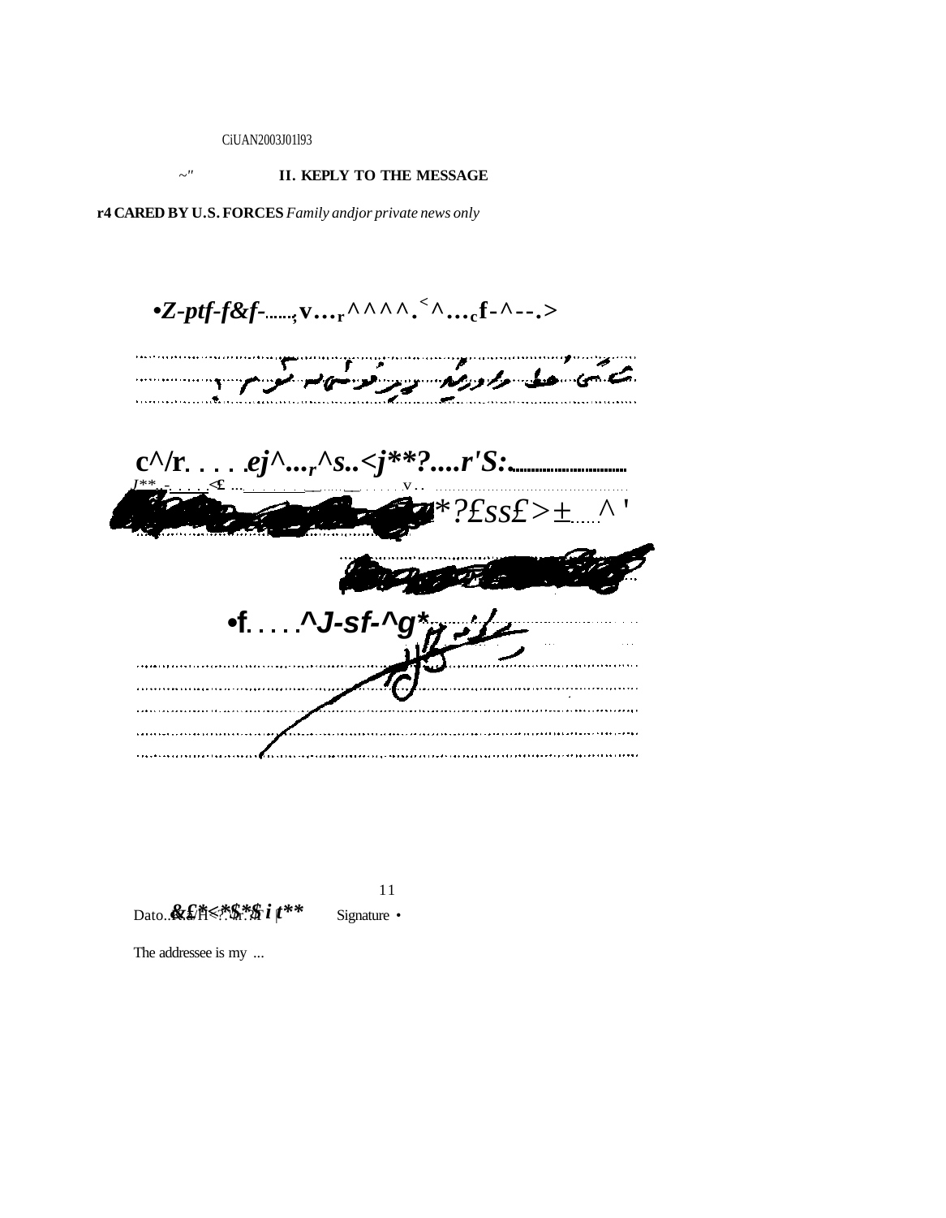CiUAN2003J01l93

~" **II. KEPLY TO THE MESSAGE**

**r4 CARED BY U.S. FORCES** *Family andjor private news only*

•Z-ptf-f&f-......,v...r^^^^.<^...cf-^--.>

c^/r. . . . .ej^...r^s..<j**?....r'S:.

*?£ss£>±.....^'

•f.....^J-sf-^g*

11

Dato..&£*<*$*$ i t** Signature •

The addressee is my ...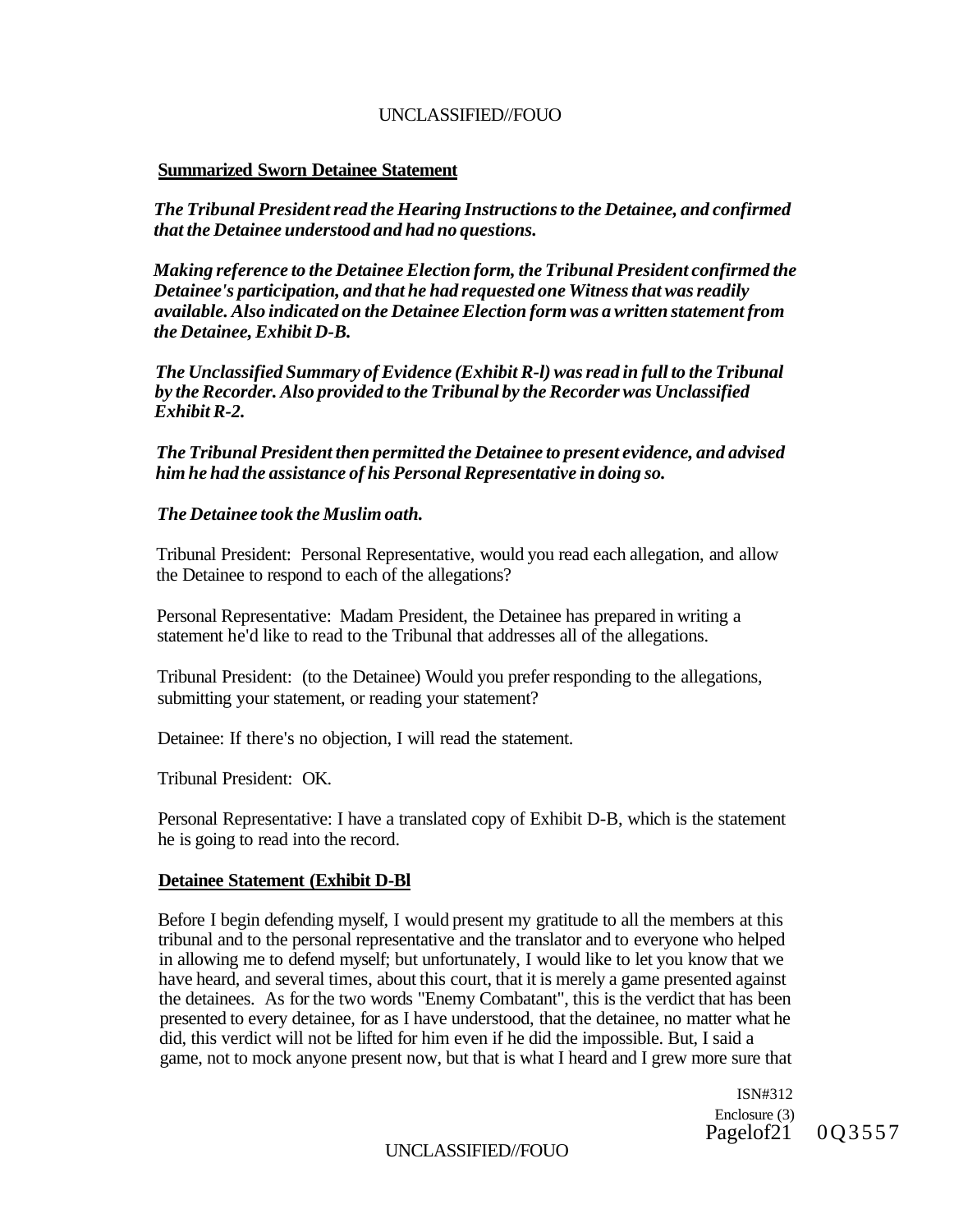**Summarized Sworn Detainee Statement**

***The Tribunal President read the Hearing Instructions to the Detainee, and confirmed that the Detainee understood and had no questions.***

***Making reference to the Detainee Election form, the Tribunal President confirmed the Detainee's participation, and that he had requested one Witness that was readily available. Also indicated on the Detainee Election form was a written statement from the Detainee, Exhibit D-B.***

***The Unclassified Summary of Evidence (Exhibit R-l) was read in full to the Tribunal by the Recorder. Also provided to the Tribunal by the Recorder was Unclassified Exhibit R-2.***

***The Tribunal President then permitted the Detainee to present evidence, and advised him he had the assistance of his Personal Representative in doing so.***

***The Detainee took the Muslim oath.***

Tribunal President: Personal Representative, would you read each allegation, and allow the Detainee to respond to each of the allegations?

Personal Representative: Madam President, the Detainee has prepared in writing a statement he'd like to read to the Tribunal that addresses all of the allegations.

Tribunal President: (to the Detainee) Would you prefer responding to the allegations, submitting your statement, or reading your statement?

Detainee: If there's no objection, I will read the statement.

Tribunal President: OK.

Personal Representative: I have a translated copy of Exhibit D-B, which is the statement he is going to read into the record.

**Detainee Statement (Exhibit D-Bl**

Before I begin defending myself, I would present my gratitude to all the members at this tribunal and to the personal representative and the translator and to everyone who helped in allowing me to defend myself; but unfortunately, I would like to let you know that we have heard, and several times, about this court, that it is merely a game presented against the detainees. As for the two words "Enemy Combatant", this is the verdict that has been presented to every detainee, for as I have understood, that the detainee, no matter what he did, this verdict will not be lifted for him even if he did the impossible. But, I said a game, not to mock anyone present now, but that is what I heard and I grew more sure that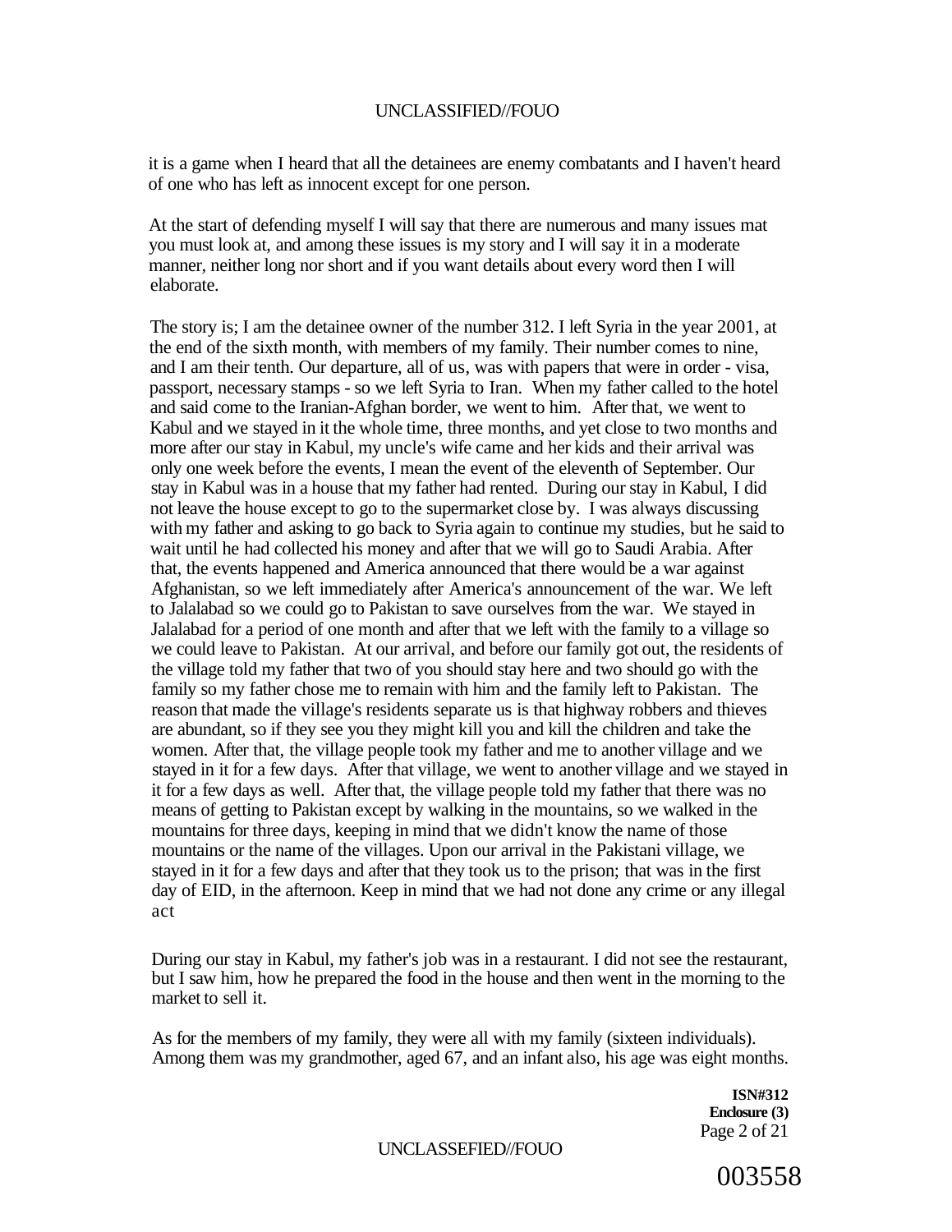it is a game when I heard that all the detainees are enemy combatants and I haven't heard of one who has left as innocent except for one person.

At the start of defending myself I will say that there are numerous and many issues mat you must look at, and among these issues is my story and I will say it in a moderate manner, neither long nor short and if you want details about every word then I will elaborate.

The story is; I am the detainee owner of the number 312. I left Syria in the year 2001, at the end of the sixth month, with members of my family. Their number comes to nine, and I am their tenth. Our departure, all of us, was with papers that were in order - visa, passport, necessary stamps - so we left Syria to Iran. When my father called to the hotel and said come to the Iranian-Afghan border, we went to him. After that, we went to Kabul and we stayed in it the whole time, three months, and yet close to two months and more after our stay in Kabul, my uncle's wife came and her kids and their arrival was only one week before the events, I mean the event of the eleventh of September. Our stay in Kabul was in a house that my father had rented. During our stay in Kabul, I did not leave the house except to go to the supermarket close by. I was always discussing with my father and asking to go back to Syria again to continue my studies, but he said to wait until he had collected his money and after that we will go to Saudi Arabia. After that, the events happened and America announced that there would be a war against Afghanistan, so we left immediately after America's announcement of the war. We left to Jalalabad so we could go to Pakistan to save ourselves from the war. We stayed in Jalalabad for a period of one month and after that we left with the family to a village so we could leave to Pakistan. At our arrival, and before our family got out, the residents of the village told my father that two of you should stay here and two should go with the family so my father chose me to remain with him and the family left to Pakistan. The reason that made the village's residents separate us is that highway robbers and thieves are abundant, so if they see you they might kill you and kill the children and take the women. After that, the village people took my father and me to another village and we stayed in it for a few days. After that village, we went to another village and we stayed in it for a few days as well. After that, the village people told my father that there was no means of getting to Pakistan except by walking in the mountains, so we walked in the mountains for three days, keeping in mind that we didn't know the name of those mountains or the name of the villages. Upon our arrival in the Pakistani village, we stayed in it for a few days and after that they took us to the prison; that was in the first day of EID, in the afternoon. Keep in mind that we had not done any crime or any illegal act

During our stay in Kabul, my father's job was in a restaurant. I did not see the restaurant, but I saw him, how he prepared the food in the house and then went in the morning to the market to sell it.

As for the members of my family, they were all with my family (sixteen individuals). Among them was my grandmother, aged 67, and an infant also, his age was eight months.

**ISN#312**
**Enclosure (3)**

003558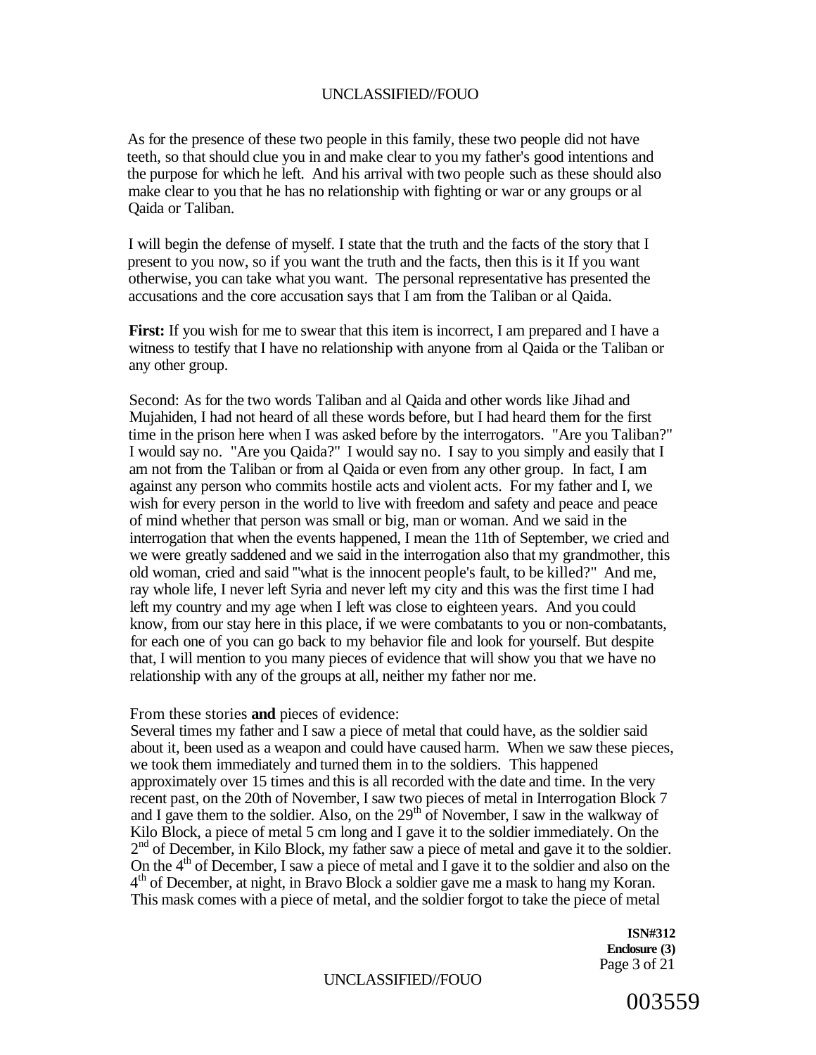As for the presence of these two people in this family, these two people did not have teeth, so that should clue you in and make clear to you my father's good intentions and the purpose for which he left. And his arrival with two people such as these should also make clear to you that he has no relationship with fighting or war or any groups or al Qaida or Taliban.

I will begin the defense of myself. I state that the truth and the facts of the story that I present to you now, so if you want the truth and the facts, then this is it If you want otherwise, you can take what you want. The personal representative has presented the accusations and the core accusation says that I am from the Taliban or al Qaida.

**First:** If you wish for me to swear that this item is incorrect, I am prepared and I have a witness to testify that I have no relationship with anyone from al Qaida or the Taliban or any other group.

Second: As for the two words Taliban and al Qaida and other words like Jihad and Mujahiden, I had not heard of all these words before, but I had heard them for the first time in the prison here when I was asked before by the interrogators. "Are you Taliban?" I would say no. "Are you Qaida?" I would say no. I say to you simply and easily that I am not from the Taliban or from al Qaida or even from any other group. In fact, I am against any person who commits hostile acts and violent acts. For my father and I, we wish for every person in the world to live with freedom and safety and peace and peace of mind whether that person was small or big, man or woman. And we said in the interrogation that when the events happened, I mean the 11th of September, we cried and we were greatly saddened and we said in the interrogation also that my grandmother, this old woman, cried and said "'what is the innocent people's fault, to be killed?" And me, ray whole life, I never left Syria and never left my city and this was the first time I had left my country and my age when I left was close to eighteen years. And you could know, from our stay here in this place, if we were combatants to you or non-combatants, for each one of you can go back to my behavior file and look for yourself. But despite that, I will mention to you many pieces of evidence that will show you that we have no relationship with any of the groups at all, neither my father nor me.

From these stories **and** pieces of evidence:
Several times my father and I saw a piece of metal that could have, as the soldier said about it, been used as a weapon and could have caused harm. When we saw these pieces, we took them immediately and turned them in to the soldiers. This happened approximately over 15 times and this is all recorded with the date and time. In the very recent past, on the 20th of November, I saw two pieces of metal in Interrogation Block 7 and I gave them to the soldier. Also, on the 29th of November, I saw in the walkway of Kilo Block, a piece of metal 5 cm long and I gave it to the soldier immediately. On the 2nd of December, in Kilo Block, my father saw a piece of metal and gave it to the soldier. On the 4th of December, I saw a piece of metal and I gave it to the soldier and also on the 4th of December, at night, in Bravo Block a soldier gave me a mask to hang my Koran. This mask comes with a piece of metal, and the soldier forgot to take the piece of metal

**ISN#312**
**Enclosure (3)**

003559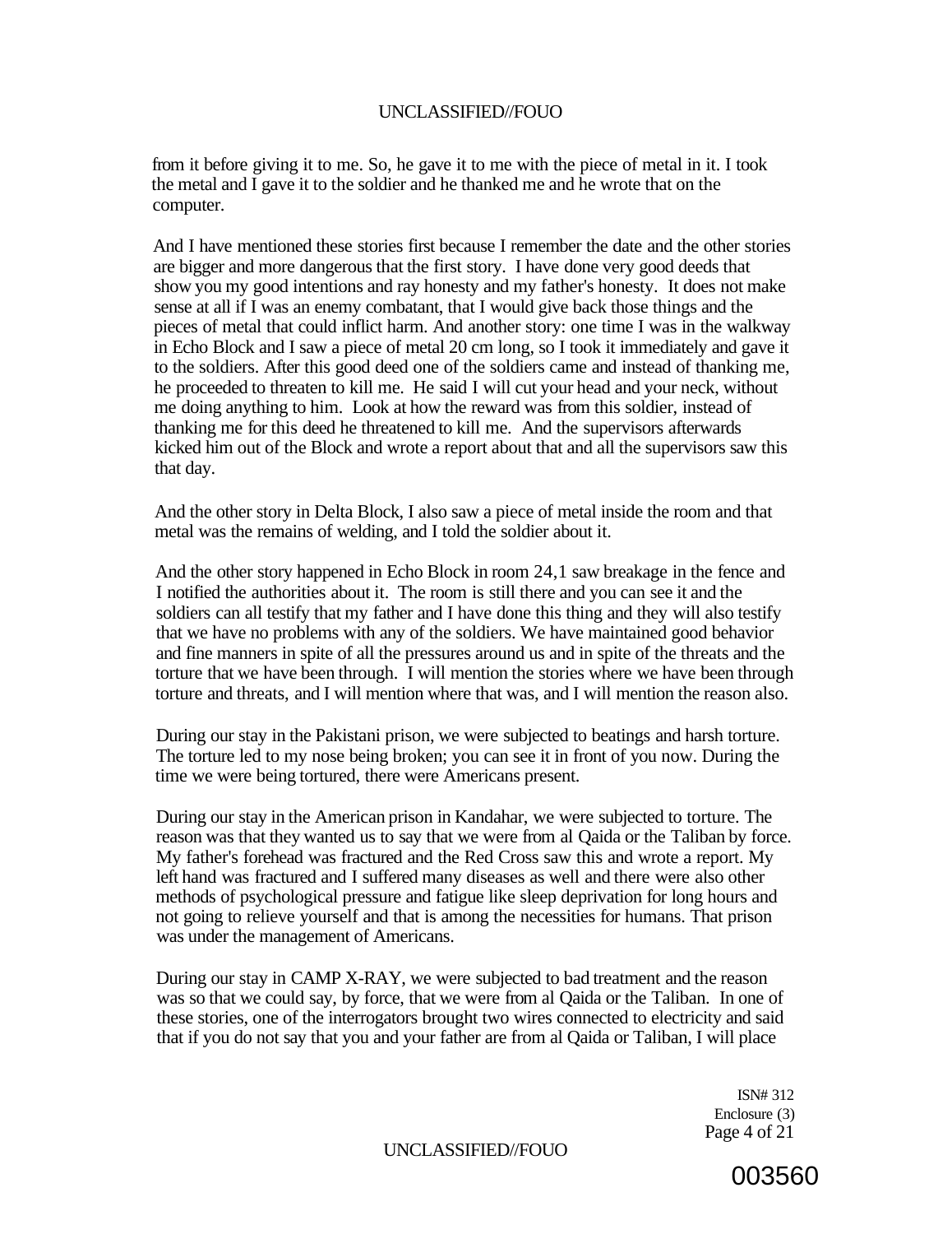from it before giving it to me. So, he gave it to me with the piece of metal in it. I took the metal and I gave it to the soldier and he thanked me and he wrote that on the computer.

And I have mentioned these stories first because I remember the date and the other stories are bigger and more dangerous that the first story. I have done very good deeds that show you my good intentions and ray honesty and my father's honesty. It does not make sense at all if I was an enemy combatant, that I would give back those things and the pieces of metal that could inflict harm. And another story: one time I was in the walkway in Echo Block and I saw a piece of metal 20 cm long, so I took it immediately and gave it to the soldiers. After this good deed one of the soldiers came and instead of thanking me, he proceeded to threaten to kill me. He said I will cut your head and your neck, without me doing anything to him. Look at how the reward was from this soldier, instead of thanking me for this deed he threatened to kill me. And the supervisors afterwards kicked him out of the Block and wrote a report about that and all the supervisors saw this that day.

And the other story in Delta Block, I also saw a piece of metal inside the room and that metal was the remains of welding, and I told the soldier about it.

And the other story happened in Echo Block in room 24,1 saw breakage in the fence and I notified the authorities about it. The room is still there and you can see it and the soldiers can all testify that my father and I have done this thing and they will also testify that we have no problems with any of the soldiers. We have maintained good behavior and fine manners in spite of all the pressures around us and in spite of the threats and the torture that we have been through. I will mention the stories where we have been through torture and threats, and I will mention where that was, and I will mention the reason also.

During our stay in the Pakistani prison, we were subjected to beatings and harsh torture. The torture led to my nose being broken; you can see it in front of you now. During the time we were being tortured, there were Americans present.

During our stay in the American prison in Kandahar, we were subjected to torture. The reason was that they wanted us to say that we were from al Qaida or the Taliban by force. My father's forehead was fractured and the Red Cross saw this and wrote a report. My left hand was fractured and I suffered many diseases as well and there were also other methods of psychological pressure and fatigue like sleep deprivation for long hours and not going to relieve yourself and that is among the necessities for humans. That prison was under the management of Americans.

During our stay in CAMP X-RAY, we were subjected to bad treatment and the reason was so that we could say, by force, that we were from al Qaida or the Taliban. In one of these stories, one of the interrogators brought two wires connected to electricity and said that if you do not say that you and your father are from al Qaida or Taliban, I will place

ISN# 312
Enclosure (3)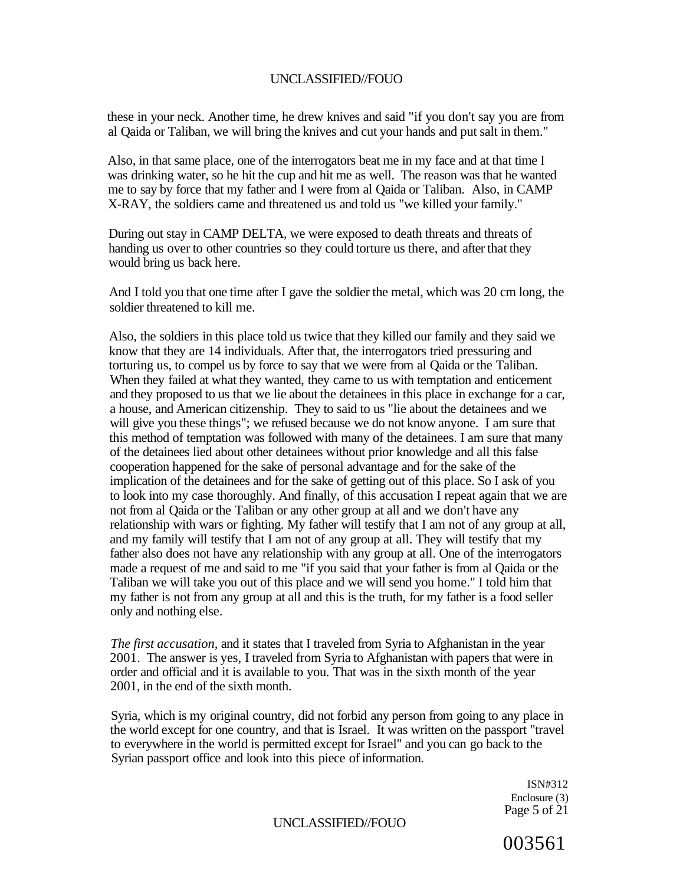these in your neck. Another time, he drew knives and said "if you don't say you are from al Qaida or Taliban, we will bring the knives and cut your hands and put salt in them."

Also, in that same place, one of the interrogators beat me in my face and at that time I was drinking water, so he hit the cup and hit me as well. The reason was that he wanted me to say by force that my father and I were from al Qaida or Taliban. Also, in CAMP X-RAY, the soldiers came and threatened us and told us "we killed your family."

During out stay in CAMP DELTA, we were exposed to death threats and threats of handing us over to other countries so they could torture us there, and after that they would bring us back here.

And I told you that one time after I gave the soldier the metal, which was 20 cm long, the soldier threatened to kill me.

Also, the soldiers in this place told us twice that they killed our family and they said we know that they are 14 individuals. After that, the interrogators tried pressuring and torturing us, to compel us by force to say that we were from al Qaida or the Taliban. When they failed at what they wanted, they came to us with temptation and enticement and they proposed to us that we lie about the detainees in this place in exchange for a car, a house, and American citizenship. They to said to us "lie about the detainees and we will give you these things"; we refused because we do not know anyone. I am sure that this method of temptation was followed with many of the detainees. I am sure that many of the detainees lied about other detainees without prior knowledge and all this false cooperation happened for the sake of personal advantage and for the sake of the implication of the detainees and for the sake of getting out of this place. So I ask of you to look into my case thoroughly. And finally, of this accusation I repeat again that we are not from al Qaida or the Taliban or any other group at all and we don't have any relationship with wars or fighting. My father will testify that I am not of any group at all, and my family will testify that I am not of any group at all. They will testify that my father also does not have any relationship with any group at all. One of the interrogators made a request of me and said to me "if you said that your father is from al Qaida or the Taliban we will take you out of this place and we will send you home." I told him that my father is not from any group at all and this is the truth, for my father is a food seller only and nothing else.

*The first accusation,* and it states that I traveled from Syria to Afghanistan in the year 2001. The answer is yes, I traveled from Syria to Afghanistan with papers that were in order and official and it is available to you. That was in the sixth month of the year 2001, in the end of the sixth month.

Syria, which is my original country, did not forbid any person from going to any place in the world except for one country, and that is Israel. It was written on the passport "travel to everywhere in the world is permitted except for Israel" and you can go back to the Syrian passport office and look into this piece of information.

ISN#312
Enclosure (3)

003561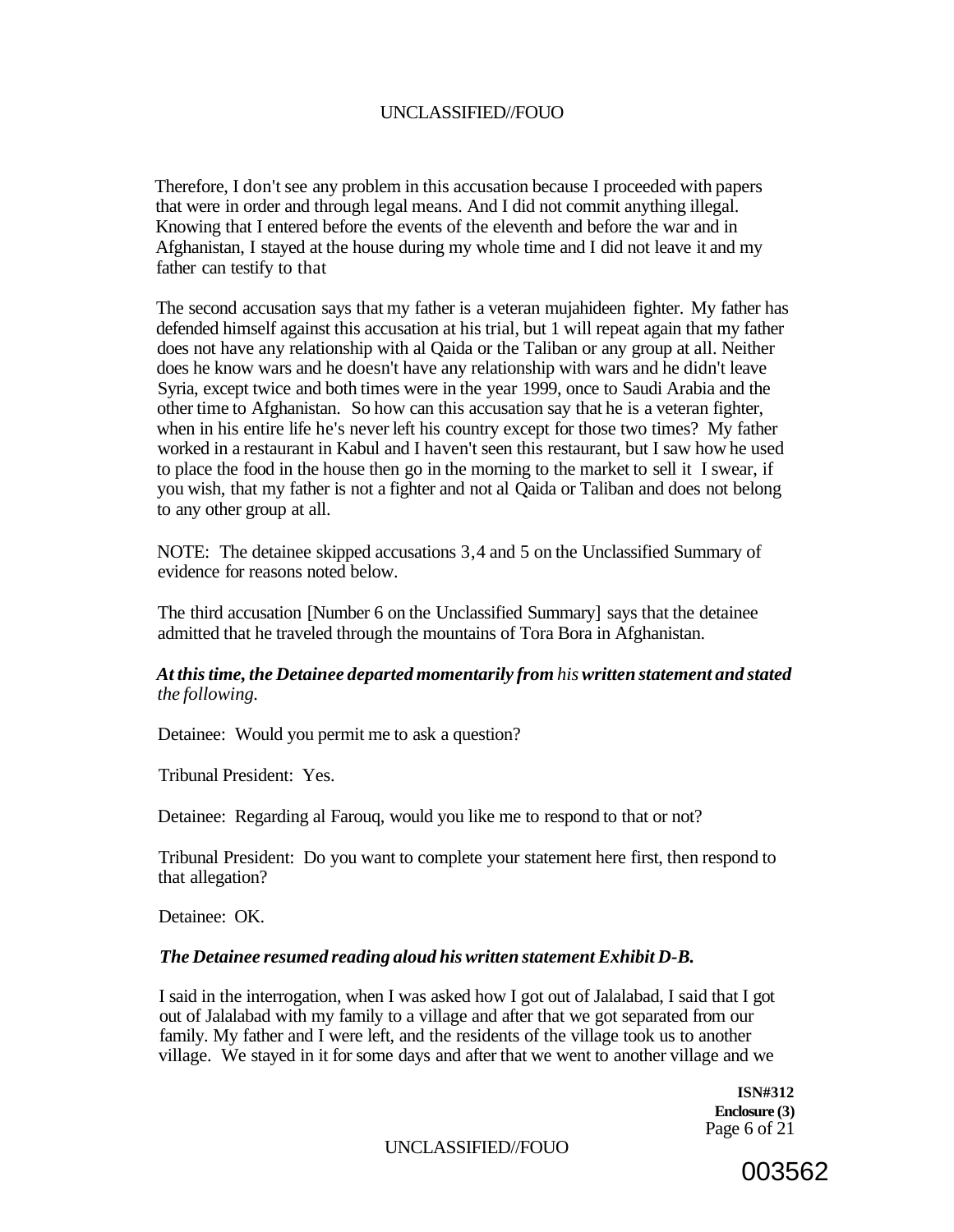Therefore, I don't see any problem in this accusation because I proceeded with papers that were in order and through legal means. And I did not commit anything illegal. Knowing that I entered before the events of the eleventh and before the war and in Afghanistan, I stayed at the house during my whole time and I did not leave it and my father can testify to that

The second accusation says that my father is a veteran mujahideen fighter. My father has defended himself against this accusation at his trial, but 1 will repeat again that my father does not have any relationship with al Qaida or the Taliban or any group at all. Neither does he know wars and he doesn't have any relationship with wars and he didn't leave Syria, except twice and both times were in the year 1999, once to Saudi Arabia and the other time to Afghanistan. So how can this accusation say that he is a veteran fighter, when in his entire life he's never left his country except for those two times? My father worked in a restaurant in Kabul and I haven't seen this restaurant, but I saw how he used to place the food in the house then go in the morning to the market to sell it I swear, if you wish, that my father is not a fighter and not al Qaida or Taliban and does not belong to any other group at all.

NOTE: The detainee skipped accusations 3,4 and 5 on the Unclassified Summary of evidence for reasons noted below.

The third accusation [Number 6 on the Unclassified Summary] says that the detainee admitted that he traveled through the mountains of Tora Bora in Afghanistan.

***At this time, the Detainee departed momentarily from** his **written statement and stated** the following.*

Detainee: Would you permit me to ask a question?

Tribunal President: Yes.

Detainee: Regarding al Farouq, would you like me to respond to that or not?

Tribunal President: Do you want to complete your statement here first, then respond to that allegation?

Detainee: OK.

***The Detainee resumed reading aloud his written statement Exhibit D-B.***

I said in the interrogation, when I was asked how I got out of Jalalabad, I said that I got out of Jalalabad with my family to a village and after that we got separated from our family. My father and I were left, and the residents of the village took us to another village. We stayed in it for some days and after that we went to another village and we

**ISN#312**
**Enclosure (3)**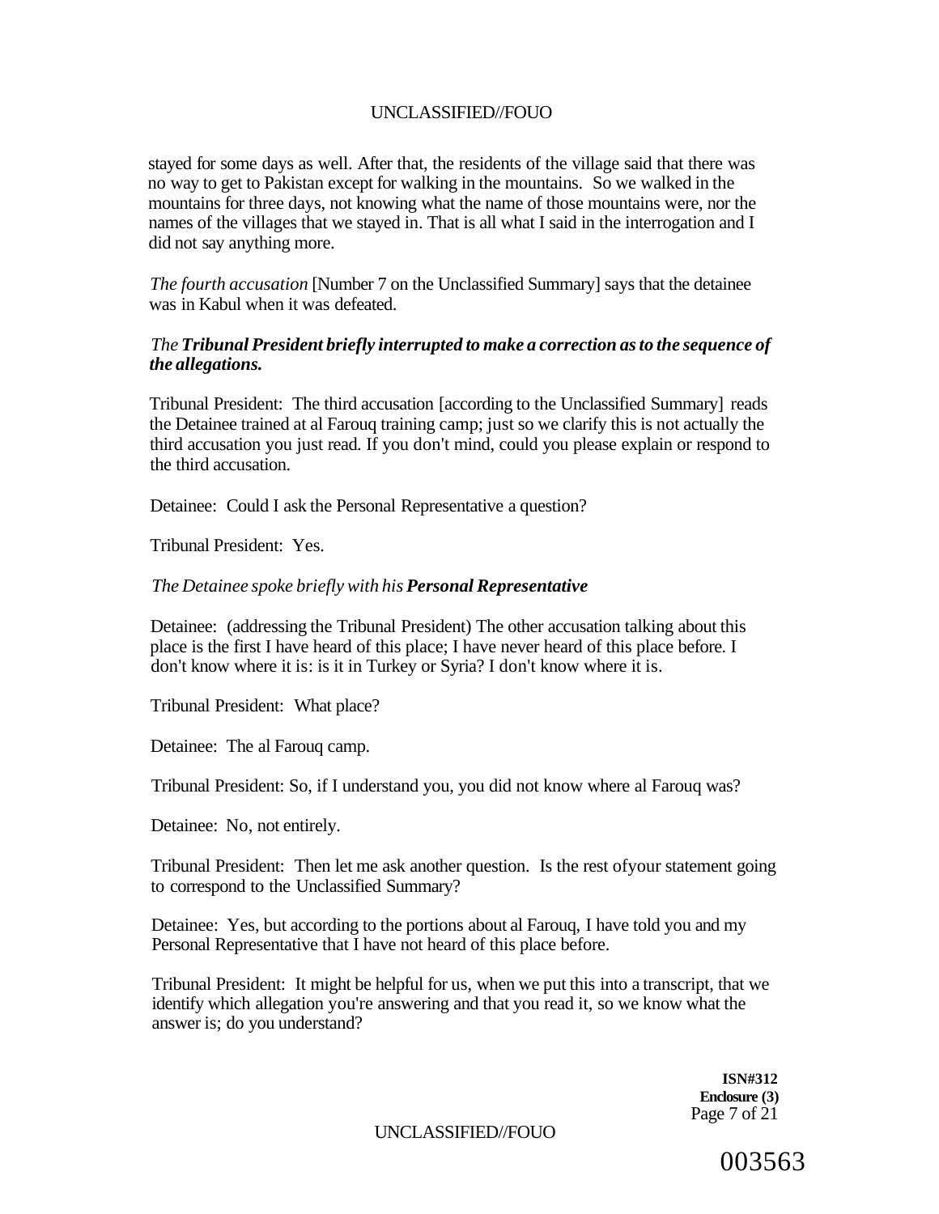stayed for some days as well. After that, the residents of the village said that there was no way to get to Pakistan except for walking in the mountains. So we walked in the mountains for three days, not knowing what the name of those mountains were, nor the names of the villages that we stayed in. That is all what I said in the interrogation and I did not say anything more.

*The fourth accusation* [Number 7 on the Unclassified Summary] says that the detainee was in Kabul when it was defeated.

*The* ***Tribunal President briefly interrupted to make a correction as to the sequence of the allegations.***

Tribunal President: The third accusation [according to the Unclassified Summary] reads the Detainee trained at al Farouq training camp; just so we clarify this is not actually the third accusation you just read. If you don't mind, could you please explain or respond to the third accusation.

Detainee: Could I ask the Personal Representative a question?

Tribunal President: Yes.

*The Detainee spoke briefly with his* ***Personal Representative***

Detainee: (addressing the Tribunal President) The other accusation talking about this place is the first I have heard of this place; I have never heard of this place before. I don't know where it is: is it in Turkey or Syria? I don't know where it is.

Tribunal President: What place?

Detainee: The al Farouq camp.

Tribunal President: So, if I understand you, you did not know where al Farouq was?

Detainee: No, not entirely.

Tribunal President: Then let me ask another question. Is the rest ofyour statement going to correspond to the Unclassified Summary?

Detainee: Yes, but according to the portions about al Farouq, I have told you and my Personal Representative that I have not heard of this place before.

Tribunal President: It might be helpful for us, when we put this into a transcript, that we identify which allegation you're answering and that you read it, so we know what the answer is; do you understand?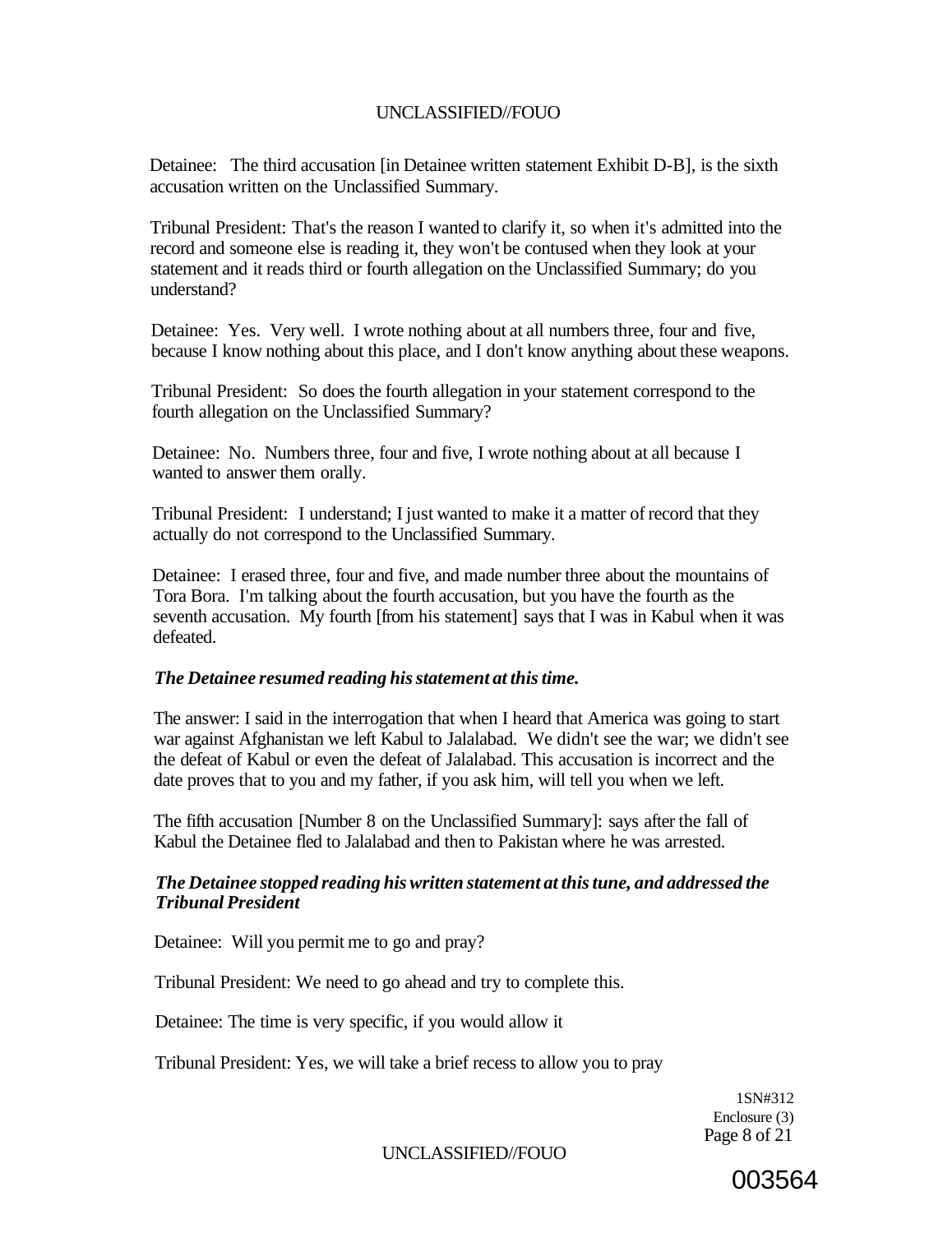Detainee: The third accusation [in Detainee written statement Exhibit D-B], is the sixth accusation written on the Unclassified Summary.

Tribunal President: That's the reason I wanted to clarify it, so when it's admitted into the record and someone else is reading it, they won't be contused when they look at your statement and it reads third or fourth allegation on the Unclassified Summary; do you understand?

Detainee: Yes. Very well. I wrote nothing about at all numbers three, four and five, because I know nothing about this place, and I don't know anything about these weapons.

Tribunal President: So does the fourth allegation in your statement correspond to the fourth allegation on the Unclassified Summary?

Detainee: No. Numbers three, four and five, I wrote nothing about at all because I wanted to answer them orally.

Tribunal President: I understand; I just wanted to make it a matter of record that they actually do not correspond to the Unclassified Summary.

Detainee: I erased three, four and five, and made number three about the mountains of Tora Bora. I'm talking about the fourth accusation, but you have the fourth as the seventh accusation. My fourth [from his statement] says that I was in Kabul when it was defeated.

***The Detainee resumed reading his statement at this time.***

The answer: I said in the interrogation that when I heard that America was going to start war against Afghanistan we left Kabul to Jalalabad. We didn't see the war; we didn't see the defeat of Kabul or even the defeat of Jalalabad. This accusation is incorrect and the date proves that to you and my father, if you ask him, will tell you when we left.

The fifth accusation [Number 8 on the Unclassified Summary]: says after the fall of Kabul the Detainee fled to Jalalabad and then to Pakistan where he was arrested.

***The Detainee stopped reading his written statement at this tune, and addressed the Tribunal President***

Detainee: Will you permit me to go and pray?

Tribunal President: We need to go ahead and try to complete this.

Detainee: The time is very specific, if you would allow it

Tribunal President: Yes, we will take a brief recess to allow you to pray

1SN#312
Enclosure (3)

003564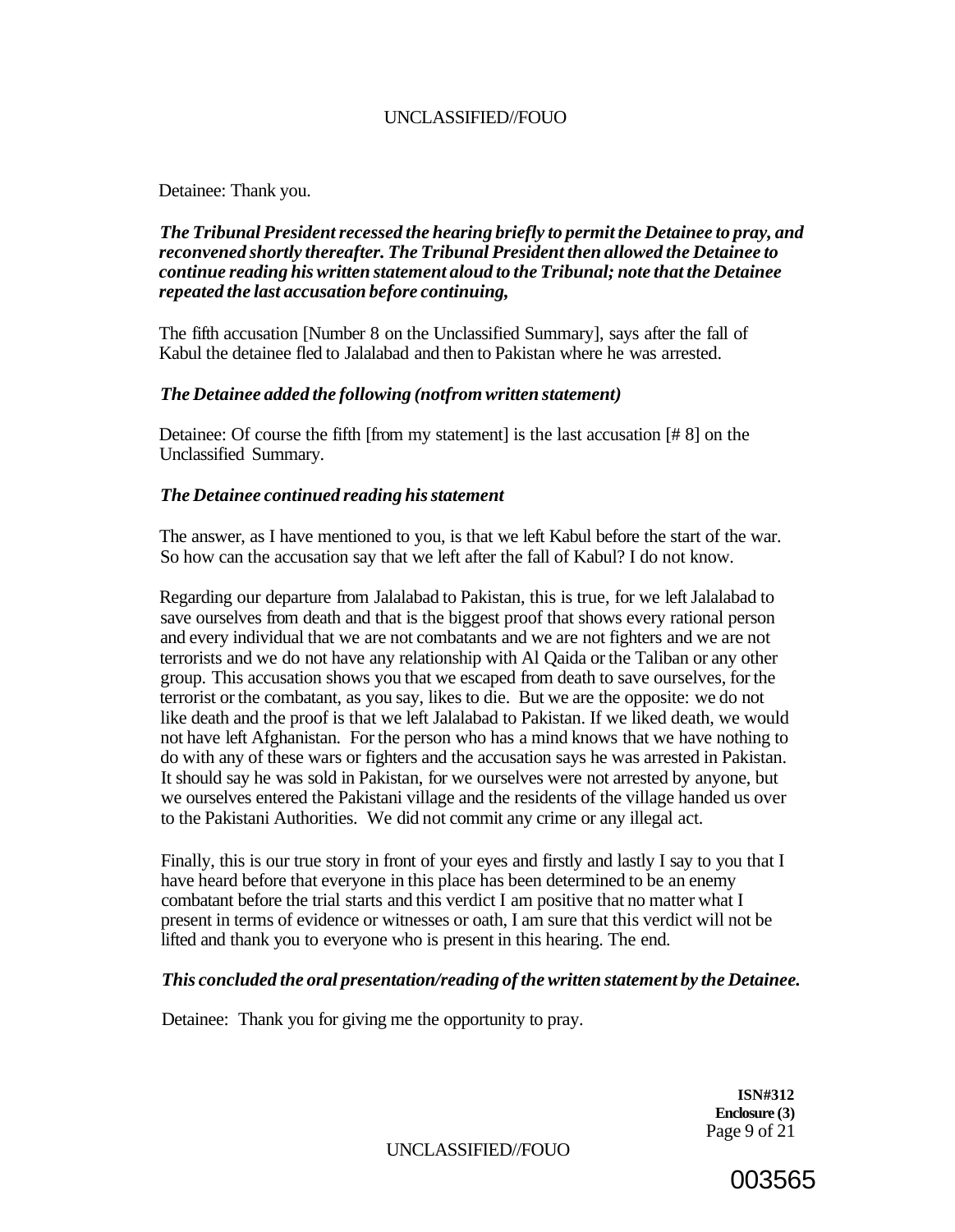Detainee: Thank you.

***The Tribunal President recessed the hearing briefly to permit the Detainee to pray, and reconvened shortly thereafter. The Tribunal President then allowed the Detainee to continue reading his written statement aloud to the Tribunal; note that the Detainee repeated the last accusation before continuing,***

The fifth accusation [Number 8 on the Unclassified Summary], says after the fall of Kabul the detainee fled to Jalalabad and then to Pakistan where he was arrested.

***The Detainee added the following (notfrom written statement)***

Detainee: Of course the fifth [from my statement] is the last accusation [# 8] on the Unclassified Summary.

***The Detainee continued reading his statement***

The answer, as I have mentioned to you, is that we left Kabul before the start of the war. So how can the accusation say that we left after the fall of Kabul? I do not know.

Regarding our departure from Jalalabad to Pakistan, this is true, for we left Jalalabad to save ourselves from death and that is the biggest proof that shows every rational person and every individual that we are not combatants and we are not fighters and we are not terrorists and we do not have any relationship with Al Qaida or the Taliban or any other group. This accusation shows you that we escaped from death to save ourselves, for the terrorist or the combatant, as you say, likes to die. But we are the opposite: we do not like death and the proof is that we left Jalalabad to Pakistan. If we liked death, we would not have left Afghanistan. For the person who has a mind knows that we have nothing to do with any of these wars or fighters and the accusation says he was arrested in Pakistan. It should say he was sold in Pakistan, for we ourselves were not arrested by anyone, but we ourselves entered the Pakistani village and the residents of the village handed us over to the Pakistani Authorities. We did not commit any crime or any illegal act.

Finally, this is our true story in front of your eyes and firstly and lastly I say to you that I have heard before that everyone in this place has been determined to be an enemy combatant before the trial starts and this verdict I am positive that no matter what I present in terms of evidence or witnesses or oath, I am sure that this verdict will not be lifted and thank you to everyone who is present in this hearing. The end.

***This concluded the oral presentation/reading of the written statement by the Detainee.***

Detainee: Thank you for giving me the opportunity to pray.

**ISN#312**
**Enclosure (3)**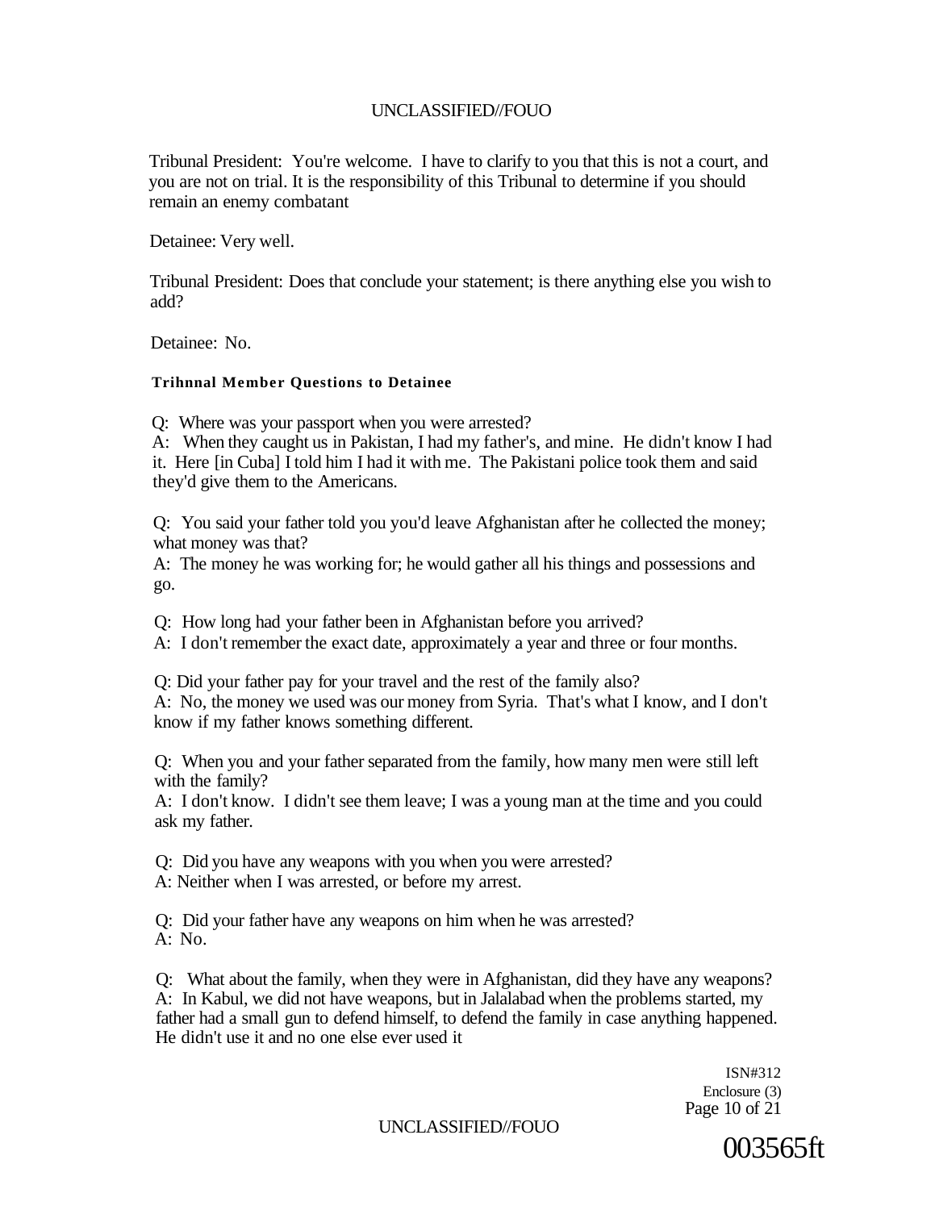Tribunal President: You're welcome. I have to clarify to you that this is not a court, and you are not on trial. It is the responsibility of this Tribunal to determine if you should remain an enemy combatant

Detainee: Very well.

Tribunal President: Does that conclude your statement; is there anything else you wish to add?

Detainee: No.

**Trihnnal Member Questions to Detainee**

Q: Where was your passport when you were arrested?
A: When they caught us in Pakistan, I had my father's, and mine. He didn't know I had it. Here [in Cuba] I told him I had it with me. The Pakistani police took them and said they'd give them to the Americans.

Q: You said your father told you you'd leave Afghanistan after he collected the money; what money was that?
A: The money he was working for; he would gather all his things and possessions and go.

Q: How long had your father been in Afghanistan before you arrived?
A: I don't remember the exact date, approximately a year and three or four months.

Q: Did your father pay for your travel and the rest of the family also?
A: No, the money we used was our money from Syria. That's what I know, and I don't know if my father knows something different.

Q: When you and your father separated from the family, how many men were still left with the family?
A: I don't know. I didn't see them leave; I was a young man at the time and you could ask my father.

Q: Did you have any weapons with you when you were arrested?
A: Neither when I was arrested, or before my arrest.

Q: Did your father have any weapons on him when he was arrested?
A: No.

Q: What about the family, when they were in Afghanistan, did they have any weapons?
A: In Kabul, we did not have weapons, but in Jalalabad when the problems started, my father had a small gun to defend himself, to defend the family in case anything happened. He didn't use it and no one else ever used it

ISN#312
Enclosure (3)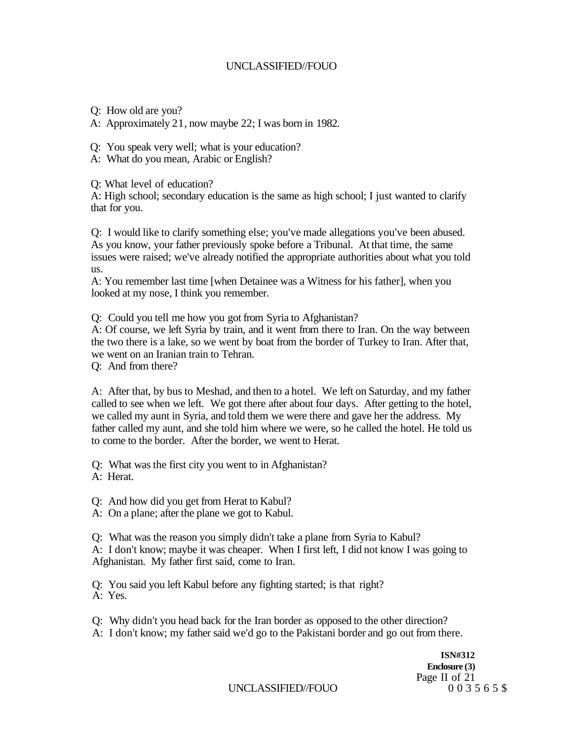Q: How old are you?

A: Approximately 21, now maybe 22; I was born in 1982.

Q: You speak very well; what is your education?

A: What do you mean, Arabic or English?

Q: What level of education?

A: High school; secondary education is the same as high school; I just wanted to clarify that for you.

Q: I would like to clarify something else; you've made allegations you've been abused. As you know, your father previously spoke before a Tribunal. At that time, the same issues were raised; we've already notified the appropriate authorities about what you told us.

A: You remember last time [when Detainee was a Witness for his father], when you looked at my nose, I think you remember.

Q: Could you tell me how you got from Syria to Afghanistan?

A: Of course, we left Syria by train, and it went from there to Iran. On the way between the two there is a lake, so we went by boat from the border of Turkey to Iran. After that, we went on an Iranian train to Tehran.

Q: And from there?

A: After that, by bus to Meshad, and then to a hotel. We left on Saturday, and my father called to see when we left. We got there after about four days. After getting to the hotel, we called my aunt in Syria, and told them we were there and gave her the address. My father called my aunt, and she told him where we were, so he called the hotel. He told us to come to the border. After the border, we went to Herat.

Q: What was the first city you went to in Afghanistan?

A: Herat.

Q: And how did you get from Herat to Kabul?

A: On a plane; after the plane we got to Kabul.

Q: What was the reason you simply didn't take a plane from Syria to Kabul?

A: I don't know; maybe it was cheaper. When I first left, I did not know I was going to Afghanistan. My father first said, come to Iran.

Q: You said you left Kabul before any fighting started; is that right?

A: Yes.

Q: Why didn't you head back for the Iran border as opposed to the other direction?

A: I don't know; my father said we'd go to the Pakistani border and go out from there.

**ISN#312**
**Enclosure (3)**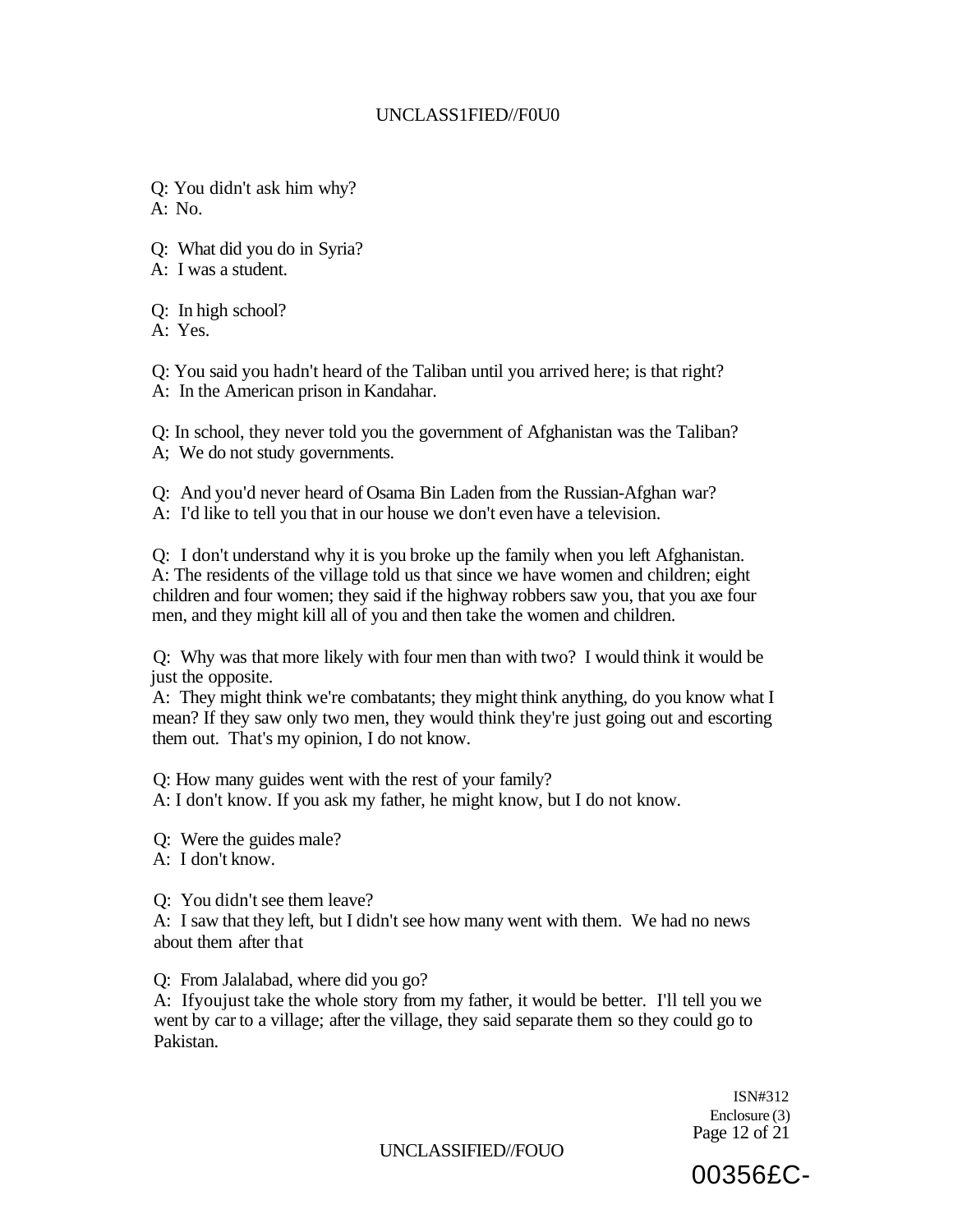Q: You didn't ask him why?
A: No.

Q: What did you do in Syria?
A: I was a student.

Q: In high school?
A: Yes.

Q: You said you hadn't heard of the Taliban until you arrived here; is that right?
A: In the American prison in Kandahar.

Q: In school, they never told you the government of Afghanistan was the Taliban?
A; We do not study governments.

Q: And you'd never heard of Osama Bin Laden from the Russian-Afghan war?
A: I'd like to tell you that in our house we don't even have a television.

Q: I don't understand why it is you broke up the family when you left Afghanistan.
A: The residents of the village told us that since we have women and children; eight children and four women; they said if the highway robbers saw you, that you axe four men, and they might kill all of you and then take the women and children.

Q: Why was that more likely with four men than with two? I would think it would be just the opposite.
A: They might think we're combatants; they might think anything, do you know what I mean? If they saw only two men, they would think they're just going out and escorting them out. That's my opinion, I do not know.

Q: How many guides went with the rest of your family?
A: I don't know. If you ask my father, he might know, but I do not know.

Q: Were the guides male?
A: I don't know.

Q: You didn't see them leave?
A: I saw that they left, but I didn't see how many went with them. We had no news about them after that

Q: From Jalalabad, where did you go?
A: Ifyoujust take the whole story from my father, it would be better. I'll tell you we went by car to a village; after the village, they said separate them so they could go to Pakistan.

ISN#312
Enclosure (3)

00356£C-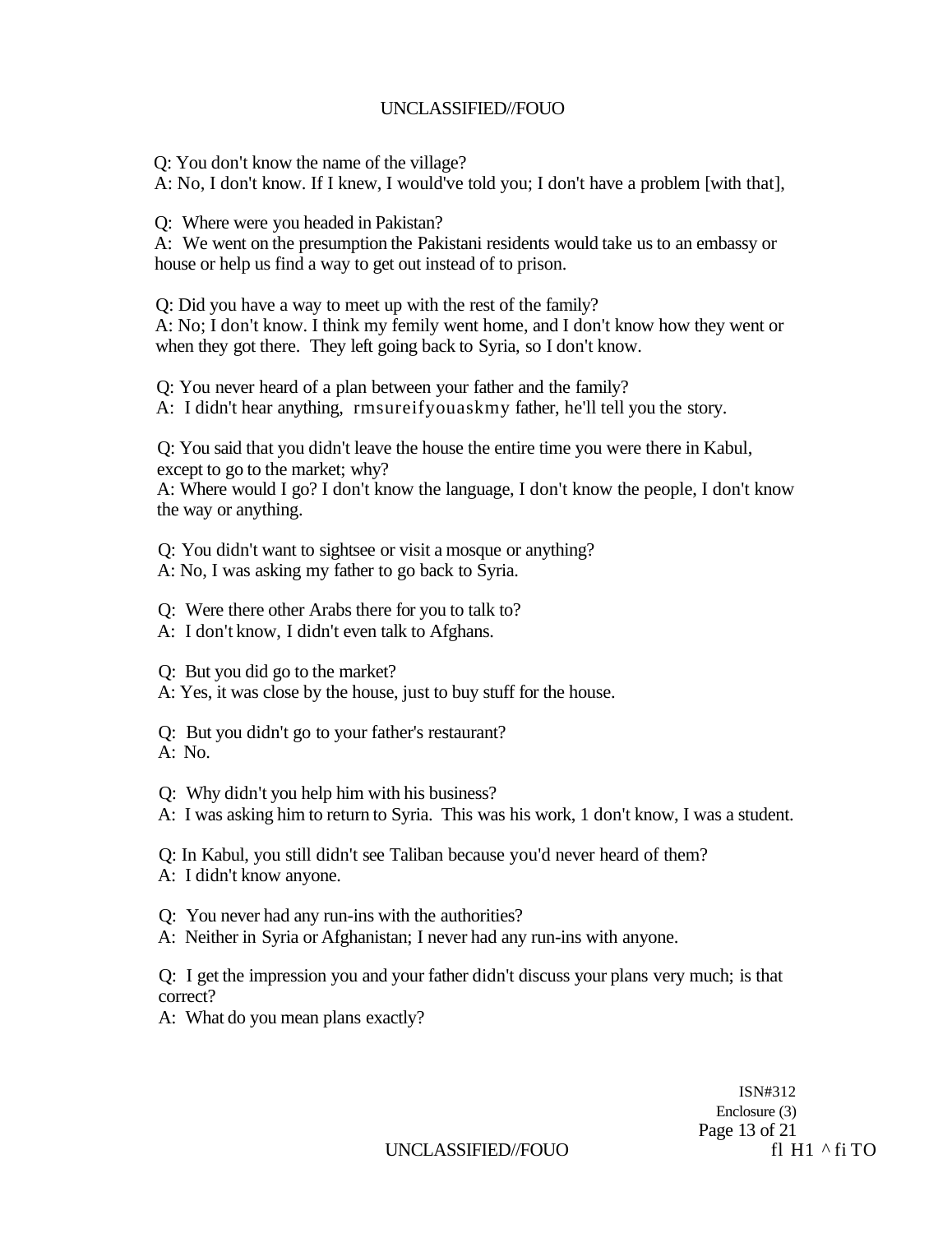Q: You don't know the name of the village?
A: No, I don't know. If I knew, I would've told you; I don't have a problem [with that],

Q: Where were you headed in Pakistan?
A: We went on the presumption the Pakistani residents would take us to an embassy or house or help us find a way to get out instead of to prison.

Q: Did you have a way to meet up with the rest of the family?
A: No; I don't know. I think my femily went home, and I don't know how they went or when they got there. They left going back to Syria, so I don't know.

Q: You never heard of a plan between your father and the family?
A: I didn't hear anything, rmsureifyouaskmy father, he'll tell you the story.

Q: You said that you didn't leave the house the entire time you were there in Kabul, except to go to the market; why?
A: Where would I go? I don't know the language, I don't know the people, I don't know the way or anything.

Q: You didn't want to sightsee or visit a mosque or anything?
A: No, I was asking my father to go back to Syria.

Q: Were there other Arabs there for you to talk to?
A: I don't know, I didn't even talk to Afghans.

Q: But you did go to the market?
A: Yes, it was close by the house, just to buy stuff for the house.

Q: But you didn't go to your father's restaurant?
A: No.

Q: Why didn't you help him with his business?
A: I was asking him to return to Syria. This was his work, 1 don't know, I was a student.

Q: In Kabul, you still didn't see Taliban because you'd never heard of them?
A: I didn't know anyone.

Q: You never had any run-ins with the authorities?
A: Neither in Syria or Afghanistan; I never had any run-ins with anyone.

Q: I get the impression you and your father didn't discuss your plans very much; is that correct?
A: What do you mean plans exactly?

ISN#312
Enclosure (3)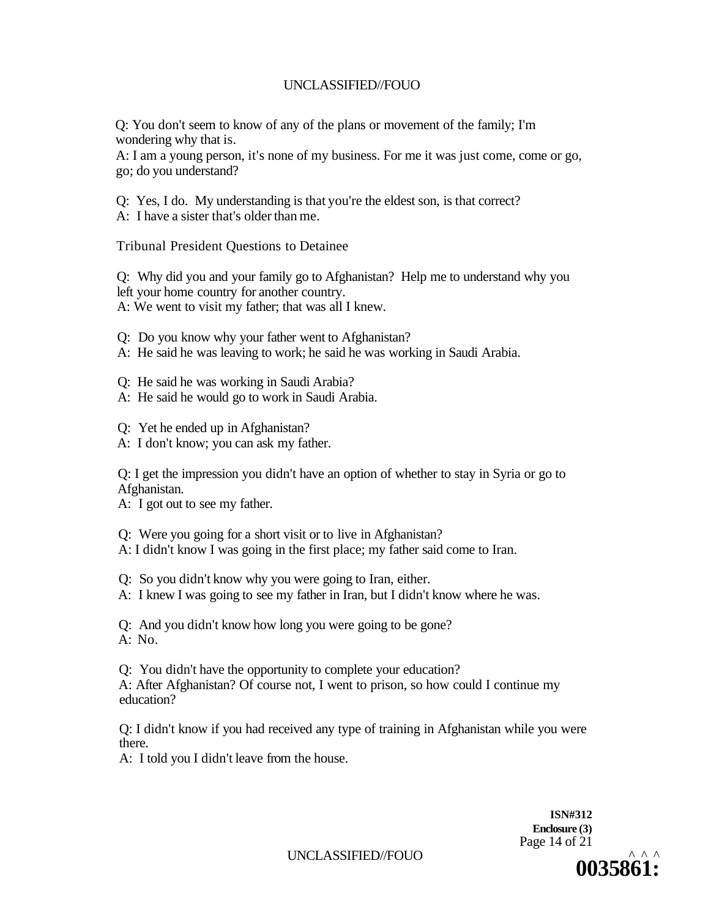Q: You don't seem to know of any of the plans or movement of the family; I'm wondering why that is.
A: I am a young person, it's none of my business. For me it was just come, come or go, go; do you understand?

Q: Yes, I do. My understanding is that you're the eldest son, is that correct?
A: I have a sister that's older than me.

Tribunal President Questions to Detainee

Q: Why did you and your family go to Afghanistan? Help me to understand why you left your home country for another country.
A: We went to visit my father; that was all I knew.

Q: Do you know why your father went to Afghanistan?
A: He said he was leaving to work; he said he was working in Saudi Arabia.

Q: He said he was working in Saudi Arabia?
A: He said he would go to work in Saudi Arabia.

Q: Yet he ended up in Afghanistan?
A: I don't know; you can ask my father.

Q: I get the impression you didn't have an option of whether to stay in Syria or go to Afghanistan.
A: I got out to see my father.

Q: Were you going for a short visit or to live in Afghanistan?
A: I didn't know I was going in the first place; my father said come to Iran.

Q: So you didn't know why you were going to Iran, either.
A: I knew I was going to see my father in Iran, but I didn't know where he was.

Q: And you didn't know how long you were going to be gone?
A: No.

Q: You didn't have the opportunity to complete your education?
A: After Afghanistan? Of course not, I went to prison, so how could I continue my education?

Q: I didn't know if you had received any type of training in Afghanistan while you were there.
A: I told you I didn't leave from the house.

**ISN#312**
**Enclosure (3)**

0035861: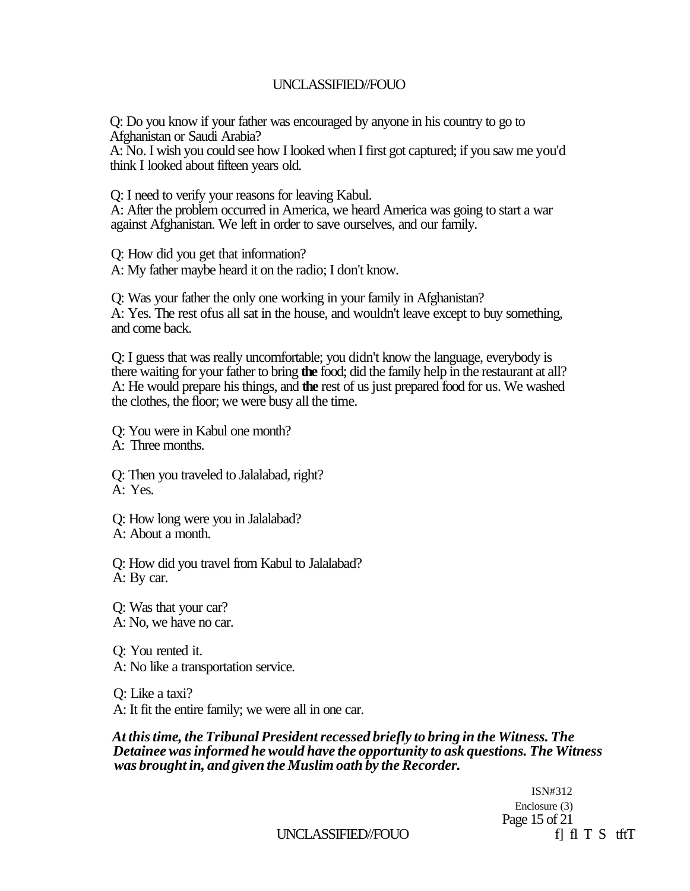Q: Do you know if your father was encouraged by anyone in his country to go to Afghanistan or Saudi Arabia?
A: No. I wish you could see how I looked when I first got captured; if you saw me you'd think I looked about fifteen years old.

Q: I need to verify your reasons for leaving Kabul.
A: After the problem occurred in America, we heard America was going to start a war against Afghanistan. We left in order to save ourselves, and our family.

Q: How did you get that information?
A: My father maybe heard it on the radio; I don't know.

Q: Was your father the only one working in your family in Afghanistan?
A: Yes. The rest ofus all sat in the house, and wouldn't leave except to buy something, and come back.

Q: I guess that was really uncomfortable; you didn't know the language, everybody is there waiting for your father to bring **the** food; did the family help in the restaurant at all?
A: He would prepare his things, and **the** rest of us just prepared food for us. We washed the clothes, the floor; we were busy all the time.

Q: You were in Kabul one month?
A: Three months.

Q: Then you traveled to Jalalabad, right?
A: Yes.

Q: How long were you in Jalalabad?
A: About a month.

Q: How did you travel from Kabul to Jalalabad?
A: By car.

Q: Was that your car?
A: No, we have no car.

Q: You rented it.
A: No like a transportation service.

Q: Like a taxi?
A: It fit the entire family; we were all in one car.

***At this time, the Tribunal President recessed briefly to bring in the Witness. The Detainee was informed he would have the opportunity to ask questions. The Witness was brought in, and given the Muslim oath by the Recorder.***

ISN#312
Enclosure (3)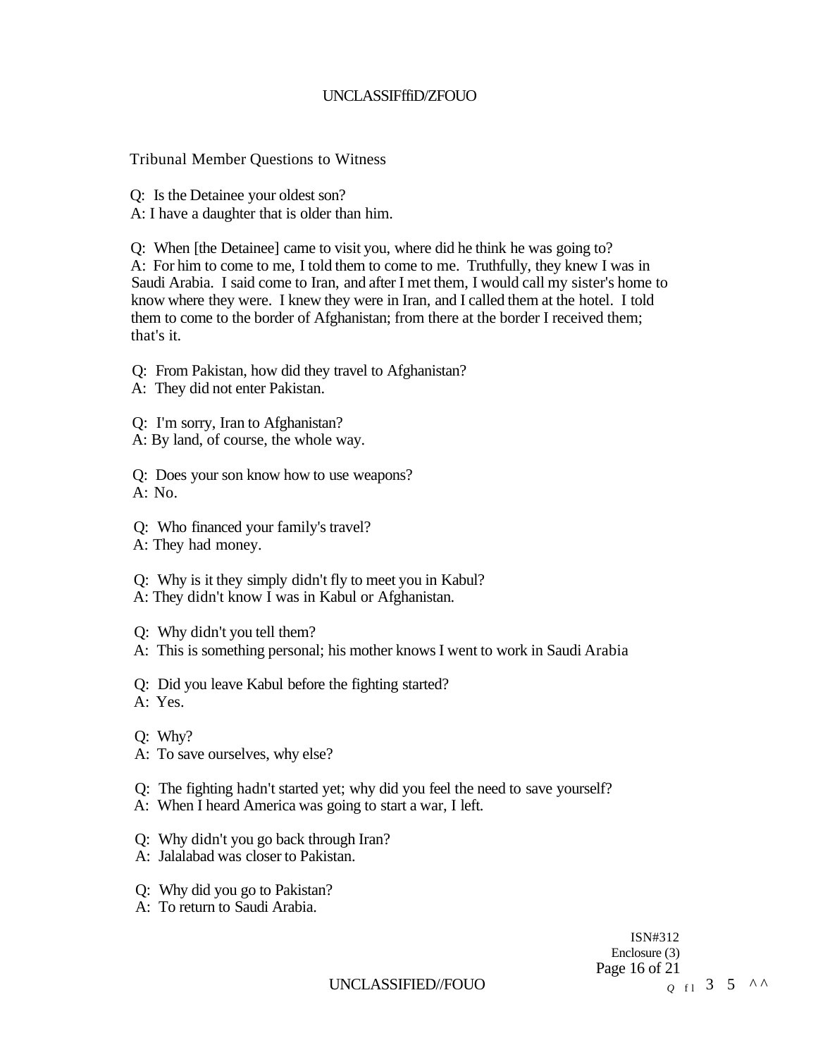Tribunal Member Questions to Witness

Q: Is the Detainee your oldest son?
A: I have a daughter that is older than him.

Q: When [the Detainee] came to visit you, where did he think he was going to?
A: For him to come to me, I told them to come to me. Truthfully, they knew I was in Saudi Arabia. I said come to Iran, and after I met them, I would call my sister's home to know where they were. I knew they were in Iran, and I called them at the hotel. I told them to come to the border of Afghanistan; from there at the border I received them; that's it.

Q: From Pakistan, how did they travel to Afghanistan?
A: They did not enter Pakistan.

Q: I'm sorry, Iran to Afghanistan?
A: By land, of course, the whole way.

Q: Does your son know how to use weapons?
A: No.

Q: Who financed your family's travel?
A: They had money.

Q: Why is it they simply didn't fly to meet you in Kabul?
A: They didn't know I was in Kabul or Afghanistan.

Q: Why didn't you tell them?
A: This is something personal; his mother knows I went to work in Saudi Arabia

Q: Did you leave Kabul before the fighting started?
A: Yes.

Q: Why?
A: To save ourselves, why else?

Q: The fighting hadn't started yet; why did you feel the need to save yourself?
A: When I heard America was going to start a war, I left.

Q: Why didn't you go back through Iran?
A: Jalalabad was closer to Pakistan.

Q: Why did you go to Pakistan?
A: To return to Saudi Arabia.

ISN#312
Enclosure (3)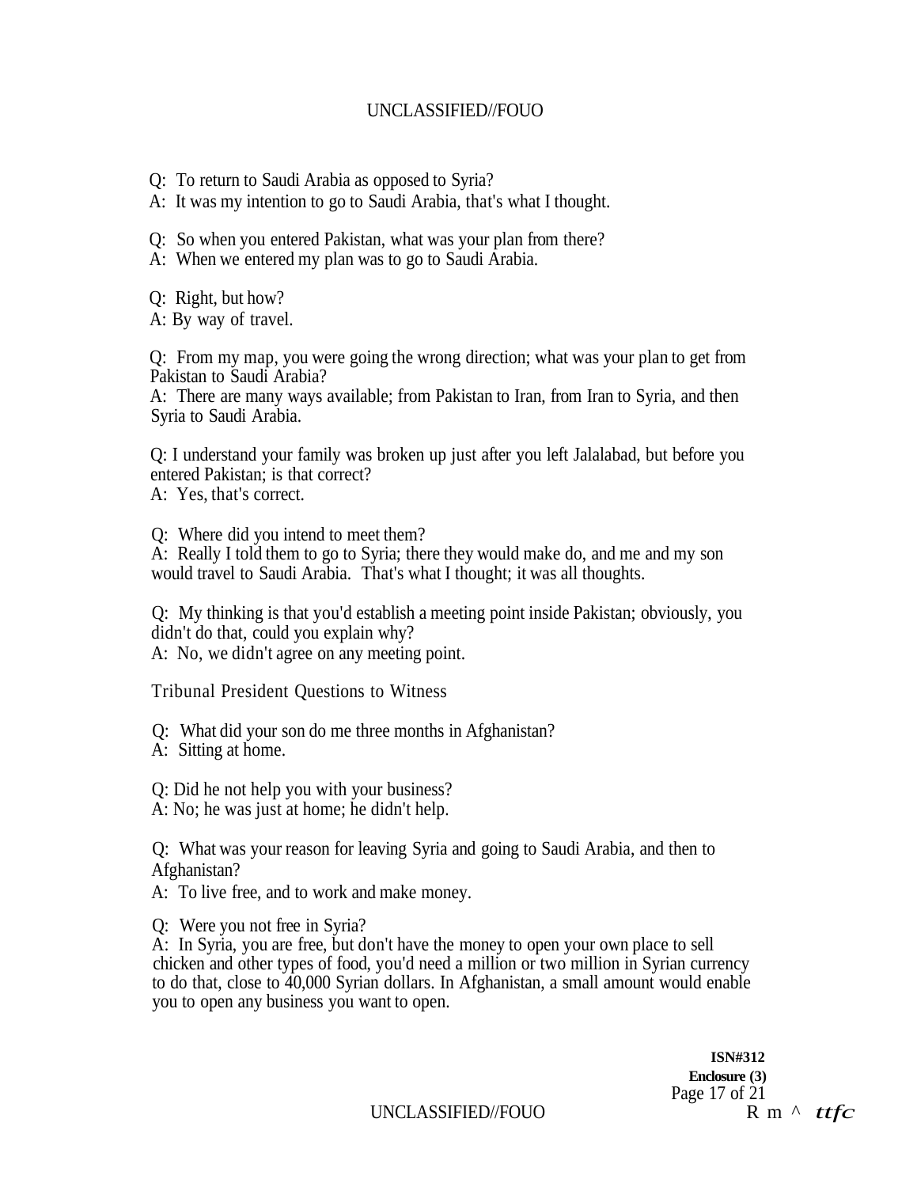Q: To return to Saudi Arabia as opposed to Syria?
A: It was my intention to go to Saudi Arabia, that's what I thought.

Q: So when you entered Pakistan, what was your plan from there?
A: When we entered my plan was to go to Saudi Arabia.

Q: Right, but how?
A: By way of travel.

Q: From my map, you were going the wrong direction; what was your plan to get from Pakistan to Saudi Arabia?
A: There are many ways available; from Pakistan to Iran, from Iran to Syria, and then Syria to Saudi Arabia.

Q: I understand your family was broken up just after you left Jalalabad, but before you entered Pakistan; is that correct?
A: Yes, that's correct.

Q: Where did you intend to meet them?
A: Really I told them to go to Syria; there they would make do, and me and my son would travel to Saudi Arabia. That's what I thought; it was all thoughts.

Q: My thinking is that you'd establish a meeting point inside Pakistan; obviously, you didn't do that, could you explain why?
A: No, we didn't agree on any meeting point.

Tribunal President Questions to Witness

Q: What did your son do me three months in Afghanistan?
A: Sitting at home.

Q: Did he not help you with your business?
A: No; he was just at home; he didn't help.

Q: What was your reason for leaving Syria and going to Saudi Arabia, and then to Afghanistan?
A: To live free, and to work and make money.

Q: Were you not free in Syria?
A: In Syria, you are free, but don't have the money to open your own place to sell chicken and other types of food, you'd need a million or two million in Syrian currency to do that, close to 40,000 Syrian dollars. In Afghanistan, a small amount would enable you to open any business you want to open.

**ISN#312**
**Enclosure (3)**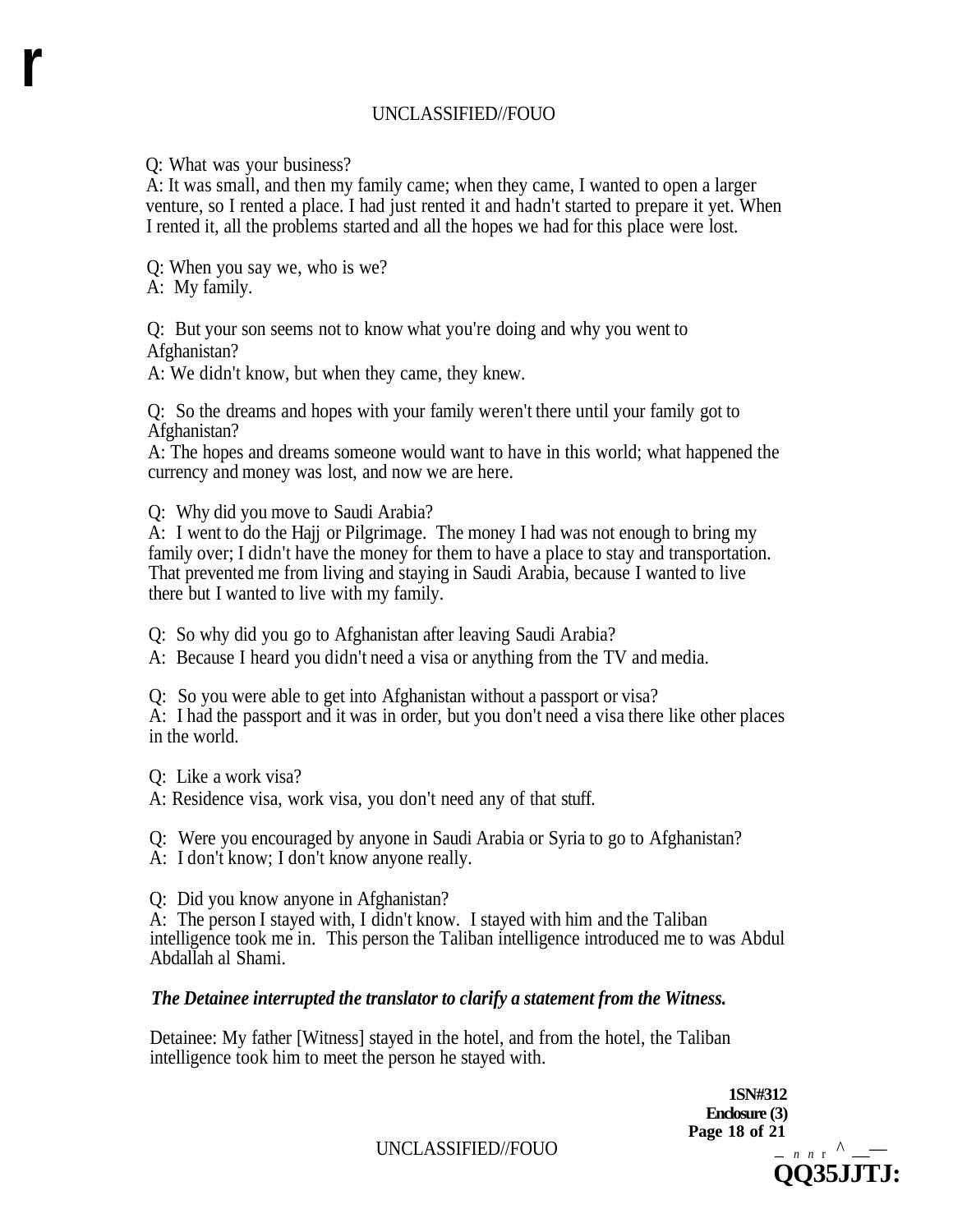Q: What was your business?
A: It was small, and then my family came; when they came, I wanted to open a larger venture, so I rented a place. I had just rented it and hadn't started to prepare it yet. When I rented it, all the problems started and all the hopes we had for this place were lost.

Q: When you say we, who is we?
A: My family.

Q: But your son seems not to know what you're doing and why you went to Afghanistan?
A: We didn't know, but when they came, they knew.

Q: So the dreams and hopes with your family weren't there until your family got to Afghanistan?
A: The hopes and dreams someone would want to have in this world; what happened the currency and money was lost, and now we are here.

Q: Why did you move to Saudi Arabia?
A: I went to do the Hajj or Pilgrimage. The money I had was not enough to bring my family over; I didn't have the money for them to have a place to stay and transportation. That prevented me from living and staying in Saudi Arabia, because I wanted to live there but I wanted to live with my family.

Q: So why did you go to Afghanistan after leaving Saudi Arabia?
A: Because I heard you didn't need a visa or anything from the TV and media.

Q: So you were able to get into Afghanistan without a passport or visa?
A: I had the passport and it was in order, but you don't need a visa there like other places in the world.

Q: Like a work visa?
A: Residence visa, work visa, you don't need any of that stuff.

Q: Were you encouraged by anyone in Saudi Arabia or Syria to go to Afghanistan?
A: I don't know; I don't know anyone really.

Q: Did you know anyone in Afghanistan?
A: The person I stayed with, I didn't know. I stayed with him and the Taliban intelligence took me in. This person the Taliban intelligence introduced me to was Abdul Abdallah al Shami.

***The Detainee interrupted the translator to clarify a statement from the Witness.***

Detainee: My father [Witness] stayed in the hotel, and from the hotel, the Taliban intelligence took him to meet the person he stayed with.

**ISN#312**
**Enclosure (3)**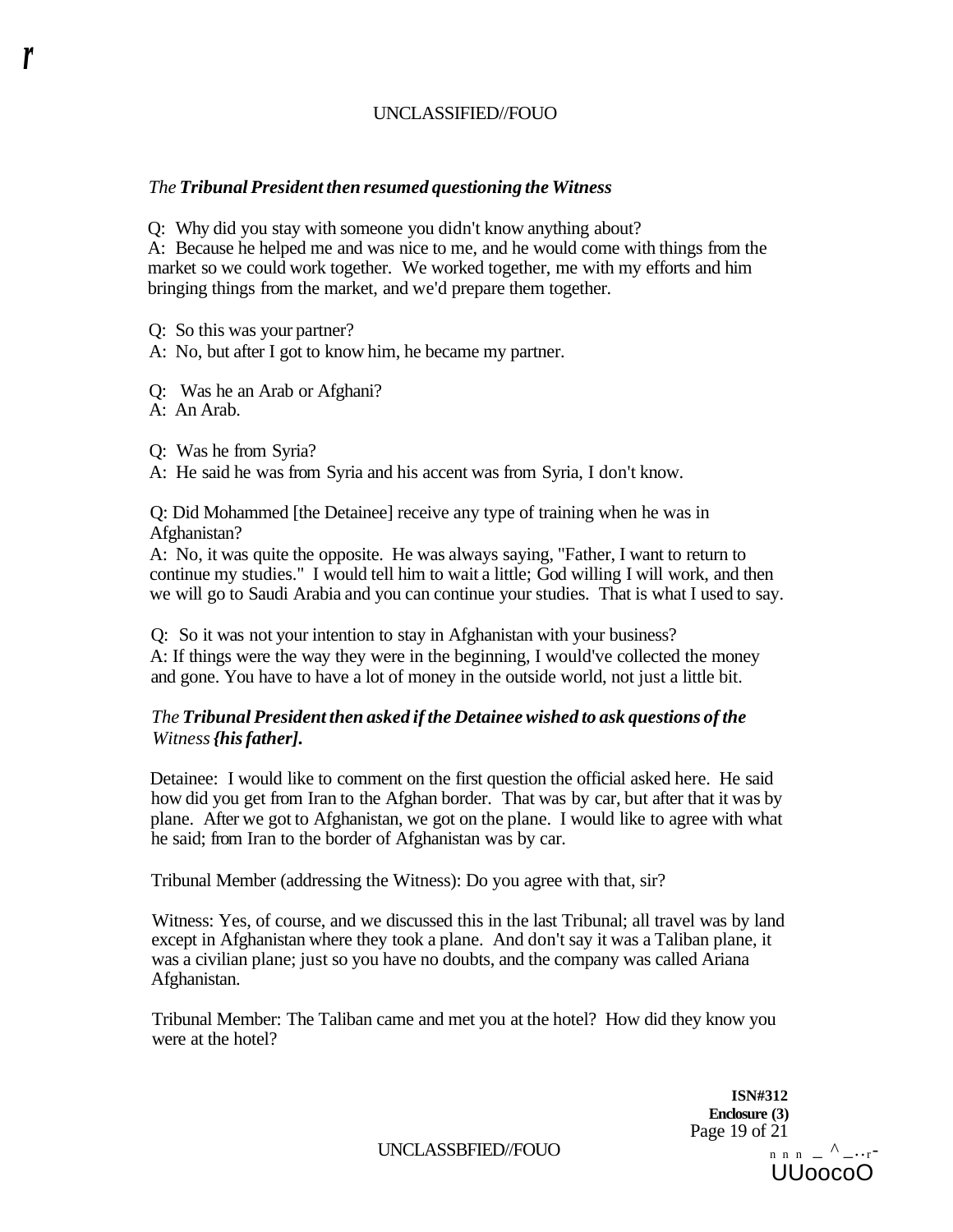*The **Tribunal President then resumed questioning the Witness***

Q: Why did you stay with someone you didn't know anything about?
A: Because he helped me and was nice to me, and he would come with things from the market so we could work together. We worked together, me with my efforts and him bringing things from the market, and we'd prepare them together.

Q: So this was your partner?
A: No, but after I got to know him, he became my partner.

Q: Was he an Arab or Afghani?
A: An Arab.

Q: Was he from Syria?
A: He said he was from Syria and his accent was from Syria, I don't know.

Q: Did Mohammed [the Detainee] receive any type of training when he was in Afghanistan?
A: No, it was quite the opposite. He was always saying, "Father, I want to return to continue my studies." I would tell him to wait a little; God willing I will work, and then we will go to Saudi Arabia and you can continue your studies. That is what I used to say.

Q: So it was not your intention to stay in Afghanistan with your business?
A: If things were the way they were in the beginning, I would've collected the money and gone. You have to have a lot of money in the outside world, not just a little bit.

*The **Tribunal President then asked if the Detainee wished to ask questions of the** Witness **{his father].***

Detainee: I would like to comment on the first question the official asked here. He said how did you get from Iran to the Afghan border. That was by car, but after that it was by plane. After we got to Afghanistan, we got on the plane. I would like to agree with what he said; from Iran to the border of Afghanistan was by car.

Tribunal Member (addressing the Witness): Do you agree with that, sir?

Witness: Yes, of course, and we discussed this in the last Tribunal; all travel was by land except in Afghanistan where they took a plane. And don't say it was a Taliban plane, it was a civilian plane; just so you have no doubts, and the company was called Ariana Afghanistan.

Tribunal Member: The Taliban came and met you at the hotel? How did they know you were at the hotel?

**ISN#312**
**Enclosure (3)**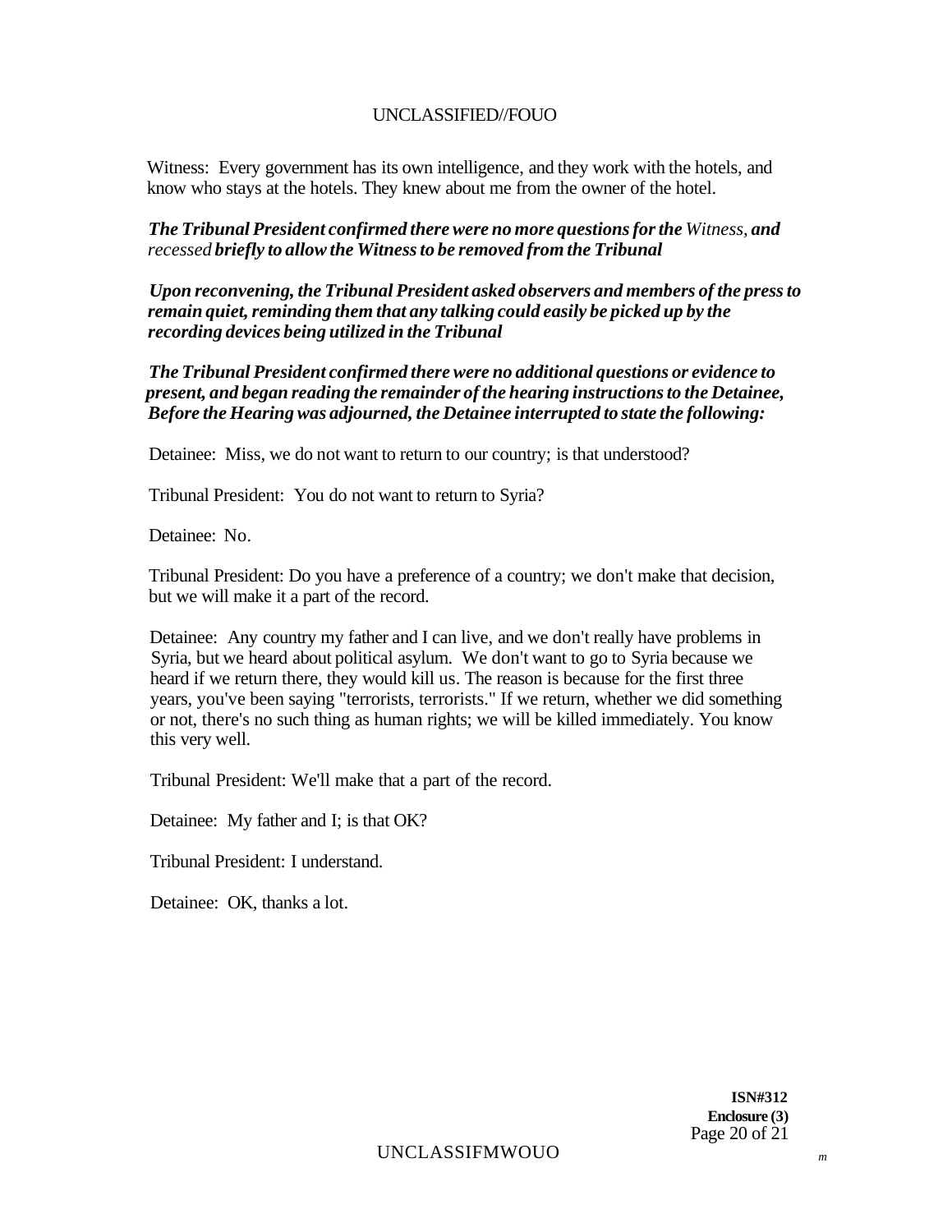Witness: Every government has its own intelligence, and they work with the hotels, and know who stays at the hotels. They knew about me from the owner of the hotel.

***The Tribunal President confirmed there were no more questions for the*** *Witness,* ***and*** *recessed* ***briefly to allow the Witness to be removed from the Tribunal***

***Upon reconvening, the Tribunal President asked observers and members of the press to remain quiet, reminding them that any talking could easily be picked up by the recording devices being utilized in the Tribunal***

***The Tribunal President confirmed there were no additional questions or evidence to present, and began reading the remainder of the hearing instructions to the Detainee, Before the Hearing was adjourned, the Detainee interrupted to state the following:***

Detainee: Miss, we do not want to return to our country; is that understood?

Tribunal President: You do not want to return to Syria?

Detainee: No.

Tribunal President: Do you have a preference of a country; we don't make that decision, but we will make it a part of the record.

Detainee: Any country my father and I can live, and we don't really have problems in Syria, but we heard about political asylum. We don't want to go to Syria because we heard if we return there, they would kill us. The reason is because for the first three years, you've been saying "terrorists, terrorists." If we return, whether we did something or not, there's no such thing as human rights; we will be killed immediately. You know this very well.

Tribunal President: We'll make that a part of the record.

Detainee: My father and I; is that OK?

Tribunal President: I understand.

Detainee: OK, thanks a lot.

**ISN#312**
**Enclosure (3)**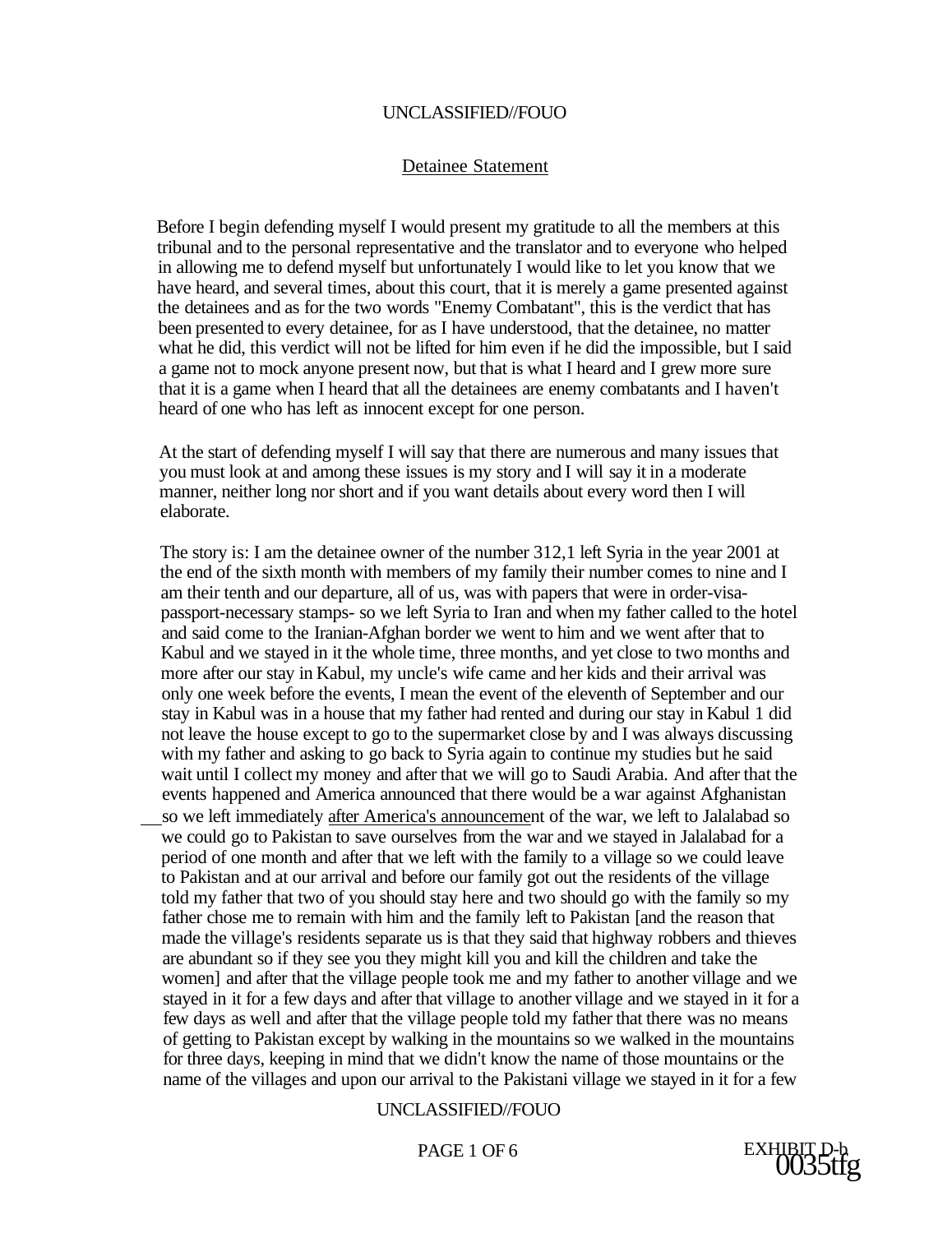UNCLASSIFIED//FOUO

## Detainee Statement

Before I begin defending myself I would present my gratitude to all the members at this tribunal and to the personal representative and the translator and to everyone who helped in allowing me to defend myself but unfortunately I would like to let you know that we have heard, and several times, about this court, that it is merely a game presented against the detainees and as for the two words "Enemy Combatant", this is the verdict that has been presented to every detainee, for as I have understood, that the detainee, no matter what he did, this verdict will not be lifted for him even if he did the impossible, but I said a game not to mock anyone present now, but that is what I heard and I grew more sure that it is a game when I heard that all the detainees are enemy combatants and I haven't heard of one who has left as innocent except for one person.

At the start of defending myself I will say that there are numerous and many issues that you must look at and among these issues is my story and I will say it in a moderate manner, neither long nor short and if you want details about every word then I will elaborate.

The story is: I am the detainee owner of the number 312,1 left Syria in the year 2001 at the end of the sixth month with members of my family their number comes to nine and I am their tenth and our departure, all of us, was with papers that were in order-visa-passport-necessary stamps- so we left Syria to Iran and when my father called to the hotel and said come to the Iranian-Afghan border we went to him and we went after that to Kabul and we stayed in it the whole time, three months, and yet close to two months and more after our stay in Kabul, my uncle's wife came and her kids and their arrival was only one week before the events, I mean the event of the eleventh of September and our stay in Kabul was in a house that my father had rented and during our stay in Kabul 1 did not leave the house except to go to the supermarket close by and I was always discussing with my father and asking to go back to Syria again to continue my studies but he said wait until I collect my money and after that we will go to Saudi Arabia. And after that the events happened and America announced that there would be a war against Afghanistan so we left immediately after America's announcement of the war, we left to Jalalabad so we could go to Pakistan to save ourselves from the war and we stayed in Jalalabad for a period of one month and after that we left with the family to a village so we could leave to Pakistan and at our arrival and before our family got out the residents of the village told my father that two of you should stay here and two should go with the family so my father chose me to remain with him and the family left to Pakistan [and the reason that made the village's residents separate us is that they said that highway robbers and thieves are abundant so if they see you they might kill you and kill the children and take the women] and after that the village people took me and my father to another village and we stayed in it for a few days and after that village to another village and we stayed in it for a few days as well and after that the village people told my father that there was no means of getting to Pakistan except by walking in the mountains so we walked in the mountains for three days, keeping in mind that we didn't know the name of those mountains or the name of the villages and upon our arrival to the Pakistani village we stayed in it for a few

UNCLASSIFIED//FOUO

EXHIBIT D-b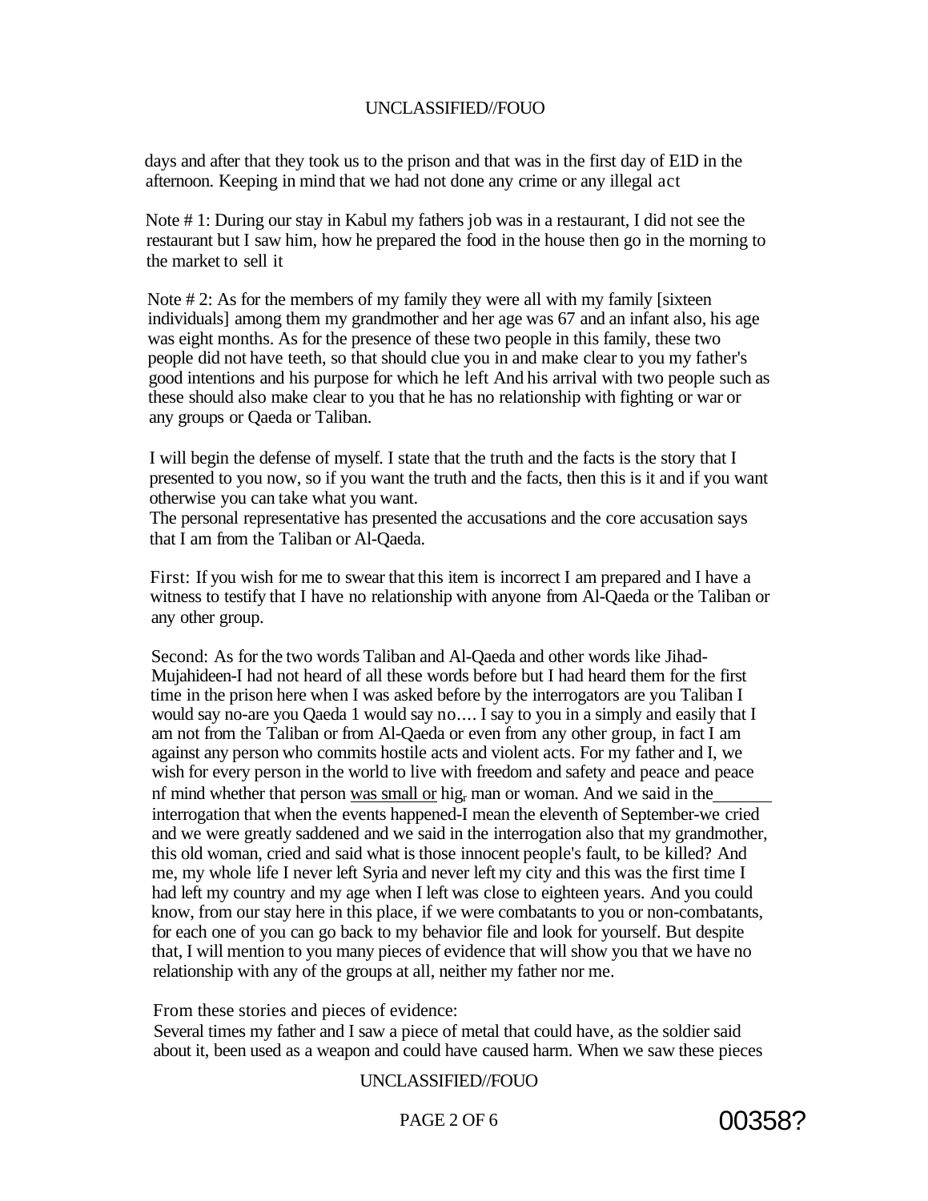days and after that they took us to the prison and that was in the first day of E1D in the afternoon. Keeping in mind that we had not done any crime or any illegal act

Note # 1: During our stay in Kabul my fathers job was in a restaurant, I did not see the restaurant but I saw him, how he prepared the food in the house then go in the morning to the market to sell it

Note # 2: As for the members of my family they were all with my family [sixteen individuals] among them my grandmother and her age was 67 and an infant also, his age was eight months. As for the presence of these two people in this family, these two people did not have teeth, so that should clue you in and make clear to you my father's good intentions and his purpose for which he left And his arrival with two people such as these should also make clear to you that he has no relationship with fighting or war or any groups or Qaeda or Taliban.

I will begin the defense of myself. I state that the truth and the facts is the story that I presented to you now, so if you want the truth and the facts, then this is it and if you want otherwise you can take what you want.
The personal representative has presented the accusations and the core accusation says that I am from the Taliban or Al-Qaeda.

First: If you wish for me to swear that this item is incorrect I am prepared and I have a witness to testify that I have no relationship with anyone from Al-Qaeda or the Taliban or any other group.

Second: As for the two words Taliban and Al-Qaeda and other words like Jihad-Mujahideen-I had not heard of all these words before but I had heard them for the first time in the prison here when I was asked before by the interrogators are you Taliban I would say no-are you Qaeda 1 would say no.... I say to you in a simply and easily that I am not from the Taliban or from Al-Qaeda or even from any other group, in fact I am against any person who commits hostile acts and violent acts. For my father and I, we wish for every person in the world to live with freedom and safety and peace and peace nf mind whether that person was small or hig man or woman. And we said in the interrogation that when the events happened-I mean the eleventh of September-we cried and we were greatly saddened and we said in the interrogation also that my grandmother, this old woman, cried and said what is those innocent people's fault, to be killed? And me, my whole life I never left Syria and never left my city and this was the first time I had left my country and my age when I left was close to eighteen years. And you could know, from our stay here in this place, if we were combatants to you or non-combatants, for each one of you can go back to my behavior file and look for yourself. But despite that, I will mention to you many pieces of evidence that will show you that we have no relationship with any of the groups at all, neither my father nor me.

From these stories and pieces of evidence:
Several times my father and I saw a piece of metal that could have, as the soldier said about it, been used as a weapon and could have caused harm. When we saw these pieces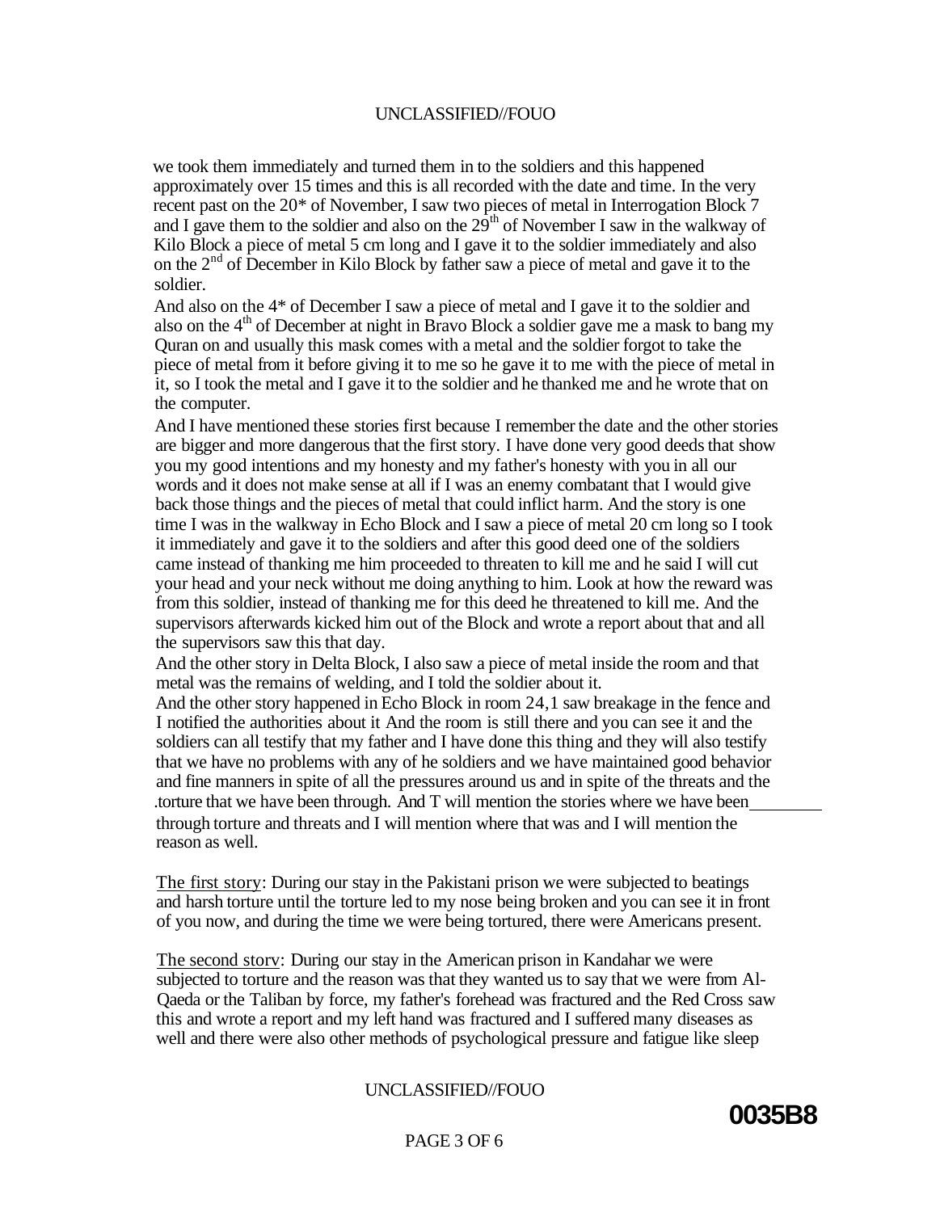we took them immediately and turned them in to the soldiers and this happened approximately over 15 times and this is all recorded with the date and time. In the very recent past on the 20* of November, I saw two pieces of metal in Interrogation Block 7 and I gave them to the soldier and also on the 29th of November I saw in the walkway of Kilo Block a piece of metal 5 cm long and I gave it to the soldier immediately and also on the 2nd of December in Kilo Block by father saw a piece of metal and gave it to the soldier.

And also on the 4* of December I saw a piece of metal and I gave it to the soldier and also on the 4th of December at night in Bravo Block a soldier gave me a mask to bang my Quran on and usually this mask comes with a metal and the soldier forgot to take the piece of metal from it before giving it to me so he gave it to me with the piece of metal in it, so I took the metal and I gave it to the soldier and he thanked me and he wrote that on the computer.

And I have mentioned these stories first because I remember the date and the other stories are bigger and more dangerous that the first story. I have done very good deeds that show you my good intentions and my honesty and my father's honesty with you in all our words and it does not make sense at all if I was an enemy combatant that I would give back those things and the pieces of metal that could inflict harm. And the story is one time I was in the walkway in Echo Block and I saw a piece of metal 20 cm long so I took it immediately and gave it to the soldiers and after this good deed one of the soldiers came instead of thanking me him proceeded to threaten to kill me and he said I will cut your head and your neck without me doing anything to him. Look at how the reward was from this soldier, instead of thanking me for this deed he threatened to kill me. And the supervisors afterwards kicked him out of the Block and wrote a report about that and all the supervisors saw this that day.

And the other story in Delta Block, I also saw a piece of metal inside the room and that metal was the remains of welding, and I told the soldier about it.

And the other story happened in Echo Block in room 24,1 saw breakage in the fence and I notified the authorities about it And the room is still there and you can see it and the soldiers can all testify that my father and I have done this thing and they will also testify that we have no problems with any of he soldiers and we have maintained good behavior and fine manners in spite of all the pressures around us and in spite of the threats and the .torture that we have been through. And T will mention the stories where we have been\_\_\_\_\_\_\_\_ through torture and threats and I will mention where that was and I will mention the reason as well.

<u>The first story</u>: During our stay in the Pakistani prison we were subjected to beatings and harsh torture until the torture led to my nose being broken and you can see it in front of you now, and during the time we were being tortured, there were Americans present.

<u>The second storv</u>: During our stay in the American prison in Kandahar we were subjected to torture and the reason was that they wanted us to say that we were from Al-Qaeda or the Taliban by force, my father's forehead was fractured and the Red Cross saw this and wrote a report and my left hand was fractured and I suffered many diseases as well and there were also other methods of psychological pressure and fatigue like sleep

0035B8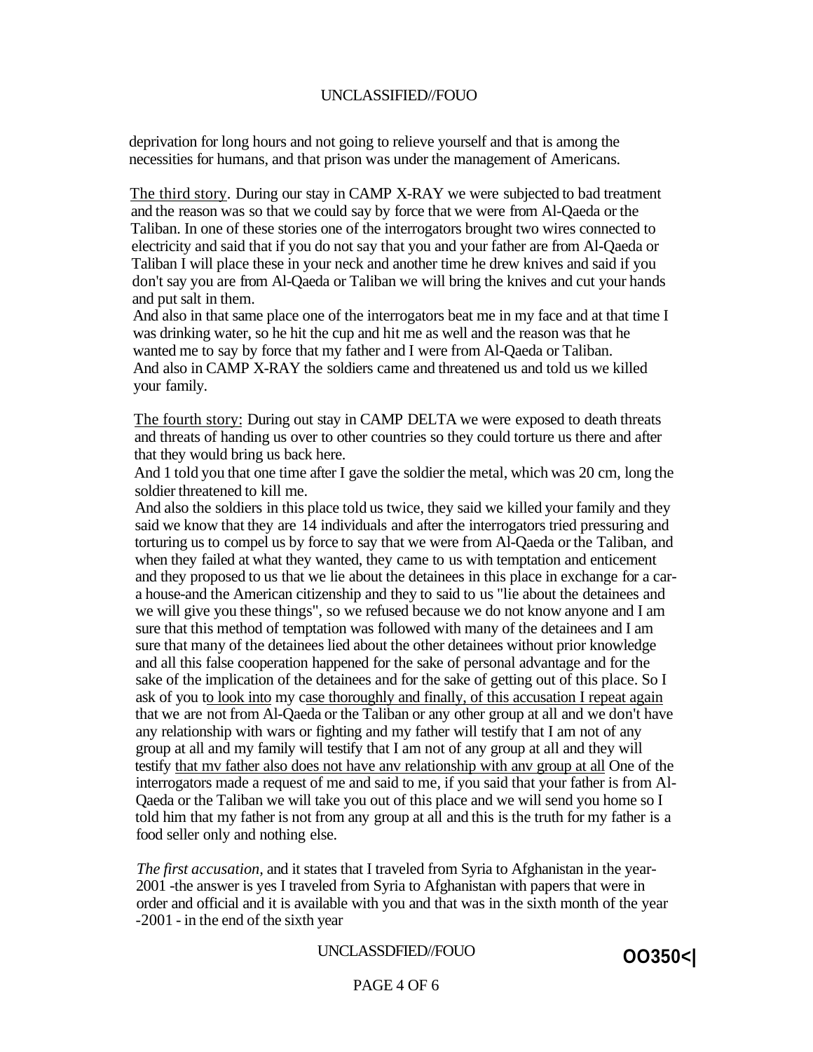deprivation for long hours and not going to relieve yourself and that is among the necessities for humans, and that prison was under the management of Americans.

The third story. During our stay in CAMP X-RAY we were subjected to bad treatment and the reason was so that we could say by force that we were from Al-Qaeda or the Taliban. In one of these stories one of the interrogators brought two wires connected to electricity and said that if you do not say that you and your father are from Al-Qaeda or Taliban I will place these in your neck and another time he drew knives and said if you don't say you are from Al-Qaeda or Taliban we will bring the knives and cut your hands and put salt in them.
And also in that same place one of the interrogators beat me in my face and at that time I was drinking water, so he hit the cup and hit me as well and the reason was that he wanted me to say by force that my father and I were from Al-Qaeda or Taliban.
And also in CAMP X-RAY the soldiers came and threatened us and told us we killed your family.

The fourth story: During out stay in CAMP DELTA we were exposed to death threats and threats of handing us over to other countries so they could torture us there and after that they would bring us back here.
And 1 told you that one time after I gave the soldier the metal, which was 20 cm, long the soldier threatened to kill me.
And also the soldiers in this place told us twice, they said we killed your family and they said we know that they are 14 individuals and after the interrogators tried pressuring and torturing us to compel us by force to say that we were from Al-Qaeda or the Taliban, and when they failed at what they wanted, they came to us with temptation and enticement and they proposed to us that we lie about the detainees in this place in exchange for a car-a house-and the American citizenship and they to said to us "lie about the detainees and we will give you these things", so we refused because we do not know anyone and I am sure that this method of temptation was followed with many of the detainees and I am sure that many of the detainees lied about the other detainees without prior knowledge and all this false cooperation happened for the sake of personal advantage and for the sake of the implication of the detainees and for the sake of getting out of this place. So I ask of you to look into my case thoroughly and finally, of this accusation I repeat again that we are not from Al-Qaeda or the Taliban or any other group at all and we don't have any relationship with wars or fighting and my father will testify that I am not of any group at all and my family will testify that I am not of any group at all and they will testify that mv father also does not have anv relationship with anv group at all One of the interrogators made a request of me and said to me, if you said that your father is from Al-Qaeda or the Taliban we will take you out of this place and we will send you home so I told him that my father is not from any group at all and this is the truth for my father is a food seller only and nothing else.

*The first accusation,* and it states that I traveled from Syria to Afghanistan in the year-2001 -the answer is yes I traveled from Syria to Afghanistan with papers that were in order and official and it is available with you and that was in the sixth month of the year -2001 - in the end of the sixth year

OO350<|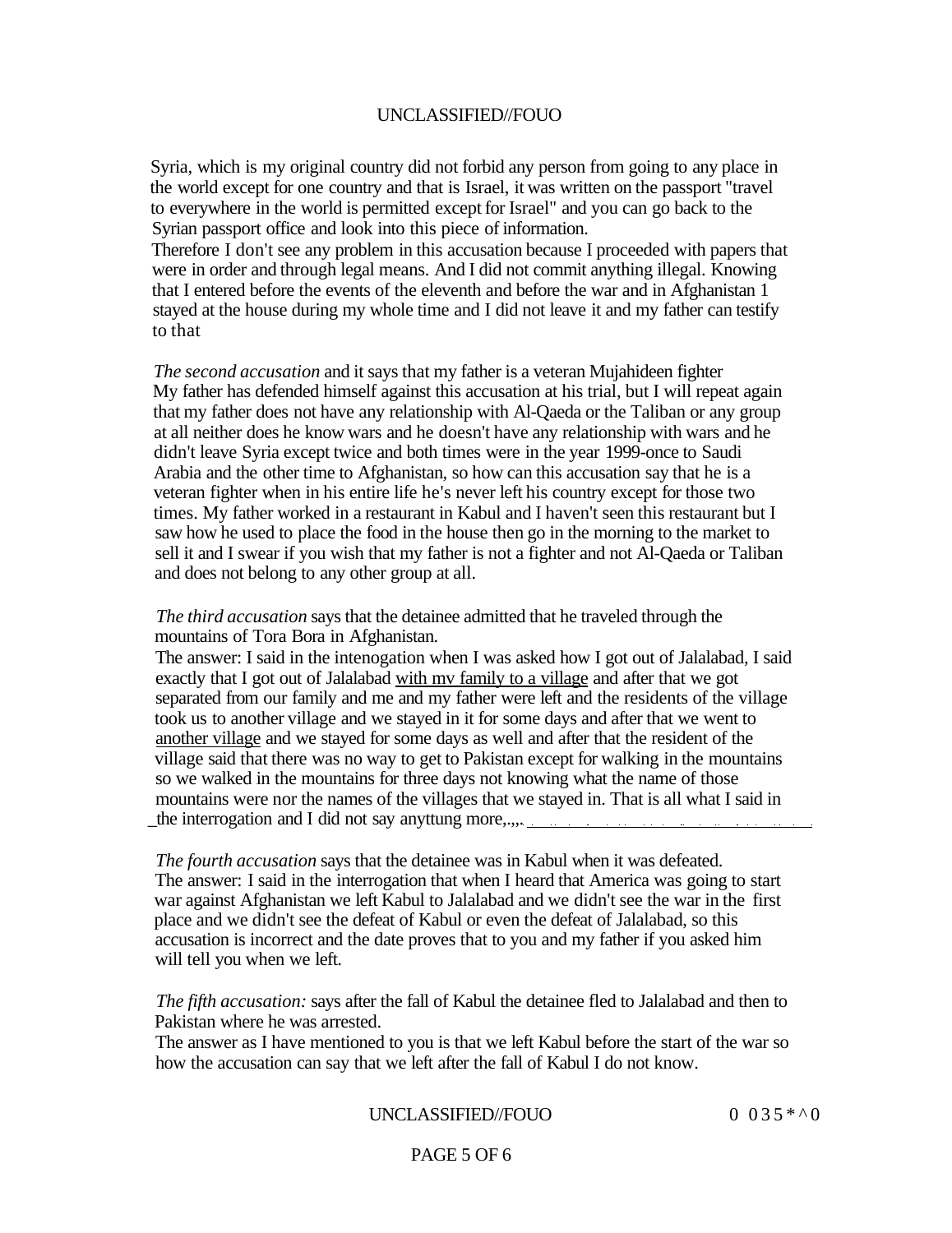Syria, which is my original country did not forbid any person from going to any place in the world except for one country and that is Israel, it was written on the passport "travel to everywhere in the world is permitted except for Israel" and you can go back to the Syrian passport office and look into this piece of information.
Therefore I don't see any problem in this accusation because I proceeded with papers that were in order and through legal means. And I did not commit anything illegal. Knowing that I entered before the events of the eleventh and before the war and in Afghanistan 1 stayed at the house during my whole time and I did not leave it and my father can testify to that

*The second accusation* and it says that my father is a veteran Mujahideen fighter
My father has defended himself against this accusation at his trial, but I will repeat again that my father does not have any relationship with Al-Qaeda or the Taliban or any group at all neither does he know wars and he doesn't have any relationship with wars and he didn't leave Syria except twice and both times were in the year 1999-once to Saudi Arabia and the other time to Afghanistan, so how can this accusation say that he is a veteran fighter when in his entire life he's never left his country except for those two times. My father worked in a restaurant in Kabul and I haven't seen this restaurant but I saw how he used to place the food in the house then go in the morning to the market to sell it and I swear if you wish that my father is not a fighter and not Al-Qaeda or Taliban and does not belong to any other group at all.

*The third accusation* says that the detainee admitted that he traveled through the mountains of Tora Bora in Afghanistan.
The answer: I said in the intenogation when I was asked how I got out of Jalalabad, I said exactly that I got out of Jalalabad <u>with mv family to a village</u> and after that we got separated from our family and me and my father were left and the residents of the village took us to another village and we stayed in it for some days and after that we went to <u>another village</u> and we stayed for some days as well and after that the resident of the village said that there was no way to get to Pakistan except for walking in the mountains so we walked in the mountains for three days not knowing what the name of those mountains were nor the names of the villages that we stayed in. That is all what I said in the interrogation and I did not say anyttung more,.,,.

*The fourth accusation* says that the detainee was in Kabul when it was defeated.
The answer: I said in the interrogation that when I heard that America was going to start war against Afghanistan we left Kabul to Jalalabad and we didn't see the war in the first place and we didn't see the defeat of Kabul or even the defeat of Jalalabad, so this accusation is incorrect and the date proves that to you and my father if you asked him will tell you when we left.

*The fifth accusation:* says after the fall of Kabul the detainee fled to Jalalabad and then to Pakistan where he was arrested.
The answer as I have mentioned to you is that we left Kabul before the start of the war so how the accusation can say that we left after the fall of Kabul I do not know.

0 035*^0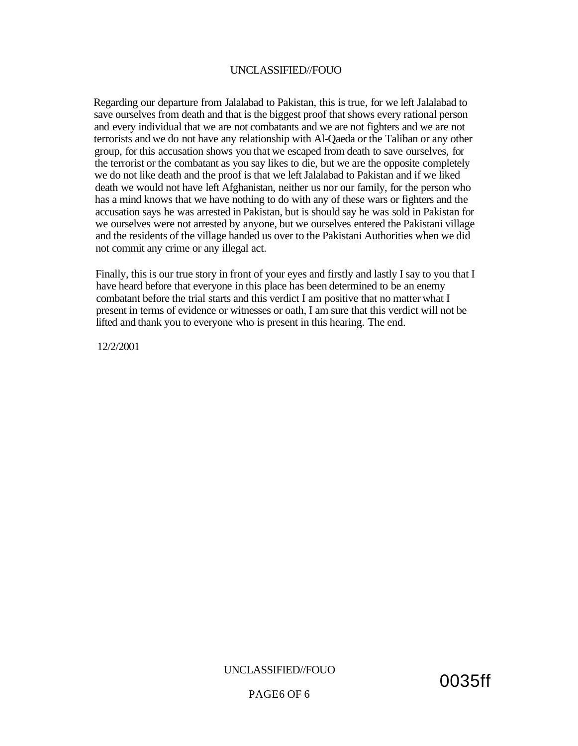Regarding our departure from Jalalabad to Pakistan, this is true, for we left Jalalabad to save ourselves from death and that is the biggest proof that shows every rational person and every individual that we are not combatants and we are not fighters and we are not terrorists and we do not have any relationship with Al-Qaeda or the Taliban or any other group, for this accusation shows you that we escaped from death to save ourselves, for the terrorist or the combatant as you say likes to die, but we are the opposite completely we do not like death and the proof is that we left Jalalabad to Pakistan and if we liked death we would not have left Afghanistan, neither us nor our family, for the person who has a mind knows that we have nothing to do with any of these wars or fighters and the accusation says he was arrested in Pakistan, but is should say he was sold in Pakistan for we ourselves were not arrested by anyone, but we ourselves entered the Pakistani village and the residents of the village handed us over to the Pakistani Authorities when we did not commit any crime or any illegal act.

Finally, this is our true story in front of your eyes and firstly and lastly I say to you that I have heard before that everyone in this place has been determined to be an enemy combatant before the trial starts and this verdict I am positive that no matter what I present in terms of evidence or witnesses or oath, I am sure that this verdict will not be lifted and thank you to everyone who is present in this hearing. The end.

12/2/2001

0035ff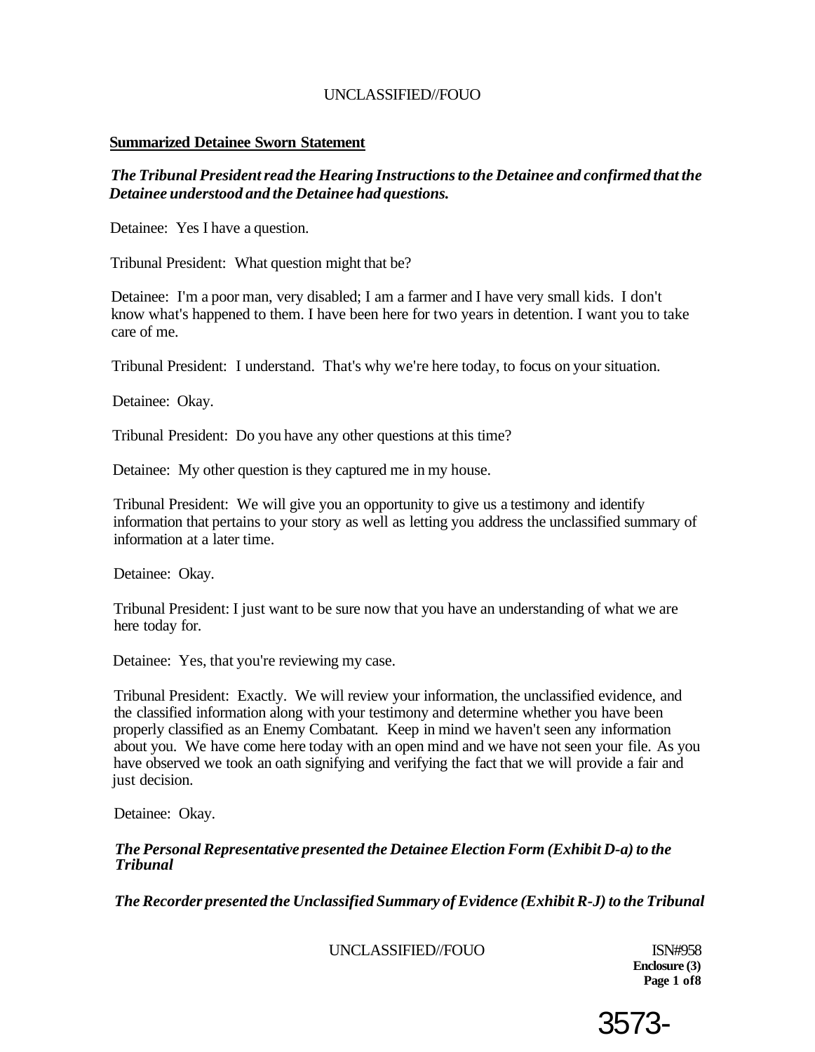**Summarized Detainee Sworn Statement**

***The Tribunal President read the Hearing Instructions to the Detainee and confirmed that the Detainee understood and the Detainee had questions.***

Detainee: Yes I have a question.

Tribunal President: What question might that be?

Detainee: I'm a poor man, very disabled; I am a farmer and I have very small kids. I don't know what's happened to them. I have been here for two years in detention. I want you to take care of me.

Tribunal President: I understand. That's why we're here today, to focus on your situation.

Detainee: Okay.

Tribunal President: Do you have any other questions at this time?

Detainee: My other question is they captured me in my house.

Tribunal President: We will give you an opportunity to give us a testimony and identify information that pertains to your story as well as letting you address the unclassified summary of information at a later time.

Detainee: Okay.

Tribunal President: I just want to be sure now that you have an understanding of what we are here today for.

Detainee: Yes, that you're reviewing my case.

Tribunal President: Exactly. We will review your information, the unclassified evidence, and the classified information along with your testimony and determine whether you have been properly classified as an Enemy Combatant. Keep in mind we haven't seen any information about you. We have come here today with an open mind and we have not seen your file. As you have observed we took an oath signifying and verifying the fact that we will provide a fair and just decision.

Detainee: Okay.

***The Personal Representative presented the Detainee Election Form (Exhibit D-a) to the Tribunal***

***The Recorder presented the Unclassified Summary of Evidence (Exhibit R-J) to the Tribunal***

ISN#958
**Enclosure (3)**

3573-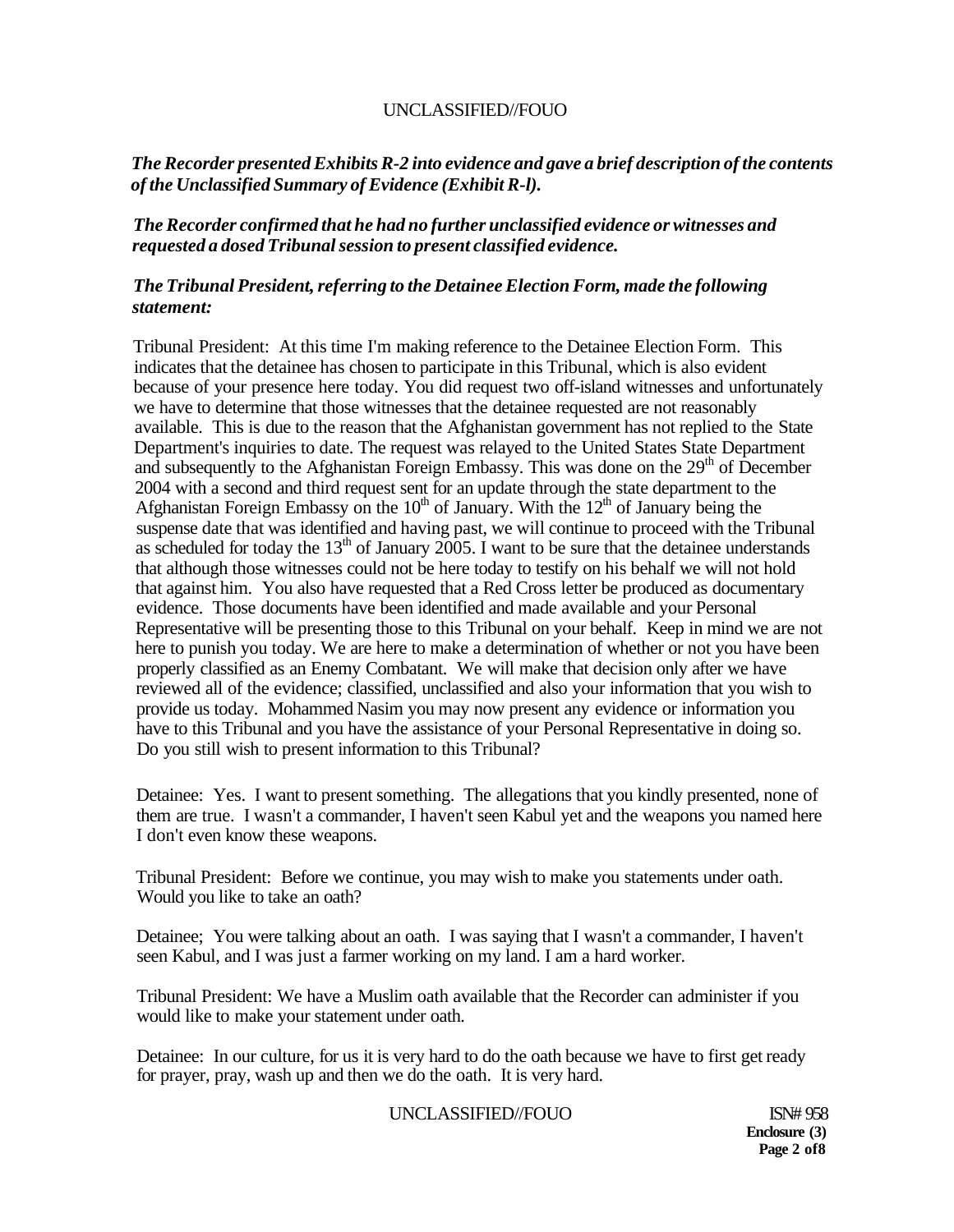*The Recorder presented Exhibits R-2 into evidence and gave a brief description of the contents of the Unclassified Summary of Evidence (Exhibit R-l).*

*The Recorder confirmed that he had no further unclassified evidence or witnesses and requested a dosed Tribunal session to present classified evidence.*

*The Tribunal President, referring to the Detainee Election Form, made the following statement:*

Tribunal President: At this time I'm making reference to the Detainee Election Form. This indicates that the detainee has chosen to participate in this Tribunal, which is also evident because of your presence here today. You did request two off-island witnesses and unfortunately we have to determine that those witnesses that the detainee requested are not reasonably available. This is due to the reason that the Afghanistan government has not replied to the State Department's inquiries to date. The request was relayed to the United States State Department and subsequently to the Afghanistan Foreign Embassy. This was done on the 29th of December 2004 with a second and third request sent for an update through the state department to the Afghanistan Foreign Embassy on the 10th of January. With the 12th of January being the suspense date that was identified and having past, we will continue to proceed with the Tribunal as scheduled for today the 13th of January 2005. I want to be sure that the detainee understands that although those witnesses could not be here today to testify on his behalf we will not hold that against him. You also have requested that a Red Cross letter be produced as documentary evidence. Those documents have been identified and made available and your Personal Representative will be presenting those to this Tribunal on your behalf. Keep in mind we are not here to punish you today. We are here to make a determination of whether or not you have been properly classified as an Enemy Combatant. We will make that decision only after we have reviewed all of the evidence; classified, unclassified and also your information that you wish to provide us today. Mohammed Nasim you may now present any evidence or information you have to this Tribunal and you have the assistance of your Personal Representative in doing so. Do you still wish to present information to this Tribunal?

Detainee: Yes. I want to present something. The allegations that you kindly presented, none of them are true. I wasn't a commander, I haven't seen Kabul yet and the weapons you named here I don't even know these weapons.

Tribunal President: Before we continue, you may wish to make you statements under oath. Would you like to take an oath?

Detainee; You were talking about an oath. I was saying that I wasn't a commander, I haven't seen Kabul, and I was just a farmer working on my land. I am a hard worker.

Tribunal President: We have a Muslim oath available that the Recorder can administer if you would like to make your statement under oath.

Detainee: In our culture, for us it is very hard to do the oath because we have to first get ready for prayer, pray, wash up and then we do the oath. It is very hard.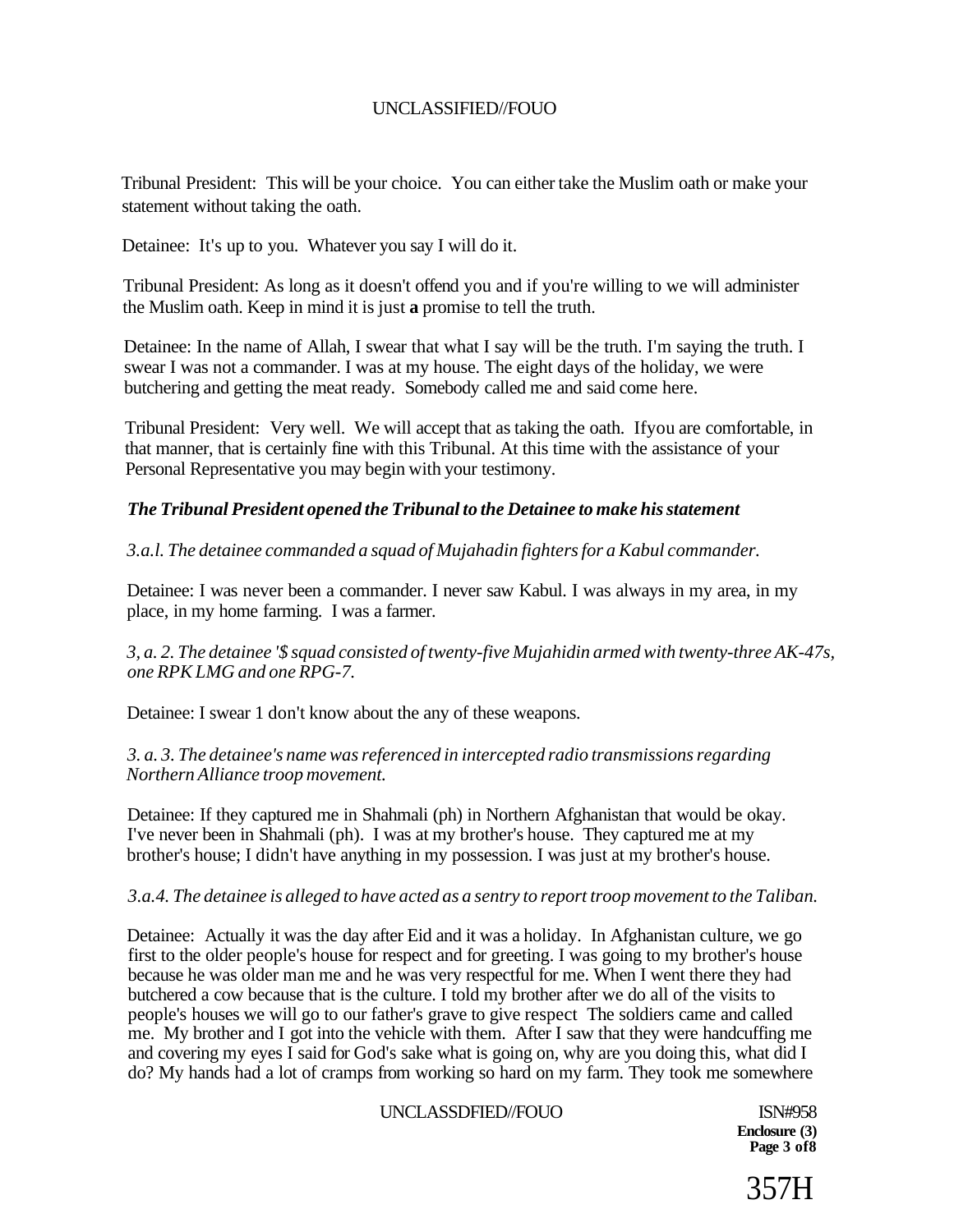Tribunal President: This will be your choice. You can either take the Muslim oath or make your statement without taking the oath.

Detainee: It's up to you. Whatever you say I will do it.

Tribunal President: As long as it doesn't offend you and if you're willing to we will administer the Muslim oath. Keep in mind it is just **a** promise to tell the truth.

Detainee: In the name of Allah, I swear that what I say will be the truth. I'm saying the truth. I swear I was not a commander. I was at my house. The eight days of the holiday, we were butchering and getting the meat ready. Somebody called me and said come here.

Tribunal President: Very well. We will accept that as taking the oath. Ifyou are comfortable, in that manner, that is certainly fine with this Tribunal. At this time with the assistance of your Personal Representative you may begin with your testimony.

***The Tribunal President opened the Tribunal to the Detainee to make his statement***

*3.a.l. The detainee commanded a squad of Mujahadin fighters for a Kabul commander.*

Detainee: I was never been a commander. I never saw Kabul. I was always in my area, in my place, in my home farming. I was a farmer.

*3, a. 2. The detainee '$ squad consisted of twenty-five Mujahidin armed with twenty-three AK-47s, one RPK LMG and one RPG-7.*

Detainee: I swear 1 don't know about the any of these weapons.

*3. a. 3. The detainee's name was referenced in intercepted radio transmissions regarding Northern Alliance troop movement.*

Detainee: If they captured me in Shahmali (ph) in Northern Afghanistan that would be okay. I've never been in Shahmali (ph). I was at my brother's house. They captured me at my brother's house; I didn't have anything in my possession. I was just at my brother's house.

*3.a.4. The detainee is alleged to have acted as a sentry to report troop movement to the Taliban.*

Detainee: Actually it was the day after Eid and it was a holiday. In Afghanistan culture, we go first to the older people's house for respect and for greeting. I was going to my brother's house because he was older man me and he was very respectful for me. When I went there they had butchered a cow because that is the culture. I told my brother after we do all of the visits to people's houses we will go to our father's grave to give respect The soldiers came and called me. My brother and I got into the vehicle with them. After I saw that they were handcuffing me and covering my eyes I said for God's sake what is going on, why are you doing this, what did I do? My hands had a lot of cramps from working so hard on my farm. They took me somewhere

ISN#958
**Enclosure (3)**
**Page 3 of8**

357H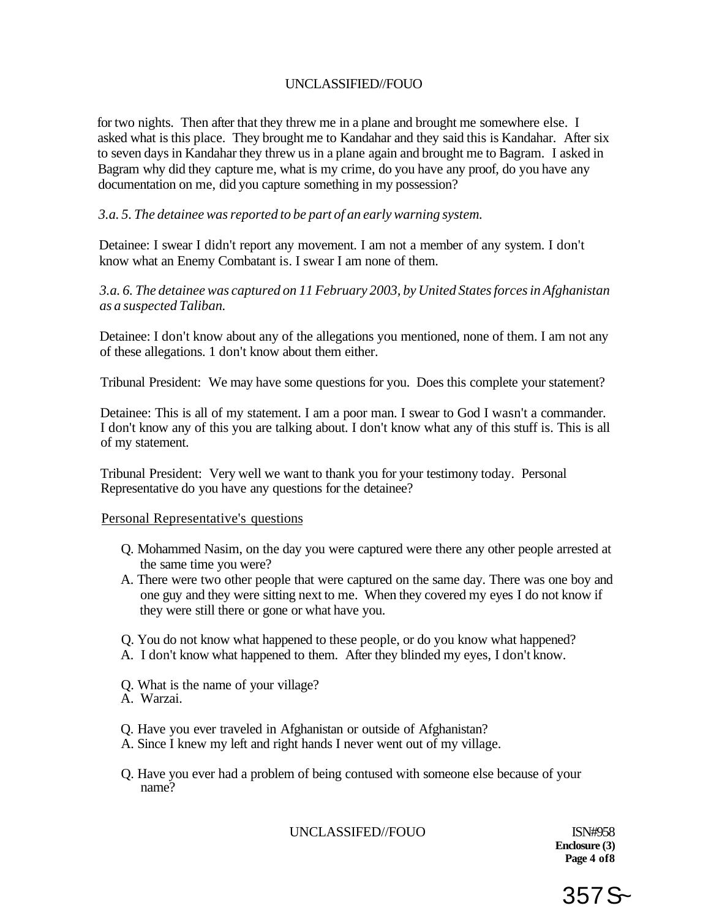for two nights. Then after that they threw me in a plane and brought me somewhere else. I asked what is this place. They brought me to Kandahar and they said this is Kandahar. After six to seven days in Kandahar they threw us in a plane again and brought me to Bagram. I asked in Bagram why did they capture me, what is my crime, do you have any proof, do you have any documentation on me, did you capture something in my possession?

*3.a. 5. The detainee was reported to be part of an early warning system.*

Detainee: I swear I didn't report any movement. I am not a member of any system. I don't know what an Enemy Combatant is. I swear I am none of them.

*3.a. 6. The detainee was captured on 11 February 2003, by United States forces in Afghanistan as a suspected Taliban.*

Detainee: I don't know about any of the allegations you mentioned, none of them. I am not any of these allegations. 1 don't know about them either.

Tribunal President: We may have some questions for you. Does this complete your statement?

Detainee: This is all of my statement. I am a poor man. I swear to God I wasn't a commander. I don't know any of this you are talking about. I don't know what any of this stuff is. This is all of my statement.

Tribunal President: Very well we want to thank you for your testimony today. Personal Representative do you have any questions for the detainee?

Personal Representative's questions

Q. Mohammed Nasim, on the day you were captured were there any other people arrested at the same time you were?
A. There were two other people that were captured on the same day. There was one boy and one guy and they were sitting next to me. When they covered my eyes I do not know if they were still there or gone or what have you.

Q. You do not know what happened to these people, or do you know what happened?
A. I don't know what happened to them. After they blinded my eyes, I don't know.

Q. What is the name of your village?
A. Warzai.

Q. Have you ever traveled in Afghanistan or outside of Afghanistan?
A. Since I knew my left and right hands I never went out of my village.

Q. Have you ever had a problem of being contused with someone else because of your name?

ISN#958
**Enclosure (3)**

357S~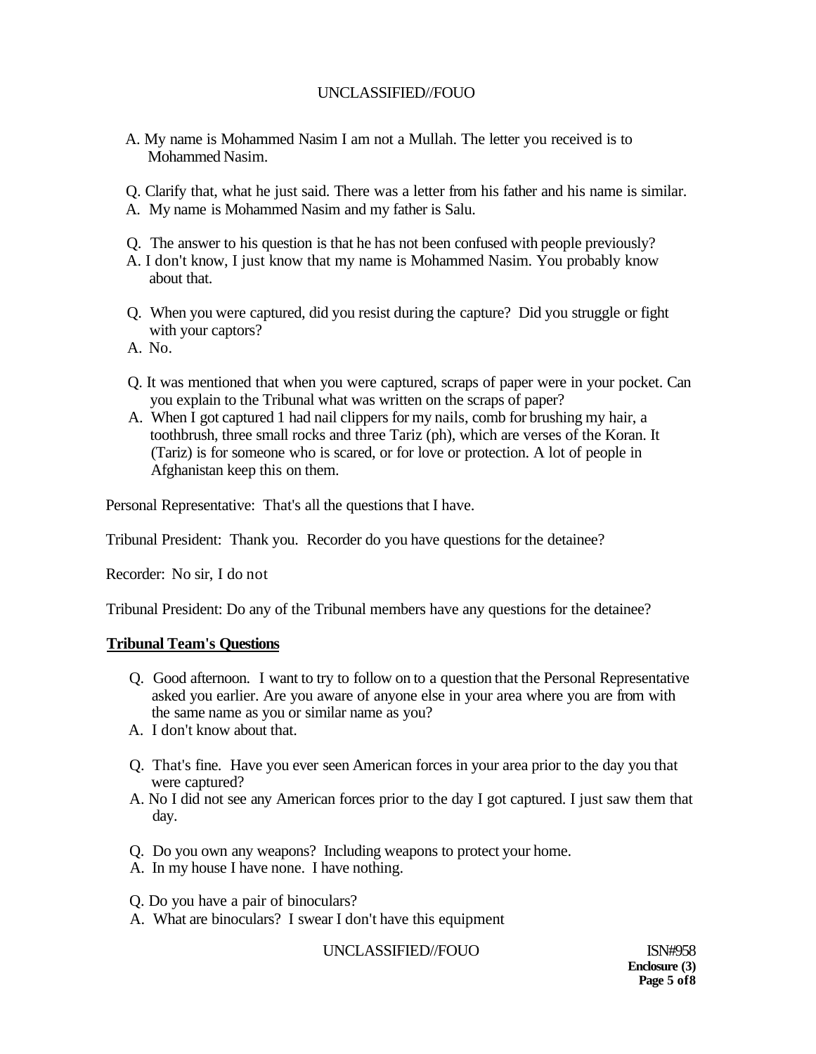A. My name is Mohammed Nasim I am not a Mullah. The letter you received is to Mohammed Nasim.

Q. Clarify that, what he just said. There was a letter from his father and his name is similar.

A. My name is Mohammed Nasim and my father is Salu.

Q. The answer to his question is that he has not been confused with people previously?

A. I don't know, I just know that my name is Mohammed Nasim. You probably know about that.

Q. When you were captured, did you resist during the capture? Did you struggle or fight with your captors?

A. No.

Q. It was mentioned that when you were captured, scraps of paper were in your pocket. Can you explain to the Tribunal what was written on the scraps of paper?

A. When I got captured 1 had nail clippers for my nails, comb for brushing my hair, a toothbrush, three small rocks and three Tariz (ph), which are verses of the Koran. It (Tariz) is for someone who is scared, or for love or protection. A lot of people in Afghanistan keep this on them.

Personal Representative: That's all the questions that I have.

Tribunal President: Thank you. Recorder do you have questions for the detainee?

Recorder: No sir, I do not

Tribunal President: Do any of the Tribunal members have any questions for the detainee?

**Tribunal Team's Questions**

Q. Good afternoon. I want to try to follow on to a question that the Personal Representative asked you earlier. Are you aware of anyone else in your area where you are from with the same name as you or similar name as you?

A. I don't know about that.

Q. That's fine. Have you ever seen American forces in your area prior to the day you that were captured?

A. No I did not see any American forces prior to the day I got captured. I just saw them that day.

Q. Do you own any weapons? Including weapons to protect your home.

A. In my house I have none. I have nothing.

Q. Do you have a pair of binoculars?

A. What are binoculars? I swear I don't have this equipment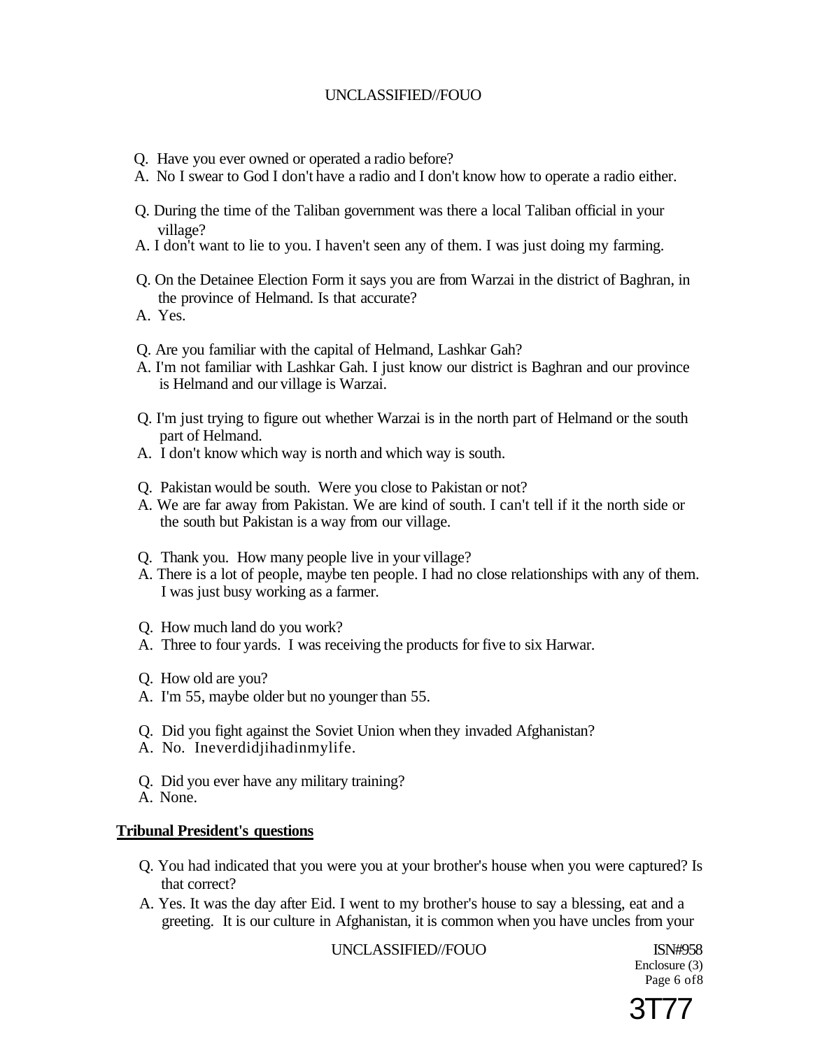Q. Have you ever owned or operated a radio before?

A. No I swear to God I don't have a radio and I don't know how to operate a radio either.

Q. During the time of the Taliban government was there a local Taliban official in your village?

A. I don't want to lie to you. I haven't seen any of them. I was just doing my farming.

Q. On the Detainee Election Form it says you are from Warzai in the district of Baghran, in the province of Helmand. Is that accurate?

A. Yes.

Q. Are you familiar with the capital of Helmand, Lashkar Gah?

A. I'm not familiar with Lashkar Gah. I just know our district is Baghran and our province is Helmand and our village is Warzai.

Q. I'm just trying to figure out whether Warzai is in the north part of Helmand or the south part of Helmand.

A. I don't know which way is north and which way is south.

Q. Pakistan would be south. Were you close to Pakistan or not?

A. We are far away from Pakistan. We are kind of south. I can't tell if it the north side or the south but Pakistan is a way from our village.

Q. Thank you. How many people live in your village?

A. There is a lot of people, maybe ten people. I had no close relationships with any of them. I was just busy working as a farmer.

Q. How much land do you work?

A. Three to four yards. I was receiving the products for five to six Harwar.

Q. How old are you?

A. I'm 55, maybe older but no younger than 55.

Q. Did you fight against the Soviet Union when they invaded Afghanistan?

A. No. Ineverdidjihadinmylife.

Q. Did you ever have any military training?

A. None.

**Tribunal President's questions**

Q. You had indicated that you were you at your brother's house when you were captured? Is that correct?

A. Yes. It was the day after Eid. I went to my brother's house to say a blessing, eat and a greeting. It is our culture in Afghanistan, it is common when you have uncles from your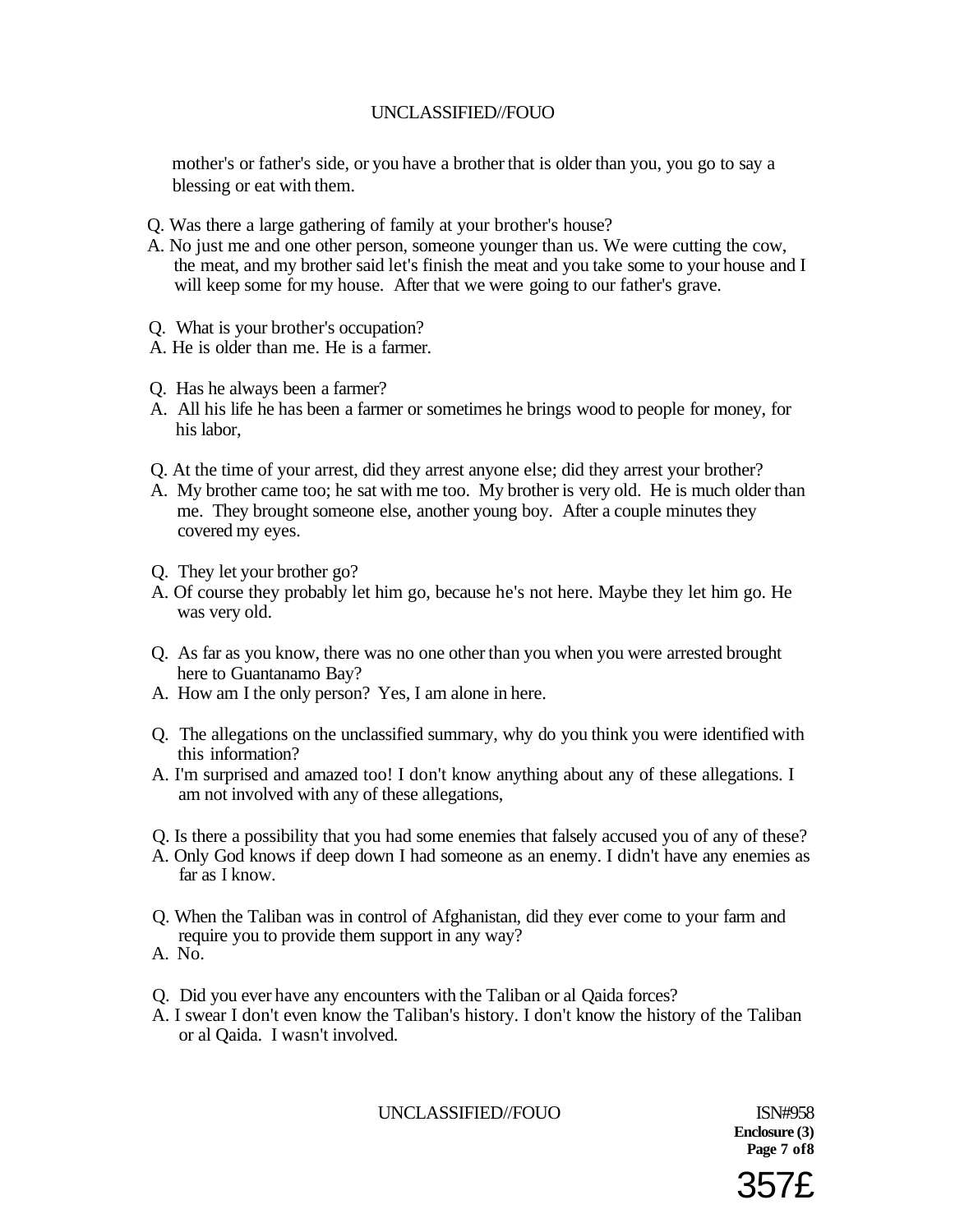mother's or father's side, or you have a brother that is older than you, you go to say a blessing or eat with them.

Q. Was there a large gathering of family at your brother's house?

A. No just me and one other person, someone younger than us. We were cutting the cow, the meat, and my brother said let's finish the meat and you take some to your house and I will keep some for my house. After that we were going to our father's grave.

Q. What is your brother's occupation?

A. He is older than me. He is a farmer.

Q. Has he always been a farmer?

A. All his life he has been a farmer or sometimes he brings wood to people for money, for his labor,

Q. At the time of your arrest, did they arrest anyone else; did they arrest your brother?

A. My brother came too; he sat with me too. My brother is very old. He is much older than me. They brought someone else, another young boy. After a couple minutes they covered my eyes.

Q. They let your brother go?

A. Of course they probably let him go, because he's not here. Maybe they let him go. He was very old.

Q. As far as you know, there was no one other than you when you were arrested brought here to Guantanamo Bay?

A. How am I the only person? Yes, I am alone in here.

Q. The allegations on the unclassified summary, why do you think you were identified with this information?

A. I'm surprised and amazed too! I don't know anything about any of these allegations. I am not involved with any of these allegations,

Q. Is there a possibility that you had some enemies that falsely accused you of any of these?

A. Only God knows if deep down I had someone as an enemy. I didn't have any enemies as far as I know.

Q. When the Taliban was in control of Afghanistan, did they ever come to your farm and require you to provide them support in any way?

A. No.

Q. Did you ever have any encounters with the Taliban or al Qaida forces?

A. I swear I don't even know the Taliban's history. I don't know the history of the Taliban or al Qaida. I wasn't involved.

ISN#958
**Enclosure (3)**
**Page 7 of 8**

357£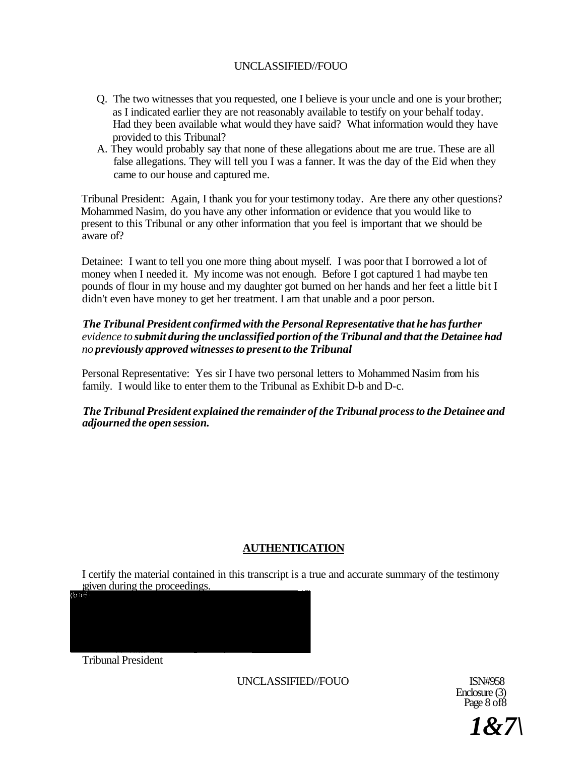Q. The two witnesses that you requested, one I believe is your uncle and one is your brother; as I indicated earlier they are not reasonably available to testify on your behalf today. Had they been available what would they have said? What information would they have provided to this Tribunal?

A. They would probably say that none of these allegations about me are true. These are all false allegations. They will tell you I was a fanner. It was the day of the Eid when they came to our house and captured me.

Tribunal President: Again, I thank you for your testimony today. Are there any other questions? Mohammed Nasim, do you have any other information or evidence that you would like to present to this Tribunal or any other information that you feel is important that we should be aware of?

Detainee: I want to tell you one more thing about myself. I was poor that I borrowed a lot of money when I needed it. My income was not enough. Before I got captured 1 had maybe ten pounds of flour in my house and my daughter got burned on her hands and her feet a little bit I didn't even have money to get her treatment. I am that unable and a poor person.

***The Tribunal President confirmed with the Personal Representative that he has further evidence to submit during the unclassified portion of the Tribunal and that the Detainee had no previously approved witnesses to present to the Tribunal***

Personal Representative: Yes sir I have two personal letters to Mohammed Nasim from his family. I would like to enter them to the Tribunal as Exhibit D-b and D-c.

***The Tribunal President explained the remainder of the Tribunal process to the Detainee and adjourned the open session.***

## AUTHENTICATION

I certify the material contained in this transcript is a true and accurate summary of the testimony given during the proceedings.

(b)(6)

Tribunal President

ISN#958
Enclosure (3)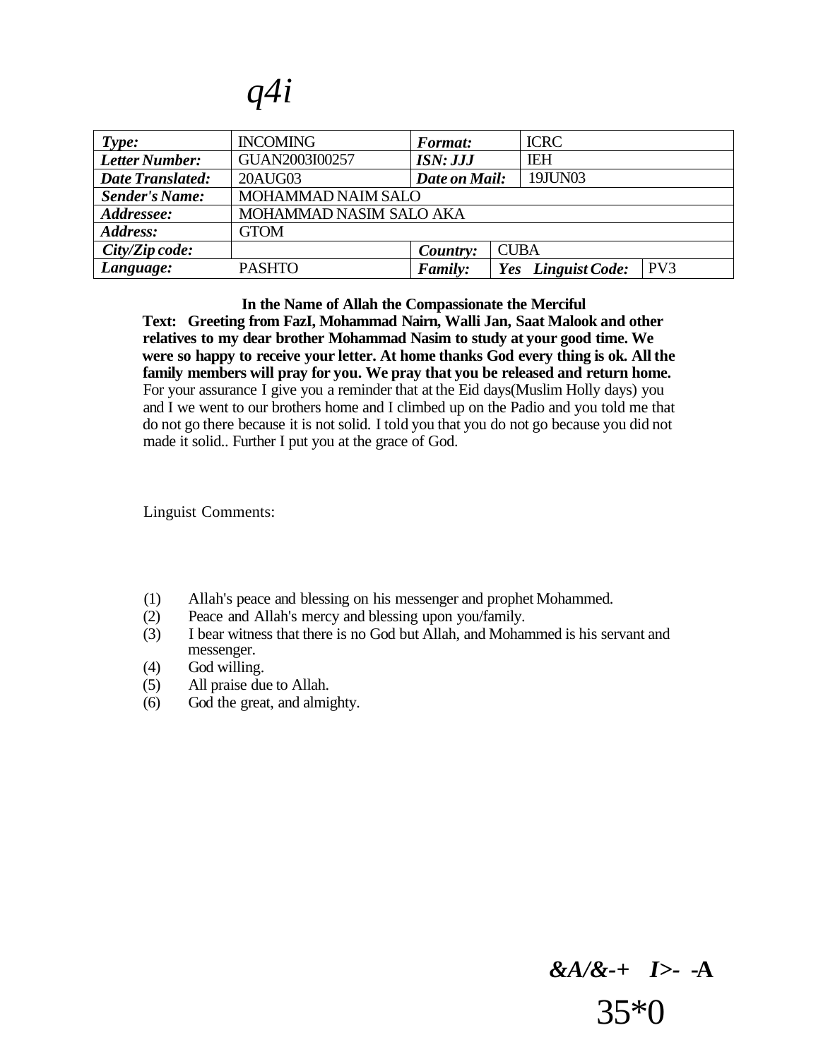*q4i*

| *Type:* | INCOMING | *Format:* | ICRC | |
|---|---|---|---|---|
| *Letter Number:* | GUAN2003I00257 | *ISN: JJJ* | IEH | |
| *Date Translated:* | 20AUG03 | *Date on Mail:* | 19JUN03 | |
| *Sender's Name:* | MOHAMMAD NAIM SALO | | | |
| *Addressee:* | MOHAMMAD NASIM SALO AKA | | | |
| *Address:* | GTOM | | | |
| *City/Zip code:* | | *Country:* | CUBA | |
| *Language:* | PASHTO | *Family:* | *Yes Linguist Code:* | PV3 |

**In the Name of Allah the Compassionate the Merciful**

**Text: Greeting from FazI, Mohammad Nairn, Walli Jan, Saat Malook and other relatives to my dear brother Mohammad Nasim to study at your good time. We were so happy to receive your letter. At home thanks God every thing is ok. All the family members will pray for you. We pray that you be released and return home.** For your assurance I give you a reminder that at the Eid days(Muslim Holly days) you and I we went to our brothers home and I climbed up on the Padio and you told me that do not go there because it is not solid. I told you that you do not go because you did not made it solid.. Further I put you at the grace of God.

Linguist Comments:

(1) Allah's peace and blessing on his messenger and prophet Mohammed.
(2) Peace and Allah's mercy and blessing upon you/family.
(3) I bear witness that there is no God but Allah, and Mohammed is his servant and messenger.
(4) God willing.
(5) All praise due to Allah.
(6) God the great, and almighty.

***&A/&-+ I>- -A***

35*0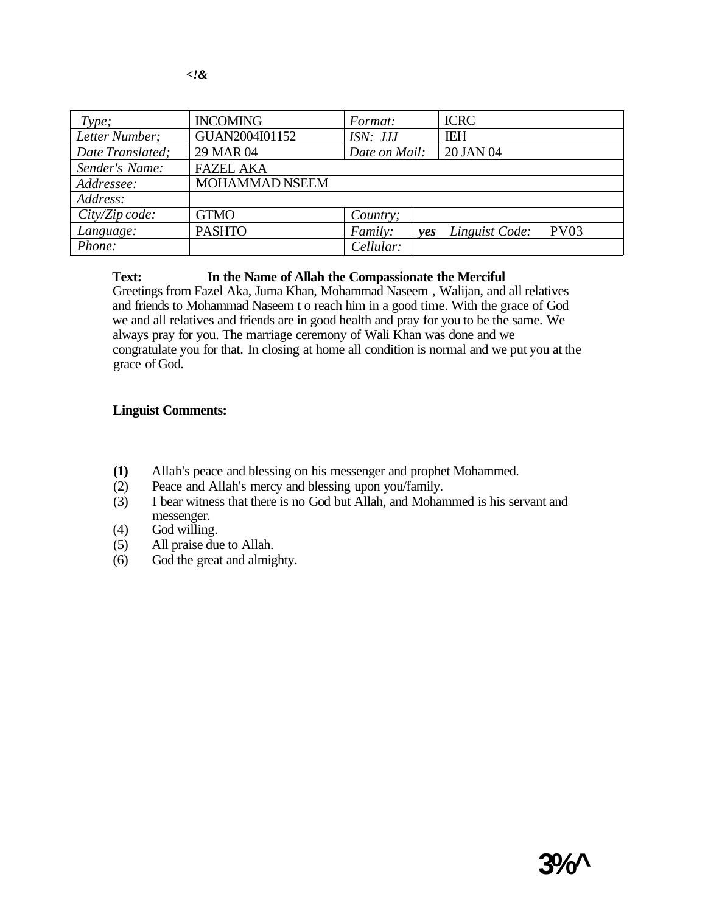<!&

| Type; | INCOMING | Format: | ICRC |
|---|---|---|---|
| Letter Number; | GUAN2004I01152 | ISN: JJJ | IEH |
| Date Translated; | 29 MAR 04 | Date on Mail: | 20 JAN 04 |
| Sender's Name: | FAZEL AKA | | |
| Addressee: | MOHAMMAD NSEEM | | |
| Address: | | | |
| City/Zip code: | GTMO | Country; | |
| Language: | PASHTO | Family: | yes Linguist Code: PV03 |
| Phone: | | Cellular: | |

**Text:** **In the Name of Allah the Compassionate the Merciful**

Greetings from Fazel Aka, Juma Khan, Mohammad Naseem , Walijan, and all relatives and friends to Mohammad Naseem t o reach him in a good time. With the grace of God we and all relatives and friends are in good health and pray for you to be the same. We always pray for you. The marriage ceremony of Wali Khan was done and we congratulate you for that. In closing at home all condition is normal and we put you at the grace of God.

**Linguist Comments:**

**(1)** Allah's peace and blessing on his messenger and prophet Mohammed.
(2) Peace and Allah's mercy and blessing upon you/family.
(3) I bear witness that there is no God but Allah, and Mohammed is his servant and messenger.
(4) God willing.
(5) All praise due to Allah.
(6) God the great and almighty.

3%^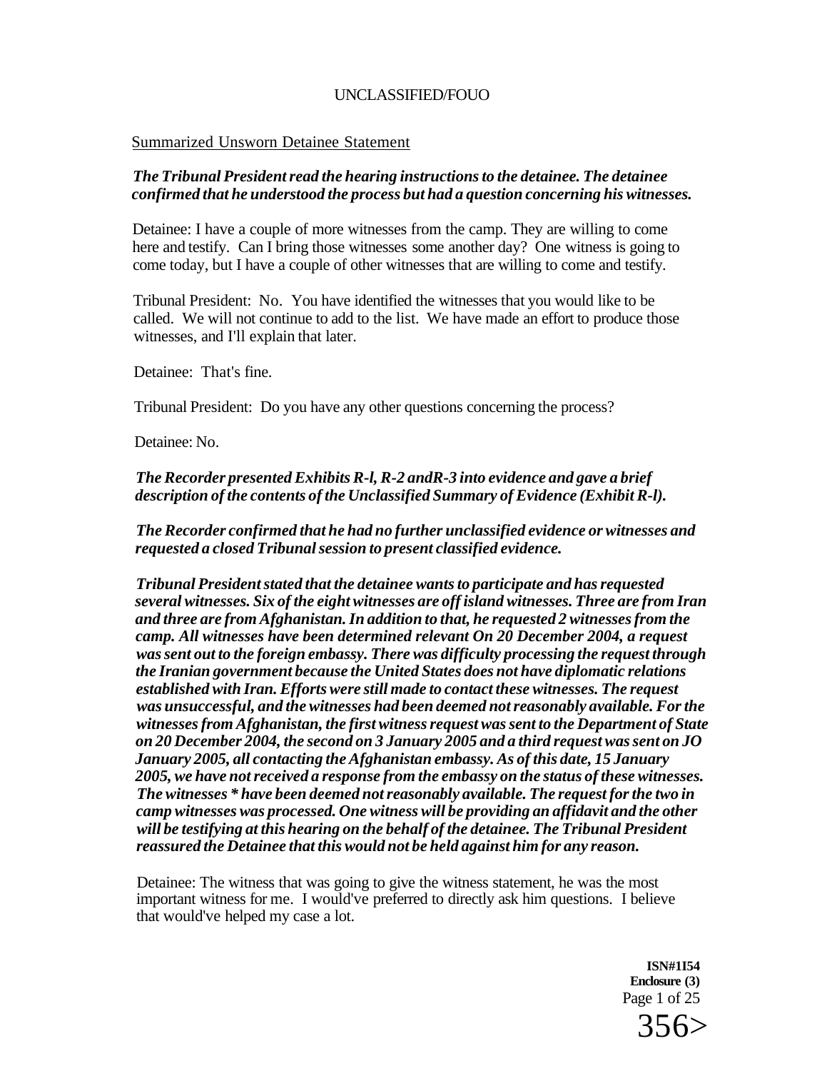UNCLASSIFIED/FOUO

Summarized Unsworn Detainee Statement

***The Tribunal President read the hearing instructions to the detainee. The detainee confirmed that he understood the process but had a question concerning his witnesses.***

Detainee: I have a couple of more witnesses from the camp. They are willing to come here and testify. Can I bring those witnesses some another day? One witness is going to come today, but I have a couple of other witnesses that are willing to come and testify.

Tribunal President: No. You have identified the witnesses that you would like to be called. We will not continue to add to the list. We have made an effort to produce those witnesses, and I'll explain that later.

Detainee: That's fine.

Tribunal President: Do you have any other questions concerning the process?

Detainee: No.

***The Recorder presented Exhibits R-l, R-2 andR-3 into evidence and gave a brief description of the contents of the Unclassified Summary of Evidence (Exhibit R-l).***

***The Recorder confirmed that he had no further unclassified evidence or witnesses and requested a closed Tribunal session to present classified evidence.***

***Tribunal President stated that the detainee wants to participate and has requested several witnesses. Six of the eight witnesses are off island witnesses. Three are from Iran and three are from Afghanistan. In addition to that, he requested 2 witnesses from the camp. All witnesses have been determined relevant On 20 December 2004, a request was sent out to the foreign embassy. There was difficulty processing the request through the Iranian government because the United States does not have diplomatic relations established with Iran. Efforts were still made to contact these witnesses. The request was unsuccessful, and the witnesses had been deemed not reasonably available. For the witnesses from Afghanistan, the first witness request was sent to the Department of State on 20 December 2004, the second on 3 January 2005 and a third request was sent on JO January 2005, all contacting the Afghanistan embassy. As of this date, 15 January 2005, we have not received a response from the embassy on the status of these witnesses. The witnesses * have been deemed not reasonably available. The request for the two in camp witnesses was processed. One witness will be providing an affidavit and the other will be testifying at this hearing on the behalf of the detainee. The Tribunal President reassured the Detainee that this would not be held against him for any reason.***

Detainee: The witness that was going to give the witness statement, he was the most important witness for me. I would've preferred to directly ask him questions. I believe that would've helped my case a lot.

**ISN#1I54**
**Enclosure (3)**

356>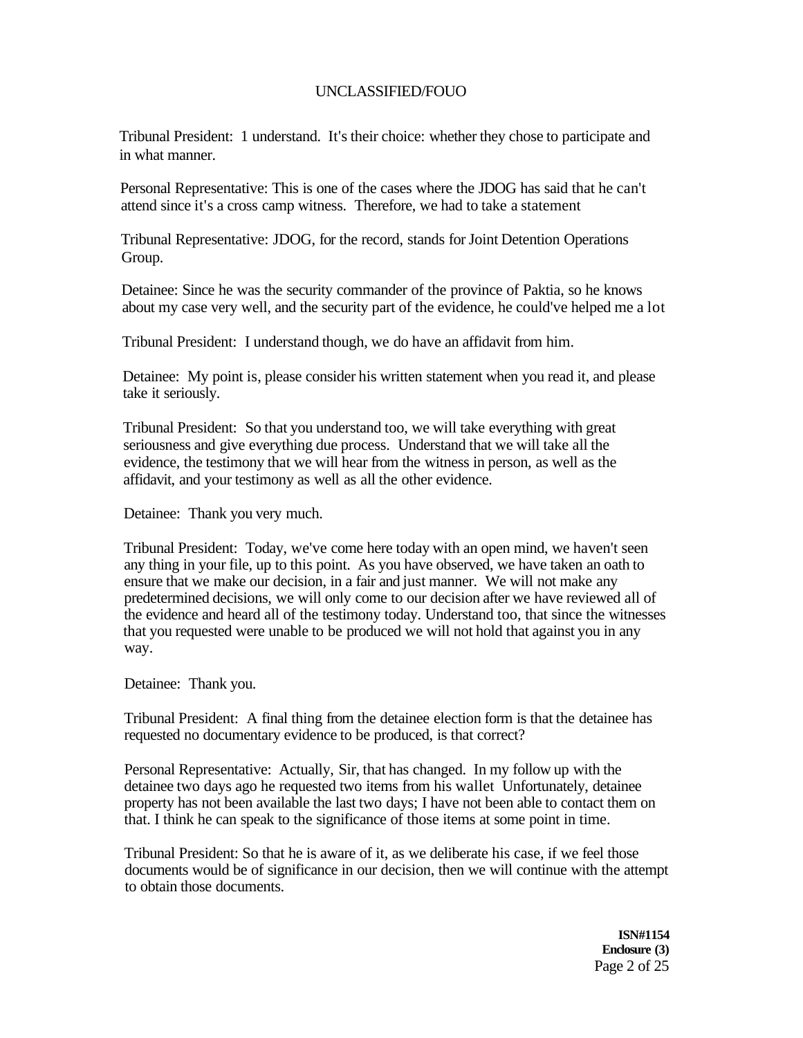Tribunal President: 1 understand. It's their choice: whether they chose to participate and in what manner.

Personal Representative: This is one of the cases where the JDOG has said that he can't attend since it's a cross camp witness. Therefore, we had to take a statement

Tribunal Representative: JDOG, for the record, stands for Joint Detention Operations Group.

Detainee: Since he was the security commander of the province of Paktia, so he knows about my case very well, and the security part of the evidence, he could've helped me a lot

Tribunal President: I understand though, we do have an affidavit from him.

Detainee: My point is, please consider his written statement when you read it, and please take it seriously.

Tribunal President: So that you understand too, we will take everything with great seriousness and give everything due process. Understand that we will take all the evidence, the testimony that we will hear from the witness in person, as well as the affidavit, and your testimony as well as all the other evidence.

Detainee: Thank you very much.

Tribunal President: Today, we've come here today with an open mind, we haven't seen any thing in your file, up to this point. As you have observed, we have taken an oath to ensure that we make our decision, in a fair and just manner. We will not make any predetermined decisions, we will only come to our decision after we have reviewed all of the evidence and heard all of the testimony today. Understand too, that since the witnesses that you requested were unable to be produced we will not hold that against you in any way.

Detainee: Thank you.

Tribunal President: A final thing from the detainee election form is that the detainee has requested no documentary evidence to be produced, is that correct?

Personal Representative: Actually, Sir, that has changed. In my follow up with the detainee two days ago he requested two items from his wallet Unfortunately, detainee property has not been available the last two days; I have not been able to contact them on that. I think he can speak to the significance of those items at some point in time.

Tribunal President: So that he is aware of it, as we deliberate his case, if we feel those documents would be of significance in our decision, then we will continue with the attempt to obtain those documents.

**ISN#1154**
**Enclosure (3)**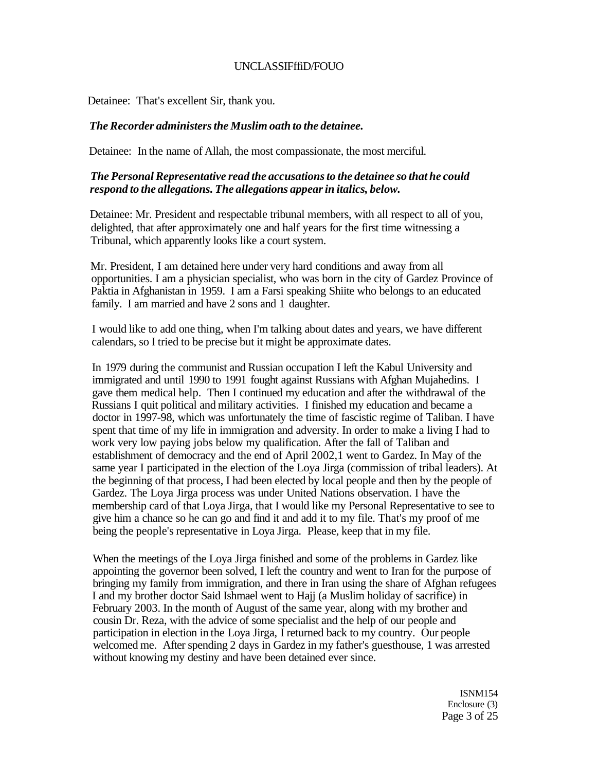Detainee: That's excellent Sir, thank you.

*The Recorder administers the Muslim oath to the detainee.*

Detainee: In the name of Allah, the most compassionate, the most merciful.

***The Personal Representative read the accusations to the detainee so that he could respond to the allegations. The allegations appear in italics, below.***

Detainee: Mr. President and respectable tribunal members, with all respect to all of you, delighted, that after approximately one and half years for the first time witnessing a Tribunal, which apparently looks like a court system.

Mr. President, I am detained here under very hard conditions and away from all opportunities. I am a physician specialist, who was born in the city of Gardez Province of Paktia in Afghanistan in 1959. I am a Farsi speaking Shiite who belongs to an educated family. I am married and have 2 sons and 1 daughter.

I would like to add one thing, when I'm talking about dates and years, we have different calendars, so I tried to be precise but it might be approximate dates.

In 1979 during the communist and Russian occupation I left the Kabul University and immigrated and until 1990 to 1991 fought against Russians with Afghan Mujahedins. I gave them medical help. Then I continued my education and after the withdrawal of the Russians I quit political and military activities. I finished my education and became a doctor in 1997-98, which was unfortunately the time of fascistic regime of Taliban. I have spent that time of my life in immigration and adversity. In order to make a living I had to work very low paying jobs below my qualification. After the fall of Taliban and establishment of democracy and the end of April 2002,1 went to Gardez. In May of the same year I participated in the election of the Loya Jirga (commission of tribal leaders). At the beginning of that process, I had been elected by local people and then by the people of Gardez. The Loya Jirga process was under United Nations observation. I have the membership card of that Loya Jirga, that I would like my Personal Representative to see to give him a chance so he can go and find it and add it to my file. That's my proof of me being the people's representative in Loya Jirga. Please, keep that in my file.

When the meetings of the Loya Jirga finished and some of the problems in Gardez like appointing the governor been solved, I left the country and went to Iran for the purpose of bringing my family from immigration, and there in Iran using the share of Afghan refugees I and my brother doctor Said Ishmael went to Hajj (a Muslim holiday of sacrifice) in February 2003. In the month of August of the same year, along with my brother and cousin Dr. Reza, with the advice of some specialist and the help of our people and participation in election in the Loya Jirga, I returned back to my country. Our people welcomed me. After spending 2 days in Gardez in my father's guesthouse, 1 was arrested without knowing my destiny and have been detained ever since.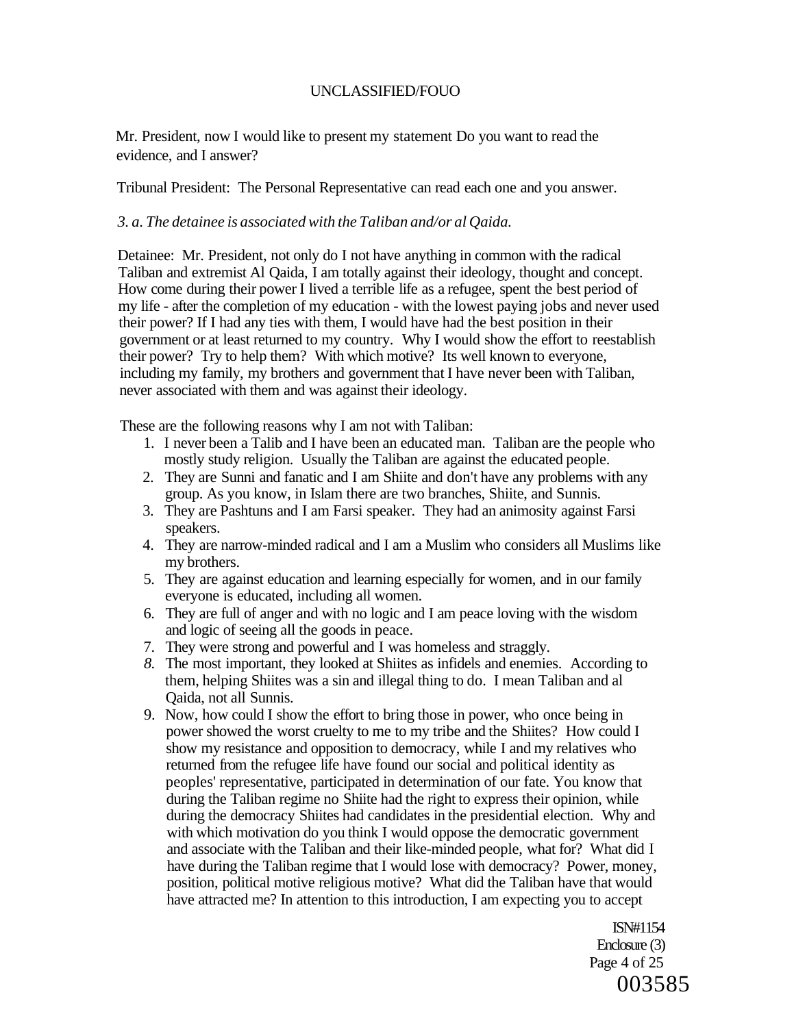Mr. President, now I would like to present my statement Do you want to read the evidence, and I answer?

Tribunal President: The Personal Representative can read each one and you answer.

*3. a. The detainee is associated with the Taliban and/or al Qaida.*

Detainee: Mr. President, not only do I not have anything in common with the radical Taliban and extremist Al Qaida, I am totally against their ideology, thought and concept. How come during their power I lived a terrible life as a refugee, spent the best period of my life - after the completion of my education - with the lowest paying jobs and never used their power? If I had any ties with them, I would have had the best position in their government or at least returned to my country. Why I would show the effort to reestablish their power? Try to help them? With which motive? Its well known to everyone, including my family, my brothers and government that I have never been with Taliban, never associated with them and was against their ideology.

These are the following reasons why I am not with Taliban:

1. I never been a Talib and I have been an educated man. Taliban are the people who mostly study religion. Usually the Taliban are against the educated people.
2. They are Sunni and fanatic and I am Shiite and don't have any problems with any group. As you know, in Islam there are two branches, Shiite, and Sunnis.
3. They are Pashtuns and I am Farsi speaker. They had an animosity against Farsi speakers.
4. They are narrow-minded radical and I am a Muslim who considers all Muslims like my brothers.
5. They are against education and learning especially for women, and in our family everyone is educated, including all women.
6. They are full of anger and with no logic and I am peace loving with the wisdom and logic of seeing all the goods in peace.
7. They were strong and powerful and I was homeless and straggly.
8. The most important, they looked at Shiites as infidels and enemies. According to them, helping Shiites was a sin and illegal thing to do. I mean Taliban and al Qaida, not all Sunnis.
9. Now, how could I show the effort to bring those in power, who once being in power showed the worst cruelty to me to my tribe and the Shiites? How could I show my resistance and opposition to democracy, while I and my relatives who returned from the refugee life have found our social and political identity as peoples' representative, participated in determination of our fate. You know that during the Taliban regime no Shiite had the right to express their opinion, while during the democracy Shiites had candidates in the presidential election. Why and with which motivation do you think I would oppose the democratic government and associate with the Taliban and their like-minded people, what for? What did I have during the Taliban regime that I would lose with democracy? Power, money, position, political motive religious motive? What did the Taliban have that would have attracted me? In attention to this introduction, I am expecting you to accept

ISN#1154
Enclosure (3)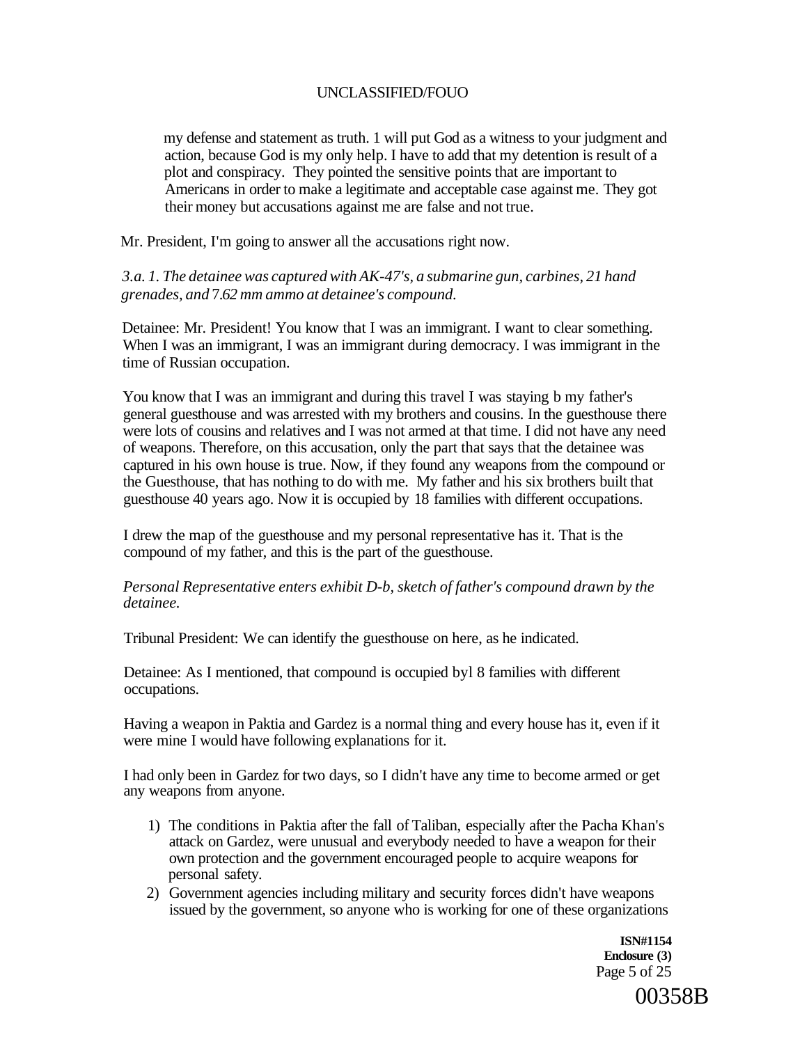my defense and statement as truth. 1 will put God as a witness to your judgment and action, because God is my only help. I have to add that my detention is result of a plot and conspiracy. They pointed the sensitive points that are important to Americans in order to make a legitimate and acceptable case against me. They got their money but accusations against me are false and not true.

Mr. President, I'm going to answer all the accusations right now.

*3.a. 1. The detainee was captured with AK-47's, a submarine gun, carbines, 21 hand grenades, and 7.62 mm ammo at detainee's compound.*

Detainee: Mr. President! You know that I was an immigrant. I want to clear something. When I was an immigrant, I was an immigrant during democracy. I was immigrant in the time of Russian occupation.

You know that I was an immigrant and during this travel I was staying b my father's general guesthouse and was arrested with my brothers and cousins. In the guesthouse there were lots of cousins and relatives and I was not armed at that time. I did not have any need of weapons. Therefore, on this accusation, only the part that says that the detainee was captured in his own house is true. Now, if they found any weapons from the compound or the Guesthouse, that has nothing to do with me. My father and his six brothers built that guesthouse 40 years ago. Now it is occupied by 18 families with different occupations.

I drew the map of the guesthouse and my personal representative has it. That is the compound of my father, and this is the part of the guesthouse.

*Personal Representative enters exhibit D-b, sketch of father's compound drawn by the detainee.*

Tribunal President: We can identify the guesthouse on here, as he indicated.

Detainee: As I mentioned, that compound is occupied byl 8 families with different occupations.

Having a weapon in Paktia and Gardez is a normal thing and every house has it, even if it were mine I would have following explanations for it.

I had only been in Gardez for two days, so I didn't have any time to become armed or get any weapons from anyone.

1) The conditions in Paktia after the fall of Taliban, especially after the Pacha Khan's attack on Gardez, were unusual and everybody needed to have a weapon for their own protection and the government encouraged people to acquire weapons for personal safety.
2) Government agencies including military and security forces didn't have weapons issued by the government, so anyone who is working for one of these organizations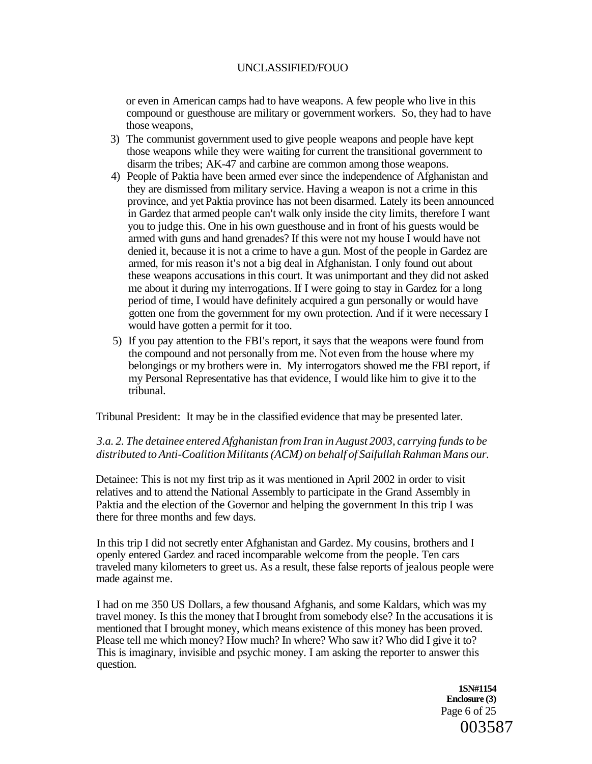or even in American camps had to have weapons. A few people who live in this compound or guesthouse are military or government workers. So, they had to have those weapons,

3) The communist government used to give people weapons and people have kept those weapons while they were waiting for current the transitional government to disarm the tribes; AK-47 and carbine are common among those weapons.
4) People of Paktia have been armed ever since the independence of Afghanistan and they are dismissed from military service. Having a weapon is not a crime in this province, and yet Paktia province has not been disarmed. Lately its been announced in Gardez that armed people can't walk only inside the city limits, therefore I want you to judge this. One in his own guesthouse and in front of his guests would be armed with guns and hand grenades? If this were not my house I would have not denied it, because it is not a crime to have a gun. Most of the people in Gardez are armed, for mis reason it's not a big deal in Afghanistan. I only found out about these weapons accusations in this court. It was unimportant and they did not asked me about it during my interrogations. If I were going to stay in Gardez for a long period of time, I would have definitely acquired a gun personally or would have gotten one from the government for my own protection. And if it were necessary I would have gotten a permit for it too.
5) If you pay attention to the FBI's report, it says that the weapons were found from the compound and not personally from me. Not even from the house where my belongings or my brothers were in. My interrogators showed me the FBI report, if my Personal Representative has that evidence, I would like him to give it to the tribunal.

Tribunal President: It may be in the classified evidence that may be presented later.

*3.a. 2. The detainee entered Afghanistan from Iran in August 2003, carrying funds to be distributed to Anti-Coalition Militants (ACM) on behalf of Saifullah Rahman Mans our.*

Detainee: This is not my first trip as it was mentioned in April 2002 in order to visit relatives and to attend the National Assembly to participate in the Grand Assembly in Paktia and the election of the Governor and helping the government In this trip I was there for three months and few days.

In this trip I did not secretly enter Afghanistan and Gardez. My cousins, brothers and I openly entered Gardez and raced incomparable welcome from the people. Ten cars traveled many kilometers to greet us. As a result, these false reports of jealous people were made against me.

I had on me 350 US Dollars, a few thousand Afghanis, and some Kaldars, which was my travel money. Is this the money that I brought from somebody else? In the accusations it is mentioned that I brought money, which means existence of this money has been proved. Please tell me which money? How much? In where? Who saw it? Who did I give it to? This is imaginary, invisible and psychic money. I am asking the reporter to answer this question.

**1SN#1154**
**Enclosure (3)**

003587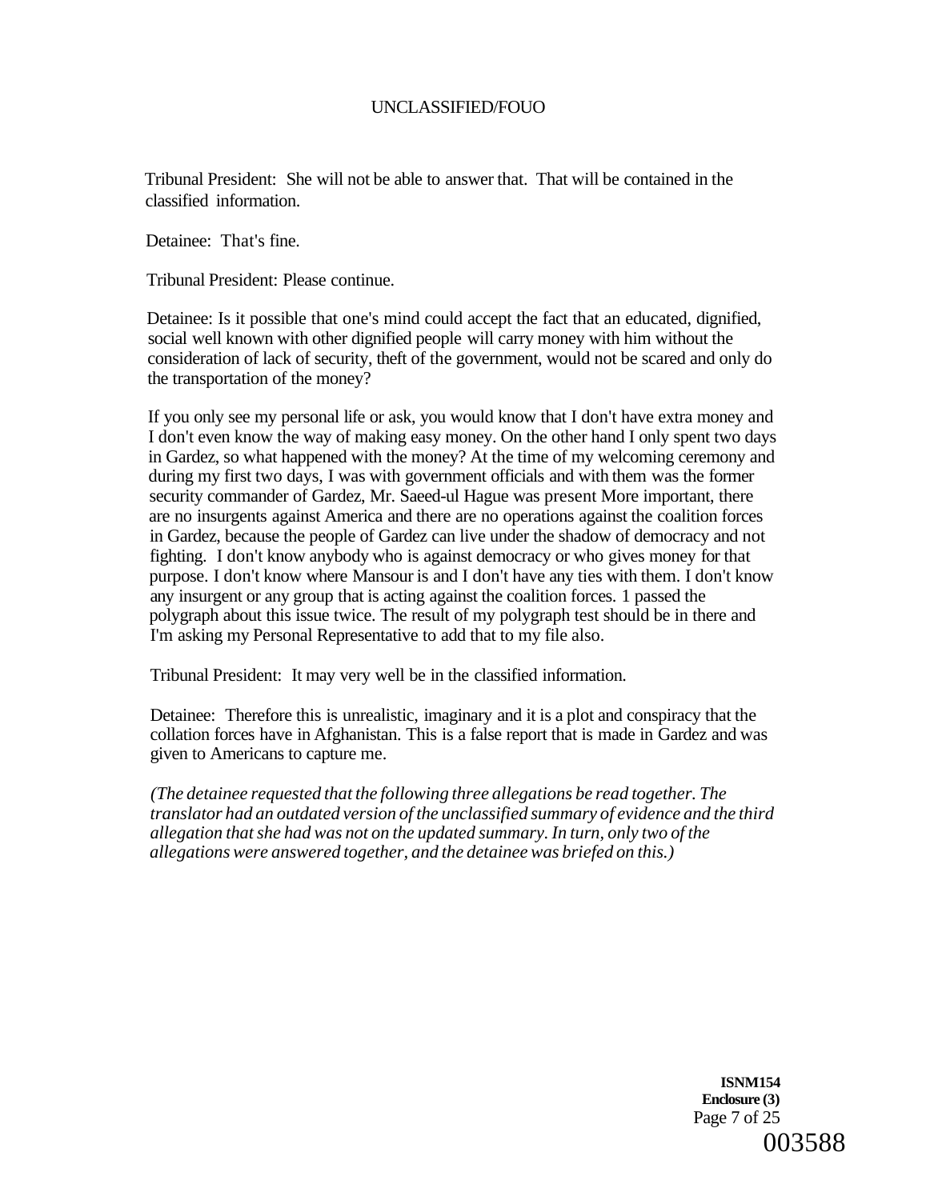Tribunal President: She will not be able to answer that. That will be contained in the classified information.

Detainee: That's fine.

Tribunal President: Please continue.

Detainee: Is it possible that one's mind could accept the fact that an educated, dignified, social well known with other dignified people will carry money with him without the consideration of lack of security, theft of the government, would not be scared and only do the transportation of the money?

If you only see my personal life or ask, you would know that I don't have extra money and I don't even know the way of making easy money. On the other hand I only spent two days in Gardez, so what happened with the money? At the time of my welcoming ceremony and during my first two days, I was with government officials and with them was the former security commander of Gardez, Mr. Saeed-ul Hague was present More important, there are no insurgents against America and there are no operations against the coalition forces in Gardez, because the people of Gardez can live under the shadow of democracy and not fighting. I don't know anybody who is against democracy or who gives money for that purpose. I don't know where Mansour is and I don't have any ties with them. I don't know any insurgent or any group that is acting against the coalition forces. 1 passed the polygraph about this issue twice. The result of my polygraph test should be in there and I'm asking my Personal Representative to add that to my file also.

Tribunal President: It may very well be in the classified information.

Detainee: Therefore this is unrealistic, imaginary and it is a plot and conspiracy that the collation forces have in Afghanistan. This is a false report that is made in Gardez and was given to Americans to capture me.

*(The detainee requested that the following three allegations be read together. The translator had an outdated version of the unclassified summary of evidence and the third allegation that she had was not on the updated summary. In turn, only two of the allegations were answered together, and the detainee was briefed on this.)*

**ISNM154**
**Enclosure (3)**

003588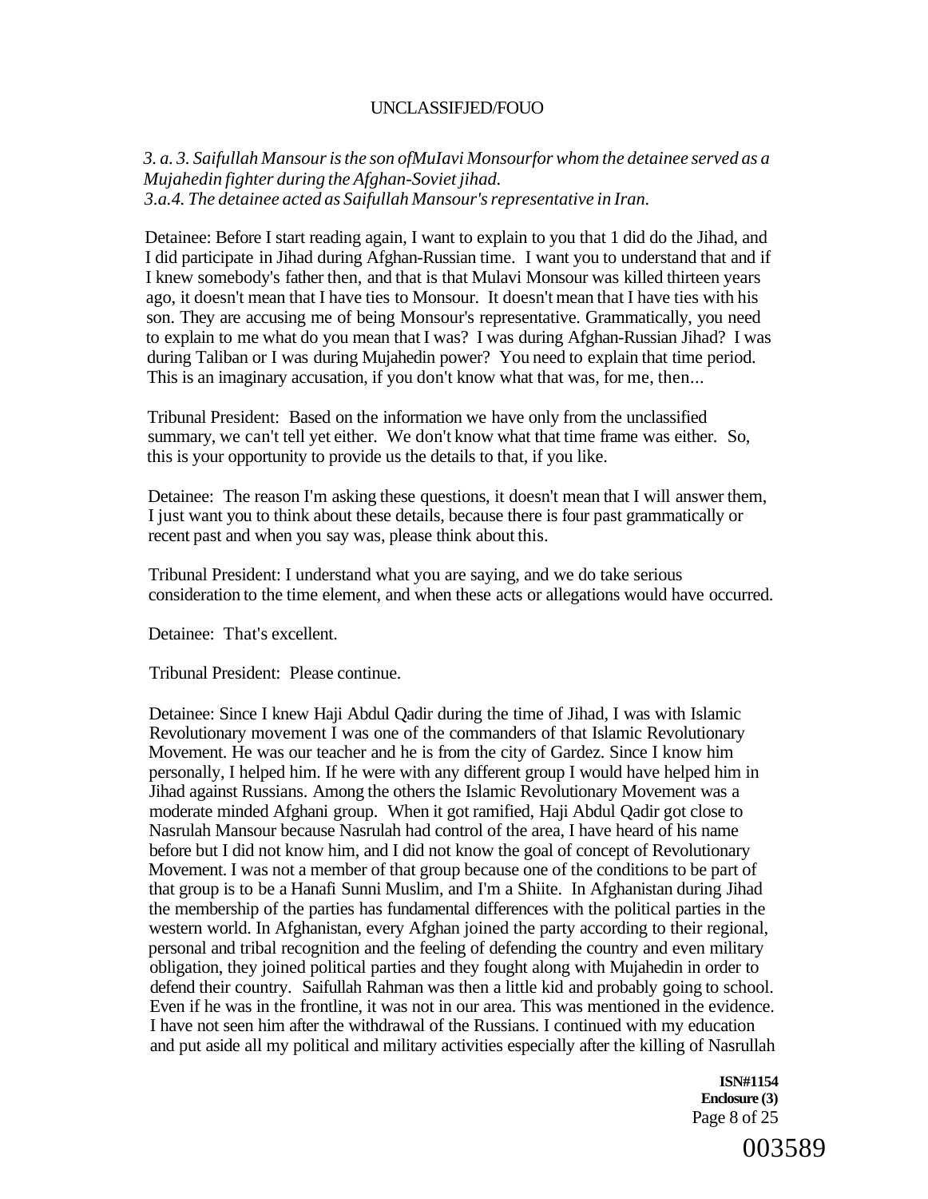*3. a. 3. Saifullah Mansour is the son ofMuIavi Monsourfor whom the detainee served as a Mujahedin fighter during the Afghan-Soviet jihad.*
*3.a.4. The detainee acted as Saifullah Mansour's representative in Iran.*

Detainee: Before I start reading again, I want to explain to you that 1 did do the Jihad, and I did participate in Jihad during Afghan-Russian time. I want you to understand that and if I knew somebody's father then, and that is that Mulavi Monsour was killed thirteen years ago, it doesn't mean that I have ties to Monsour. It doesn't mean that I have ties with his son. They are accusing me of being Monsour's representative. Grammatically, you need to explain to me what do you mean that I was? I was during Afghan-Russian Jihad? I was during Taliban or I was during Mujahedin power? You need to explain that time period. This is an imaginary accusation, if you don't know what that was, for me, then...

Tribunal President: Based on the information we have only from the unclassified summary, we can't tell yet either. We don't know what that time frame was either. So, this is your opportunity to provide us the details to that, if you like.

Detainee: The reason I'm asking these questions, it doesn't mean that I will answer them, I just want you to think about these details, because there is four past grammatically or recent past and when you say was, please think about this.

Tribunal President: I understand what you are saying, and we do take serious consideration to the time element, and when these acts or allegations would have occurred.

Detainee: That's excellent.

Tribunal President: Please continue.

Detainee: Since I knew Haji Abdul Qadir during the time of Jihad, I was with Islamic Revolutionary movement I was one of the commanders of that Islamic Revolutionary Movement. He was our teacher and he is from the city of Gardez. Since I know him personally, I helped him. If he were with any different group I would have helped him in Jihad against Russians. Among the others the Islamic Revolutionary Movement was a moderate minded Afghani group. When it got ramified, Haji Abdul Qadir got close to Nasrulah Mansour because Nasrulah had control of the area, I have heard of his name before but I did not know him, and I did not know the goal of concept of Revolutionary Movement. I was not a member of that group because one of the conditions to be part of that group is to be a Hanafi Sunni Muslim, and I'm a Shiite. In Afghanistan during Jihad the membership of the parties has fundamental differences with the political parties in the western world. In Afghanistan, every Afghan joined the party according to their regional, personal and tribal recognition and the feeling of defending the country and even military obligation, they joined political parties and they fought along with Mujahedin in order to defend their country. Saifullah Rahman was then a little kid and probably going to school. Even if he was in the frontline, it was not in our area. This was mentioned in the evidence. I have not seen him after the withdrawal of the Russians. I continued with my education and put aside all my political and military activities especially after the killing of Nasrullah

ISN#1154
Enclosure (3)

003589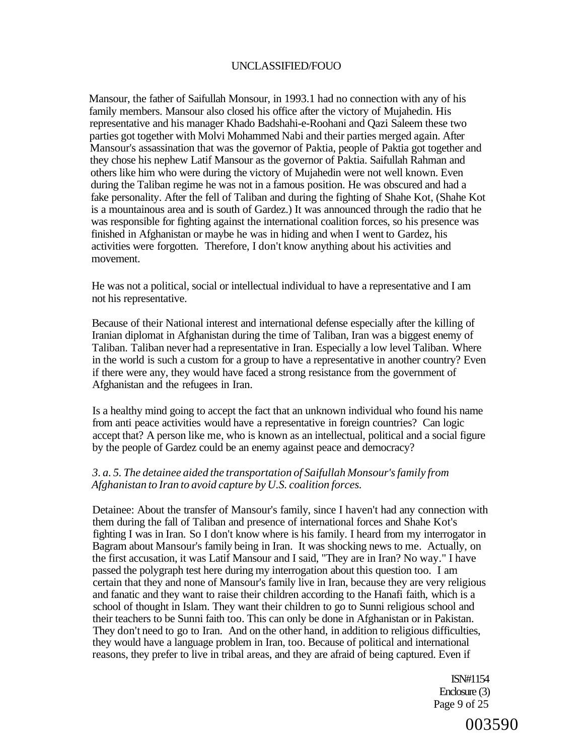Mansour, the father of Saifullah Monsour, in 1993.1 had no connection with any of his family members. Mansour also closed his office after the victory of Mujahedin. His representative and his manager Khado Badshahi-e-Roohani and Qazi Saleem these two parties got together with Molvi Mohammed Nabi and their parties merged again. After Mansour's assassination that was the governor of Paktia, people of Paktia got together and they chose his nephew Latif Mansour as the governor of Paktia. Saifullah Rahman and others like him who were during the victory of Mujahedin were not well known. Even during the Taliban regime he was not in a famous position. He was obscured and had a fake personality. After the fell of Taliban and during the fighting of Shahe Kot, (Shahe Kot is a mountainous area and is south of Gardez.) It was announced through the radio that he was responsible for fighting against the international coalition forces, so his presence was finished in Afghanistan or maybe he was in hiding and when I went to Gardez, his activities were forgotten. Therefore, I don't know anything about his activities and movement.

He was not a political, social or intellectual individual to have a representative and I am not his representative.

Because of their National interest and international defense especially after the killing of Iranian diplomat in Afghanistan during the time of Taliban, Iran was a biggest enemy of Taliban. Taliban never had a representative in Iran. Especially a low level Taliban. Where in the world is such a custom for a group to have a representative in another country? Even if there were any, they would have faced a strong resistance from the government of Afghanistan and the refugees in Iran.

Is a healthy mind going to accept the fact that an unknown individual who found his name from anti peace activities would have a representative in foreign countries? Can logic accept that? A person like me, who is known as an intellectual, political and a social figure by the people of Gardez could be an enemy against peace and democracy?

*3. a. 5. The detainee aided the transportation of Saifullah Monsour's family from Afghanistan to Iran to avoid capture by U.S. coalition forces.*

Detainee: About the transfer of Mansour's family, since I haven't had any connection with them during the fall of Taliban and presence of international forces and Shahe Kot's fighting I was in Iran. So I don't know where is his family. I heard from my interrogator in Bagram about Mansour's family being in Iran. It was shocking news to me. Actually, on the first accusation, it was Latif Mansour and I said, "They are in Iran? No way." I have passed the polygraph test here during my interrogation about this question too. I am certain that they and none of Mansour's family live in Iran, because they are very religious and fanatic and they want to raise their children according to the Hanafi faith, which is a school of thought in Islam. They want their children to go to Sunni religious school and their teachers to be Sunni faith too. This can only be done in Afghanistan or in Pakistan. They don't need to go to Iran. And on the other hand, in addition to religious difficulties, they would have a language problem in Iran, too. Because of political and international reasons, they prefer to live in tribal areas, and they are afraid of being captured. Even if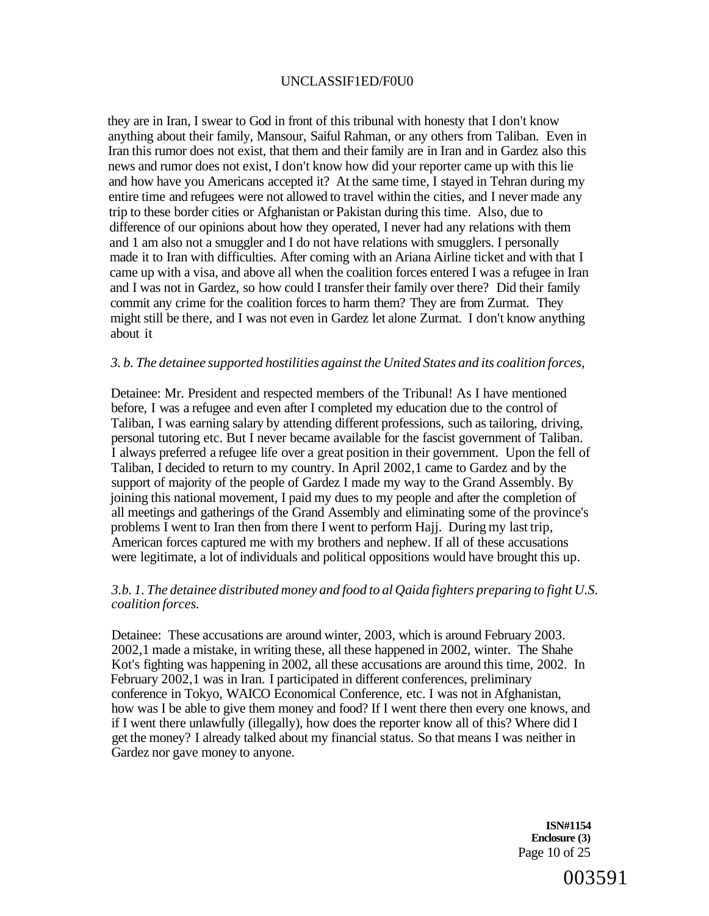they are in Iran, I swear to God in front of this tribunal with honesty that I don't know anything about their family, Mansour, Saiful Rahman, or any others from Taliban. Even in Iran this rumor does not exist, that them and their family are in Iran and in Gardez also this news and rumor does not exist, I don't know how did your reporter came up with this lie and how have you Americans accepted it? At the same time, I stayed in Tehran during my entire time and refugees were not allowed to travel within the cities, and I never made any trip to these border cities or Afghanistan or Pakistan during this time. Also, due to difference of our opinions about how they operated, I never had any relations with them and 1 am also not a smuggler and I do not have relations with smugglers. I personally made it to Iran with difficulties. After coming with an Ariana Airline ticket and with that I came up with a visa, and above all when the coalition forces entered I was a refugee in Iran and I was not in Gardez, so how could I transfer their family over there? Did their family commit any crime for the coalition forces to harm them? They are from Zurmat. They might still be there, and I was not even in Gardez let alone Zurmat. I don't know anything about it

*3. b. The detainee supported hostilities against the United States and its coalition forces,*

Detainee: Mr. President and respected members of the Tribunal! As I have mentioned before, I was a refugee and even after I completed my education due to the control of Taliban, I was earning salary by attending different professions, such as tailoring, driving, personal tutoring etc. But I never became available for the fascist government of Taliban. I always preferred a refugee life over a great position in their government. Upon the fell of Taliban, I decided to return to my country. In April 2002,1 came to Gardez and by the support of majority of the people of Gardez I made my way to the Grand Assembly. By joining this national movement, I paid my dues to my people and after the completion of all meetings and gatherings of the Grand Assembly and eliminating some of the province's problems I went to Iran then from there I went to perform Hajj. During my last trip, American forces captured me with my brothers and nephew. If all of these accusations were legitimate, a lot of individuals and political oppositions would have brought this up.

*3.b. 1. The detainee distributed money and food to al Qaida fighters preparing to fight U.S. coalition forces.*

Detainee: These accusations are around winter, 2003, which is around February 2003. 2002,1 made a mistake, in writing these, all these happened in 2002, winter. The Shahe Kot's fighting was happening in 2002, all these accusations are around this time, 2002. In February 2002,1 was in Iran. I participated in different conferences, preliminary conference in Tokyo, WAICO Economical Conference, etc. I was not in Afghanistan, how was I be able to give them money and food? If I went there then every one knows, and if I went there unlawfully (illegally), how does the reporter know all of this? Where did I get the money? I already talked about my financial status. So that means I was neither in Gardez nor gave money to anyone.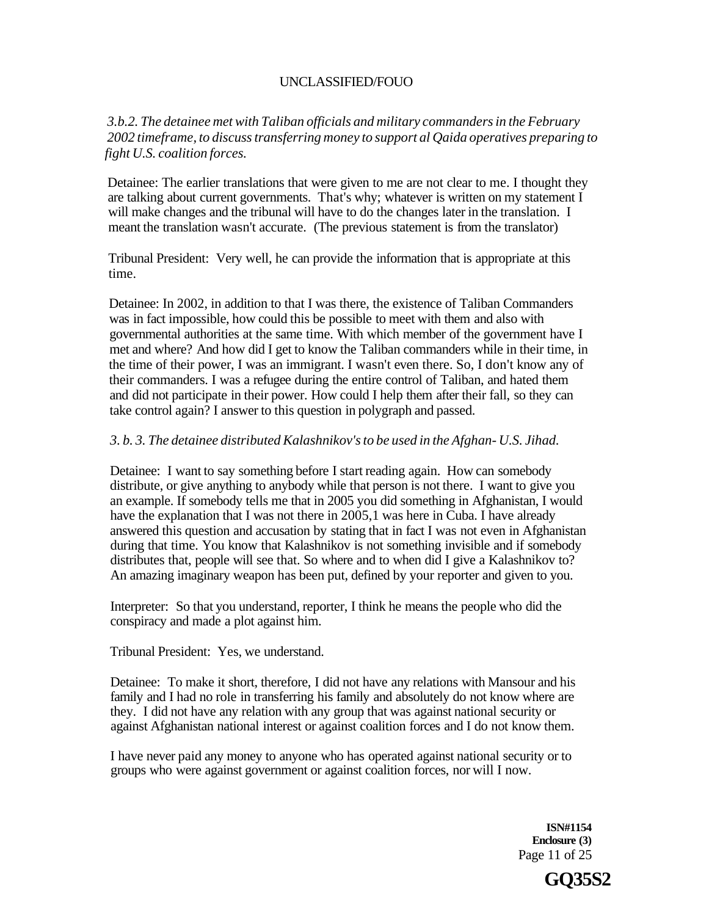*3.b.2. The detainee met with Taliban officials and military commanders in the February 2002 timeframe, to discuss transferring money to support al Qaida operatives preparing to fight U.S. coalition forces.*

Detainee: The earlier translations that were given to me are not clear to me. I thought they are talking about current governments. That's why; whatever is written on my statement I will make changes and the tribunal will have to do the changes later in the translation. I meant the translation wasn't accurate. (The previous statement is from the translator)

Tribunal President: Very well, he can provide the information that is appropriate at this time.

Detainee: In 2002, in addition to that I was there, the existence of Taliban Commanders was in fact impossible, how could this be possible to meet with them and also with governmental authorities at the same time. With which member of the government have I met and where? And how did I get to know the Taliban commanders while in their time, in the time of their power, I was an immigrant. I wasn't even there. So, I don't know any of their commanders. I was a refugee during the entire control of Taliban, and hated them and did not participate in their power. How could I help them after their fall, so they can take control again? I answer to this question in polygraph and passed.

*3. b. 3. The detainee distributed Kalashnikov's to be used in the Afghan- U.S. Jihad.*

Detainee: I want to say something before I start reading again. How can somebody distribute, or give anything to anybody while that person is not there. I want to give you an example. If somebody tells me that in 2005 you did something in Afghanistan, I would have the explanation that I was not there in 2005,1 was here in Cuba. I have already answered this question and accusation by stating that in fact I was not even in Afghanistan during that time. You know that Kalashnikov is not something invisible and if somebody distributes that, people will see that. So where and to when did I give a Kalashnikov to? An amazing imaginary weapon has been put, defined by your reporter and given to you.

Interpreter: So that you understand, reporter, I think he means the people who did the conspiracy and made a plot against him.

Tribunal President: Yes, we understand.

Detainee: To make it short, therefore, I did not have any relations with Mansour and his family and I had no role in transferring his family and absolutely do not know where are they. I did not have any relation with any group that was against national security or against Afghanistan national interest or against coalition forces and I do not know them.

I have never paid any money to anyone who has operated against national security or to groups who were against government or against coalition forces, nor will I now.

**ISN#1154**
**Enclosure (3)**

**GQ35S2**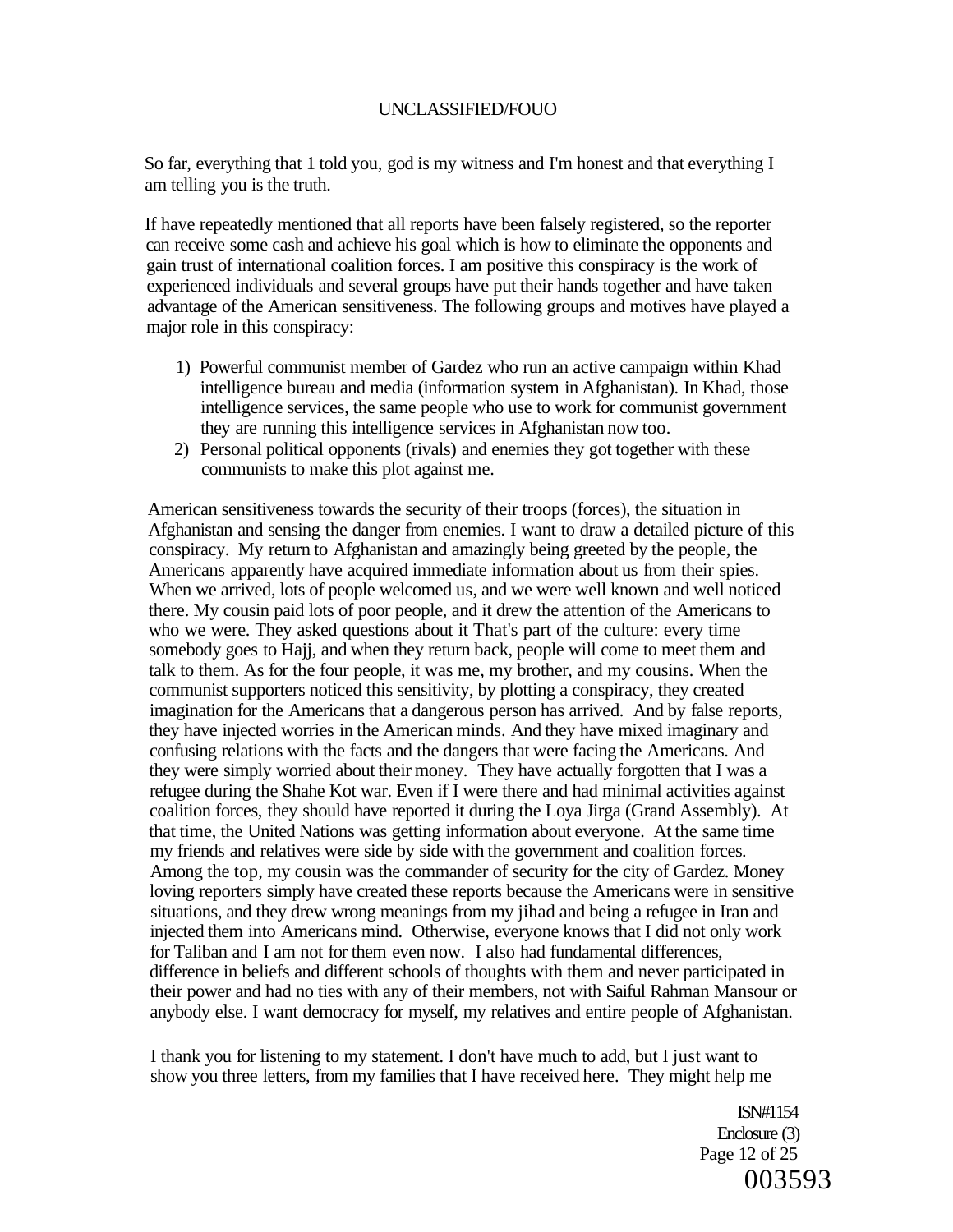So far, everything that 1 told you, god is my witness and I'm honest and that everything I am telling you is the truth.

If have repeatedly mentioned that all reports have been falsely registered, so the reporter can receive some cash and achieve his goal which is how to eliminate the opponents and gain trust of international coalition forces. I am positive this conspiracy is the work of experienced individuals and several groups have put their hands together and have taken advantage of the American sensitiveness. The following groups and motives have played a major role in this conspiracy:

1) Powerful communist member of Gardez who run an active campaign within Khad intelligence bureau and media (information system in Afghanistan). In Khad, those intelligence services, the same people who use to work for communist government they are running this intelligence services in Afghanistan now too.
2) Personal political opponents (rivals) and enemies they got together with these communists to make this plot against me.

American sensitiveness towards the security of their troops (forces), the situation in Afghanistan and sensing the danger from enemies. I want to draw a detailed picture of this conspiracy. My return to Afghanistan and amazingly being greeted by the people, the Americans apparently have acquired immediate information about us from their spies. When we arrived, lots of people welcomed us, and we were well known and well noticed there. My cousin paid lots of poor people, and it drew the attention of the Americans to who we were. They asked questions about it That's part of the culture: every time somebody goes to Hajj, and when they return back, people will come to meet them and talk to them. As for the four people, it was me, my brother, and my cousins. When the communist supporters noticed this sensitivity, by plotting a conspiracy, they created imagination for the Americans that a dangerous person has arrived. And by false reports, they have injected worries in the American minds. And they have mixed imaginary and confusing relations with the facts and the dangers that were facing the Americans. And they were simply worried about their money. They have actually forgotten that I was a refugee during the Shahe Kot war. Even if I were there and had minimal activities against coalition forces, they should have reported it during the Loya Jirga (Grand Assembly). At that time, the United Nations was getting information about everyone. At the same time my friends and relatives were side by side with the government and coalition forces. Among the top, my cousin was the commander of security for the city of Gardez. Money loving reporters simply have created these reports because the Americans were in sensitive situations, and they drew wrong meanings from my jihad and being a refugee in Iran and injected them into Americans mind. Otherwise, everyone knows that I did not only work for Taliban and I am not for them even now. I also had fundamental differences, difference in beliefs and different schools of thoughts with them and never participated in their power and had no ties with any of their members, not with Saiful Rahman Mansour or anybody else. I want democracy for myself, my relatives and entire people of Afghanistan.

I thank you for listening to my statement. I don't have much to add, but I just want to show you three letters, from my families that I have received here. They might help me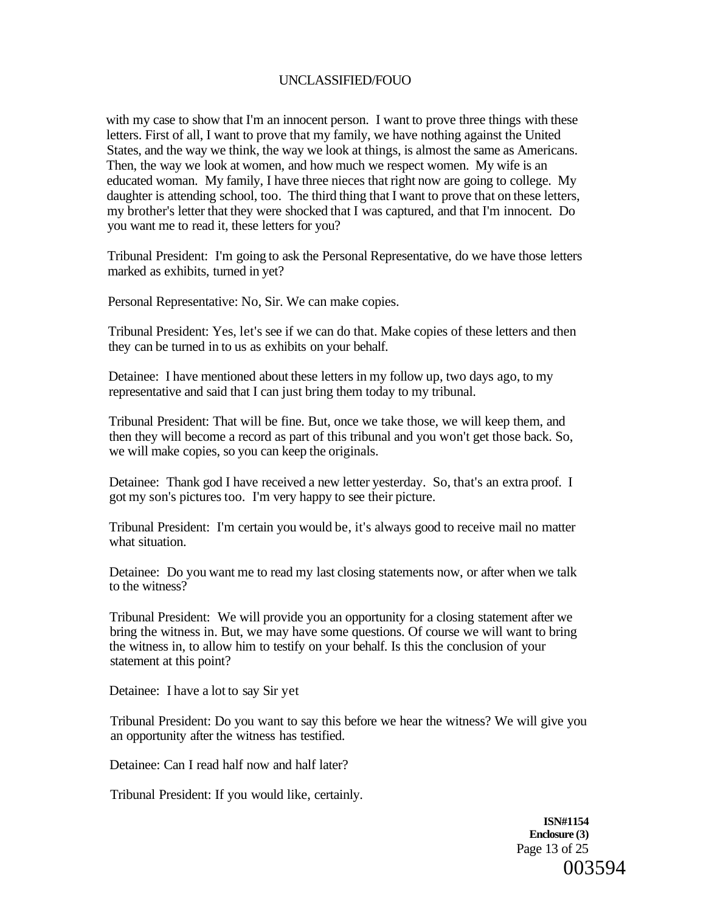with my case to show that I'm an innocent person. I want to prove three things with these letters. First of all, I want to prove that my family, we have nothing against the United States, and the way we think, the way we look at things, is almost the same as Americans. Then, the way we look at women, and how much we respect women. My wife is an educated woman. My family, I have three nieces that right now are going to college. My daughter is attending school, too. The third thing that I want to prove that on these letters, my brother's letter that they were shocked that I was captured, and that I'm innocent. Do you want me to read it, these letters for you?

Tribunal President: I'm going to ask the Personal Representative, do we have those letters marked as exhibits, turned in yet?

Personal Representative: No, Sir. We can make copies.

Tribunal President: Yes, let's see if we can do that. Make copies of these letters and then they can be turned in to us as exhibits on your behalf.

Detainee: I have mentioned about these letters in my follow up, two days ago, to my representative and said that I can just bring them today to my tribunal.

Tribunal President: That will be fine. But, once we take those, we will keep them, and then they will become a record as part of this tribunal and you won't get those back. So, we will make copies, so you can keep the originals.

Detainee: Thank god I have received a new letter yesterday. So, that's an extra proof. I got my son's pictures too. I'm very happy to see their picture.

Tribunal President: I'm certain you would be, it's always good to receive mail no matter what situation.

Detainee: Do you want me to read my last closing statements now, or after when we talk to the witness?

Tribunal President: We will provide you an opportunity for a closing statement after we bring the witness in. But, we may have some questions. Of course we will want to bring the witness in, to allow him to testify on your behalf. Is this the conclusion of your statement at this point?

Detainee: I have a lot to say Sir yet

Tribunal President: Do you want to say this before we hear the witness? We will give you an opportunity after the witness has testified.

Detainee: Can I read half now and half later?

Tribunal President: If you would like, certainly.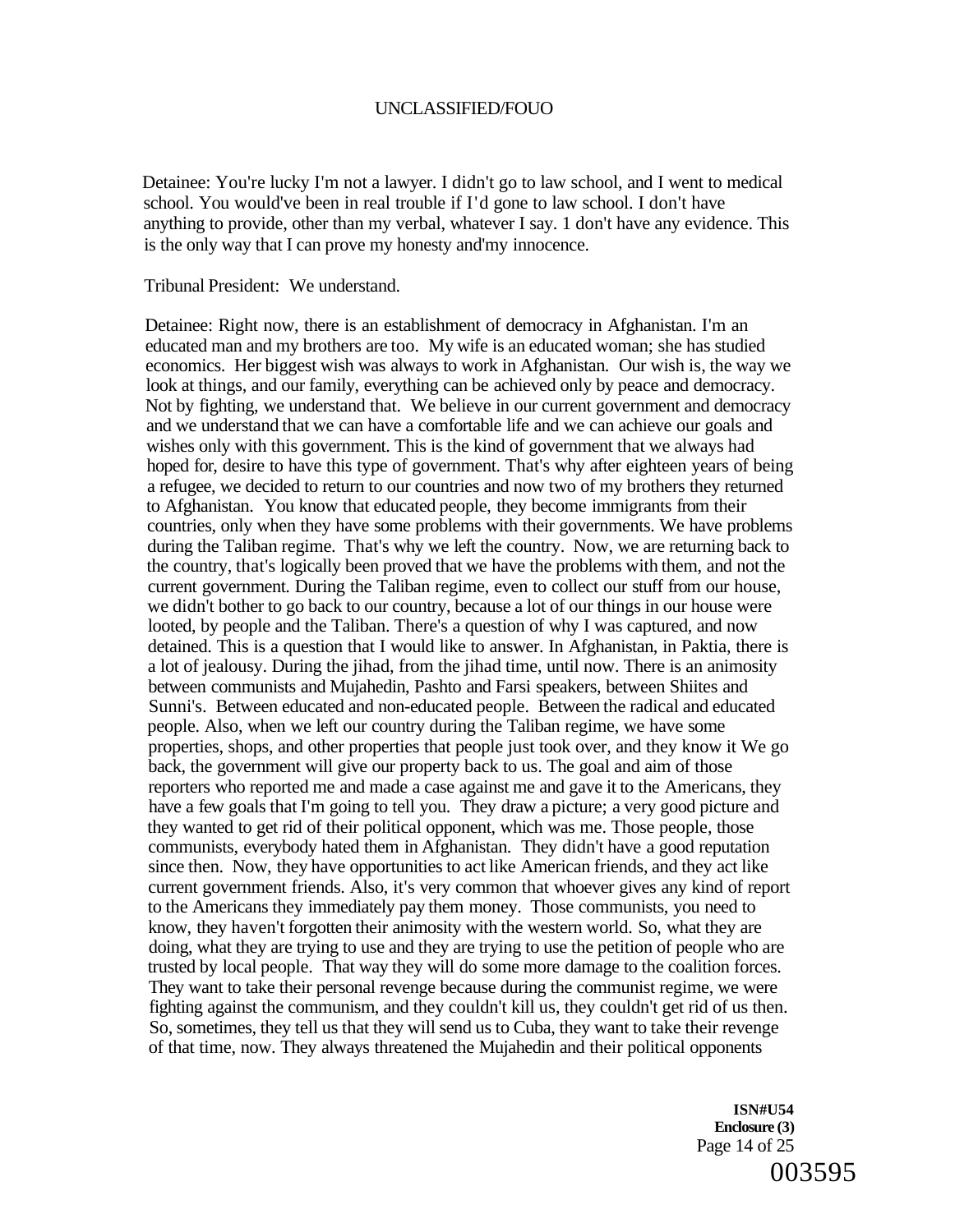Detainee: You're lucky I'm not a lawyer. I didn't go to law school, and I went to medical school. You would've been in real trouble if I'd gone to law school. I don't have anything to provide, other than my verbal, whatever I say. 1 don't have any evidence. This is the only way that I can prove my honesty and'my innocence.

Tribunal President: We understand.

Detainee: Right now, there is an establishment of democracy in Afghanistan. I'm an educated man and my brothers are too. My wife is an educated woman; she has studied economics. Her biggest wish was always to work in Afghanistan. Our wish is, the way we look at things, and our family, everything can be achieved only by peace and democracy. Not by fighting, we understand that. We believe in our current government and democracy and we understand that we can have a comfortable life and we can achieve our goals and wishes only with this government. This is the kind of government that we always had hoped for, desire to have this type of government. That's why after eighteen years of being a refugee, we decided to return to our countries and now two of my brothers they returned to Afghanistan. You know that educated people, they become immigrants from their countries, only when they have some problems with their governments. We have problems during the Taliban regime. That's why we left the country. Now, we are returning back to the country, that's logically been proved that we have the problems with them, and not the current government. During the Taliban regime, even to collect our stuff from our house, we didn't bother to go back to our country, because a lot of our things in our house were looted, by people and the Taliban. There's a question of why I was captured, and now detained. This is a question that I would like to answer. In Afghanistan, in Paktia, there is a lot of jealousy. During the jihad, from the jihad time, until now. There is an animosity between communists and Mujahedin, Pashto and Farsi speakers, between Shiites and Sunni's. Between educated and non-educated people. Between the radical and educated people. Also, when we left our country during the Taliban regime, we have some properties, shops, and other properties that people just took over, and they know it We go back, the government will give our property back to us. The goal and aim of those reporters who reported me and made a case against me and gave it to the Americans, they have a few goals that I'm going to tell you. They draw a picture; a very good picture and they wanted to get rid of their political opponent, which was me. Those people, those communists, everybody hated them in Afghanistan. They didn't have a good reputation since then. Now, they have opportunities to act like American friends, and they act like current government friends. Also, it's very common that whoever gives any kind of report to the Americans they immediately pay them money. Those communists, you need to know, they haven't forgotten their animosity with the western world. So, what they are doing, what they are trying to use and they are trying to use the petition of people who are trusted by local people. That way they will do some more damage to the coalition forces. They want to take their personal revenge because during the communist regime, we were fighting against the communism, and they couldn't kill us, they couldn't get rid of us then. So, sometimes, they tell us that they will send us to Cuba, they want to take their revenge of that time, now. They always threatened the Mujahedin and their political opponents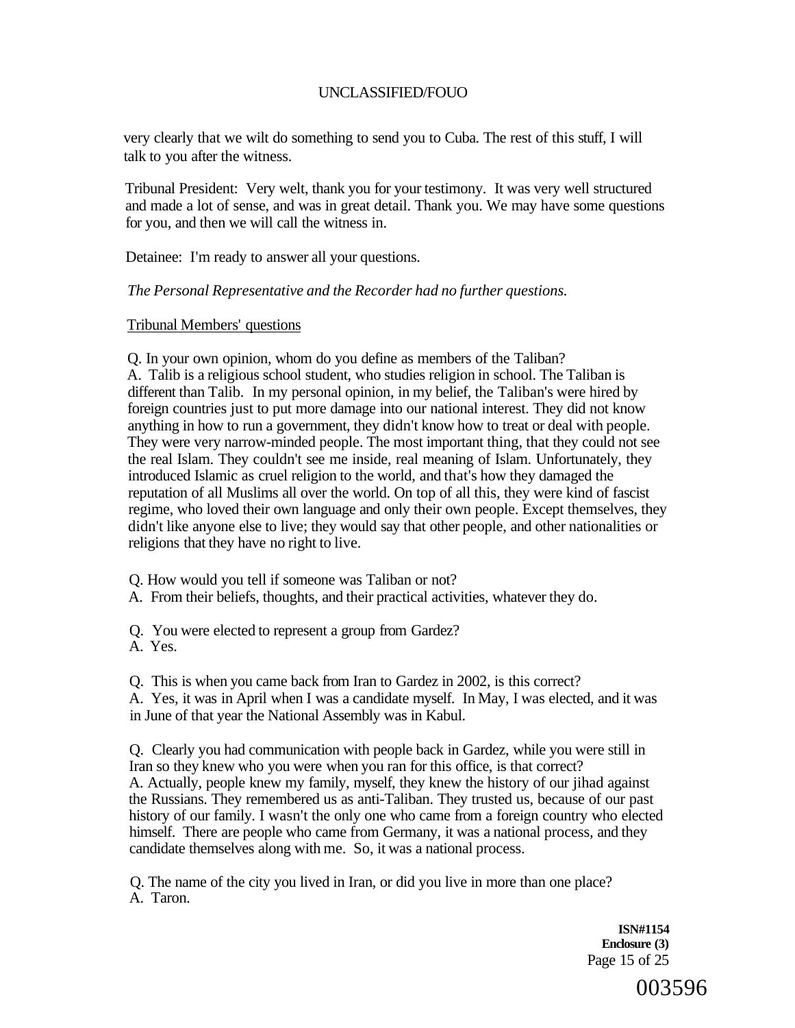very clearly that we wilt do something to send you to Cuba. The rest of this stuff, I will talk to you after the witness.

Tribunal President: Very welt, thank you for your testimony. It was very well structured and made a lot of sense, and was in great detail. Thank you. We may have some questions for you, and then we will call the witness in.

Detainee: I'm ready to answer all your questions.

*The Personal Representative and the Recorder had no further questions.*

Tribunal Members' questions

Q. In your own opinion, whom do you define as members of the Taliban?
A. Talib is a religious school student, who studies religion in school. The Taliban is different than Talib. In my personal opinion, in my belief, the Taliban's were hired by foreign countries just to put more damage into our national interest. They did not know anything in how to run a government, they didn't know how to treat or deal with people. They were very narrow-minded people. The most important thing, that they could not see the real Islam. They couldn't see me inside, real meaning of Islam. Unfortunately, they introduced Islamic as cruel religion to the world, and that's how they damaged the reputation of all Muslims all over the world. On top of all this, they were kind of fascist regime, who loved their own language and only their own people. Except themselves, they didn't like anyone else to live; they would say that other people, and other nationalities or religions that they have no right to live.

Q. How would you tell if someone was Taliban or not?
A. From their beliefs, thoughts, and their practical activities, whatever they do.

Q. You were elected to represent a group from Gardez?
A. Yes.

Q. This is when you came back from Iran to Gardez in 2002, is this correct?
A. Yes, it was in April when I was a candidate myself. In May, I was elected, and it was in June of that year the National Assembly was in Kabul.

Q. Clearly you had communication with people back in Gardez, while you were still in Iran so they knew who you were when you ran for this office, is that correct?
A. Actually, people knew my family, myself, they knew the history of our jihad against the Russians. They remembered us as anti-Taliban. They trusted us, because of our past history of our family. I wasn't the only one who came from a foreign country who elected himself. There are people who came from Germany, it was a national process, and they candidate themselves along with me. So, it was a national process.

Q. The name of the city you lived in Iran, or did you live in more than one place?
A. Taron.

ISN#1154
Enclosure (3)

003596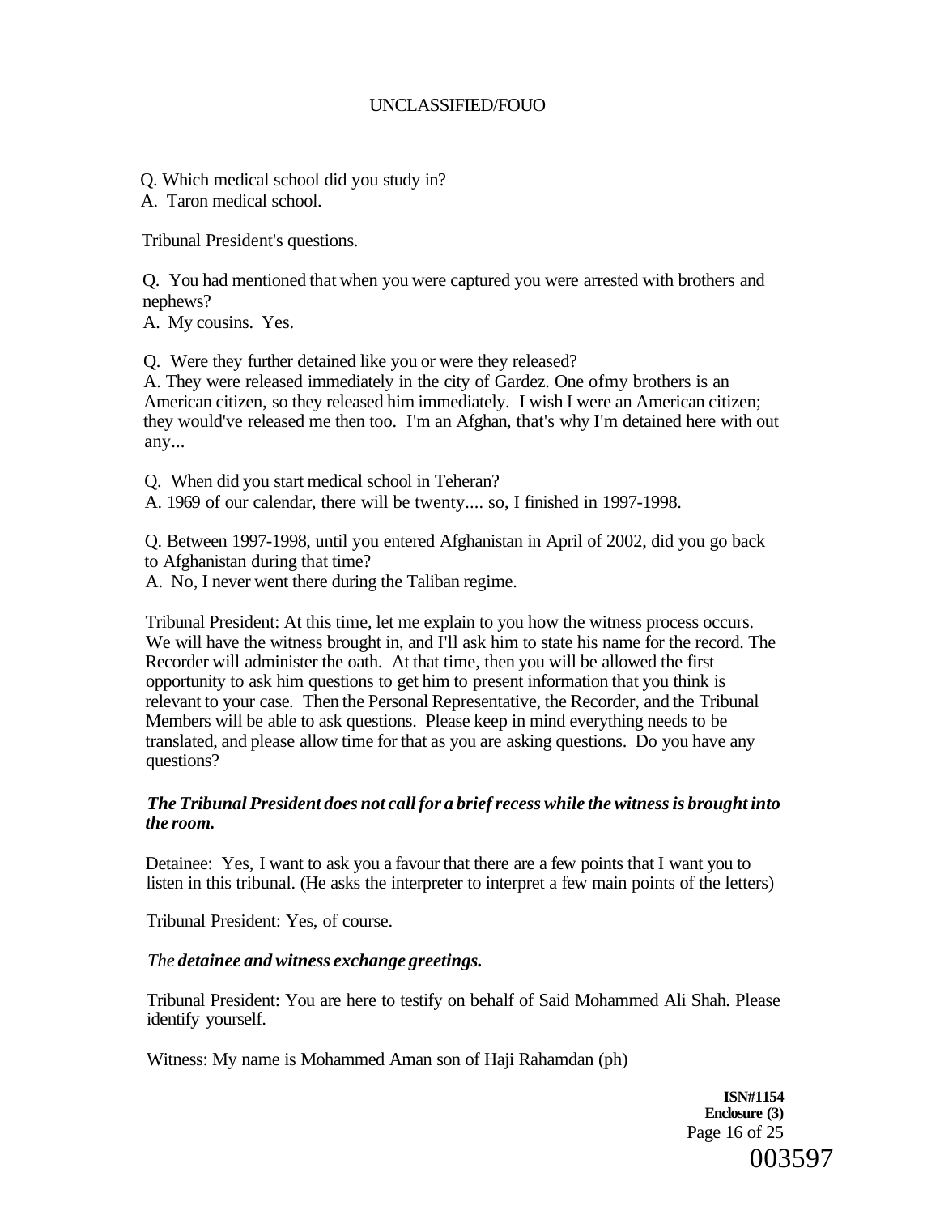Q. Which medical school did you study in?
A. Taron medical school.

Tribunal President's questions.

Q. You had mentioned that when you were captured you were arrested with brothers and nephews?
A. My cousins. Yes.

Q. Were they further detained like you or were they released?
A. They were released immediately in the city of Gardez. One ofmy brothers is an American citizen, so they released him immediately. I wish I were an American citizen; they would've released me then too. I'm an Afghan, that's why I'm detained here with out any...

Q. When did you start medical school in Teheran?
A. 1969 of our calendar, there will be twenty.... so, I finished in 1997-1998.

Q. Between 1997-1998, until you entered Afghanistan in April of 2002, did you go back to Afghanistan during that time?
A. No, I never went there during the Taliban regime.

Tribunal President: At this time, let me explain to you how the witness process occurs. We will have the witness brought in, and I'll ask him to state his name for the record. The Recorder will administer the oath. At that time, then you will be allowed the first opportunity to ask him questions to get him to present information that you think is relevant to your case. Then the Personal Representative, the Recorder, and the Tribunal Members will be able to ask questions. Please keep in mind everything needs to be translated, and please allow time for that as you are asking questions. Do you have any questions?

***The Tribunal President does not call for a brief recess while the witness is brought into the room.***

Detainee: Yes, I want to ask you a favour that there are a few points that I want you to listen in this tribunal. (He asks the interpreter to interpret a few main points of the letters)

Tribunal President: Yes, of course.

*The* ***detainee and witness exchange greetings.***

Tribunal President: You are here to testify on behalf of Said Mohammed Ali Shah. Please identify yourself.

Witness: My name is Mohammed Aman son of Haji Rahamdan (ph)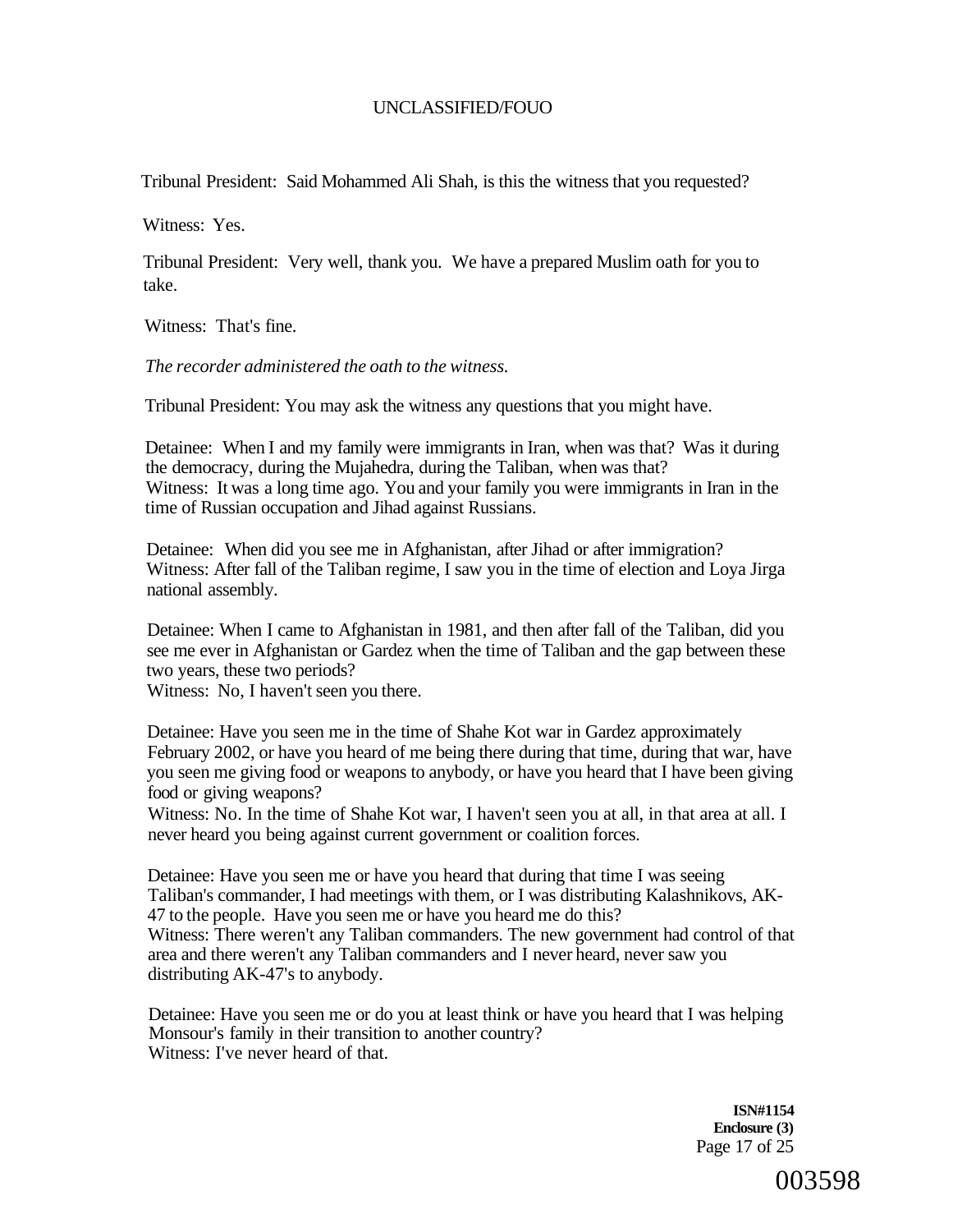Tribunal President: Said Mohammed Ali Shah, is this the witness that you requested?

Witness: Yes.

Tribunal President: Very well, thank you. We have a prepared Muslim oath for you to take.

Witness: That's fine.

*The recorder administered the oath to the witness.*

Tribunal President: You may ask the witness any questions that you might have.

Detainee: When I and my family were immigrants in Iran, when was that? Was it during the democracy, during the Mujahedra, during the Taliban, when was that?
Witness: It was a long time ago. You and your family you were immigrants in Iran in the time of Russian occupation and Jihad against Russians.

Detainee: When did you see me in Afghanistan, after Jihad or after immigration?
Witness: After fall of the Taliban regime, I saw you in the time of election and Loya Jirga national assembly.

Detainee: When I came to Afghanistan in 1981, and then after fall of the Taliban, did you see me ever in Afghanistan or Gardez when the time of Taliban and the gap between these two years, these two periods?
Witness: No, I haven't seen you there.

Detainee: Have you seen me in the time of Shahe Kot war in Gardez approximately February 2002, or have you heard of me being there during that time, during that war, have you seen me giving food or weapons to anybody, or have you heard that I have been giving food or giving weapons?
Witness: No. In the time of Shahe Kot war, I haven't seen you at all, in that area at all. I never heard you being against current government or coalition forces.

Detainee: Have you seen me or have you heard that during that time I was seeing Taliban's commander, I had meetings with them, or I was distributing Kalashnikovs, AK-47 to the people. Have you seen me or have you heard me do this?
Witness: There weren't any Taliban commanders. The new government had control of that area and there weren't any Taliban commanders and I never heard, never saw you distributing AK-47's to anybody.

Detainee: Have you seen me or do you at least think or have you heard that I was helping Monsour's family in their transition to another country?
Witness: I've never heard of that.

**ISN#1154**
**Enclosure (3)**

003598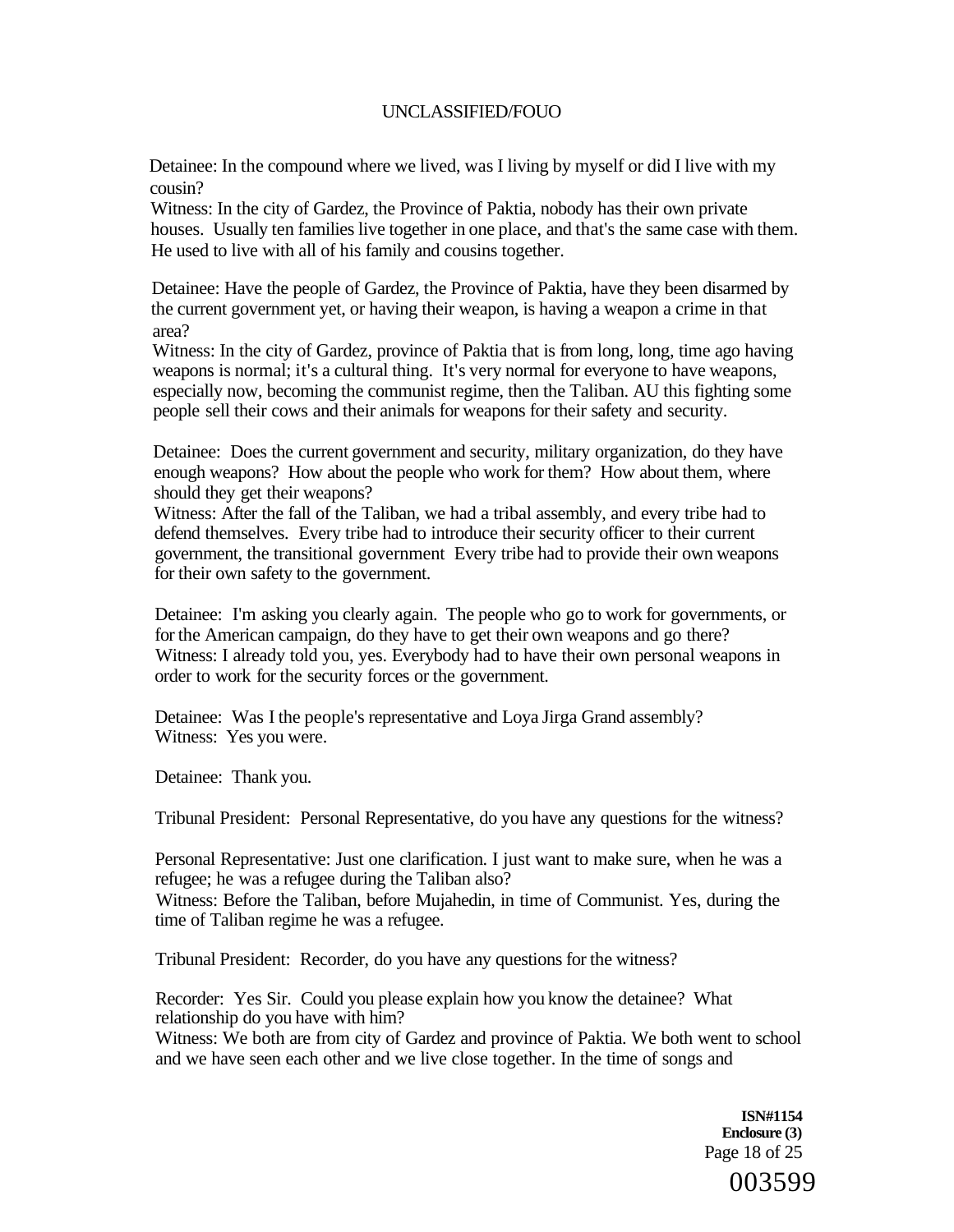Detainee: In the compound where we lived, was I living by myself or did I live with my cousin?
Witness: In the city of Gardez, the Province of Paktia, nobody has their own private houses. Usually ten families live together in one place, and that's the same case with them. He used to live with all of his family and cousins together.

Detainee: Have the people of Gardez, the Province of Paktia, have they been disarmed by the current government yet, or having their weapon, is having a weapon a crime in that area?
Witness: In the city of Gardez, province of Paktia that is from long, long, time ago having weapons is normal; it's a cultural thing. It's very normal for everyone to have weapons, especially now, becoming the communist regime, then the Taliban. AU this fighting some people sell their cows and their animals for weapons for their safety and security.

Detainee: Does the current government and security, military organization, do they have enough weapons? How about the people who work for them? How about them, where should they get their weapons?
Witness: After the fall of the Taliban, we had a tribal assembly, and every tribe had to defend themselves. Every tribe had to introduce their security officer to their current government, the transitional government Every tribe had to provide their own weapons for their own safety to the government.

Detainee: I'm asking you clearly again. The people who go to work for governments, or for the American campaign, do they have to get their own weapons and go there?
Witness: I already told you, yes. Everybody had to have their own personal weapons in order to work for the security forces or the government.

Detainee: Was I the people's representative and Loya Jirga Grand assembly?
Witness: Yes you were.

Detainee: Thank you.

Tribunal President: Personal Representative, do you have any questions for the witness?

Personal Representative: Just one clarification. I just want to make sure, when he was a refugee; he was a refugee during the Taliban also?
Witness: Before the Taliban, before Mujahedin, in time of Communist. Yes, during the time of Taliban regime he was a refugee.

Tribunal President: Recorder, do you have any questions for the witness?

Recorder: Yes Sir. Could you please explain how you know the detainee? What relationship do you have with him?
Witness: We both are from city of Gardez and province of Paktia. We both went to school and we have seen each other and we live close together. In the time of songs and

**ISN#1154**
**Enclosure (3)**

003599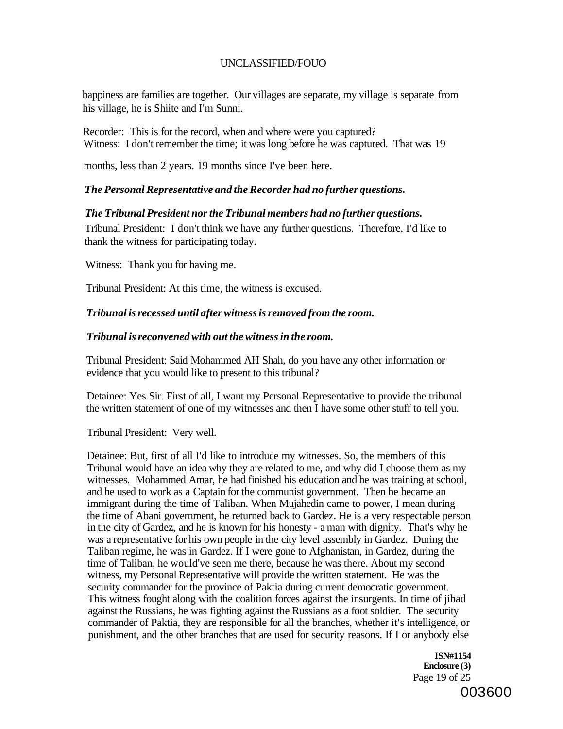happiness are families are together. Our villages are separate, my village is separate from his village, he is Shiite and I'm Sunni.

Recorder: This is for the record, when and where were you captured?
Witness: I don't remember the time; it was long before he was captured. That was 19 months, less than 2 years. 19 months since I've been here.

*The Personal Representative and the Recorder had no further questions.*

*The Tribunal President nor the Tribunal members had no further questions.*

Tribunal President: I don't think we have any further questions. Therefore, I'd like to thank the witness for participating today.

Witness: Thank you for having me.

Tribunal President: At this time, the witness is excused.

*Tribunal is recessed until after witness is removed from the room.*

*Tribunal is reconvened with out the witness in the room.*

Tribunal President: Said Mohammed AH Shah, do you have any other information or evidence that you would like to present to this tribunal?

Detainee: Yes Sir. First of all, I want my Personal Representative to provide the tribunal the written statement of one of my witnesses and then I have some other stuff to tell you.

Tribunal President: Very well.

Detainee: But, first of all I'd like to introduce my witnesses. So, the members of this Tribunal would have an idea why they are related to me, and why did I choose them as my witnesses. Mohammed Amar, he had finished his education and he was training at school, and he used to work as a Captain for the communist government. Then he became an immigrant during the time of Taliban. When Mujahedin came to power, I mean during the time of Abani government, he returned back to Gardez. He is a very respectable person in the city of Gardez, and he is known for his honesty - a man with dignity. That's why he was a representative for his own people in the city level assembly in Gardez. During the Taliban regime, he was in Gardez. If I were gone to Afghanistan, in Gardez, during the time of Taliban, he would've seen me there, because he was there. About my second witness, my Personal Representative will provide the written statement. He was the security commander for the province of Paktia during current democratic government. This witness fought along with the coalition forces against the insurgents. In time of jihad against the Russians, he was fighting against the Russians as a foot soldier. The security commander of Paktia, they are responsible for all the branches, whether it's intelligence, or punishment, and the other branches that are used for security reasons. If I or anybody else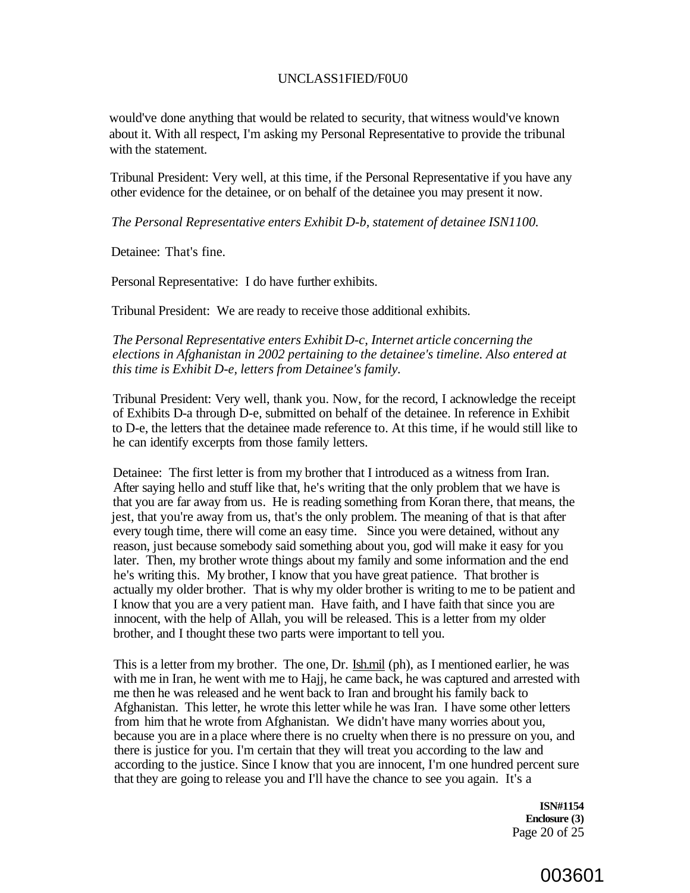would've done anything that would be related to security, that witness would've known about it. With all respect, I'm asking my Personal Representative to provide the tribunal with the statement.

Tribunal President: Very well, at this time, if the Personal Representative if you have any other evidence for the detainee, or on behalf of the detainee you may present it now.

*The Personal Representative enters Exhibit D-b, statement of detainee ISN1100.*

Detainee: That's fine.

Personal Representative: I do have further exhibits.

Tribunal President: We are ready to receive those additional exhibits.

*The Personal Representative enters Exhibit D-c, Internet article concerning the elections in Afghanistan in 2002 pertaining to the detainee's timeline. Also entered at this time is Exhibit D-e, letters from Detainee's family.*

Tribunal President: Very well, thank you. Now, for the record, I acknowledge the receipt of Exhibits D-a through D-e, submitted on behalf of the detainee. In reference in Exhibit to D-e, the letters that the detainee made reference to. At this time, if he would still like to he can identify excerpts from those family letters.

Detainee: The first letter is from my brother that I introduced as a witness from Iran. After saying hello and stuff like that, he's writing that the only problem that we have is that you are far away from us. He is reading something from Koran there, that means, the jest, that you're away from us, that's the only problem. The meaning of that is that after every tough time, there will come an easy time. Since you were detained, without any reason, just because somebody said something about you, god will make it easy for you later. Then, my brother wrote things about my family and some information and the end he's writing this. My brother, I know that you have great patience. That brother is actually my older brother. That is why my older brother is writing to me to be patient and I know that you are a very patient man. Have faith, and I have faith that since you are innocent, with the help of Allah, you will be released. This is a letter from my older brother, and I thought these two parts were important to tell you.

This is a letter from my brother. The one, Dr. Ish.mil (ph), as I mentioned earlier, he was with me in Iran, he went with me to Hajj, he came back, he was captured and arrested with me then he was released and he went back to Iran and brought his family back to Afghanistan. This letter, he wrote this letter while he was Iran. I have some other letters from him that he wrote from Afghanistan. We didn't have many worries about you, because you are in a place where there is no cruelty when there is no pressure on you, and there is justice for you. I'm certain that they will treat you according to the law and according to the justice. Since I know that you are innocent, I'm one hundred percent sure that they are going to release you and I'll have the chance to see you again. It's a

**ISN#1154**
**Enclosure (3)**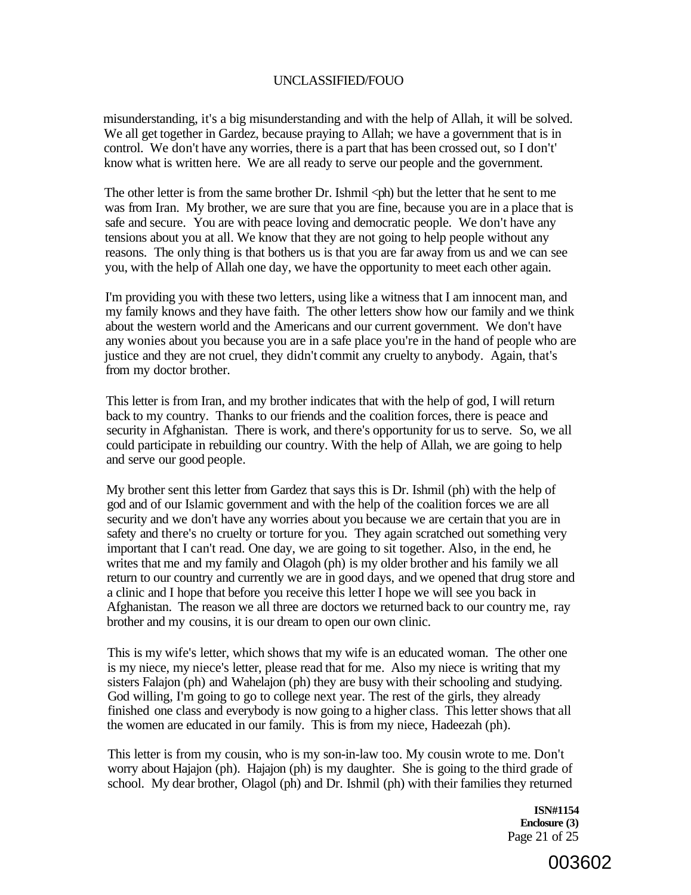misunderstanding, it's a big misunderstanding and with the help of Allah, it will be solved. We all get together in Gardez, because praying to Allah; we have a government that is in control. We don't have any worries, there is a part that has been crossed out, so I don't' know what is written here. We are all ready to serve our people and the government.

The other letter is from the same brother Dr. Ishmil <ph) but the letter that he sent to me was from Iran. My brother, we are sure that you are fine, because you are in a place that is safe and secure. You are with peace loving and democratic people. We don't have any tensions about you at all. We know that they are not going to help people without any reasons. The only thing is that bothers us is that you are far away from us and we can see you, with the help of Allah one day, we have the opportunity to meet each other again.

I'm providing you with these two letters, using like a witness that I am innocent man, and my family knows and they have faith. The other letters show how our family and we think about the western world and the Americans and our current government. We don't have any wonies about you because you are in a safe place you're in the hand of people who are justice and they are not cruel, they didn't commit any cruelty to anybody. Again, that's from my doctor brother.

This letter is from Iran, and my brother indicates that with the help of god, I will return back to my country. Thanks to our friends and the coalition forces, there is peace and security in Afghanistan. There is work, and there's opportunity for us to serve. So, we all could participate in rebuilding our country. With the help of Allah, we are going to help and serve our good people.

My brother sent this letter from Gardez that says this is Dr. Ishmil (ph) with the help of god and of our Islamic government and with the help of the coalition forces we are all security and we don't have any worries about you because we are certain that you are in safety and there's no cruelty or torture for you. They again scratched out something very important that I can't read. One day, we are going to sit together. Also, in the end, he writes that me and my family and Olagoh (ph) is my older brother and his family we all return to our country and currently we are in good days, and we opened that drug store and a clinic and I hope that before you receive this letter I hope we will see you back in Afghanistan. The reason we all three are doctors we returned back to our country me, ray brother and my cousins, it is our dream to open our own clinic.

This is my wife's letter, which shows that my wife is an educated woman. The other one is my niece, my niece's letter, please read that for me. Also my niece is writing that my sisters Falajon (ph) and Wahelajon (ph) they are busy with their schooling and studying. God willing, I'm going to go to college next year. The rest of the girls, they already finished one class and everybody is now going to a higher class. This letter shows that all the women are educated in our family. This is from my niece, Hadeezah (ph).

This letter is from my cousin, who is my son-in-law too. My cousin wrote to me. Don't worry about Hajajon (ph). Hajajon (ph) is my daughter. She is going to the third grade of school. My dear brother, Olagol (ph) and Dr. Ishmil (ph) with their families they returned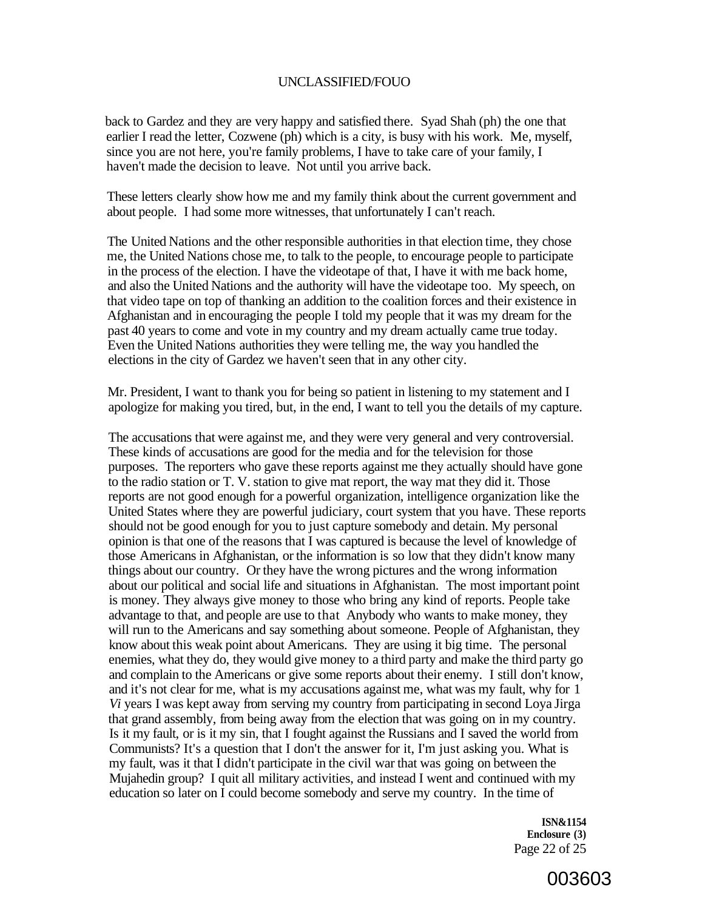back to Gardez and they are very happy and satisfied there. Syad Shah (ph) the one that earlier I read the letter, Cozwene (ph) which is a city, is busy with his work. Me, myself, since you are not here, you're family problems, I have to take care of your family, I haven't made the decision to leave. Not until you arrive back.

These letters clearly show how me and my family think about the current government and about people. I had some more witnesses, that unfortunately I can't reach.

The United Nations and the other responsible authorities in that election time, they chose me, the United Nations chose me, to talk to the people, to encourage people to participate in the process of the election. I have the videotape of that, I have it with me back home, and also the United Nations and the authority will have the videotape too. My speech, on that video tape on top of thanking an addition to the coalition forces and their existence in Afghanistan and in encouraging the people I told my people that it was my dream for the past 40 years to come and vote in my country and my dream actually came true today. Even the United Nations authorities they were telling me, the way you handled the elections in the city of Gardez we haven't seen that in any other city.

Mr. President, I want to thank you for being so patient in listening to my statement and I apologize for making you tired, but, in the end, I want to tell you the details of my capture.

The accusations that were against me, and they were very general and very controversial. These kinds of accusations are good for the media and for the television for those purposes. The reporters who gave these reports against me they actually should have gone to the radio station or T. V. station to give mat report, the way mat they did it. Those reports are not good enough for a powerful organization, intelligence organization like the United States where they are powerful judiciary, court system that you have. These reports should not be good enough for you to just capture somebody and detain. My personal opinion is that one of the reasons that I was captured is because the level of knowledge of those Americans in Afghanistan, or the information is so low that they didn't know many things about our country. Or they have the wrong pictures and the wrong information about our political and social life and situations in Afghanistan. The most important point is money. They always give money to those who bring any kind of reports. People take advantage to that, and people are use to that Anybody who wants to make money, they will run to the Americans and say something about someone. People of Afghanistan, they know about this weak point about Americans. They are using it big time. The personal enemies, what they do, they would give money to a third party and make the third party go and complain to the Americans or give some reports about their enemy. I still don't know, and it's not clear for me, what is my accusations against me, what was my fault, why for 1 *Vi* years I was kept away from serving my country from participating in second Loya Jirga that grand assembly, from being away from the election that was going on in my country. Is it my fault, or is it my sin, that I fought against the Russians and I saved the world from Communists? It's a question that I don't the answer for it, I'm just asking you. What is my fault, was it that I didn't participate in the civil war that was going on between the Mujahedin group? I quit all military activities, and instead I went and continued with my education so later on I could become somebody and serve my country. In the time of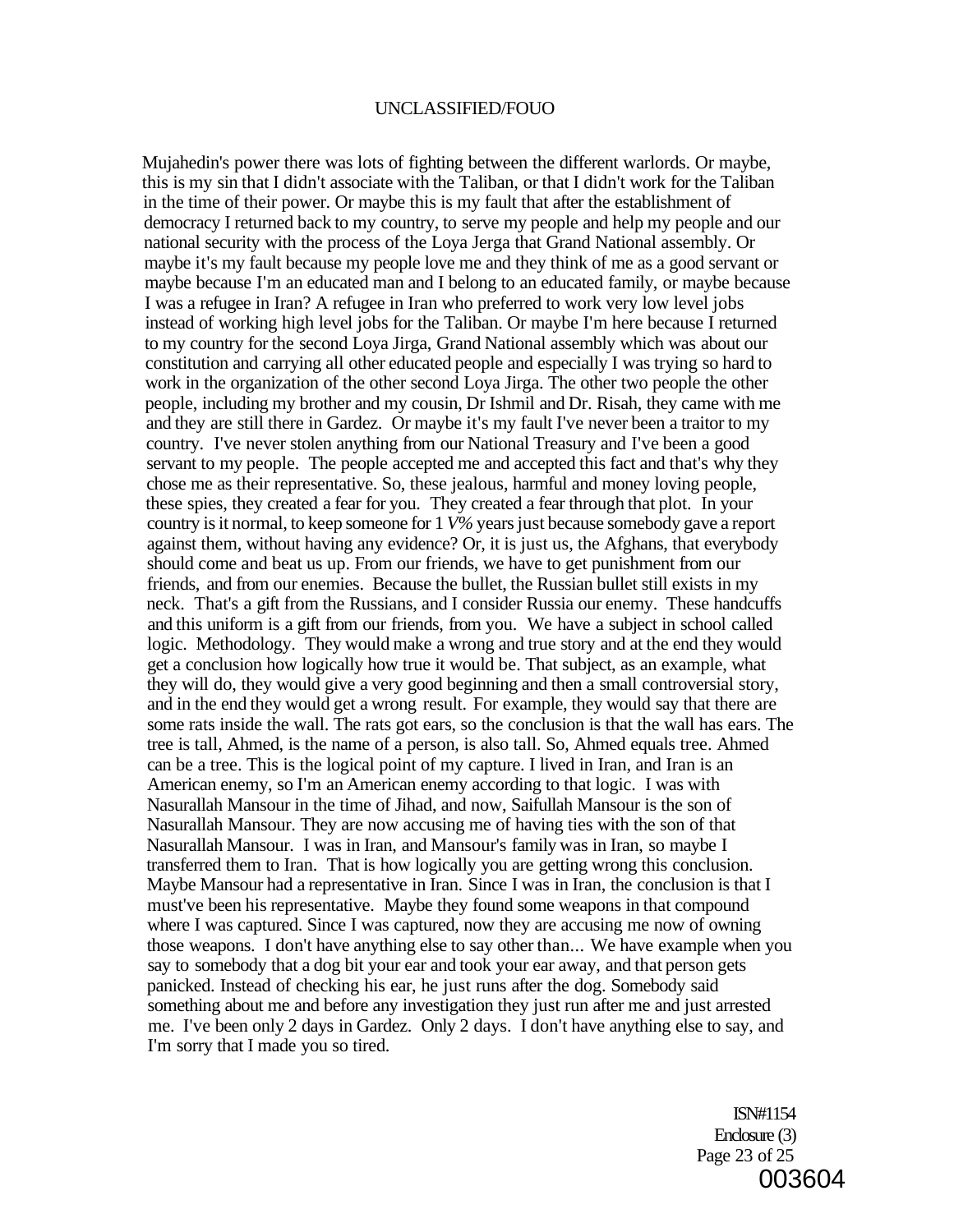Mujahedin's power there was lots of fighting between the different warlords. Or maybe, this is my sin that I didn't associate with the Taliban, or that I didn't work for the Taliban in the time of their power. Or maybe this is my fault that after the establishment of democracy I returned back to my country, to serve my people and help my people and our national security with the process of the Loya Jerga that Grand National assembly. Or maybe it's my fault because my people love me and they think of me as a good servant or maybe because I'm an educated man and I belong to an educated family, or maybe because I was a refugee in Iran? A refugee in Iran who preferred to work very low level jobs instead of working high level jobs for the Taliban. Or maybe I'm here because I returned to my country for the second Loya Jirga, Grand National assembly which was about our constitution and carrying all other educated people and especially I was trying so hard to work in the organization of the other second Loya Jirga. The other two people the other people, including my brother and my cousin, Dr Ishmil and Dr. Risah, they came with me and they are still there in Gardez. Or maybe it's my fault I've never been a traitor to my country. I've never stolen anything from our National Treasury and I've been a good servant to my people. The people accepted me and accepted this fact and that's why they chose me as their representative. So, these jealous, harmful and money loving people, these spies, they created a fear for you. They created a fear through that plot. In your country is it normal, to keep someone for 1 *V%* years just because somebody gave a report against them, without having any evidence? Or, it is just us, the Afghans, that everybody should come and beat us up. From our friends, we have to get punishment from our friends, and from our enemies. Because the bullet, the Russian bullet still exists in my neck. That's a gift from the Russians, and I consider Russia our enemy. These handcuffs and this uniform is a gift from our friends, from you. We have a subject in school called logic. Methodology. They would make a wrong and true story and at the end they would get a conclusion how logically how true it would be. That subject, as an example, what they will do, they would give a very good beginning and then a small controversial story, and in the end they would get a wrong result. For example, they would say that there are some rats inside the wall. The rats got ears, so the conclusion is that the wall has ears. The tree is tall, Ahmed, is the name of a person, is also tall. So, Ahmed equals tree. Ahmed can be a tree. This is the logical point of my capture. I lived in Iran, and Iran is an American enemy, so I'm an American enemy according to that logic. I was with Nasurallah Mansour in the time of Jihad, and now, Saifullah Mansour is the son of Nasurallah Mansour. They are now accusing me of having ties with the son of that Nasurallah Mansour. I was in Iran, and Mansour's family was in Iran, so maybe I transferred them to Iran. That is how logically you are getting wrong this conclusion. Maybe Mansour had a representative in Iran. Since I was in Iran, the conclusion is that I must've been his representative. Maybe they found some weapons in that compound where I was captured. Since I was captured, now they are accusing me now of owning those weapons. I don't have anything else to say other than... We have example when you say to somebody that a dog bit your ear and took your ear away, and that person gets panicked. Instead of checking his ear, he just runs after the dog. Somebody said something about me and before any investigation they just run after me and just arrested me. I've been only 2 days in Gardez. Only 2 days. I don't have anything else to say, and I'm sorry that I made you so tired.

ISN#1154
Enclosure (3)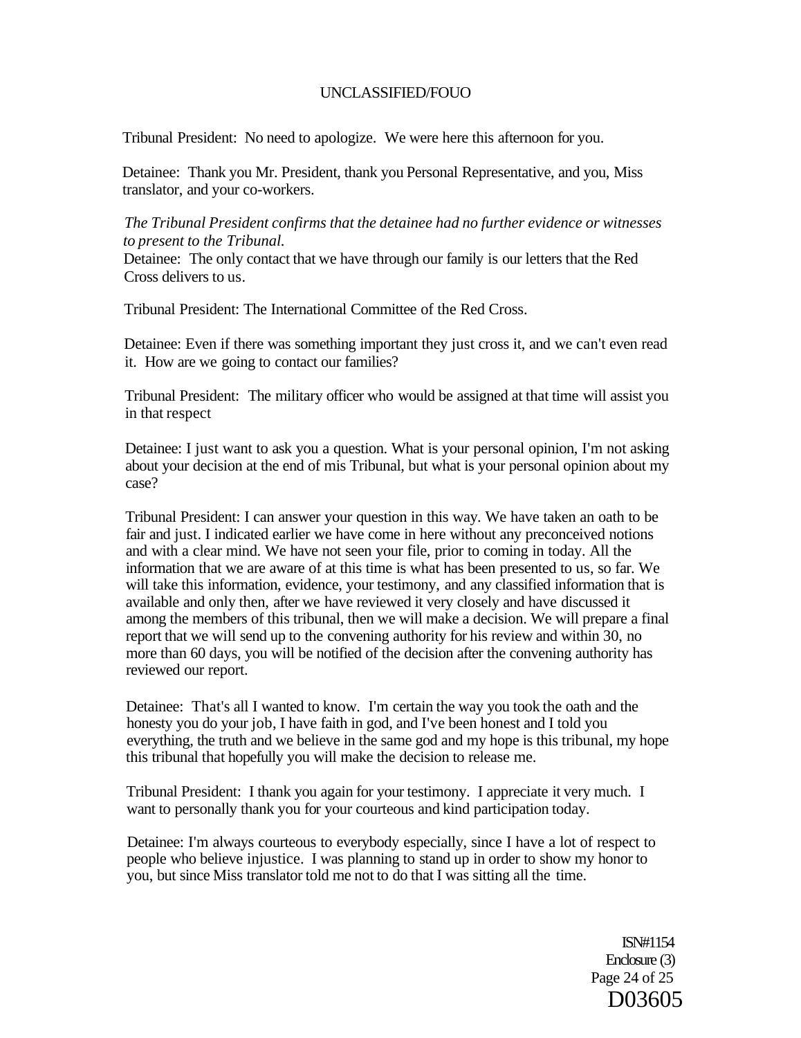Tribunal President: No need to apologize. We were here this afternoon for you.

Detainee: Thank you Mr. President, thank you Personal Representative, and you, Miss translator, and your co-workers.

*The Tribunal President confirms that the detainee had no further evidence or witnesses to present to the Tribunal.*

Detainee: The only contact that we have through our family is our letters that the Red Cross delivers to us.

Tribunal President: The International Committee of the Red Cross.

Detainee: Even if there was something important they just cross it, and we can't even read it. How are we going to contact our families?

Tribunal President: The military officer who would be assigned at that time will assist you in that respect

Detainee: I just want to ask you a question. What is your personal opinion, I'm not asking about your decision at the end of mis Tribunal, but what is your personal opinion about my case?

Tribunal President: I can answer your question in this way. We have taken an oath to be fair and just. I indicated earlier we have come in here without any preconceived notions and with a clear mind. We have not seen your file, prior to coming in today. All the information that we are aware of at this time is what has been presented to us, so far. We will take this information, evidence, your testimony, and any classified information that is available and only then, after we have reviewed it very closely and have discussed it among the members of this tribunal, then we will make a decision. We will prepare a final report that we will send up to the convening authority for his review and within 30, no more than 60 days, you will be notified of the decision after the convening authority has reviewed our report.

Detainee: That's all I wanted to know. I'm certain the way you took the oath and the honesty you do your job, I have faith in god, and I've been honest and I told you everything, the truth and we believe in the same god and my hope is this tribunal, my hope this tribunal that hopefully you will make the decision to release me.

Tribunal President: I thank you again for your testimony. I appreciate it very much. I want to personally thank you for your courteous and kind participation today.

Detainee: I'm always courteous to everybody especially, since I have a lot of respect to people who believe injustice. I was planning to stand up in order to show my honor to you, but since Miss translator told me not to do that I was sitting all the time.

ISN#1154
Enclosure (3)

D03605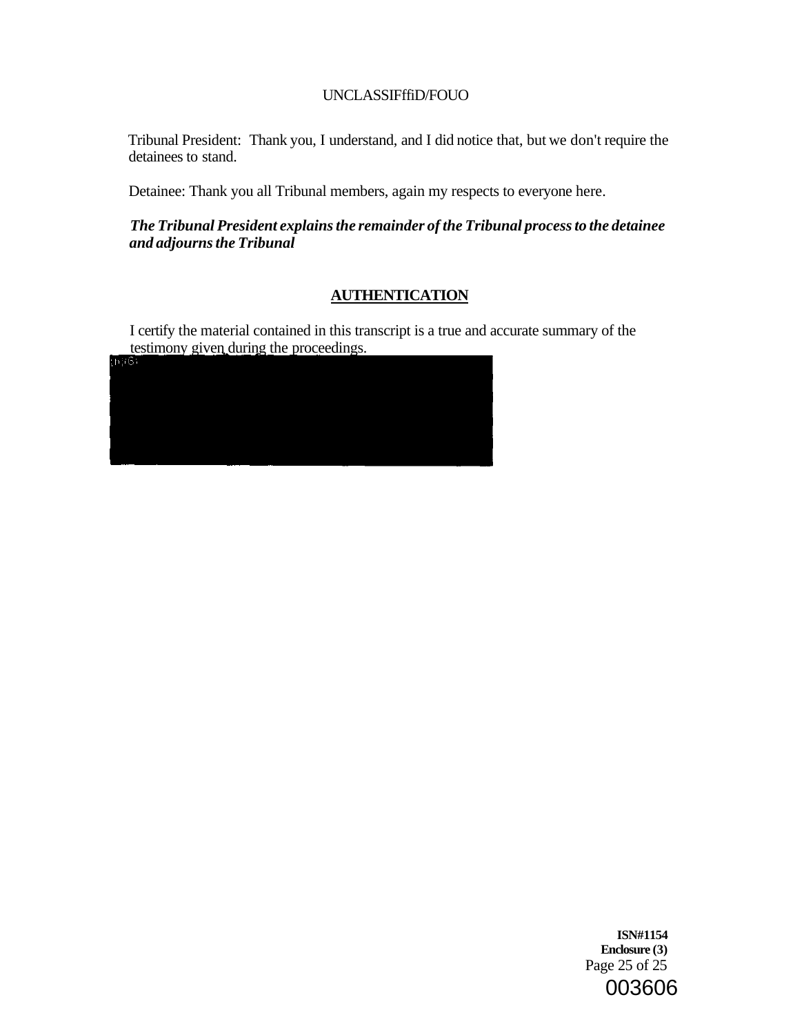Tribunal President: Thank you, I understand, and I did notice that, but we don't require the detainees to stand.

Detainee: Thank you all Tribunal members, again my respects to everyone here.

***The Tribunal President explains the remainder of the Tribunal process to the detainee and adjourns the Tribunal***

## AUTHENTICATION

I certify the material contained in this transcript is a true and accurate summary of the testimony given during the proceedings.

(b)(6)

**ISN#1154**
**Enclosure (3)**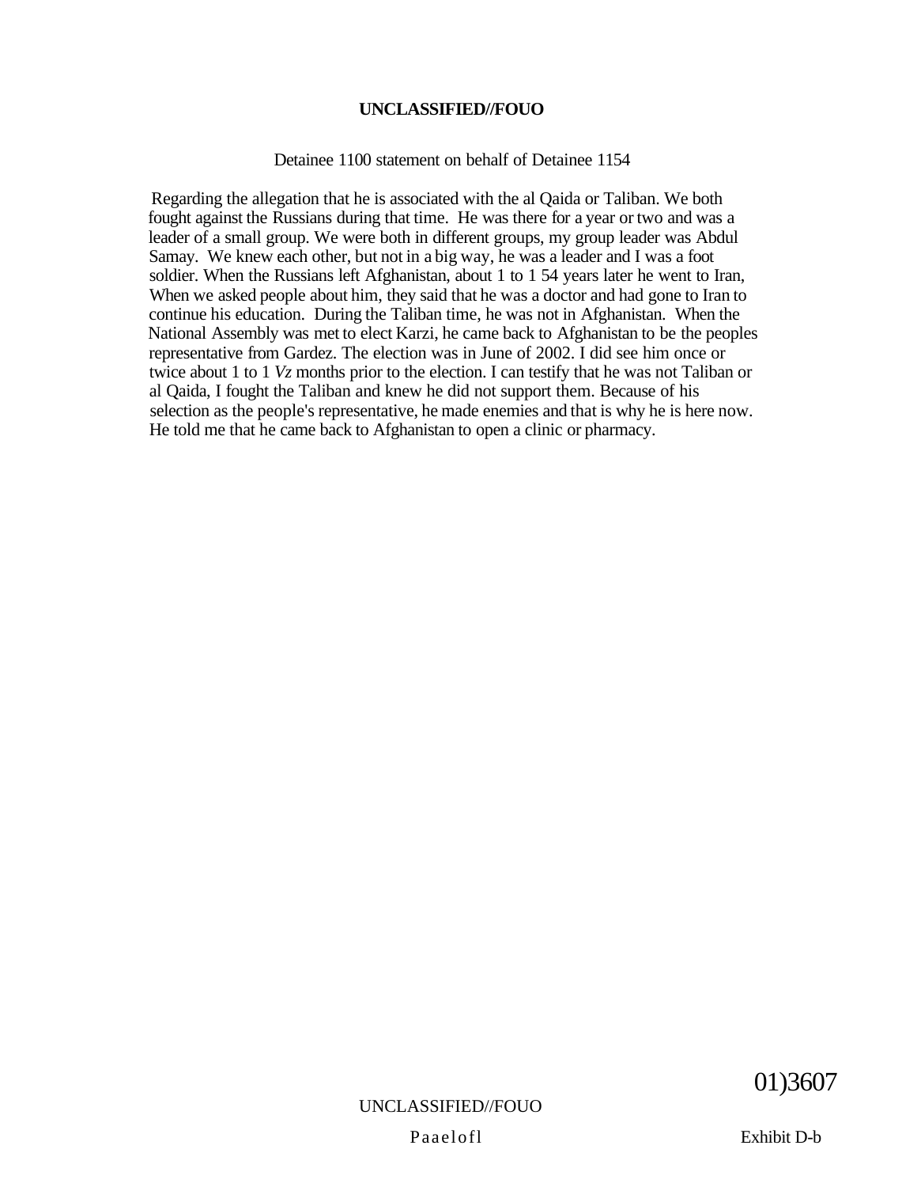**UNCLASSIFIED//FOUO**

Detainee 1100 statement on behalf of Detainee 1154

Regarding the allegation that he is associated with the al Qaida or Taliban. We both fought against the Russians during that time. He was there for a year or two and was a leader of a small group. We were both in different groups, my group leader was Abdul Samay. We knew each other, but not in a big way, he was a leader and I was a foot soldier. When the Russians left Afghanistan, about 1 to 1 54 years later he went to Iran, When we asked people about him, they said that he was a doctor and had gone to Iran to continue his education. During the Taliban time, he was not in Afghanistan. When the National Assembly was met to elect Karzi, he came back to Afghanistan to be the peoples representative from Gardez. The election was in June of 2002. I did see him once or twice about 1 to 1 *Vz* months prior to the election. I can testify that he was not Taliban or al Qaida, I fought the Taliban and knew he did not support them. Because of his selection as the people's representative, he made enemies and that is why he is here now. He told me that he came back to Afghanistan to open a clinic or pharmacy.

01)3607

UNCLASSIFIED//FOUO

Exhibit D-b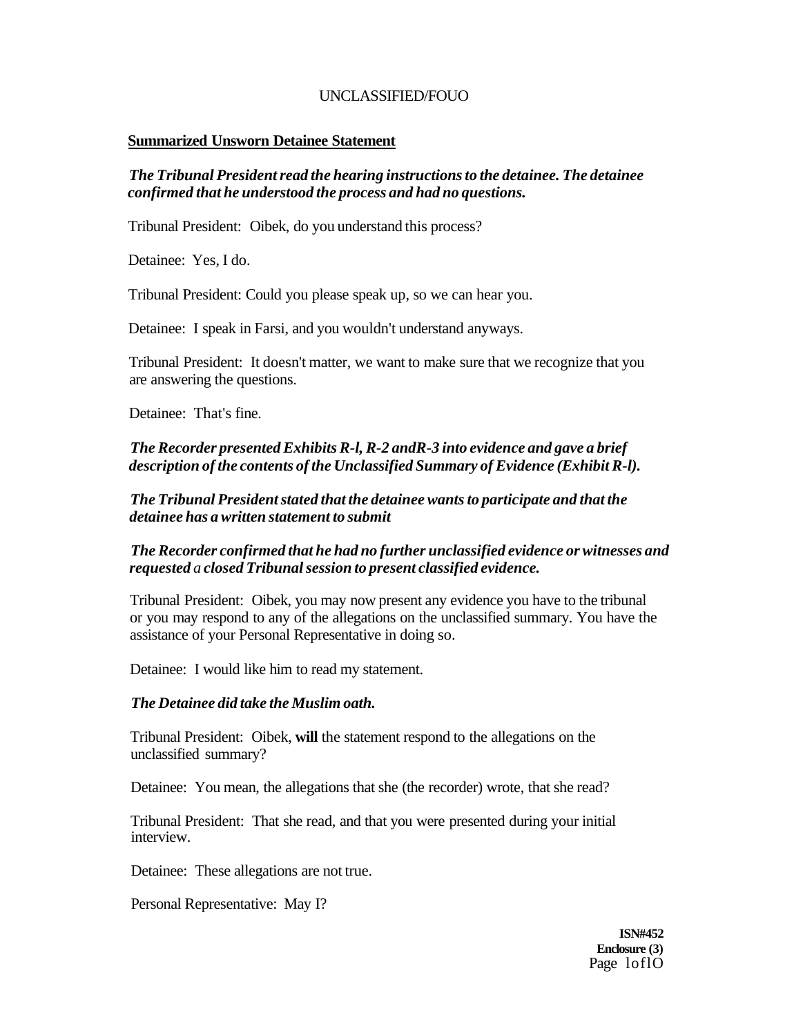UNCLASSIFIED/FOUO

**Summarized Unsworn Detainee Statement**

***The Tribunal President read the hearing instructions to the detainee. The detainee confirmed that he understood the process and had no questions.***

Tribunal President: Oibek, do you understand this process?

Detainee: Yes, I do.

Tribunal President: Could you please speak up, so we can hear you.

Detainee: I speak in Farsi, and you wouldn't understand anyways.

Tribunal President: It doesn't matter, we want to make sure that we recognize that you are answering the questions.

Detainee: That's fine.

***The Recorder presented Exhibits R-l, R-2 andR-3 into evidence and gave a brief description of the contents of the Unclassified Summary of Evidence (Exhibit R-l).***

***The Tribunal President stated that the detainee wants to participate and that the detainee has a written statement to submit***

***The Recorder confirmed that he had no further unclassified evidence or witnesses and requested a closed Tribunal session to present classified evidence.***

Tribunal President: Oibek, you may now present any evidence you have to the tribunal or you may respond to any of the allegations on the unclassified summary. You have the assistance of your Personal Representative in doing so.

Detainee: I would like him to read my statement.

***The Detainee did take the Muslim oath.***

Tribunal President: Oibek, **will** the statement respond to the allegations on the unclassified summary?

Detainee: You mean, the allegations that she (the recorder) wrote, that she read?

Tribunal President: That she read, and that you were presented during your initial interview.

Detainee: These allegations are not true.

Personal Representative: May I?

**ISN#452**
**Enclosure (3)**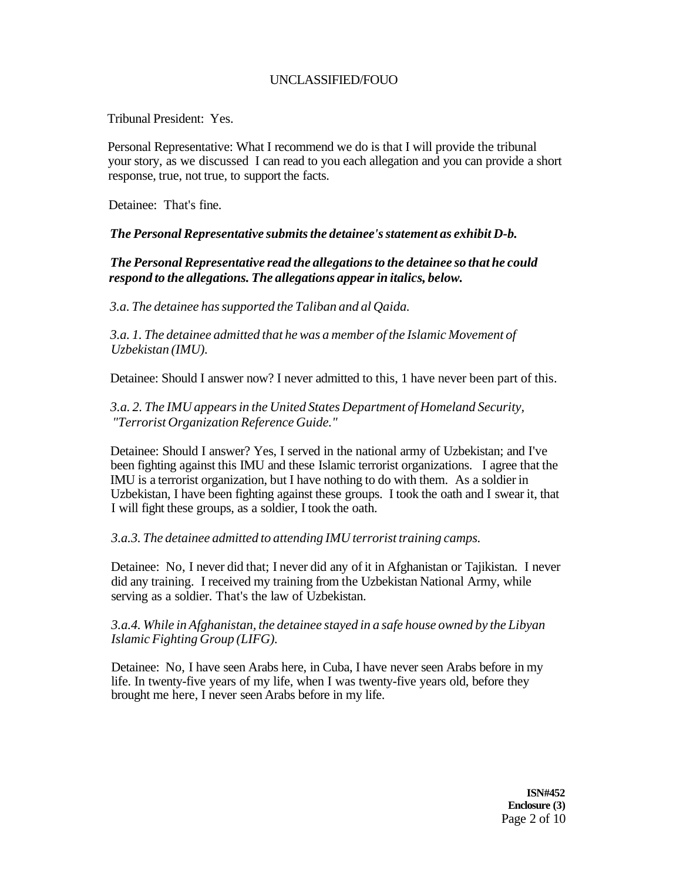Tribunal President: Yes.

Personal Representative: What I recommend we do is that I will provide the tribunal your story, as we discussed I can read to you each allegation and you can provide a short response, true, not true, to support the facts.

Detainee: That's fine.

***The Personal Representative submits the detainee's statement as exhibit D-b.***

***The Personal Representative read the allegations to the detainee so that he could respond to the allegations. The allegations appear in italics, below.***

*3.a. The detainee has supported the Taliban and al Qaida.*

*3.a. 1. The detainee admitted that he was a member of the Islamic Movement of Uzbekistan (IMU).*

Detainee: Should I answer now? I never admitted to this, 1 have never been part of this.

*3.a. 2. The IMU appears in the United States Department of Homeland Security, "Terrorist Organization Reference Guide."*

Detainee: Should I answer? Yes, I served in the national army of Uzbekistan; and I've been fighting against this IMU and these Islamic terrorist organizations. I agree that the IMU is a terrorist organization, but I have nothing to do with them. As a soldier in Uzbekistan, I have been fighting against these groups. I took the oath and I swear it, that I will fight these groups, as a soldier, I took the oath.

*3.a.3. The detainee admitted to attending IMU terrorist training camps.*

Detainee: No, I never did that; I never did any of it in Afghanistan or Tajikistan. I never did any training. I received my training from the Uzbekistan National Army, while serving as a soldier. That's the law of Uzbekistan.

*3.a.4. While in Afghanistan, the detainee stayed in a safe house owned by the Libyan Islamic Fighting Group (LIFG).*

Detainee: No, I have seen Arabs here, in Cuba, I have never seen Arabs before in my life. In twenty-five years of my life, when I was twenty-five years old, before they brought me here, I never seen Arabs before in my life.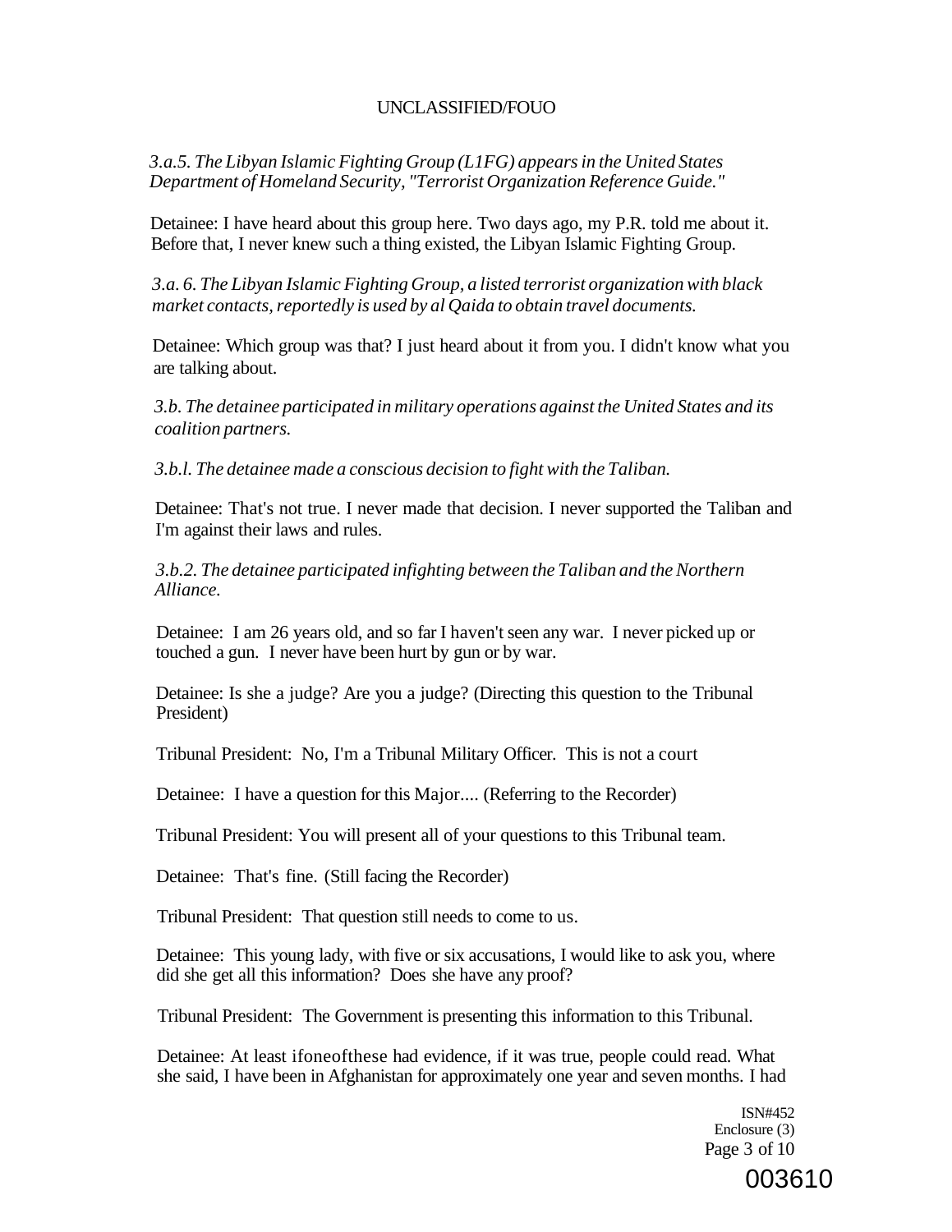UNCLASSIFIED/FOUO

*3.a.5. The Libyan Islamic Fighting Group (L1FG) appears in the United States Department of Homeland Security, "Terrorist Organization Reference Guide."*

Detainee: I have heard about this group here. Two days ago, my P.R. told me about it. Before that, I never knew such a thing existed, the Libyan Islamic Fighting Group.

*3.a. 6. The Libyan Islamic Fighting Group, a listed terrorist organization with black market contacts, reportedly is used by al Qaida to obtain travel documents.*

Detainee: Which group was that? I just heard about it from you. I didn't know what you are talking about.

*3.b. The detainee participated in military operations against the United States and its coalition partners.*

*3.b.l. The detainee made a conscious decision to fight with the Taliban.*

Detainee: That's not true. I never made that decision. I never supported the Taliban and I'm against their laws and rules.

*3.b.2. The detainee participated infighting between the Taliban and the Northern Alliance.*

Detainee: I am 26 years old, and so far I haven't seen any war. I never picked up or touched a gun. I never have been hurt by gun or by war.

Detainee: Is she a judge? Are you a judge? (Directing this question to the Tribunal President)

Tribunal President: No, I'm a Tribunal Military Officer. This is not a court

Detainee: I have a question for this Major.... (Referring to the Recorder)

Tribunal President: You will present all of your questions to this Tribunal team.

Detainee: That's fine. (Still facing the Recorder)

Tribunal President: That question still needs to come to us.

Detainee: This young lady, with five or six accusations, I would like to ask you, where did she get all this information? Does she have any proof?

Tribunal President: The Government is presenting this information to this Tribunal.

Detainee: At least ifoneofthese had evidence, if it was true, people could read. What she said, I have been in Afghanistan for approximately one year and seven months. I had

ISN#452
Enclosure (3)

003610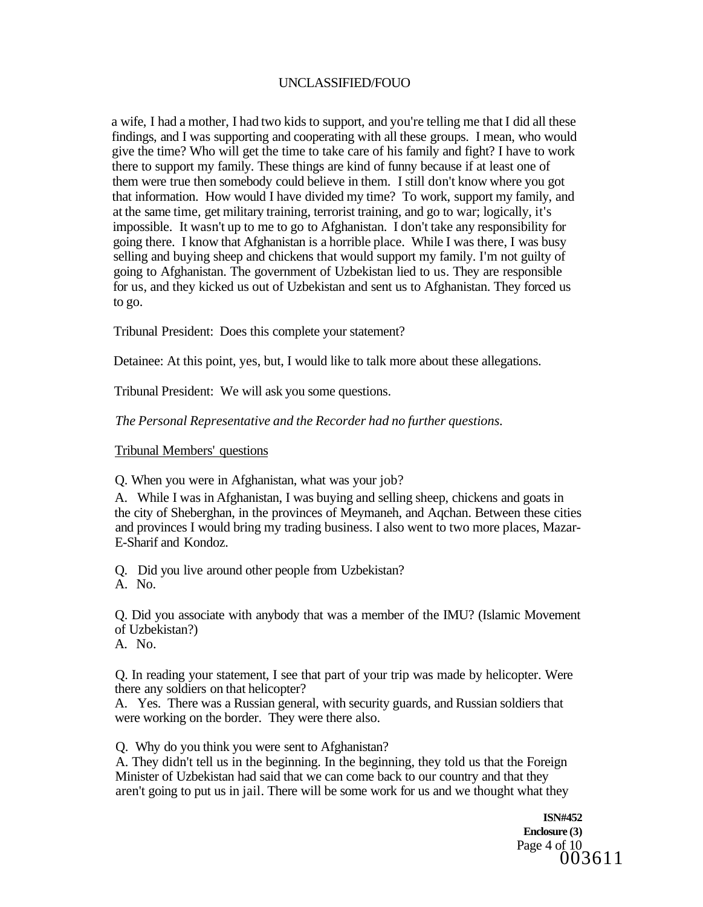a wife, I had a mother, I had two kids to support, and you're telling me that I did all these findings, and I was supporting and cooperating with all these groups. I mean, who would give the time? Who will get the time to take care of his family and fight? I have to work there to support my family. These things are kind of funny because if at least one of them were true then somebody could believe in them. I still don't know where you got that information. How would I have divided my time? To work, support my family, and at the same time, get military training, terrorist training, and go to war; logically, it's impossible. It wasn't up to me to go to Afghanistan. I don't take any responsibility for going there. I know that Afghanistan is a horrible place. While I was there, I was busy selling and buying sheep and chickens that would support my family. I'm not guilty of going to Afghanistan. The government of Uzbekistan lied to us. They are responsible for us, and they kicked us out of Uzbekistan and sent us to Afghanistan. They forced us to go.

Tribunal President: Does this complete your statement?

Detainee: At this point, yes, but, I would like to talk more about these allegations.

Tribunal President: We will ask you some questions.

*The Personal Representative and the Recorder had no further questions.*

Tribunal Members' questions

Q. When you were in Afghanistan, what was your job?

A. While I was in Afghanistan, I was buying and selling sheep, chickens and goats in the city of Sheberghan, in the provinces of Meymaneh, and Aqchan. Between these cities and provinces I would bring my trading business. I also went to two more places, Mazar-E-Sharif and Kondoz.

Q. Did you live around other people from Uzbekistan?
A. No.

Q. Did you associate with anybody that was a member of the IMU? (Islamic Movement of Uzbekistan?)
A. No.

Q. In reading your statement, I see that part of your trip was made by helicopter. Were there any soldiers on that helicopter?
A. Yes. There was a Russian general, with security guards, and Russian soldiers that were working on the border. They were there also.

Q. Why do you think you were sent to Afghanistan?
A. They didn't tell us in the beginning. In the beginning, they told us that the Foreign Minister of Uzbekistan had said that we can come back to our country and that they aren't going to put us in jail. There will be some work for us and we thought what they

**ISN#452**
**Enclosure (3)**

003611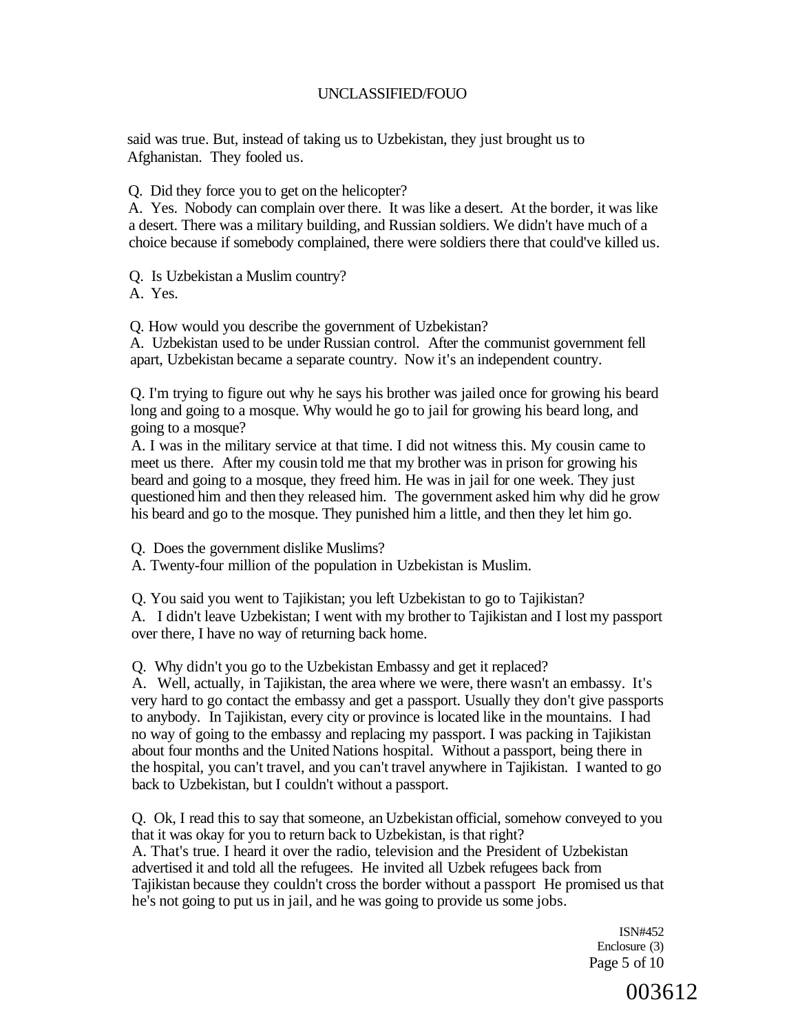said was true. But, instead of taking us to Uzbekistan, they just brought us to Afghanistan. They fooled us.

Q. Did they force you to get on the helicopter?
A. Yes. Nobody can complain over there. It was like a desert. At the border, it was like a desert. There was a military building, and Russian soldiers. We didn't have much of a choice because if somebody complained, there were soldiers there that could've killed us.

Q. Is Uzbekistan a Muslim country?
A. Yes.

Q. How would you describe the government of Uzbekistan?
A. Uzbekistan used to be under Russian control. After the communist government fell apart, Uzbekistan became a separate country. Now it's an independent country.

Q. I'm trying to figure out why he says his brother was jailed once for growing his beard long and going to a mosque. Why would he go to jail for growing his beard long, and going to a mosque?
A. I was in the military service at that time. I did not witness this. My cousin came to meet us there. After my cousin told me that my brother was in prison for growing his beard and going to a mosque, they freed him. He was in jail for one week. They just questioned him and then they released him. The government asked him why did he grow his beard and go to the mosque. They punished him a little, and then they let him go.

Q. Does the government dislike Muslims?
A. Twenty-four million of the population in Uzbekistan is Muslim.

Q. You said you went to Tajikistan; you left Uzbekistan to go to Tajikistan?
A. I didn't leave Uzbekistan; I went with my brother to Tajikistan and I lost my passport over there, I have no way of returning back home.

Q. Why didn't you go to the Uzbekistan Embassy and get it replaced?
A. Well, actually, in Tajikistan, the area where we were, there wasn't an embassy. It's very hard to go contact the embassy and get a passport. Usually they don't give passports to anybody. In Tajikistan, every city or province is located like in the mountains. I had no way of going to the embassy and replacing my passport. I was packing in Tajikistan about four months and the United Nations hospital. Without a passport, being there in the hospital, you can't travel, and you can't travel anywhere in Tajikistan. I wanted to go back to Uzbekistan, but I couldn't without a passport.

Q. Ok, I read this to say that someone, an Uzbekistan official, somehow conveyed to you that it was okay for you to return back to Uzbekistan, is that right?
A. That's true. I heard it over the radio, television and the President of Uzbekistan advertised it and told all the refugees. He invited all Uzbek refugees back from Tajikistan because they couldn't cross the border without a passport He promised us that he's not going to put us in jail, and he was going to provide us some jobs.

ISN#452
Enclosure (3)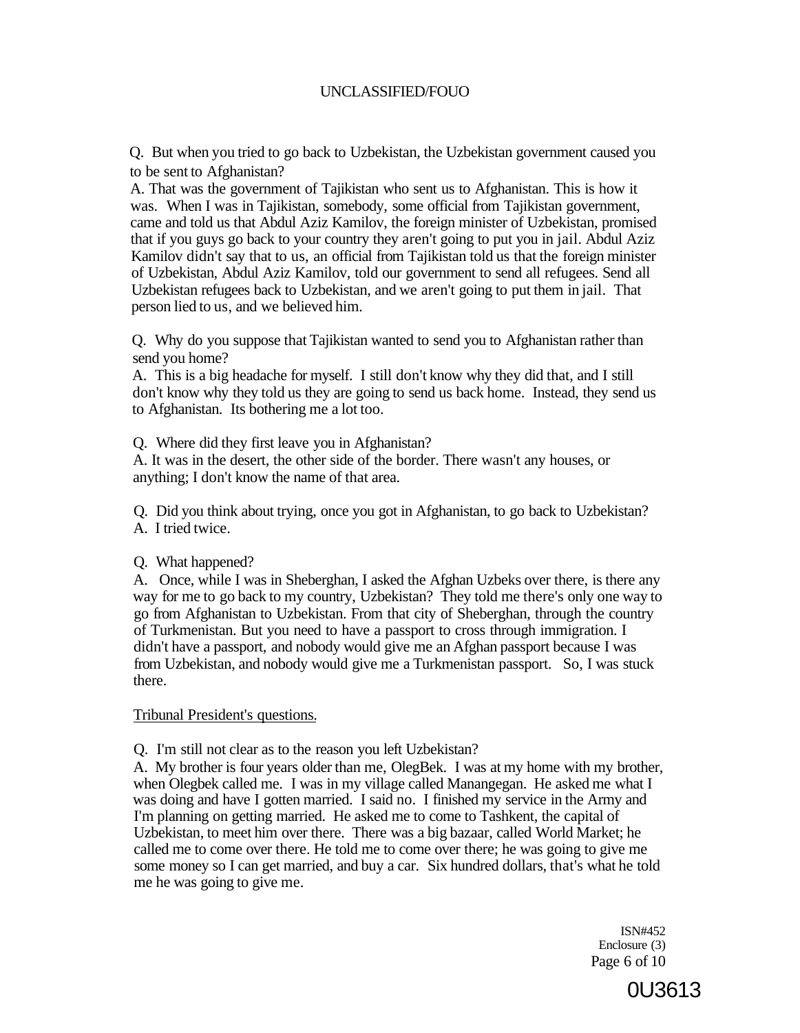Q. But when you tried to go back to Uzbekistan, the Uzbekistan government caused you to be sent to Afghanistan?

A. That was the government of Tajikistan who sent us to Afghanistan. This is how it was. When I was in Tajikistan, somebody, some official from Tajikistan government, came and told us that Abdul Aziz Kamilov, the foreign minister of Uzbekistan, promised that if you guys go back to your country they aren't going to put you in jail. Abdul Aziz Kamilov didn't say that to us, an official from Tajikistan told us that the foreign minister of Uzbekistan, Abdul Aziz Kamilov, told our government to send all refugees. Send all Uzbekistan refugees back to Uzbekistan, and we aren't going to put them in jail. That person lied to us, and we believed him.

Q. Why do you suppose that Tajikistan wanted to send you to Afghanistan rather than send you home?

A. This is a big headache for myself. I still don't know why they did that, and I still don't know why they told us they are going to send us back home. Instead, they send us to Afghanistan. Its bothering me a lot too.

Q. Where did they first leave you in Afghanistan?

A. It was in the desert, the other side of the border. There wasn't any houses, or anything; I don't know the name of that area.

Q. Did you think about trying, once you got in Afghanistan, to go back to Uzbekistan?

A. I tried twice.

Q. What happened?

A. Once, while I was in Sheberghan, I asked the Afghan Uzbeks over there, is there any way for me to go back to my country, Uzbekistan? They told me there's only one way to go from Afghanistan to Uzbekistan. From that city of Sheberghan, through the country of Turkmenistan. But you need to have a passport to cross through immigration. I didn't have a passport, and nobody would give me an Afghan passport because I was from Uzbekistan, and nobody would give me a Turkmenistan passport. So, I was stuck there.

Tribunal President's questions.

Q. I'm still not clear as to the reason you left Uzbekistan?

A. My brother is four years older than me, OlegBek. I was at my home with my brother, when Olegbek called me. I was in my village called Manangegan. He asked me what I was doing and have I gotten married. I said no. I finished my service in the Army and I'm planning on getting married. He asked me to come to Tashkent, the capital of Uzbekistan, to meet him over there. There was a big bazaar, called World Market; he called me to come over there. He told me to come over there; he was going to give me some money so I can get married, and buy a car. Six hundred dollars, that's what he told me he was going to give me.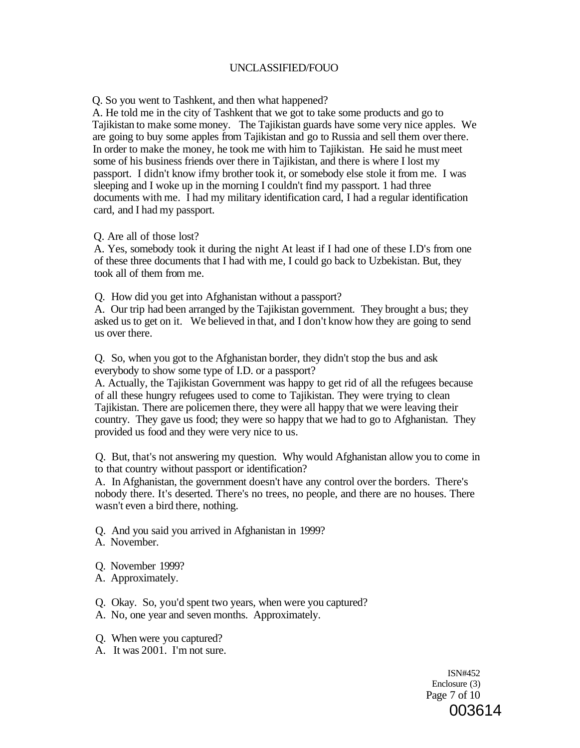Q. So you went to Tashkent, and then what happened?
A. He told me in the city of Tashkent that we got to take some products and go to Tajikistan to make some money. The Tajikistan guards have some very nice apples. We are going to buy some apples from Tajikistan and go to Russia and sell them over there. In order to make the money, he took me with him to Tajikistan. He said he must meet some of his business friends over there in Tajikistan, and there is where I lost my passport. I didn't know ifmy brother took it, or somebody else stole it from me. I was sleeping and I woke up in the morning I couldn't find my passport. 1 had three documents with me. I had my military identification card, I had a regular identification card, and I had my passport.

Q. Are all of those lost?
A. Yes, somebody took it during the night At least if I had one of these I.D's from one of these three documents that I had with me, I could go back to Uzbekistan. But, they took all of them from me.

Q. How did you get into Afghanistan without a passport?
A. Our trip had been arranged by the Tajikistan government. They brought a bus; they asked us to get on it. We believed in that, and I don't know how they are going to send us over there.

Q. So, when you got to the Afghanistan border, they didn't stop the bus and ask everybody to show some type of I.D. or a passport?
A. Actually, the Tajikistan Government was happy to get rid of all the refugees because of all these hungry refugees used to come to Tajikistan. They were trying to clean Tajikistan. There are policemen there, they were all happy that we were leaving their country. They gave us food; they were so happy that we had to go to Afghanistan. They provided us food and they were very nice to us.

Q. But, that's not answering my question. Why would Afghanistan allow you to come in to that country without passport or identification?
A. In Afghanistan, the government doesn't have any control over the borders. There's nobody there. It's deserted. There's no trees, no people, and there are no houses. There wasn't even a bird there, nothing.

Q. And you said you arrived in Afghanistan in 1999?
A. November.

Q. November 1999?
A. Approximately.

Q. Okay. So, you'd spent two years, when were you captured?
A. No, one year and seven months. Approximately.

Q. When were you captured?
A. It was 2001. I'm not sure.

ISN#452
Enclosure (3)

003614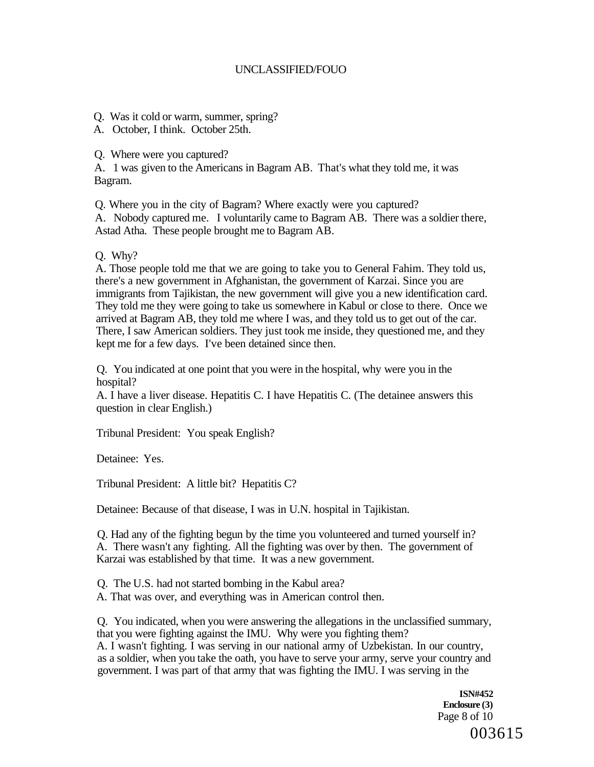Q. Was it cold or warm, summer, spring?
A. October, I think. October 25th.

Q. Where were you captured?
A. 1 was given to the Americans in Bagram AB. That's what they told me, it was Bagram.

Q. Where you in the city of Bagram? Where exactly were you captured?
A. Nobody captured me. I voluntarily came to Bagram AB. There was a soldier there, Astad Atha. These people brought me to Bagram AB.

Q. Why?
A. Those people told me that we are going to take you to General Fahim. They told us, there's a new government in Afghanistan, the government of Karzai. Since you are immigrants from Tajikistan, the new government will give you a new identification card. They told me they were going to take us somewhere in Kabul or close to there. Once we arrived at Bagram AB, they told me where I was, and they told us to get out of the car. There, I saw American soldiers. They just took me inside, they questioned me, and they kept me for a few days. I've been detained since then.

Q. You indicated at one point that you were in the hospital, why were you in the hospital?
A. I have a liver disease. Hepatitis C. I have Hepatitis C. (The detainee answers this question in clear English.)

Tribunal President: You speak English?

Detainee: Yes.

Tribunal President: A little bit? Hepatitis C?

Detainee: Because of that disease, I was in U.N. hospital in Tajikistan.

Q. Had any of the fighting begun by the time you volunteered and turned yourself in?
A. There wasn't any fighting. All the fighting was over by then. The government of Karzai was established by that time. It was a new government.

Q. The U.S. had not started bombing in the Kabul area?
A. That was over, and everything was in American control then.

Q. You indicated, when you were answering the allegations in the unclassified summary, that you were fighting against the IMU. Why were you fighting them?
A. I wasn't fighting. I was serving in our national army of Uzbekistan. In our country, as a soldier, when you take the oath, you have to serve your army, serve your country and government. I was part of that army that was fighting the IMU. I was serving in the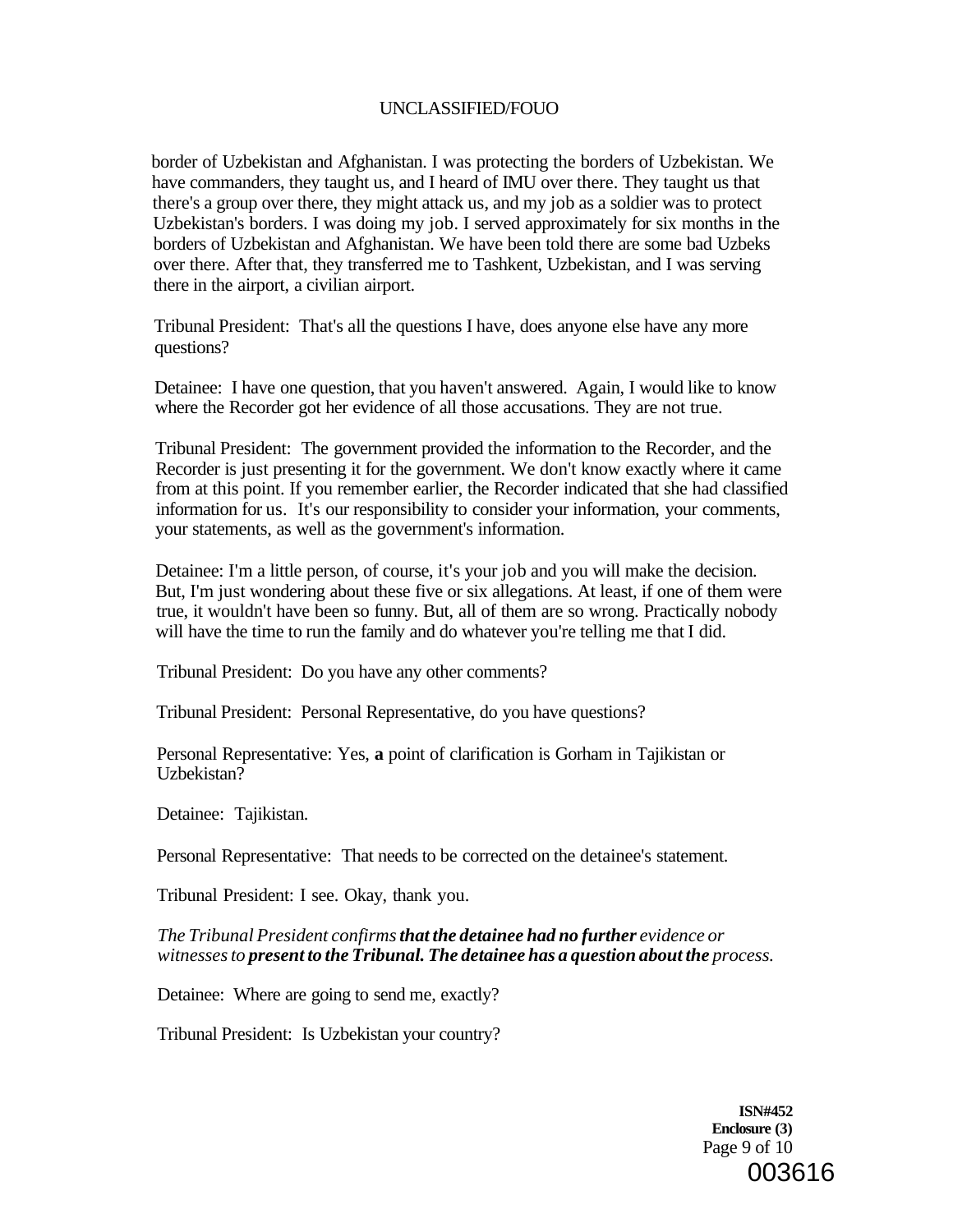border of Uzbekistan and Afghanistan. I was protecting the borders of Uzbekistan. We have commanders, they taught us, and I heard of IMU over there. They taught us that there's a group over there, they might attack us, and my job as a soldier was to protect Uzbekistan's borders. I was doing my job. I served approximately for six months in the borders of Uzbekistan and Afghanistan. We have been told there are some bad Uzbeks over there. After that, they transferred me to Tashkent, Uzbekistan, and I was serving there in the airport, a civilian airport.

Tribunal President: That's all the questions I have, does anyone else have any more questions?

Detainee: I have one question, that you haven't answered. Again, I would like to know where the Recorder got her evidence of all those accusations. They are not true.

Tribunal President: The government provided the information to the Recorder, and the Recorder is just presenting it for the government. We don't know exactly where it came from at this point. If you remember earlier, the Recorder indicated that she had classified information for us. It's our responsibility to consider your information, your comments, your statements, as well as the government's information.

Detainee: I'm a little person, of course, it's your job and you will make the decision. But, I'm just wondering about these five or six allegations. At least, if one of them were true, it wouldn't have been so funny. But, all of them are so wrong. Practically nobody will have the time to run the family and do whatever you're telling me that I did.

Tribunal President: Do you have any other comments?

Tribunal President: Personal Representative, do you have questions?

Personal Representative: Yes, **a** point of clarification is Gorham in Tajikistan or Uzbekistan?

Detainee: Tajikistan.

Personal Representative: That needs to be corrected on the detainee's statement.

Tribunal President: I see. Okay, thank you.

*The Tribunal President confirms **that the detainee had no further** evidence or witnesses to **present to the Tribunal. The detainee has a question about the** process.*

Detainee: Where are going to send me, exactly?

Tribunal President: Is Uzbekistan your country?

**ISN#452**
**Enclosure (3)**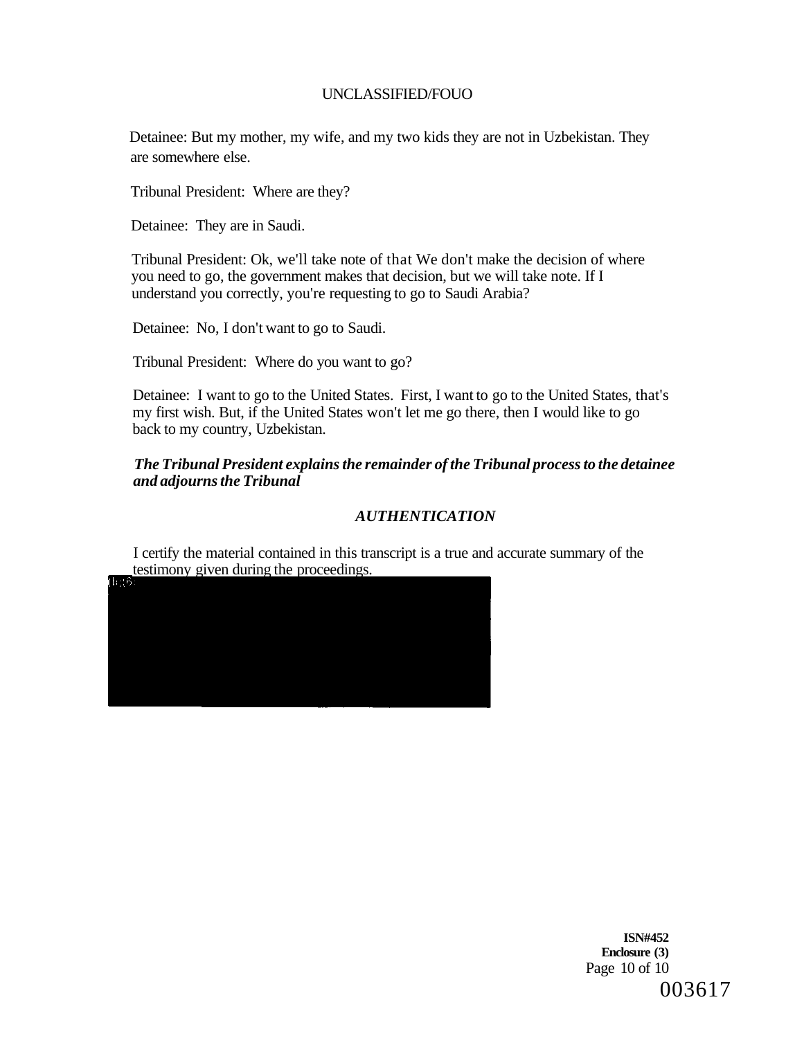Detainee: But my mother, my wife, and my two kids they are not in Uzbekistan. They are somewhere else.

Tribunal President: Where are they?

Detainee: They are in Saudi.

Tribunal President: Ok, we'll take note of that We don't make the decision of where you need to go, the government makes that decision, but we will take note. If I understand you correctly, you're requesting to go to Saudi Arabia?

Detainee: No, I don't want to go to Saudi.

Tribunal President: Where do you want to go?

Detainee: I want to go to the United States. First, I want to go to the United States, that's my first wish. But, if the United States won't let me go there, then I would like to go back to my country, Uzbekistan.

***The Tribunal President explains the remainder of the Tribunal process to the detainee and adjourns the Tribunal***

***AUTHENTICATION***

I certify the material contained in this transcript is a true and accurate summary of the testimony given during the proceedings.

b)(6)

**ISN#452**
**Enclosure (3)**

003617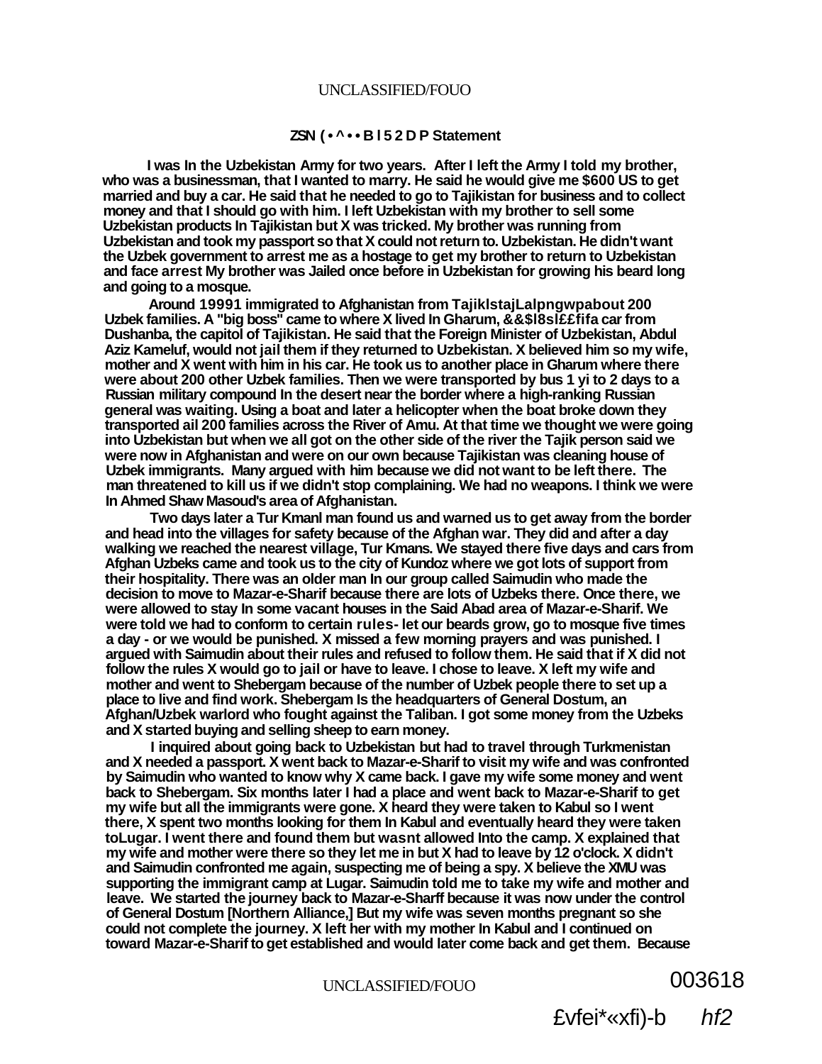ZSN ( • ^ • • B I 5 2 D P Statement

I was In the Uzbekistan Army for two years. After I left the Army I told my brother, who was a businessman, that I wanted to marry. He said he would give me $600 US to get married and buy a car. He said that he needed to go to Tajikistan for business and to collect money and that I should go with him. I left Uzbekistan with my brother to sell some Uzbekistan products In Tajikistan but X was tricked. My brother was running from Uzbekistan and took my passport so that X could not return to. Uzbekistan. He didn't want the Uzbek government to arrest me as a hostage to get my brother to return to Uzbekistan and face arrest My brother was Jailed once before in Uzbekistan for growing his beard long and going to a mosque.

Around 19991 immigrated to Afghanistan from TajiklstajLalpngwpabout 200 Uzbek families. A "big boss" came to where X lived In Gharum, &&$l8sl££fifa car from Dushanba, the capitol of Tajikistan. He said that the Foreign Minister of Uzbekistan, Abdul Aziz Kameluf, would not jail them if they returned to Uzbekistan. X believed him so my wife, mother and X went with him in his car. He took us to another place in Gharum where there were about 200 other Uzbek families. Then we were transported by bus 1 yi to 2 days to a Russian military compound In the desert near the border where a high-ranking Russian general was waiting. Using a boat and later a helicopter when the boat broke down they transported ail 200 families across the River of Amu. At that time we thought we were going into Uzbekistan but when we all got on the other side of the river the Tajik person said we were now in Afghanistan and were on our own because Tajikistan was cleaning house of Uzbek immigrants. Many argued with him because we did not want to be left there. The man threatened to kill us if we didn't stop complaining. We had no weapons. I think we were In Ahmed Shaw Masoud's area of Afghanistan.

Two days later a Tur Kmanl man found us and warned us to get away from the border and head into the villages for safety because of the Afghan war. They did and after a day walking we reached the nearest village, Tur Kmans. We stayed there five days and cars from Afghan Uzbeks came and took us to the city of Kundoz where we got lots of support from their hospitality. There was an older man In our group called Saimudin who made the decision to move to Mazar-e-Sharif because there are lots of Uzbeks there. Once there, we were allowed to stay In some vacant houses in the Said Abad area of Mazar-e-Sharif. We were told we had to conform to certain rules- let our beards grow, go to mosque five times a day - or we would be punished. X missed a few morning prayers and was punished. I argued with Saimudin about their rules and refused to follow them. He said that if X did not follow the rules X would go to jail or have to leave. I chose to leave. X left my wife and mother and went to Shebergam because of the number of Uzbek people there to set up a place to live and find work. Shebergam Is the headquarters of General Dostum, an Afghan/Uzbek warlord who fought against the Taliban. I got some money from the Uzbeks and X started buying and selling sheep to earn money.

I inquired about going back to Uzbekistan but had to travel through Turkmenistan and X needed a passport. X went back to Mazar-e-Sharif to visit my wife and was confronted by Saimudin who wanted to know why X came back. I gave my wife some money and went back to Shebergam. Six months later I had a place and went back to Mazar-e-Sharif to get my wife but all the immigrants were gone. X heard they were taken to Kabul so I went there, X spent two months looking for them In Kabul and eventually heard they were taken toLugar. I went there and found them but wasnt allowed Into the camp. X explained that my wife and mother were there so they let me in but X had to leave by 12 o'clock. X didn't and Saimudin confronted me again, suspecting me of being a spy. X believe the XMU was supporting the immigrant camp at Lugar. Saimudin told me to take my wife and mother and leave. We started the journey back to Mazar-e-Sharff because it was now under the control of General Dostum [Northern Alliance,] But my wife was seven months pregnant so she could not complete the journey. X left her with my mother In Kabul and I continued on toward Mazar-e-Sharif to get established and would later come back and get them. Because

003618

£vfei*«xfi)-b hf2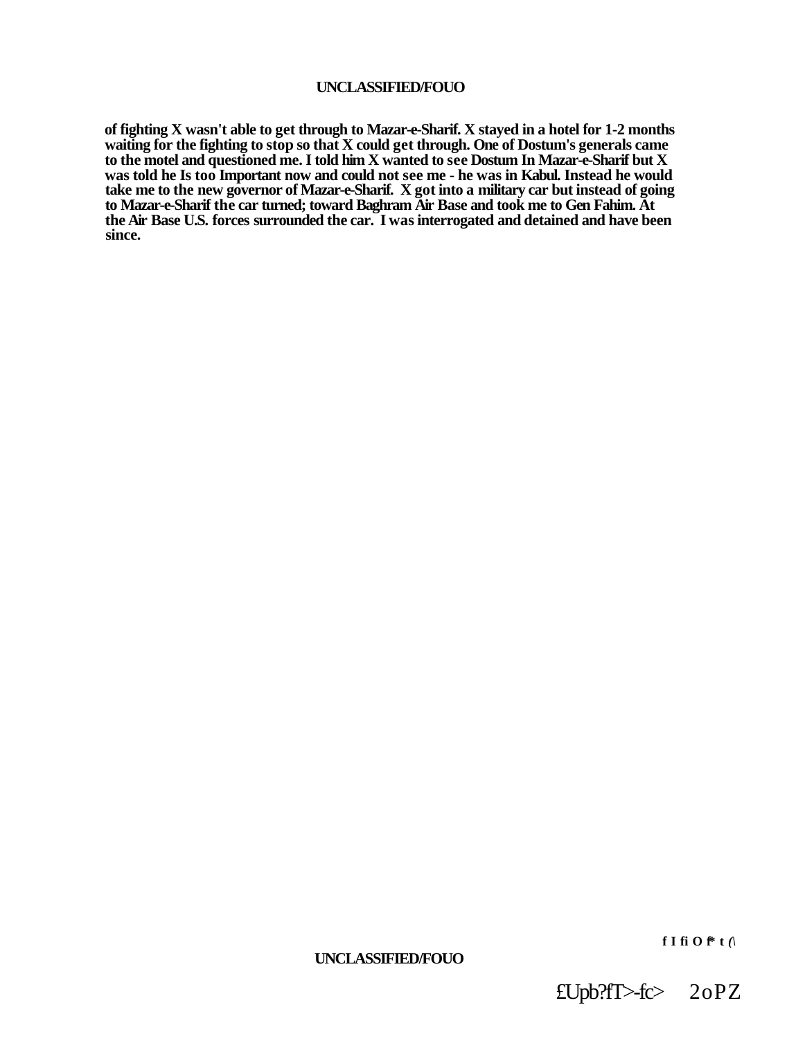of fighting X wasn't able to get through to Mazar-e-Sharif. X stayed in a hotel for 1-2 months waiting for the fighting to stop so that X could get through. One of Dostum's generals came to the motel and questioned me. I told him X wanted to see Dostum In Mazar-e-Sharif but X was told he Is too Important now and could not see me - he was in Kabul. Instead he would take me to the new governor of Mazar-e-Sharif. X got into a military car but instead of going to Mazar-e-Sharif the car turned; toward Baghram Air Base and took me to Gen Fahim. At the Air Base U.S. forces surrounded the car. I was interrogated and detained and have been since.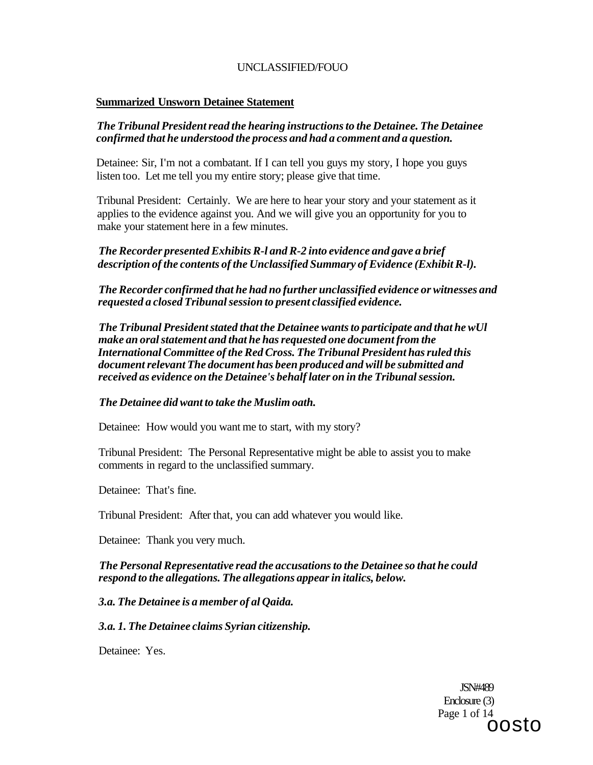**Summarized Unsworn Detainee Statement**

*The Tribunal President read the hearing instructions to the Detainee. The Detainee confirmed that he understood the process and had a comment and a question.*

Detainee: Sir, I'm not a combatant. If I can tell you guys my story, I hope you guys listen too. Let me tell you my entire story; please give that time.

Tribunal President: Certainly. We are here to hear your story and your statement as it applies to the evidence against you. And we will give you an opportunity for you to make your statement here in a few minutes.

***The Recorder presented Exhibits R-l and R-2 into evidence and gave a brief description of the contents of the Unclassified Summary of Evidence (Exhibit R-l).***

***The Recorder confirmed that he had no further unclassified evidence or witnesses and requested a closed Tribunal session to present classified evidence.***

***The Tribunal President stated that the Detainee wants to participate and that he wUl make an oral statement and that he has requested one document from the International Committee of the Red Cross. The Tribunal President has ruled this document relevant The document has been produced and will be submitted and received as evidence on the Detainee's behalf later on in the Tribunal session.***

***The Detainee did want to take the Muslim oath.***

Detainee: How would you want me to start, with my story?

Tribunal President: The Personal Representative might be able to assist you to make comments in regard to the unclassified summary.

Detainee: That's fine.

Tribunal President: After that, you can add whatever you would like.

Detainee: Thank you very much.

***The Personal Representative read the accusations to the Detainee so that he could respond to the allegations. The allegations appear in italics, below.***

***3.a. The Detainee is a member of al Qaida.***

***3.a. 1. The Detainee claims Syrian citizenship.***

Detainee: Yes.

JSN#489
Enclosure (3)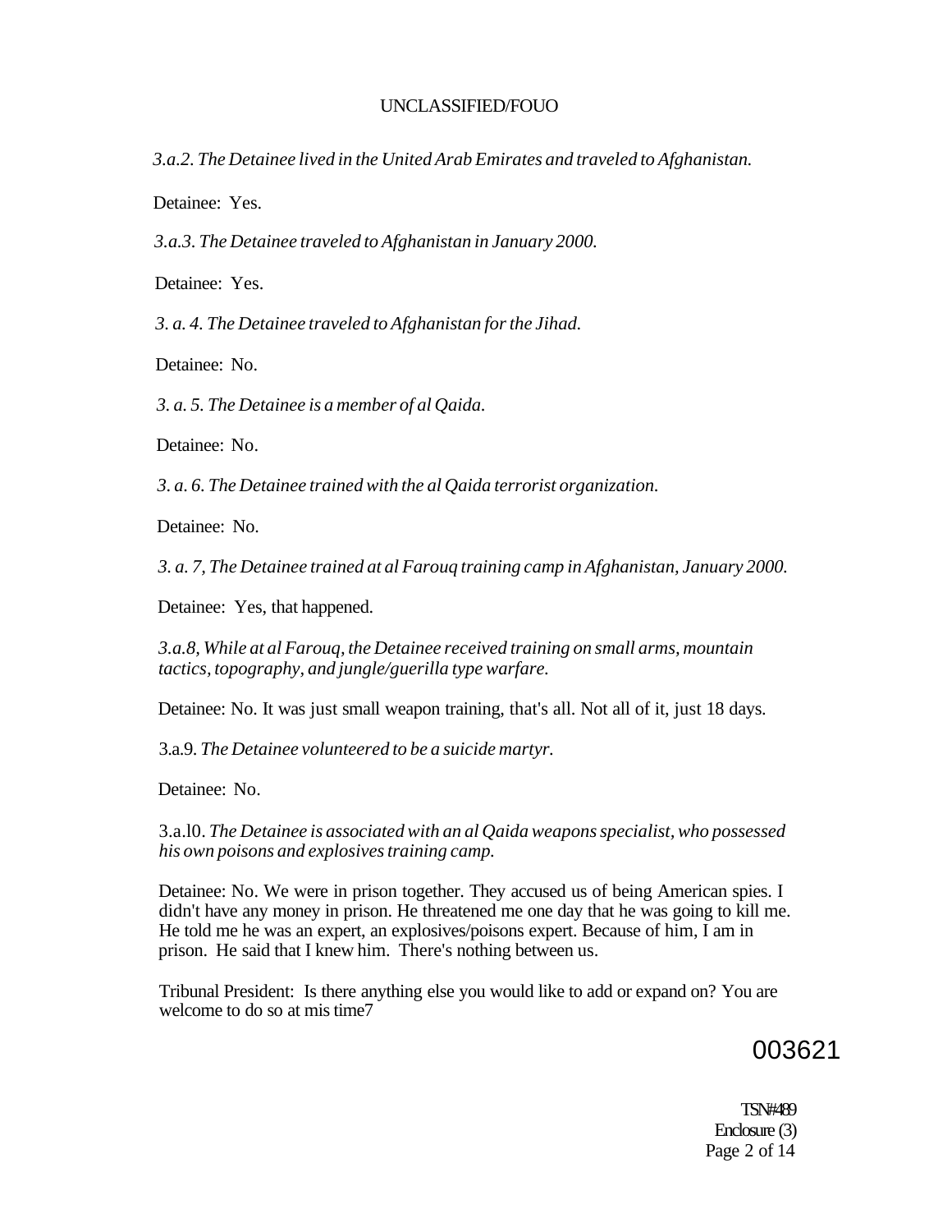*3.a.2. The Detainee lived in the United Arab Emirates and traveled to Afghanistan.*

Detainee: Yes.

*3.a.3. The Detainee traveled to Afghanistan in January 2000.*

Detainee: Yes.

*3. a. 4. The Detainee traveled to Afghanistan for the Jihad.*

Detainee: No.

*3. a. 5. The Detainee is a member of al Qaida.*

Detainee: No.

*3. a. 6. The Detainee trained with the al Qaida terrorist organization.*

Detainee: No.

*3. a. 7, The Detainee trained at al Farouq training camp in Afghanistan, January 2000.*

Detainee: Yes, that happened.

*3.a.8, While at al Farouq, the Detainee received training on small arms, mountain tactics, topography, and jungle/guerilla type warfare.*

Detainee: No. It was just small weapon training, that's all. Not all of it, just 18 days.

3.a.9. *The Detainee volunteered to be a suicide martyr.*

Detainee: No.

3.a.l0. *The Detainee is associated with an al Qaida weapons specialist, who possessed his own poisons and explosives training camp.*

Detainee: No. We were in prison together. They accused us of being American spies. I didn't have any money in prison. He threatened me one day that he was going to kill me. He told me he was an expert, an explosives/poisons expert. Because of him, I am in prison. He said that I knew him. There's nothing between us.

Tribunal President: Is there anything else you would like to add or expand on? You are welcome to do so at mis time7

003621

TSN#489
Enclosure (3)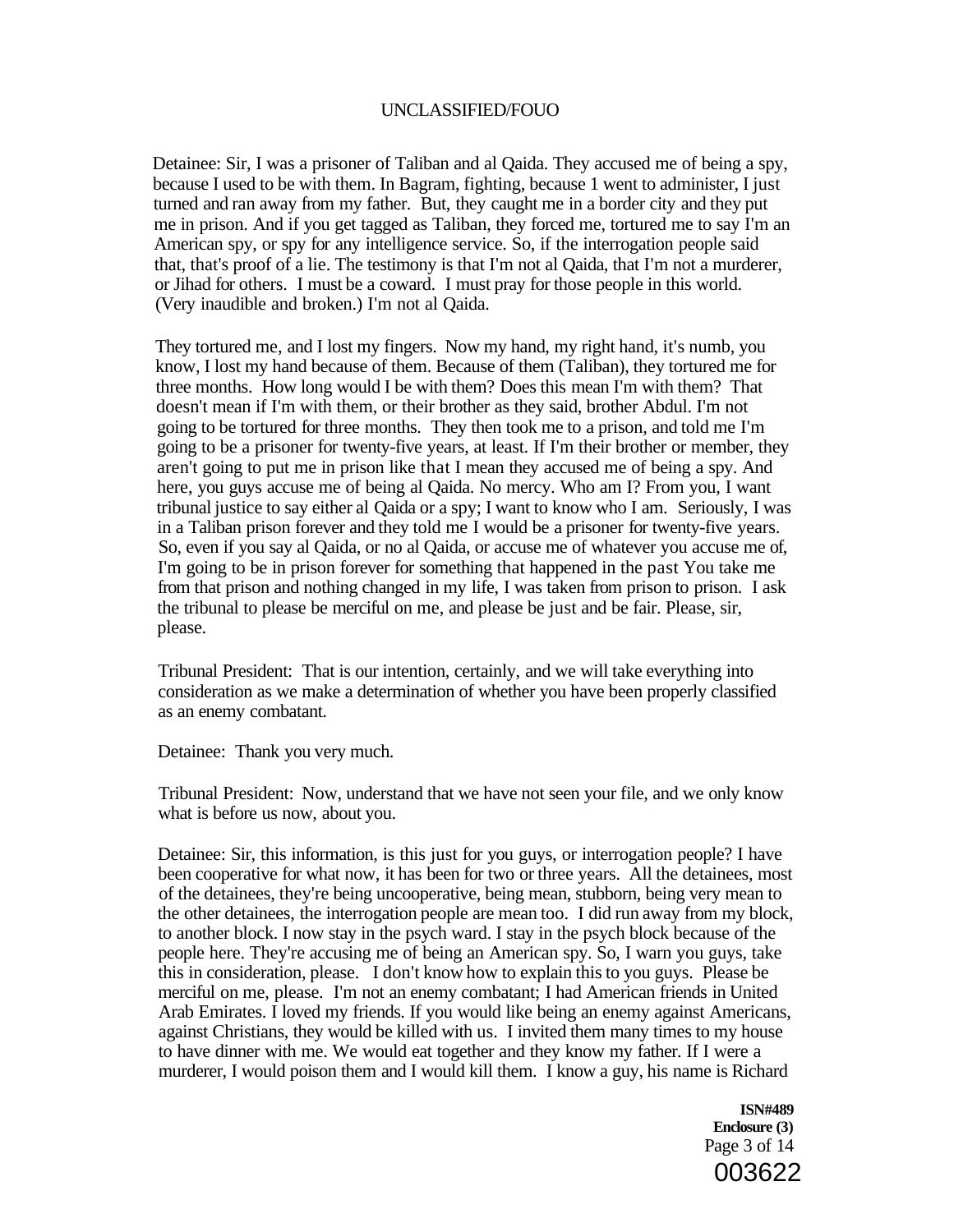Detainee: Sir, I was a prisoner of Taliban and al Qaida. They accused me of being a spy, because I used to be with them. In Bagram, fighting, because 1 went to administer, I just turned and ran away from my father. But, they caught me in a border city and they put me in prison. And if you get tagged as Taliban, they forced me, tortured me to say I'm an American spy, or spy for any intelligence service. So, if the interrogation people said that, that's proof of a lie. The testimony is that I'm not al Qaida, that I'm not a murderer, or Jihad for others. I must be a coward. I must pray for those people in this world. (Very inaudible and broken.) I'm not al Qaida.

They tortured me, and I lost my fingers. Now my hand, my right hand, it's numb, you know, I lost my hand because of them. Because of them (Taliban), they tortured me for three months. How long would I be with them? Does this mean I'm with them? That doesn't mean if I'm with them, or their brother as they said, brother Abdul. I'm not going to be tortured for three months. They then took me to a prison, and told me I'm going to be a prisoner for twenty-five years, at least. If I'm their brother or member, they aren't going to put me in prison like that I mean they accused me of being a spy. And here, you guys accuse me of being al Qaida. No mercy. Who am I? From you, I want tribunal justice to say either al Qaida or a spy; I want to know who I am. Seriously, I was in a Taliban prison forever and they told me I would be a prisoner for twenty-five years. So, even if you say al Qaida, or no al Qaida, or accuse me of whatever you accuse me of, I'm going to be in prison forever for something that happened in the past You take me from that prison and nothing changed in my life, I was taken from prison to prison. I ask the tribunal to please be merciful on me, and please be just and be fair. Please, sir, please.

Tribunal President: That is our intention, certainly, and we will take everything into consideration as we make a determination of whether you have been properly classified as an enemy combatant.

Detainee: Thank you very much.

Tribunal President: Now, understand that we have not seen your file, and we only know what is before us now, about you.

Detainee: Sir, this information, is this just for you guys, or interrogation people? I have been cooperative for what now, it has been for two or three years. All the detainees, most of the detainees, they're being uncooperative, being mean, stubborn, being very mean to the other detainees, the interrogation people are mean too. I did run away from my block, to another block. I now stay in the psych ward. I stay in the psych block because of the people here. They're accusing me of being an American spy. So, I warn you guys, take this in consideration, please. I don't know how to explain this to you guys. Please be merciful on me, please. I'm not an enemy combatant; I had American friends in United Arab Emirates. I loved my friends. If you would like being an enemy against Americans, against Christians, they would be killed with us. I invited them many times to my house to have dinner with me. We would eat together and they know my father. If I were a murderer, I would poison them and I would kill them. I know a guy, his name is Richard

**ISN#489**
**Enclosure (3)**

003622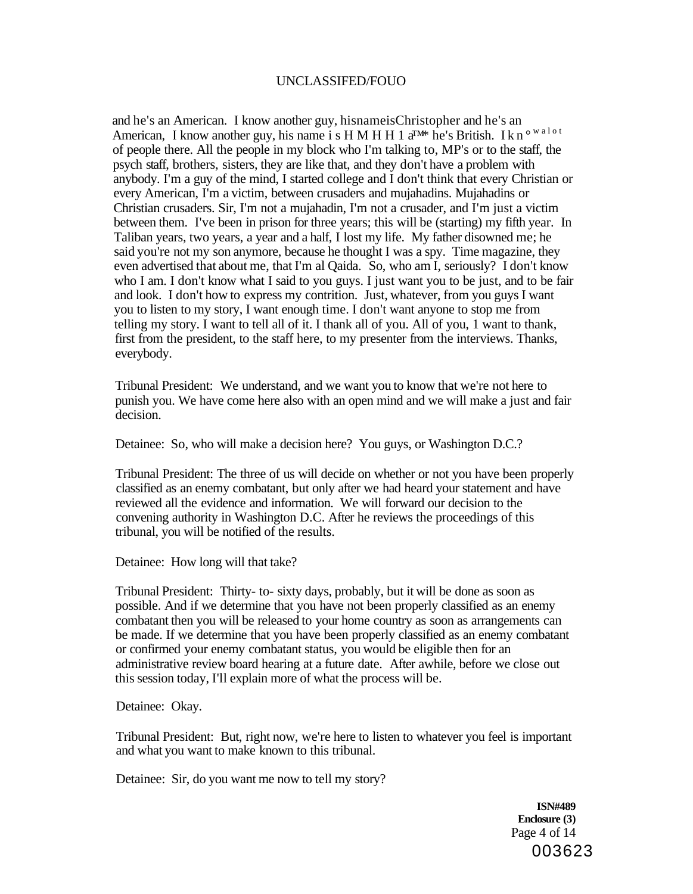and he's an American. I know another guy, hisnameisChristopher and he's an American, I know another guy, his name i s H M H H 1 a™* he's British. I k n ° w a l o t of people there. All the people in my block who I'm talking to, MP's or to the staff, the psych staff, brothers, sisters, they are like that, and they don't have a problem with anybody. I'm a guy of the mind, I started college and I don't think that every Christian or every American, I'm a victim, between crusaders and mujahadins. Mujahadins or Christian crusaders. Sir, I'm not a mujahadin, I'm not a crusader, and I'm just a victim between them. I've been in prison for three years; this will be (starting) my fifth year. In Taliban years, two years, a year and a half, I lost my life. My father disowned me; he said you're not my son anymore, because he thought I was a spy. Time magazine, they even advertised that about me, that I'm al Qaida. So, who am I, seriously? I don't know who I am. I don't know what I said to you guys. I just want you to be just, and to be fair and look. I don't how to express my contrition. Just, whatever, from you guys I want you to listen to my story, I want enough time. I don't want anyone to stop me from telling my story. I want to tell all of it. I thank all of you. All of you, 1 want to thank, first from the president, to the staff here, to my presenter from the interviews. Thanks, everybody.

Tribunal President: We understand, and we want you to know that we're not here to punish you. We have come here also with an open mind and we will make a just and fair decision.

Detainee: So, who will make a decision here? You guys, or Washington D.C.?

Tribunal President: The three of us will decide on whether or not you have been properly classified as an enemy combatant, but only after we had heard your statement and have reviewed all the evidence and information. We will forward our decision to the convening authority in Washington D.C. After he reviews the proceedings of this tribunal, you will be notified of the results.

Detainee: How long will that take?

Tribunal President: Thirty- to- sixty days, probably, but it will be done as soon as possible. And if we determine that you have not been properly classified as an enemy combatant then you will be released to your home country as soon as arrangements can be made. If we determine that you have been properly classified as an enemy combatant or confirmed your enemy combatant status, you would be eligible then for an administrative review board hearing at a future date. After awhile, before we close out this session today, I'll explain more of what the process will be.

Detainee: Okay.

Tribunal President: But, right now, we're here to listen to whatever you feel is important and what you want to make known to this tribunal.

Detainee: Sir, do you want me now to tell my story?

**ISN#489**
**Enclosure (3)**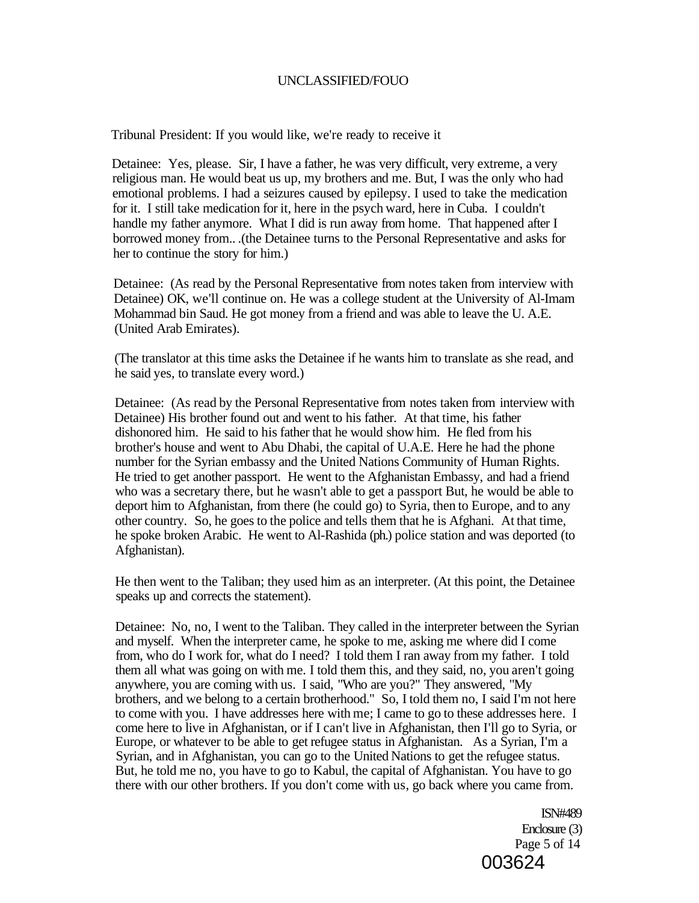Tribunal President: If you would like, we're ready to receive it

Detainee: Yes, please. Sir, I have a father, he was very difficult, very extreme, a very religious man. He would beat us up, my brothers and me. But, I was the only who had emotional problems. I had a seizures caused by epilepsy. I used to take the medication for it. I still take medication for it, here in the psych ward, here in Cuba. I couldn't handle my father anymore. What I did is run away from home. That happened after I borrowed money from.. .(the Detainee turns to the Personal Representative and asks for her to continue the story for him.)

Detainee: (As read by the Personal Representative from notes taken from interview with Detainee) OK, we'll continue on. He was a college student at the University of Al-Imam Mohammad bin Saud. He got money from a friend and was able to leave the U. A.E. (United Arab Emirates).

(The translator at this time asks the Detainee if he wants him to translate as she read, and he said yes, to translate every word.)

Detainee: (As read by the Personal Representative from notes taken from interview with Detainee) His brother found out and went to his father. At that time, his father dishonored him. He said to his father that he would show him. He fled from his brother's house and went to Abu Dhabi, the capital of U.A.E. Here he had the phone number for the Syrian embassy and the United Nations Community of Human Rights. He tried to get another passport. He went to the Afghanistan Embassy, and had a friend who was a secretary there, but he wasn't able to get a passport But, he would be able to deport him to Afghanistan, from there (he could go) to Syria, then to Europe, and to any other country. So, he goes to the police and tells them that he is Afghani. At that time, he spoke broken Arabic. He went to Al-Rashida (ph.) police station and was deported (to Afghanistan).

He then went to the Taliban; they used him as an interpreter. (At this point, the Detainee speaks up and corrects the statement).

Detainee: No, no, I went to the Taliban. They called in the interpreter between the Syrian and myself. When the interpreter came, he spoke to me, asking me where did I come from, who do I work for, what do I need? I told them I ran away from my father. I told them all what was going on with me. I told them this, and they said, no, you aren't going anywhere, you are coming with us. I said, "Who are you?" They answered, "My brothers, and we belong to a certain brotherhood." So, I told them no, I said I'm not here to come with you. I have addresses here with me; I came to go to these addresses here. I come here to live in Afghanistan, or if I can't live in Afghanistan, then I'll go to Syria, or Europe, or whatever to be able to get refugee status in Afghanistan. As a Syrian, I'm a Syrian, and in Afghanistan, you can go to the United Nations to get the refugee status. But, he told me no, you have to go to Kabul, the capital of Afghanistan. You have to go there with our other brothers. If you don't come with us, go back where you came from.

ISN#489
Enclosure (3)

003624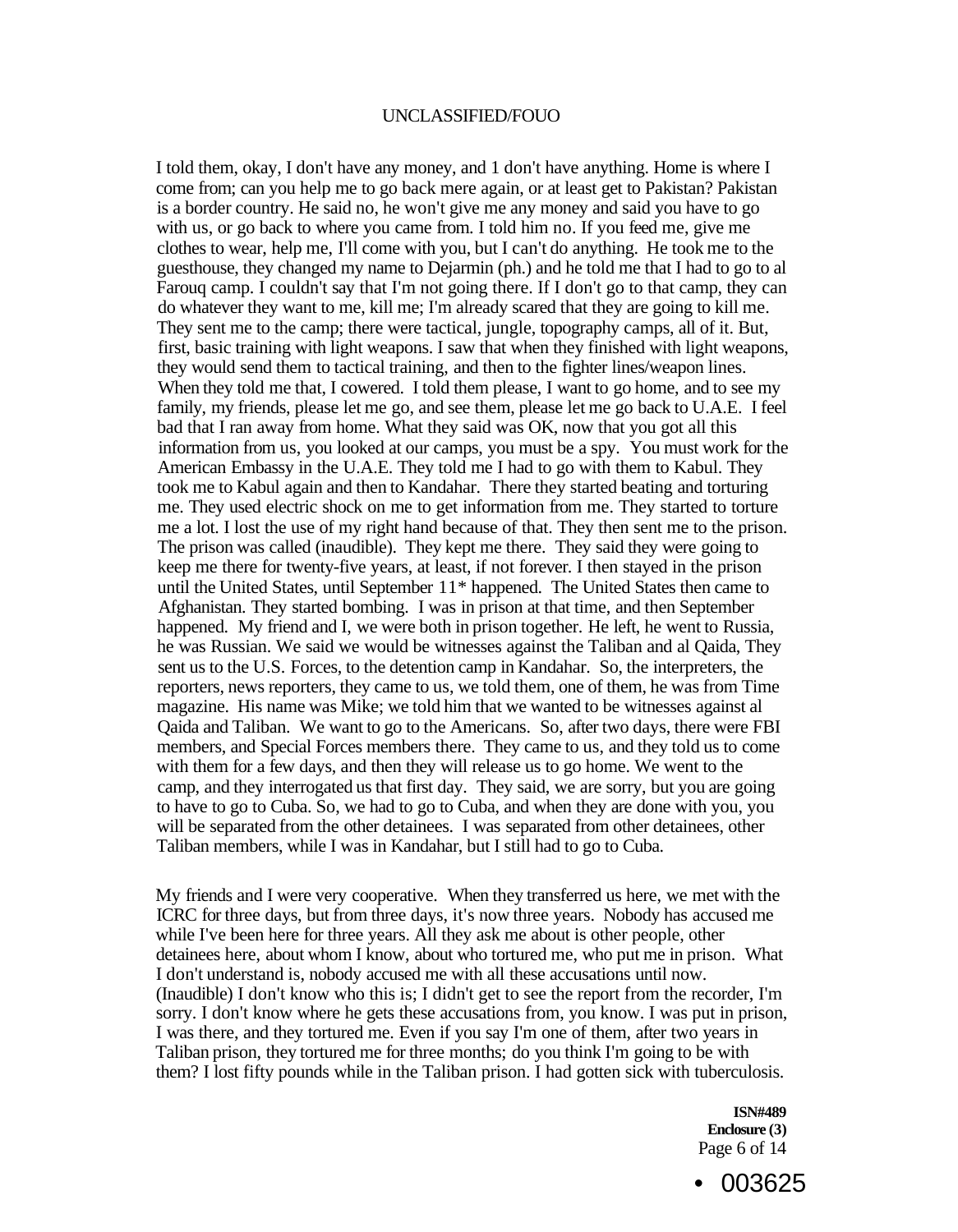I told them, okay, I don't have any money, and 1 don't have anything. Home is where I come from; can you help me to go back mere again, or at least get to Pakistan? Pakistan is a border country. He said no, he won't give me any money and said you have to go with us, or go back to where you came from. I told him no. If you feed me, give me clothes to wear, help me, I'll come with you, but I can't do anything. He took me to the guesthouse, they changed my name to Dejarmin (ph.) and he told me that I had to go to al Farouq camp. I couldn't say that I'm not going there. If I don't go to that camp, they can do whatever they want to me, kill me; I'm already scared that they are going to kill me. They sent me to the camp; there were tactical, jungle, topography camps, all of it. But, first, basic training with light weapons. I saw that when they finished with light weapons, they would send them to tactical training, and then to the fighter lines/weapon lines. When they told me that, I cowered. I told them please, I want to go home, and to see my family, my friends, please let me go, and see them, please let me go back to U.A.E. I feel bad that I ran away from home. What they said was OK, now that you got all this information from us, you looked at our camps, you must be a spy. You must work for the American Embassy in the U.A.E. They told me I had to go with them to Kabul. They took me to Kabul again and then to Kandahar. There they started beating and torturing me. They used electric shock on me to get information from me. They started to torture me a lot. I lost the use of my right hand because of that. They then sent me to the prison. The prison was called (inaudible). They kept me there. They said they were going to keep me there for twenty-five years, at least, if not forever. I then stayed in the prison until the United States, until September 11* happened. The United States then came to Afghanistan. They started bombing. I was in prison at that time, and then September happened. My friend and I, we were both in prison together. He left, he went to Russia, he was Russian. We said we would be witnesses against the Taliban and al Qaida, They sent us to the U.S. Forces, to the detention camp in Kandahar. So, the interpreters, the reporters, news reporters, they came to us, we told them, one of them, he was from Time magazine. His name was Mike; we told him that we wanted to be witnesses against al Qaida and Taliban. We want to go to the Americans. So, after two days, there were FBI members, and Special Forces members there. They came to us, and they told us to come with them for a few days, and then they will release us to go home. We went to the camp, and they interrogated us that first day. They said, we are sorry, but you are going to have to go to Cuba. So, we had to go to Cuba, and when they are done with you, you will be separated from the other detainees. I was separated from other detainees, other Taliban members, while I was in Kandahar, but I still had to go to Cuba.

My friends and I were very cooperative. When they transferred us here, we met with the ICRC for three days, but from three days, it's now three years. Nobody has accused me while I've been here for three years. All they ask me about is other people, other detainees here, about whom I know, about who tortured me, who put me in prison. What I don't understand is, nobody accused me with all these accusations until now. (Inaudible) I don't know who this is; I didn't get to see the report from the recorder, I'm sorry. I don't know where he gets these accusations from, you know. I was put in prison, I was there, and they tortured me. Even if you say I'm one of them, after two years in Taliban prison, they tortured me for three months; do you think I'm going to be with them? I lost fifty pounds while in the Taliban prison. I had gotten sick with tuberculosis.

**ISN#489**
**Enclosure (3)**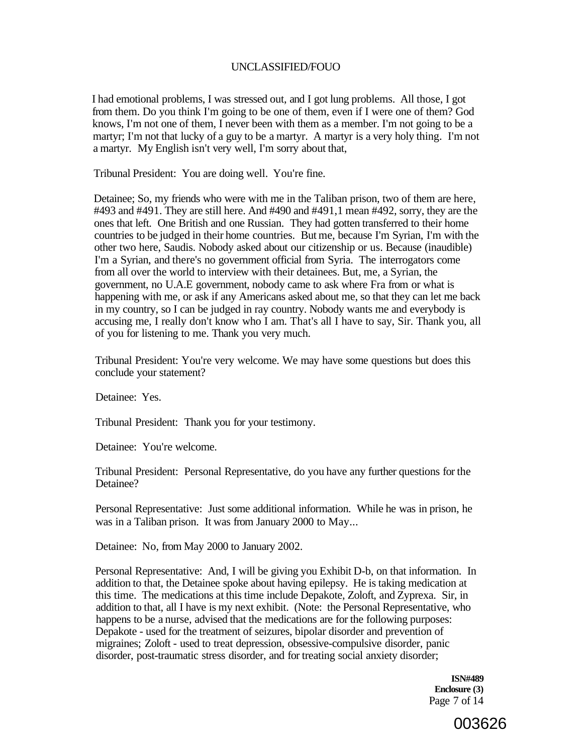I had emotional problems, I was stressed out, and I got lung problems. All those, I got from them. Do you think I'm going to be one of them, even if I were one of them? God knows, I'm not one of them, I never been with them as a member. I'm not going to be a martyr; I'm not that lucky of a guy to be a martyr. A martyr is a very holy thing. I'm not a martyr. My English isn't very well, I'm sorry about that,

Tribunal President: You are doing well. You're fine.

Detainee; So, my friends who were with me in the Taliban prison, two of them are here, #493 and #491. They are still here. And #490 and #491,1 mean #492, sorry, they are the ones that left. One British and one Russian. They had gotten transferred to their home countries to be judged in their home countries. But me, because I'm Syrian, I'm with the other two here, Saudis. Nobody asked about our citizenship or us. Because (inaudible) I'm a Syrian, and there's no government official from Syria. The interrogators come from all over the world to interview with their detainees. But, me, a Syrian, the government, no U.A.E government, nobody came to ask where Fra from or what is happening with me, or ask if any Americans asked about me, so that they can let me back in my country, so I can be judged in ray country. Nobody wants me and everybody is accusing me, I really don't know who I am. That's all I have to say, Sir. Thank you, all of you for listening to me. Thank you very much.

Tribunal President: You're very welcome. We may have some questions but does this conclude your statement?

Detainee: Yes.

Tribunal President: Thank you for your testimony.

Detainee: You're welcome.

Tribunal President: Personal Representative, do you have any further questions for the Detainee?

Personal Representative: Just some additional information. While he was in prison, he was in a Taliban prison. It was from January 2000 to May...

Detainee: No, from May 2000 to January 2002.

Personal Representative: And, I will be giving you Exhibit D-b, on that information. In addition to that, the Detainee spoke about having epilepsy. He is taking medication at this time. The medications at this time include Depakote, Zoloft, and Zyprexa. Sir, in addition to that, all I have is my next exhibit. (Note: the Personal Representative, who happens to be a nurse, advised that the medications are for the following purposes: Depakote - used for the treatment of seizures, bipolar disorder and prevention of migraines; Zoloft - used to treat depression, obsessive-compulsive disorder, panic disorder, post-traumatic stress disorder, and for treating social anxiety disorder;

**ISN#489**
**Enclosure (3)**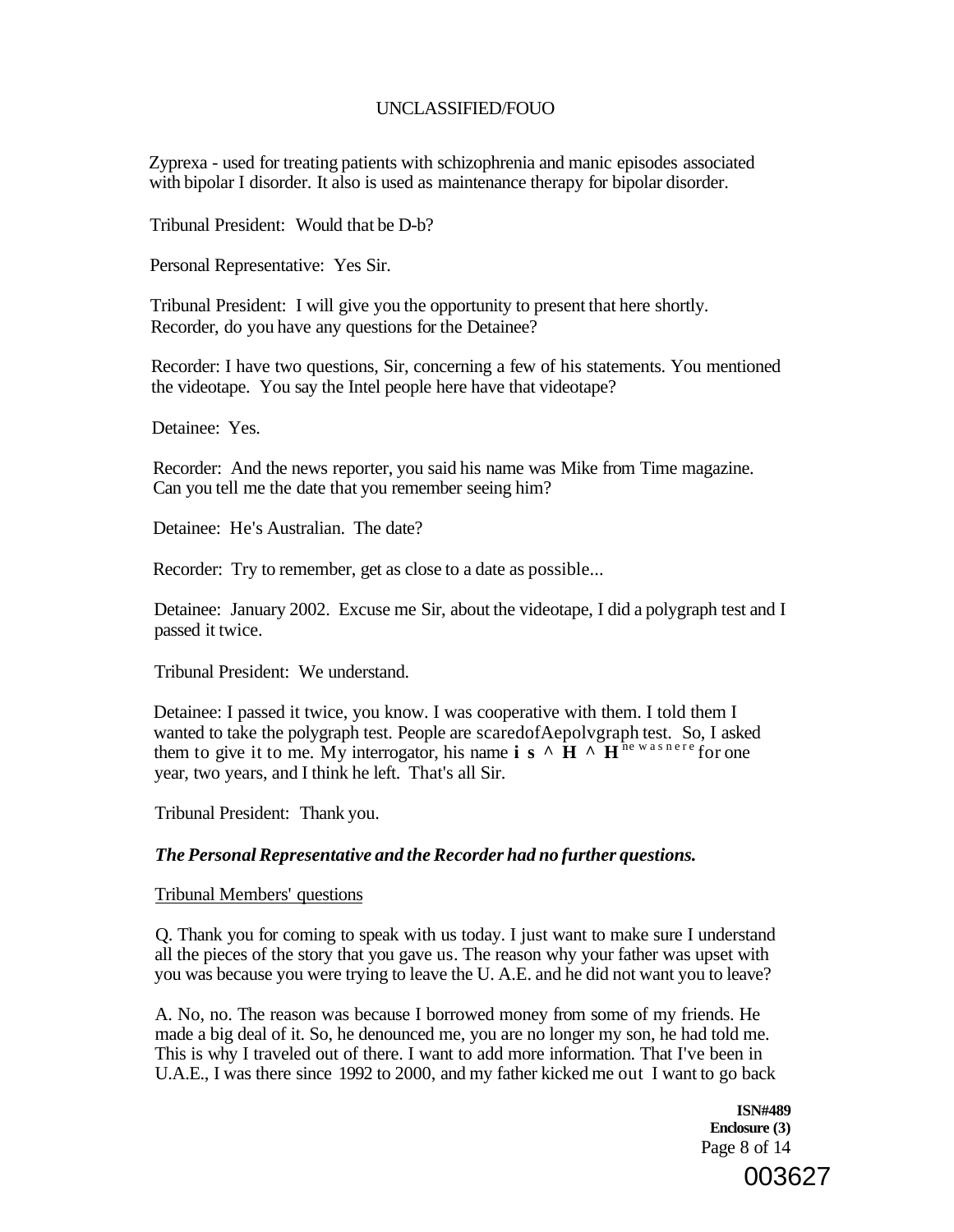Zyprexa - used for treating patients with schizophrenia and manic episodes associated with bipolar I disorder. It also is used as maintenance therapy for bipolar disorder.

Tribunal President: Would that be D-b?

Personal Representative: Yes Sir.

Tribunal President: I will give you the opportunity to present that here shortly. Recorder, do you have any questions for the Detainee?

Recorder: I have two questions, Sir, concerning a few of his statements. You mentioned the videotape. You say the Intel people here have that videotape?

Detainee: Yes.

Recorder: And the news reporter, you said his name was Mike from Time magazine. Can you tell me the date that you remember seeing him?

Detainee: He's Australian. The date?

Recorder: Try to remember, get as close to a date as possible...

Detainee: January 2002. Excuse me Sir, about the videotape, I did a polygraph test and I passed it twice.

Tribunal President: We understand.

Detainee: I passed it twice, you know. I was cooperative with them. I told them I wanted to take the polygraph test. People are scaredofAepolvgraph test. So, I asked them to give it to me. My interrogator, his name **i s ^ H ^ H** ne was nere for one year, two years, and I think he left. That's all Sir.

Tribunal President: Thank you.

***The Personal Representative and the Recorder had no further questions.***

Tribunal Members' questions

Q. Thank you for coming to speak with us today. I just want to make sure I understand all the pieces of the story that you gave us. The reason why your father was upset with you was because you were trying to leave the U. A.E. and he did not want you to leave?

A. No, no. The reason was because I borrowed money from some of my friends. He made a big deal of it. So, he denounced me, you are no longer my son, he had told me. This is why I traveled out of there. I want to add more information. That I've been in U.A.E., I was there since 1992 to 2000, and my father kicked me out I want to go back

**ISN#489**
**Enclosure (3)**

003627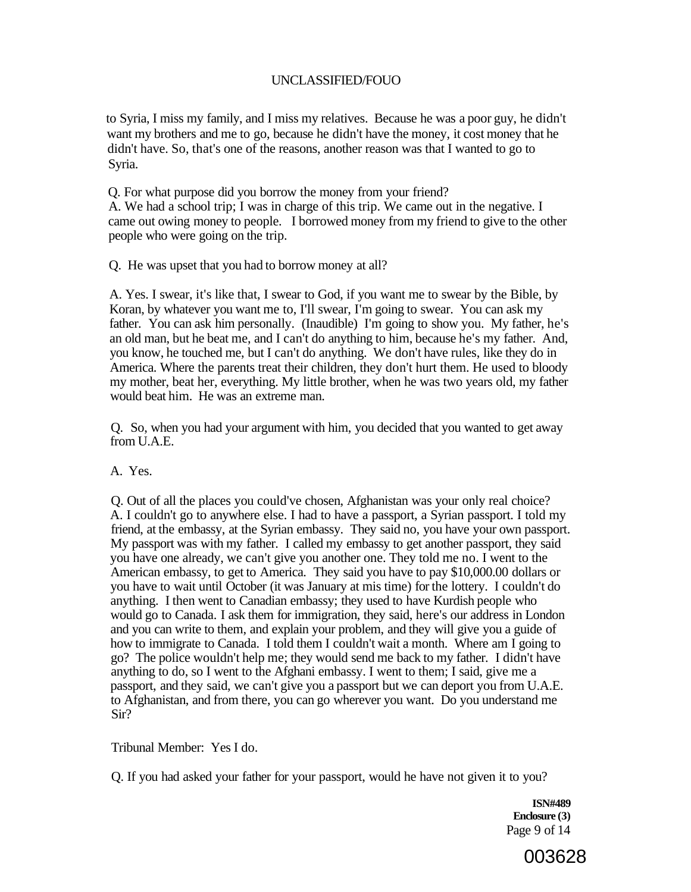to Syria, I miss my family, and I miss my relatives. Because he was a poor guy, he didn't want my brothers and me to go, because he didn't have the money, it cost money that he didn't have. So, that's one of the reasons, another reason was that I wanted to go to Syria.

Q. For what purpose did you borrow the money from your friend?
A. We had a school trip; I was in charge of this trip. We came out in the negative. I came out owing money to people. I borrowed money from my friend to give to the other people who were going on the trip.

Q. He was upset that you had to borrow money at all?

A. Yes. I swear, it's like that, I swear to God, if you want me to swear by the Bible, by Koran, by whatever you want me to, I'll swear, I'm going to swear. You can ask my father. You can ask him personally. (Inaudible) I'm going to show you. My father, he's an old man, but he beat me, and I can't do anything to him, because he's my father. And, you know, he touched me, but I can't do anything. We don't have rules, like they do in America. Where the parents treat their children, they don't hurt them. He used to bloody my mother, beat her, everything. My little brother, when he was two years old, my father would beat him. He was an extreme man.

Q. So, when you had your argument with him, you decided that you wanted to get away from U.A.E.

A. Yes.

Q. Out of all the places you could've chosen, Afghanistan was your only real choice?
A. I couldn't go to anywhere else. I had to have a passport, a Syrian passport. I told my friend, at the embassy, at the Syrian embassy. They said no, you have your own passport. My passport was with my father. I called my embassy to get another passport, they said you have one already, we can't give you another one. They told me no. I went to the American embassy, to get to America. They said you have to pay $10,000.00 dollars or you have to wait until October (it was January at mis time) for the lottery. I couldn't do anything. I then went to Canadian embassy; they used to have Kurdish people who would go to Canada. I ask them for immigration, they said, here's our address in London and you can write to them, and explain your problem, and they will give you a guide of how to immigrate to Canada. I told them I couldn't wait a month. Where am I going to go? The police wouldn't help me; they would send me back to my father. I didn't have anything to do, so I went to the Afghani embassy. I went to them; I said, give me a passport, and they said, we can't give you a passport but we can deport you from U.A.E. to Afghanistan, and from there, you can go wherever you want. Do you understand me Sir?

Tribunal Member: Yes I do.

Q. If you had asked your father for your passport, would he have not given it to you?

**ISN#489**
**Enclosure (3)**

003628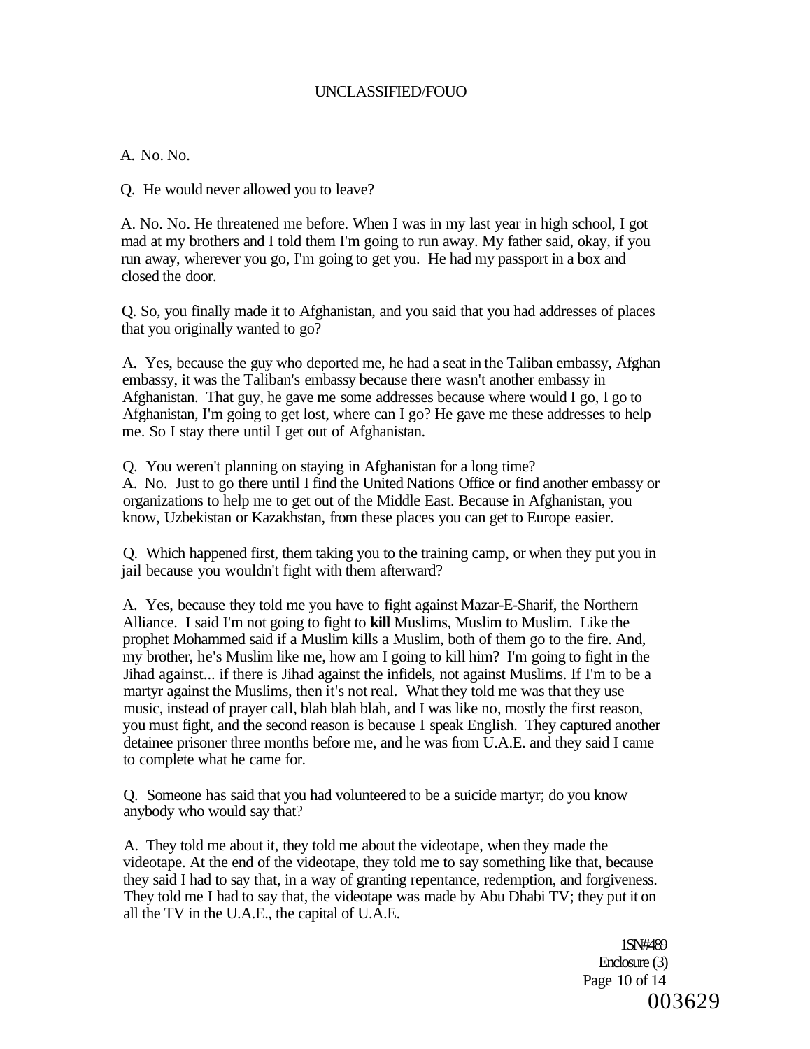A. No. No.

Q. He would never allowed you to leave?

A. No. No. He threatened me before. When I was in my last year in high school, I got mad at my brothers and I told them I'm going to run away. My father said, okay, if you run away, wherever you go, I'm going to get you. He had my passport in a box and closed the door.

Q. So, you finally made it to Afghanistan, and you said that you had addresses of places that you originally wanted to go?

A. Yes, because the guy who deported me, he had a seat in the Taliban embassy, Afghan embassy, it was the Taliban's embassy because there wasn't another embassy in Afghanistan. That guy, he gave me some addresses because where would I go, I go to Afghanistan, I'm going to get lost, where can I go? He gave me these addresses to help me. So I stay there until I get out of Afghanistan.

Q. You weren't planning on staying in Afghanistan for a long time?
A. No. Just to go there until I find the United Nations Office or find another embassy or organizations to help me to get out of the Middle East. Because in Afghanistan, you know, Uzbekistan or Kazakhstan, from these places you can get to Europe easier.

Q. Which happened first, them taking you to the training camp, or when they put you in jail because you wouldn't fight with them afterward?

A. Yes, because they told me you have to fight against Mazar-E-Sharif, the Northern Alliance. I said I'm not going to fight to **kill** Muslims, Muslim to Muslim. Like the prophet Mohammed said if a Muslim kills a Muslim, both of them go to the fire. And, my brother, he's Muslim like me, how am I going to kill him? I'm going to fight in the Jihad against... if there is Jihad against the infidels, not against Muslims. If I'm to be a martyr against the Muslims, then it's not real. What they told me was that they use music, instead of prayer call, blah blah blah, and I was like no, mostly the first reason, you must fight, and the second reason is because I speak English. They captured another detainee prisoner three months before me, and he was from U.A.E. and they said I came to complete what he came for.

Q. Someone has said that you had volunteered to be a suicide martyr; do you know anybody who would say that?

A. They told me about it, they told me about the videotape, when they made the videotape. At the end of the videotape, they told me to say something like that, because they said I had to say that, in a way of granting repentance, redemption, and forgiveness. They told me I had to say that, the videotape was made by Abu Dhabi TV; they put it on all the TV in the U.A.E., the capital of U.A.E.

ISN#489
Enclosure (3)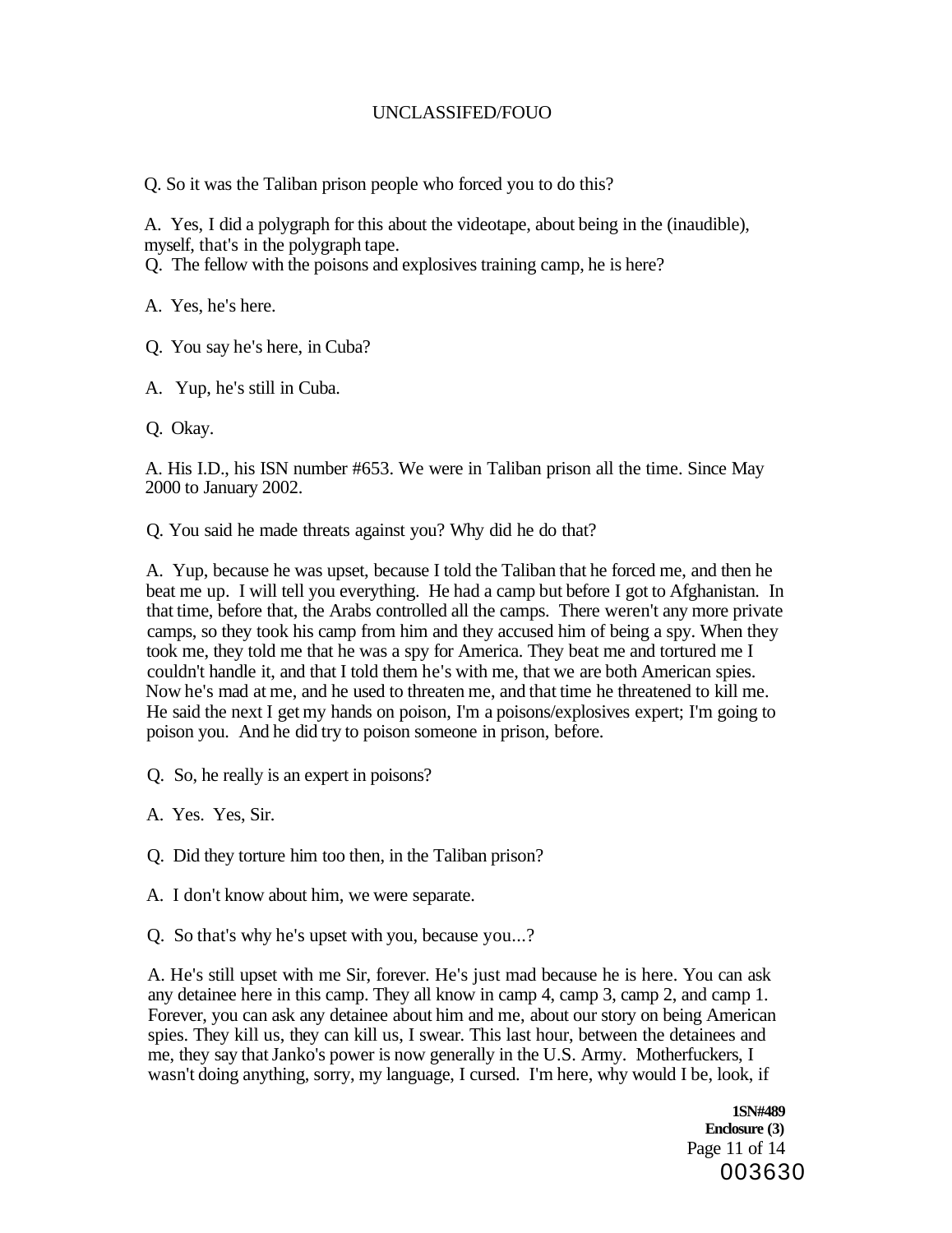Q. So it was the Taliban prison people who forced you to do this?

A. Yes, I did a polygraph for this about the videotape, about being in the (inaudible), myself, that's in the polygraph tape.

Q. The fellow with the poisons and explosives training camp, he is here?

A. Yes, he's here.

Q. You say he's here, in Cuba?

A. Yup, he's still in Cuba.

Q. Okay.

A. His I.D., his ISN number #653. We were in Taliban prison all the time. Since May 2000 to January 2002.

Q. You said he made threats against you? Why did he do that?

A. Yup, because he was upset, because I told the Taliban that he forced me, and then he beat me up. I will tell you everything. He had a camp but before I got to Afghanistan. In that time, before that, the Arabs controlled all the camps. There weren't any more private camps, so they took his camp from him and they accused him of being a spy. When they took me, they told me that he was a spy for America. They beat me and tortured me I couldn't handle it, and that I told them he's with me, that we are both American spies. Now he's mad at me, and he used to threaten me, and that time he threatened to kill me. He said the next I get my hands on poison, I'm a poisons/explosives expert; I'm going to poison you. And he did try to poison someone in prison, before.

Q. So, he really is an expert in poisons?

A. Yes. Yes, Sir.

Q. Did they torture him too then, in the Taliban prison?

A. I don't know about him, we were separate.

Q. So that's why he's upset with you, because you...?

A. He's still upset with me Sir, forever. He's just mad because he is here. You can ask any detainee here in this camp. They all know in camp 4, camp 3, camp 2, and camp 1. Forever, you can ask any detainee about him and me, about our story on being American spies. They kill us, they can kill us, I swear. This last hour, between the detainees and me, they say that Janko's power is now generally in the U.S. Army. Motherfuckers, I wasn't doing anything, sorry, my language, I cursed. I'm here, why would I be, look, if

**1SN#489**
**Enclosure (3)**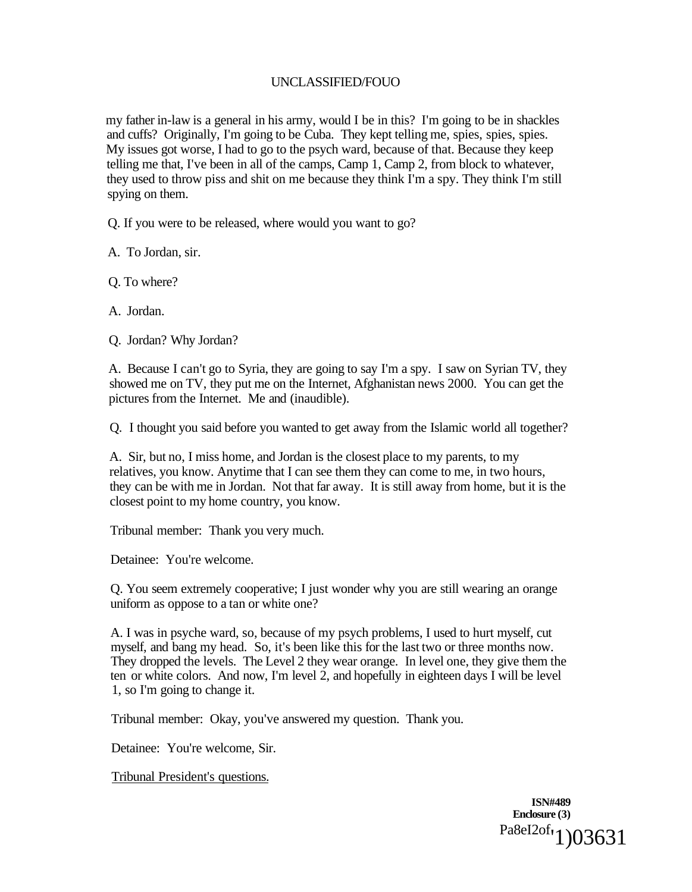my father in-law is a general in his army, would I be in this? I'm going to be in shackles and cuffs? Originally, I'm going to be Cuba. They kept telling me, spies, spies, spies. My issues got worse, I had to go to the psych ward, because of that. Because they keep telling me that, I've been in all of the camps, Camp 1, Camp 2, from block to whatever, they used to throw piss and shit on me because they think I'm a spy. They think I'm still spying on them.

Q. If you were to be released, where would you want to go?

A. To Jordan, sir.

Q. To where?

A. Jordan.

Q. Jordan? Why Jordan?

A. Because I can't go to Syria, they are going to say I'm a spy. I saw on Syrian TV, they showed me on TV, they put me on the Internet, Afghanistan news 2000. You can get the pictures from the Internet. Me and (inaudible).

Q. I thought you said before you wanted to get away from the Islamic world all together?

A. Sir, but no, I miss home, and Jordan is the closest place to my parents, to my relatives, you know. Anytime that I can see them they can come to me, in two hours, they can be with me in Jordan. Not that far away. It is still away from home, but it is the closest point to my home country, you know.

Tribunal member: Thank you very much.

Detainee: You're welcome.

Q. You seem extremely cooperative; I just wonder why you are still wearing an orange uniform as oppose to a tan or white one?

A. I was in psyche ward, so, because of my psych problems, I used to hurt myself, cut myself, and bang my head. So, it's been like this for the last two or three months now. They dropped the levels. The Level 2 they wear orange. In level one, they give them the ten or white colors. And now, I'm level 2, and hopefully in eighteen days I will be level 1, so I'm going to change it.

Tribunal member: Okay, you've answered my question. Thank you.

Detainee: You're welcome, Sir.

Tribunal President's questions.

**ISN#489**
**Enclosure (3)**
Pa8eI2of 1)03631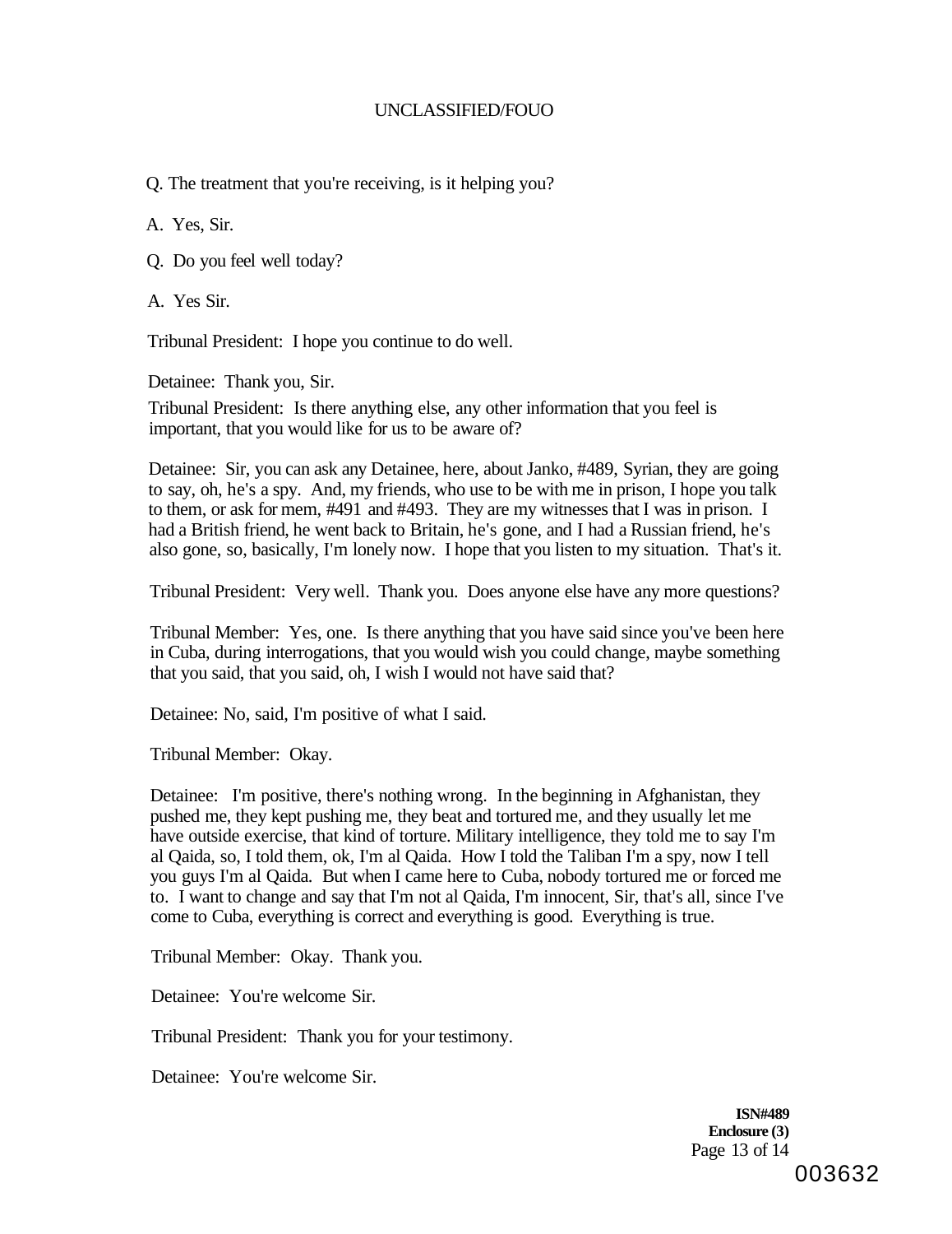Q. The treatment that you're receiving, is it helping you?

A. Yes, Sir.

Q. Do you feel well today?

A. Yes Sir.

Tribunal President: I hope you continue to do well.

Detainee: Thank you, Sir.

Tribunal President: Is there anything else, any other information that you feel is important, that you would like for us to be aware of?

Detainee: Sir, you can ask any Detainee, here, about Janko, #489, Syrian, they are going to say, oh, he's a spy. And, my friends, who use to be with me in prison, I hope you talk to them, or ask for mem, #491 and #493. They are my witnesses that I was in prison. I had a British friend, he went back to Britain, he's gone, and I had a Russian friend, he's also gone, so, basically, I'm lonely now. I hope that you listen to my situation. That's it.

Tribunal President: Very well. Thank you. Does anyone else have any more questions?

Tribunal Member: Yes, one. Is there anything that you have said since you've been here in Cuba, during interrogations, that you would wish you could change, maybe something that you said, that you said, oh, I wish I would not have said that?

Detainee: No, said, I'm positive of what I said.

Tribunal Member: Okay.

Detainee: I'm positive, there's nothing wrong. In the beginning in Afghanistan, they pushed me, they kept pushing me, they beat and tortured me, and they usually let me have outside exercise, that kind of torture. Military intelligence, they told me to say I'm al Qaida, so, I told them, ok, I'm al Qaida. How I told the Taliban I'm a spy, now I tell you guys I'm al Qaida. But when I came here to Cuba, nobody tortured me or forced me to. I want to change and say that I'm not al Qaida, I'm innocent, Sir, that's all, since I've come to Cuba, everything is correct and everything is good. Everything is true.

Tribunal Member: Okay. Thank you.

Detainee: You're welcome Sir.

Tribunal President: Thank you for your testimony.

Detainee: You're welcome Sir.

**ISN#489**
**Enclosure (3)**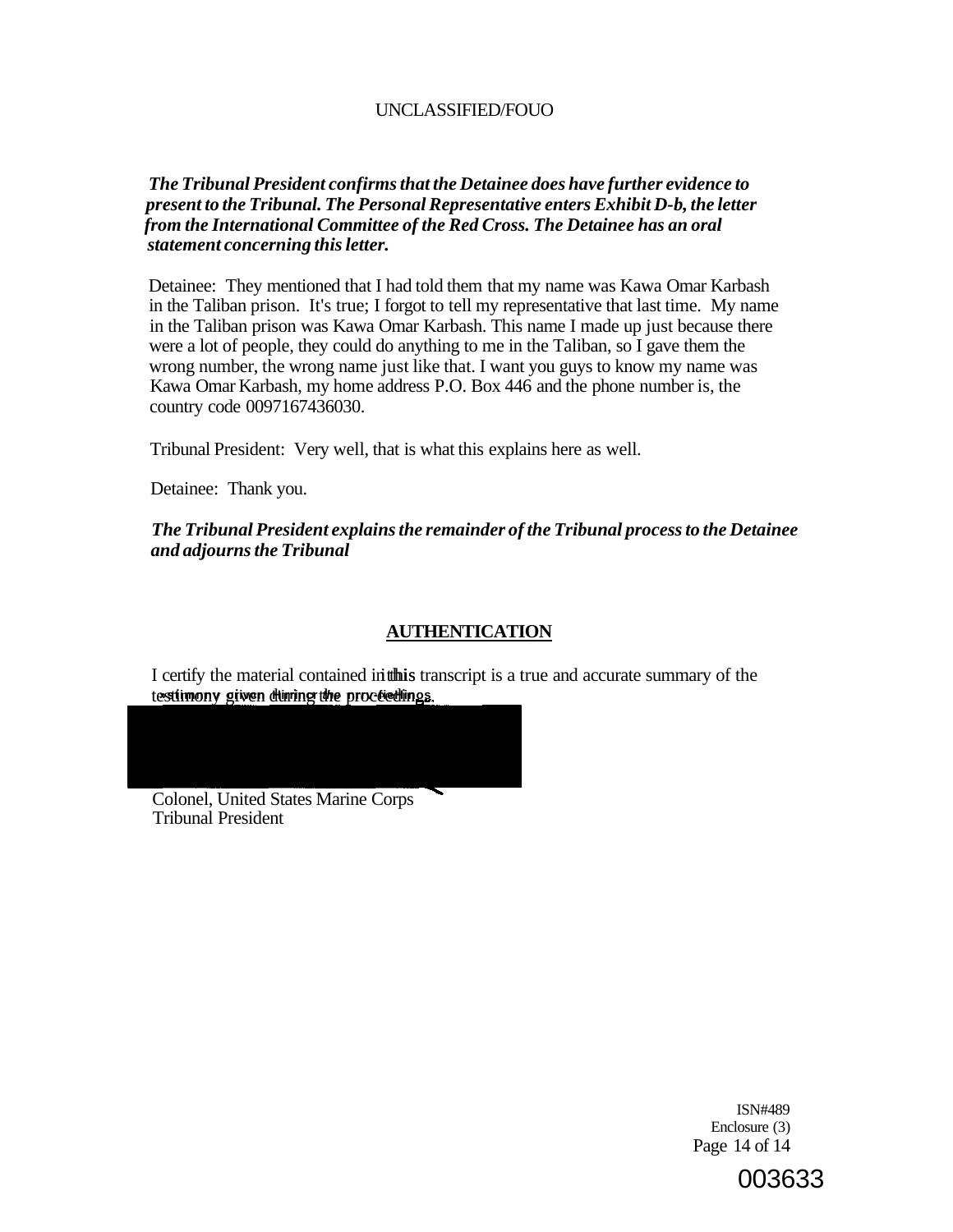UNCLASSIFIED/FOUO

***The Tribunal President confirms that the Detainee does have further evidence to present to the Tribunal. The Personal Representative enters Exhibit D-b, the letter from the International Committee of the Red Cross. The Detainee has an oral statement concerning this letter.***

Detainee: They mentioned that I had told them that my name was Kawa Omar Karbash in the Taliban prison. It's true; I forgot to tell my representative that last time. My name in the Taliban prison was Kawa Omar Karbash. This name I made up just because there were a lot of people, they could do anything to me in the Taliban, so I gave them the wrong number, the wrong name just like that. I want you guys to know my name was Kawa Omar Karbash, my home address P.O. Box 446 and the phone number is, the country code 0097167436030.

Tribunal President: Very well, that is what this explains here as well.

Detainee: Thank you.

***The Tribunal President explains the remainder of the Tribunal process to the Detainee and adjourns the Tribunal***

## AUTHENTICATION

I certify the material contained in this transcript is a true and accurate summary of the testimony given during the proceedings.

Colonel, United States Marine Corps
Tribunal President

ISN#489
Enclosure (3)

003633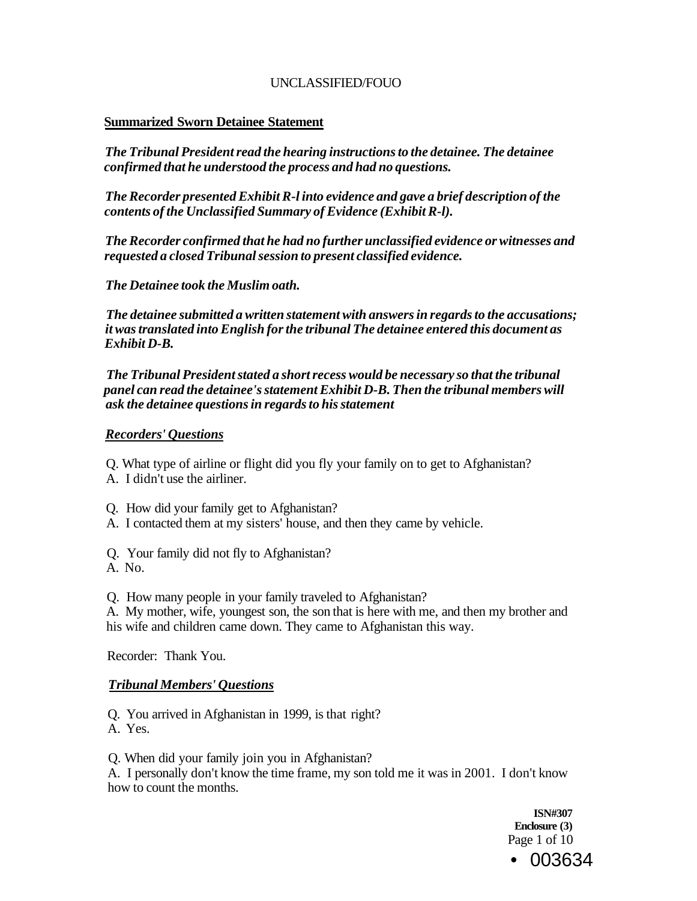UNCLASSIFIED/FOUO

**Summarized Sworn Detainee Statement**

***The Tribunal President read the hearing instructions to the detainee. The detainee confirmed that he understood the process and had no questions.***

***The Recorder presented Exhibit R-l into evidence and gave a brief description of the contents of the Unclassified Summary of Evidence (Exhibit R-l).***

***The Recorder confirmed that he had no further unclassified evidence or witnesses and requested a closed Tribunal session to present classified evidence.***

***The Detainee took the Muslim oath.***

***The detainee submitted a written statement with answers in regards to the accusations; it was translated into English for the tribunal The detainee entered this document as Exhibit D-B.***

***The Tribunal President stated a short recess would be necessary so that the tribunal panel can read the detainee's statement Exhibit D-B. Then the tribunal members will ask the detainee questions in regards to his statement***

***Recorders' Questions***

Q. What type of airline or flight did you fly your family on to get to Afghanistan?
A. I didn't use the airliner.

Q. How did your family get to Afghanistan?
A. I contacted them at my sisters' house, and then they came by vehicle.

Q. Your family did not fly to Afghanistan?
A. No.

Q. How many people in your family traveled to Afghanistan?
A. My mother, wife, youngest son, the son that is here with me, and then my brother and his wife and children came down. They came to Afghanistan this way.

Recorder: Thank You.

***Tribunal Members' Questions***

Q. You arrived in Afghanistan in 1999, is that right?
A. Yes.

Q. When did your family join you in Afghanistan?
A. I personally don't know the time frame, my son told me it was in 2001. I don't know how to count the months.

**ISN#307**
**Enclosure (3)**

• 003634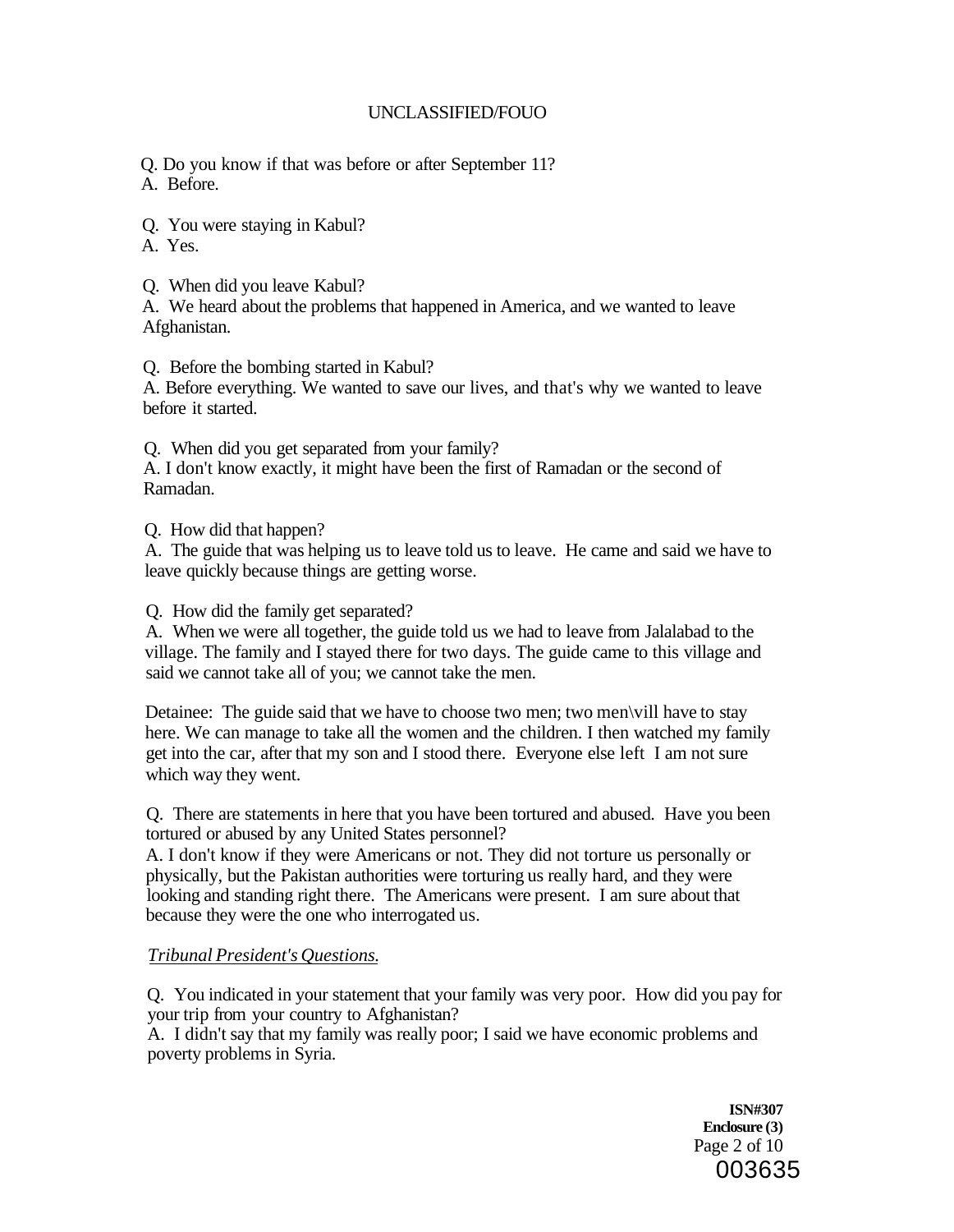Q. Do you know if that was before or after September 11?
A. Before.

Q. You were staying in Kabul?
A. Yes.

Q. When did you leave Kabul?
A. We heard about the problems that happened in America, and we wanted to leave Afghanistan.

Q. Before the bombing started in Kabul?
A. Before everything. We wanted to save our lives, and that's why we wanted to leave before it started.

Q. When did you get separated from your family?
A. I don't know exactly, it might have been the first of Ramadan or the second of Ramadan.

Q. How did that happen?
A. The guide that was helping us to leave told us to leave. He came and said we have to leave quickly because things are getting worse.

Q. How did the family get separated?
A. When we were all together, the guide told us we had to leave from Jalalabad to the village. The family and I stayed there for two days. The guide came to this village and said we cannot take all of you; we cannot take the men.

Detainee: The guide said that we have to choose two men; two men\vill have to stay here. We can manage to take all the women and the children. I then watched my family get into the car, after that my son and I stood there. Everyone else left I am not sure which way they went.

Q. There are statements in here that you have been tortured and abused. Have you been tortured or abused by any United States personnel?
A. I don't know if they were Americans or not. They did not torture us personally or physically, but the Pakistan authorities were torturing us really hard, and they were looking and standing right there. The Americans were present. I am sure about that because they were the one who interrogated us.

*Tribunal President's Questions.*

Q. You indicated in your statement that your family was very poor. How did you pay for your trip from your country to Afghanistan?
A. I didn't say that my family was really poor; I said we have economic problems and poverty problems in Syria.

**ISN#307**
**Enclosure (3)**
003635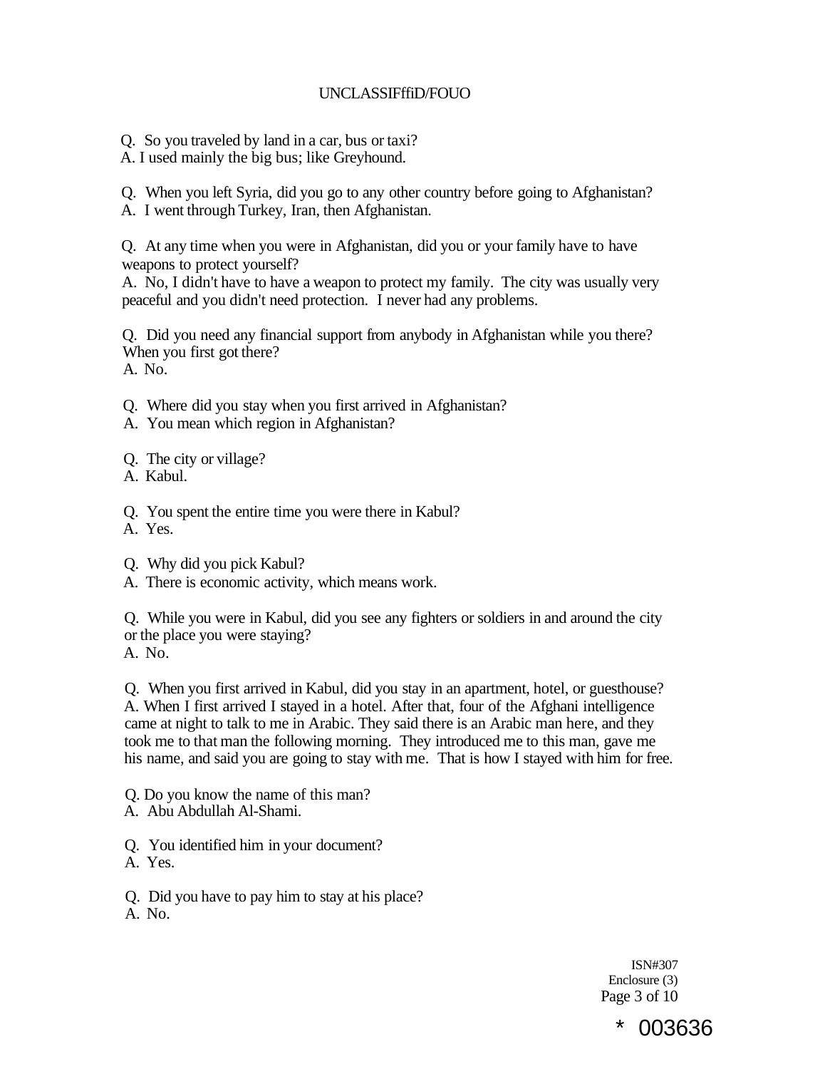Q. So you traveled by land in a car, bus or taxi?
A. I used mainly the big bus; like Greyhound.

Q. When you left Syria, did you go to any other country before going to Afghanistan?
A. I went through Turkey, Iran, then Afghanistan.

Q. At any time when you were in Afghanistan, did you or your family have to have weapons to protect yourself?
A. No, I didn't have to have a weapon to protect my family. The city was usually very peaceful and you didn't need protection. I never had any problems.

Q. Did you need any financial support from anybody in Afghanistan while you there? When you first got there?
A. No.

Q. Where did you stay when you first arrived in Afghanistan?
A. You mean which region in Afghanistan?

Q. The city or village?
A. Kabul.

Q. You spent the entire time you were there in Kabul?
A. Yes.

Q. Why did you pick Kabul?
A. There is economic activity, which means work.

Q. While you were in Kabul, did you see any fighters or soldiers in and around the city or the place you were staying?
A. No.

Q. When you first arrived in Kabul, did you stay in an apartment, hotel, or guesthouse?
A. When I first arrived I stayed in a hotel. After that, four of the Afghani intelligence came at night to talk to me in Arabic. They said there is an Arabic man here, and they took me to that man the following morning. They introduced me to this man, gave me his name, and said you are going to stay with me. That is how I stayed with him for free.

Q. Do you know the name of this man?
A. Abu Abdullah Al-Shami.

Q. You identified him in your document?
A. Yes.

Q. Did you have to pay him to stay at his place?
A. No.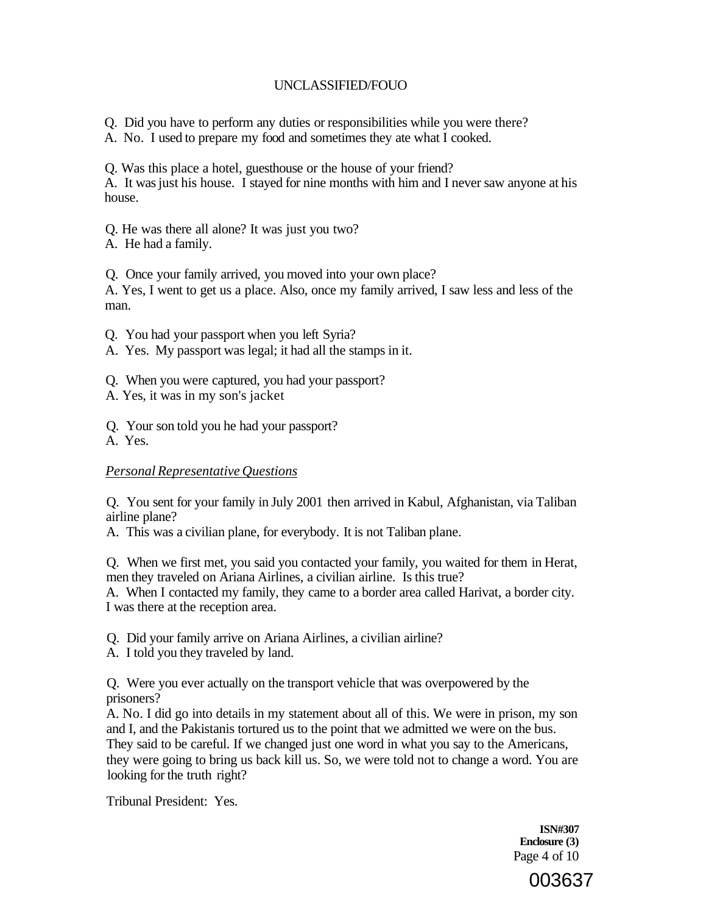Q. Did you have to perform any duties or responsibilities while you were there?
A. No. I used to prepare my food and sometimes they ate what I cooked.

Q. Was this place a hotel, guesthouse or the house of your friend?
A. It was just his house. I stayed for nine months with him and I never saw anyone at his house.

Q. He was there all alone? It was just you two?
A. He had a family.

Q. Once your family arrived, you moved into your own place?
A. Yes, I went to get us a place. Also, once my family arrived, I saw less and less of the man.

Q. You had your passport when you left Syria?
A. Yes. My passport was legal; it had all the stamps in it.

Q. When you were captured, you had your passport?
A. Yes, it was in my son's jacket

Q. Your son told you he had your passport?
A. Yes.

*Personal Representative Questions*

Q. You sent for your family in July 2001 then arrived in Kabul, Afghanistan, via Taliban airline plane?
A. This was a civilian plane, for everybody. It is not Taliban plane.

Q. When we first met, you said you contacted your family, you waited for them in Herat, men they traveled on Ariana Airlines, a civilian airline. Is this true?
A. When I contacted my family, they came to a border area called Harivat, a border city. I was there at the reception area.

Q. Did your family arrive on Ariana Airlines, a civilian airline?
A. I told you they traveled by land.

Q. Were you ever actually on the transport vehicle that was overpowered by the prisoners?
A. No. I did go into details in my statement about all of this. We were in prison, my son and I, and the Pakistanis tortured us to the point that we admitted we were on the bus. They said to be careful. If we changed just one word in what you say to the Americans, they were going to bring us back kill us. So, we were told not to change a word. You are looking for the truth right?

Tribunal President: Yes.

**ISN#307**
**Enclosure (3)**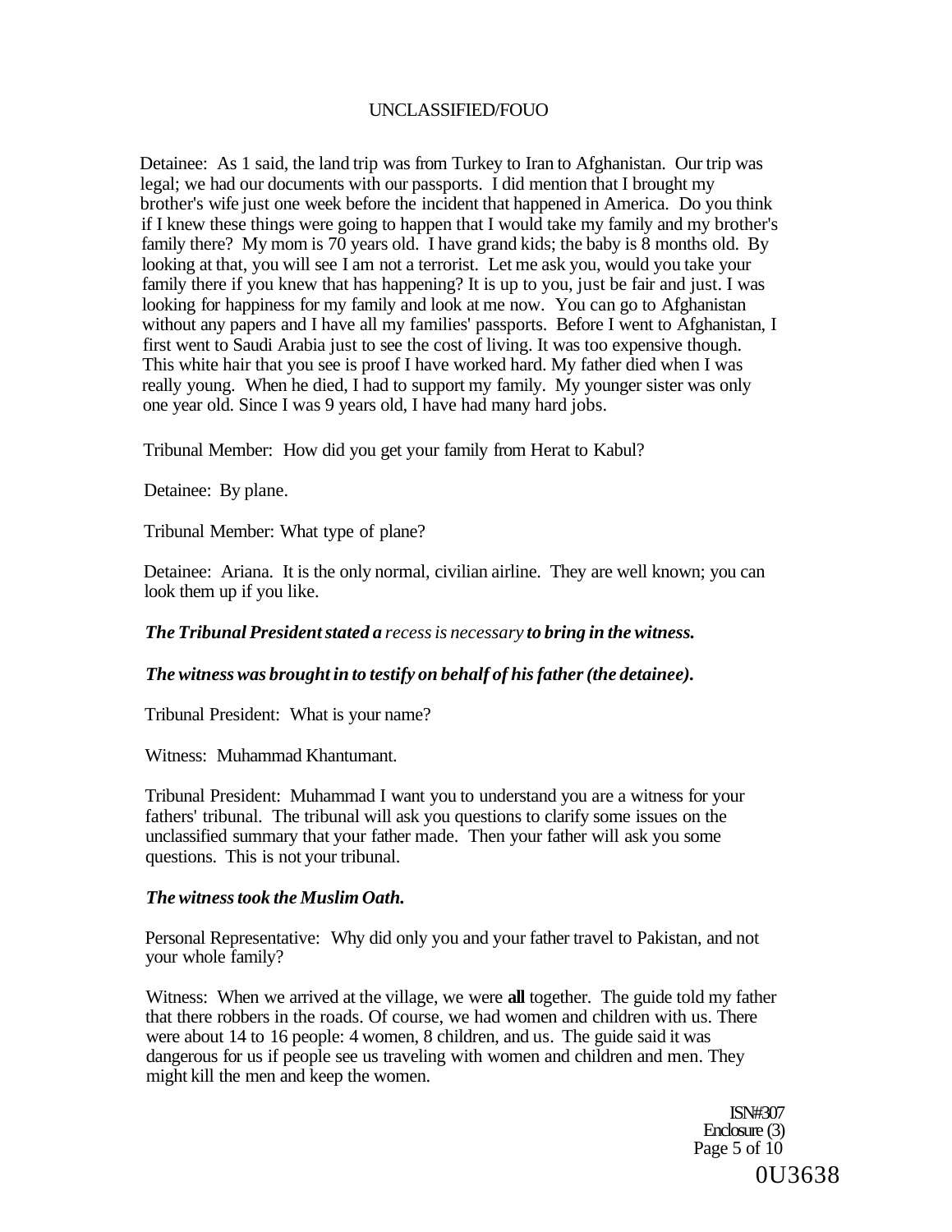Detainee: As 1 said, the land trip was from Turkey to Iran to Afghanistan. Our trip was legal; we had our documents with our passports. I did mention that I brought my brother's wife just one week before the incident that happened in America. Do you think if I knew these things were going to happen that I would take my family and my brother's family there? My mom is 70 years old. I have grand kids; the baby is 8 months old. By looking at that, you will see I am not a terrorist. Let me ask you, would you take your family there if you knew that has happening? It is up to you, just be fair and just. I was looking for happiness for my family and look at me now. You can go to Afghanistan without any papers and I have all my families' passports. Before I went to Afghanistan, I first went to Saudi Arabia just to see the cost of living. It was too expensive though. This white hair that you see is proof I have worked hard. My father died when I was really young. When he died, I had to support my family. My younger sister was only one year old. Since I was 9 years old, I have had many hard jobs.

Tribunal Member: How did you get your family from Herat to Kabul?

Detainee: By plane.

Tribunal Member: What type of plane?

Detainee: Ariana. It is the only normal, civilian airline. They are well known; you can look them up if you like.

***The Tribunal President stated a** recess is necessary **to bring in the witness.***

***The witness was brought in to testify on behalf of his father (the detainee).***

Tribunal President: What is your name?

Witness: Muhammad Khantumant.

Tribunal President: Muhammad I want you to understand you are a witness for your fathers' tribunal. The tribunal will ask you questions to clarify some issues on the unclassified summary that your father made. Then your father will ask you some questions. This is not your tribunal.

***The witness took the Muslim Oath.***

Personal Representative: Why did only you and your father travel to Pakistan, and not your whole family?

Witness: When we arrived at the village, we were **all** together. The guide told my father that there robbers in the roads. Of course, we had women and children with us. There were about 14 to 16 people: 4 women, 8 children, and us. The guide said it was dangerous for us if people see us traveling with women and children and men. They might kill the men and keep the women.

ISN#307
Enclosure (3)

0U3638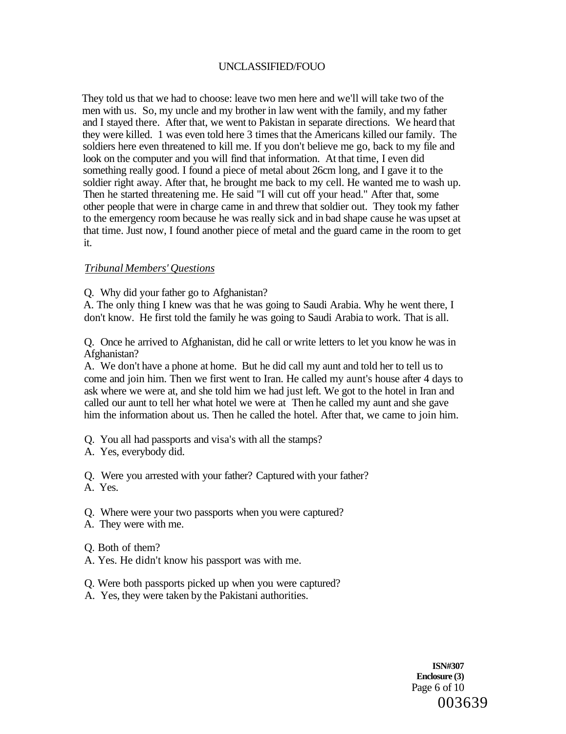They told us that we had to choose: leave two men here and we'll will take two of the men with us. So, my uncle and my brother in law went with the family, and my father and I stayed there. After that, we went to Pakistan in separate directions. We heard that they were killed. 1 was even told here 3 times that the Americans killed our family. The soldiers here even threatened to kill me. If you don't believe me go, back to my file and look on the computer and you will find that information. At that time, I even did something really good. I found a piece of metal about 26cm long, and I gave it to the soldier right away. After that, he brought me back to my cell. He wanted me to wash up. Then he started threatening me. He said "I will cut off your head." After that, some other people that were in charge came in and threw that soldier out. They took my father to the emergency room because he was really sick and in bad shape cause he was upset at that time. Just now, I found another piece of metal and the guard came in the room to get it.

*Tribunal Members' Questions*

Q. Why did your father go to Afghanistan?
A. The only thing I knew was that he was going to Saudi Arabia. Why he went there, I don't know. He first told the family he was going to Saudi Arabia to work. That is all.

Q. Once he arrived to Afghanistan, did he call or write letters to let you know he was in Afghanistan?
A. We don't have a phone at home. But he did call my aunt and told her to tell us to come and join him. Then we first went to Iran. He called my aunt's house after 4 days to ask where we were at, and she told him we had just left. We got to the hotel in Iran and called our aunt to tell her what hotel we were at Then he called my aunt and she gave him the information about us. Then he called the hotel. After that, we came to join him.

Q. You all had passports and visa's with all the stamps?
A. Yes, everybody did.

Q. Were you arrested with your father? Captured with your father?
A. Yes.

Q. Where were your two passports when you were captured?
A. They were with me.

Q. Both of them?
A. Yes. He didn't know his passport was with me.

Q. Were both passports picked up when you were captured?
A. Yes, they were taken by the Pakistani authorities.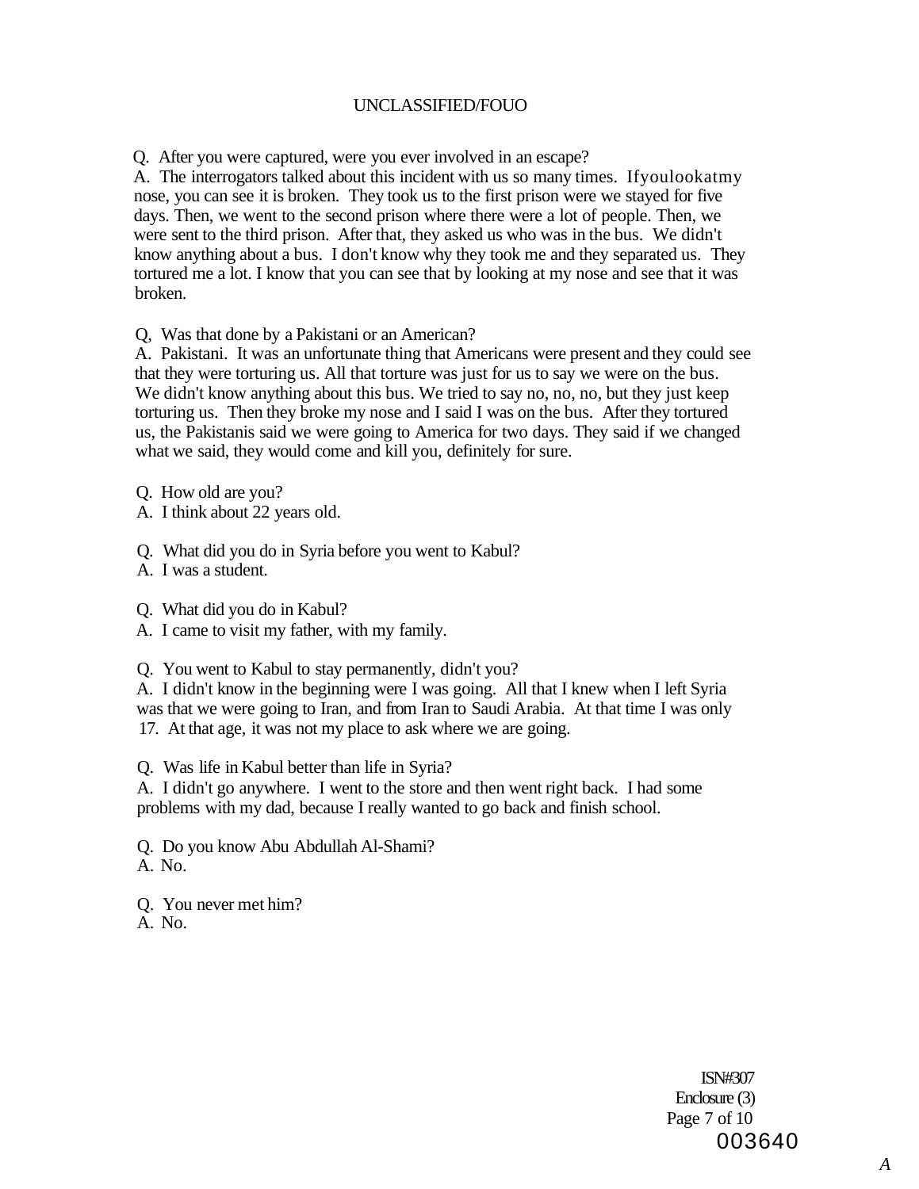Q. After you were captured, were you ever involved in an escape?

A. The interrogators talked about this incident with us so many times. If you look at my nose, you can see it is broken. They took us to the first prison were we stayed for five days. Then, we went to the second prison where there were a lot of people. Then, we were sent to the third prison. After that, they asked us who was in the bus. We didn't know anything about a bus. I don't know why they took me and they separated us. They tortured me a lot. I know that you can see that by looking at my nose and see that it was broken.

Q, Was that done by a Pakistani or an American?

A. Pakistani. It was an unfortunate thing that Americans were present and they could see that they were torturing us. All that torture was just for us to say we were on the bus. We didn't know anything about this bus. We tried to say no, no, no, but they just keep torturing us. Then they broke my nose and I said I was on the bus. After they tortured us, the Pakistanis said we were going to America for two days. They said if we changed what we said, they would come and kill you, definitely for sure.

Q. How old are you?

A. I think about 22 years old.

Q. What did you do in Syria before you went to Kabul?

A. I was a student.

Q. What did you do in Kabul?

A. I came to visit my father, with my family.

Q. You went to Kabul to stay permanently, didn't you?

A. I didn't know in the beginning were I was going. All that I knew when I left Syria was that we were going to Iran, and from Iran to Saudi Arabia. At that time I was only 17. At that age, it was not my place to ask where we are going.

Q. Was life in Kabul better than life in Syria?

A. I didn't go anywhere. I went to the store and then went right back. I had some problems with my dad, because I really wanted to go back and finish school.

Q. Do you know Abu Abdullah Al-Shami?

A. No.

Q. You never met him?

A. No.

ISN#307
Enclosure (3)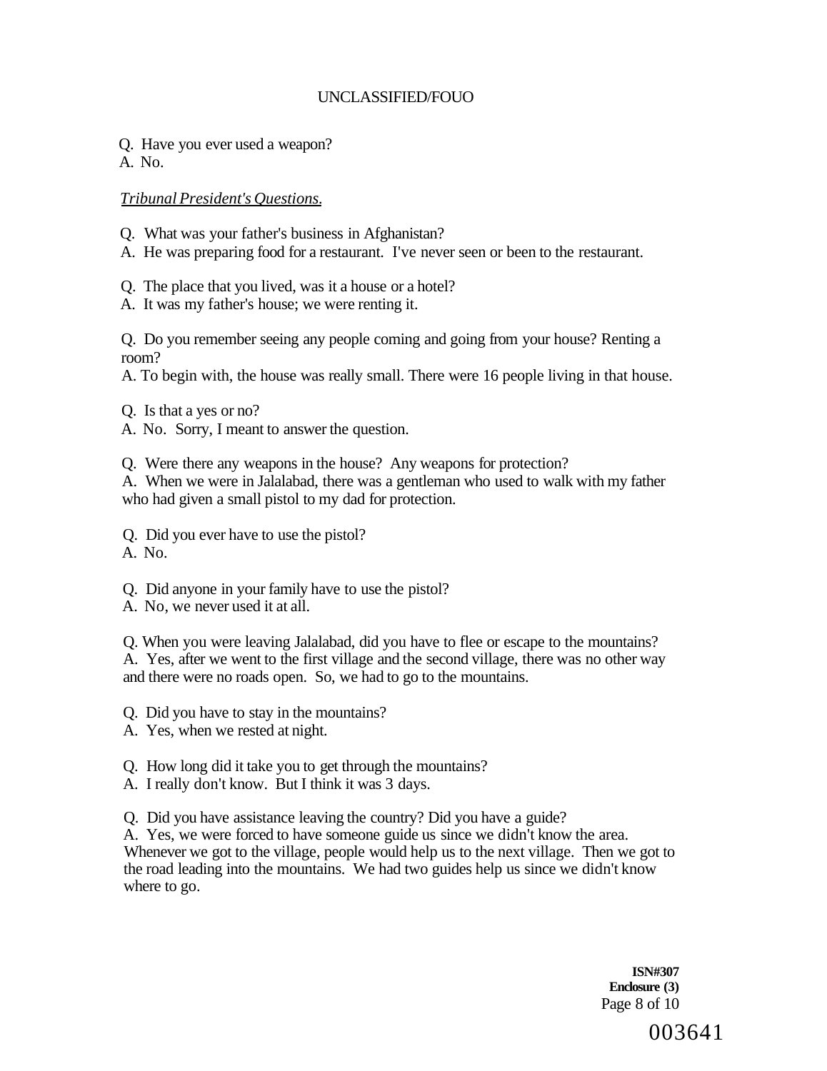Q. Have you ever used a weapon?
A. No.

*Tribunal President's Questions.*

Q. What was your father's business in Afghanistan?
A. He was preparing food for a restaurant. I've never seen or been to the restaurant.

Q. The place that you lived, was it a house or a hotel?
A. It was my father's house; we were renting it.

Q. Do you remember seeing any people coming and going from your house? Renting a room?
A. To begin with, the house was really small. There were 16 people living in that house.

Q. Is that a yes or no?
A. No. Sorry, I meant to answer the question.

Q. Were there any weapons in the house? Any weapons for protection?
A. When we were in Jalalabad, there was a gentleman who used to walk with my father who had given a small pistol to my dad for protection.

Q. Did you ever have to use the pistol?
A. No.

Q. Did anyone in your family have to use the pistol?
A. No, we never used it at all.

Q. When you were leaving Jalalabad, did you have to flee or escape to the mountains?
A. Yes, after we went to the first village and the second village, there was no other way and there were no roads open. So, we had to go to the mountains.

Q. Did you have to stay in the mountains?
A. Yes, when we rested at night.

Q. How long did it take you to get through the mountains?
A. I really don't know. But I think it was 3 days.

Q. Did you have assistance leaving the country? Did you have a guide?
A. Yes, we were forced to have someone guide us since we didn't know the area. Whenever we got to the village, people would help us to the next village. Then we got to the road leading into the mountains. We had two guides help us since we didn't know where to go.

**ISN#307**
**Enclosure (3)**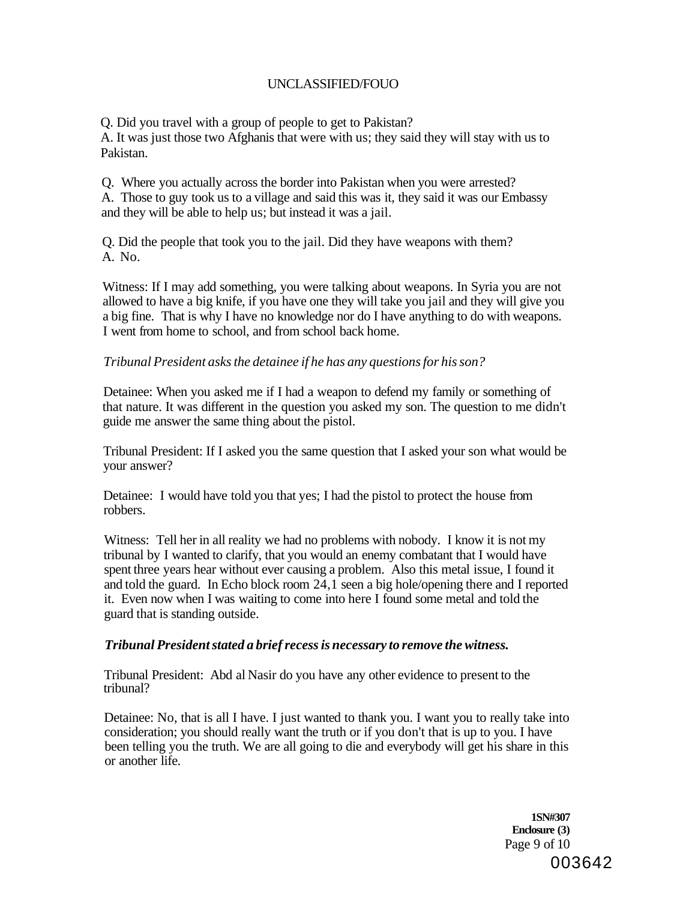Q. Did you travel with a group of people to get to Pakistan?
A. It was just those two Afghanis that were with us; they said they will stay with us to Pakistan.

Q. Where you actually across the border into Pakistan when you were arrested?
A. Those to guy took us to a village and said this was it, they said it was our Embassy and they will be able to help us; but instead it was a jail.

Q. Did the people that took you to the jail. Did they have weapons with them?
A. No.

Witness: If I may add something, you were talking about weapons. In Syria you are not allowed to have a big knife, if you have one they will take you jail and they will give you a big fine. That is why I have no knowledge nor do I have anything to do with weapons. I went from home to school, and from school back home.

*Tribunal President asks the detainee if he has any questions for his son?*

Detainee: When you asked me if I had a weapon to defend my family or something of that nature. It was different in the question you asked my son. The question to me didn't guide me answer the same thing about the pistol.

Tribunal President: If I asked you the same question that I asked your son what would be your answer?

Detainee: I would have told you that yes; I had the pistol to protect the house from robbers.

Witness: Tell her in all reality we had no problems with nobody. I know it is not my tribunal by I wanted to clarify, that you would an enemy combatant that I would have spent three years hear without ever causing a problem. Also this metal issue, I found it and told the guard. In Echo block room 24,1 seen a big hole/opening there and I reported it. Even now when I was waiting to come into here I found some metal and told the guard that is standing outside.

***Tribunal President stated a brief recess is necessary to remove the witness.***

Tribunal President: Abd al Nasir do you have any other evidence to present to the tribunal?

Detainee: No, that is all I have. I just wanted to thank you. I want you to really take into consideration; you should really want the truth or if you don't that is up to you. I have been telling you the truth. We are all going to die and everybody will get his share in this or another life.

**1SN#307**
**Enclosure (3)**